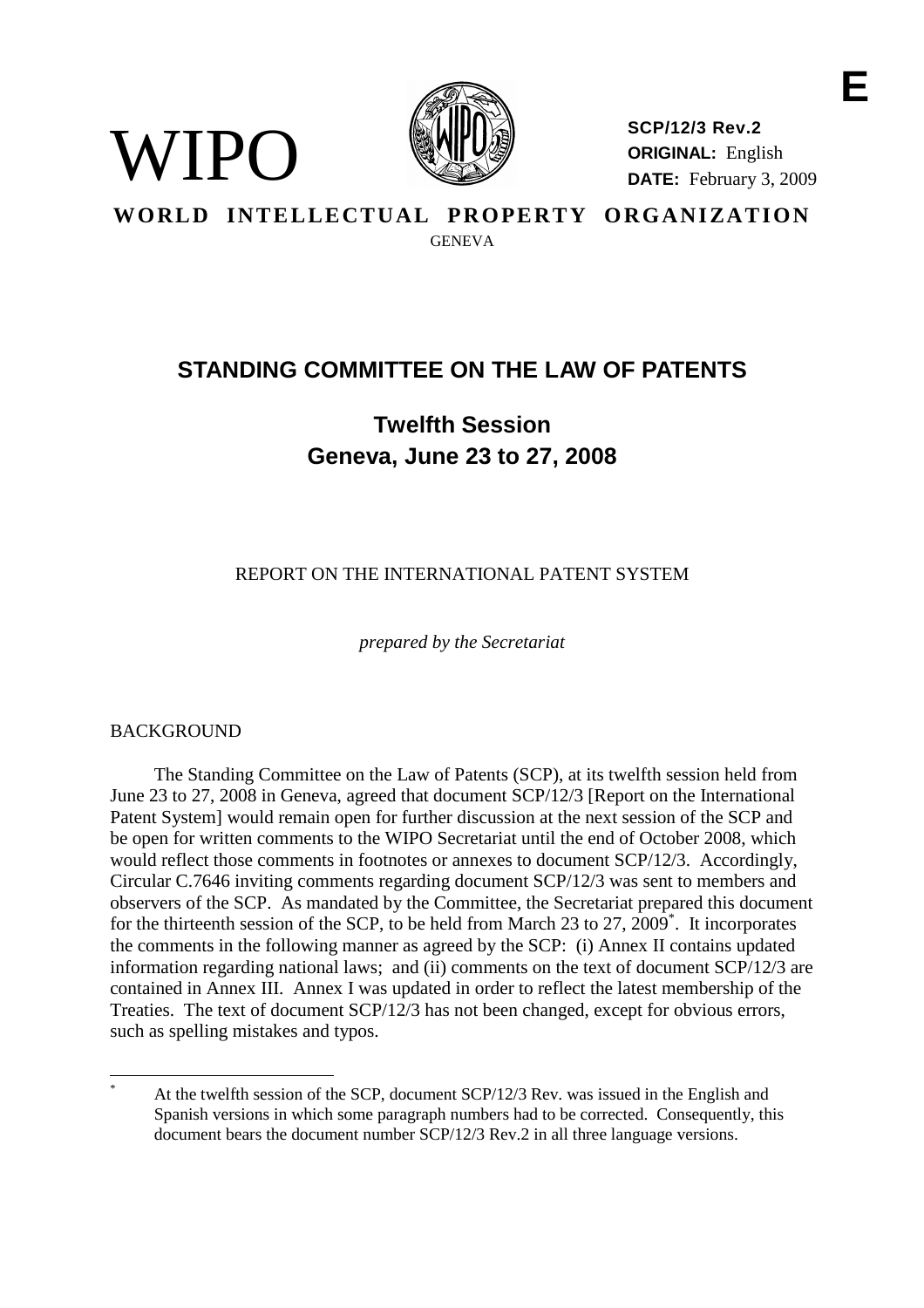E

WIPO

**SCP/12/3 Rev.2**
**ORIGINAL:** English
**DATE:** February 3, 2009

**WORLD INTELLECTUAL PROPERTY ORGANIZATION**
GENEVA

# STANDING COMMITTEE ON THE LAW OF PATENTS

## Twelfth Session
## Geneva, June 23 to 27, 2008

REPORT ON THE INTERNATIONAL PATENT SYSTEM

*prepared by the Secretariat*

BACKGROUND

The Standing Committee on the Law of Patents (SCP), at its twelfth session held from June 23 to 27, 2008 in Geneva, agreed that document SCP/12/3 [Report on the International Patent System] would remain open for further discussion at the next session of the SCP and be open for written comments to the WIPO Secretariat until the end of October 2008, which would reflect those comments in footnotes or annexes to document SCP/12/3. Accordingly, Circular C.7646 inviting comments regarding document SCP/12/3 was sent to members and observers of the SCP. As mandated by the Committee, the Secretariat prepared this document for the thirteenth session of the SCP, to be held from March 23 to 27, 2009[*]. It incorporates the comments in the following manner as agreed by the SCP: (i) Annex II contains updated information regarding national laws; and (ii) comments on the text of document SCP/12/3 are contained in Annex III. Annex I was updated in order to reflect the latest membership of the Treaties. The text of document SCP/12/3 has not been changed, except for obvious errors, such as spelling mistakes and typos.

[*] At the twelfth session of the SCP, document SCP/12/3 Rev. was issued in the English and Spanish versions in which some paragraph numbers had to be corrected. Consequently, this document bears the document number SCP/12/3 Rev.2 in all three language versions.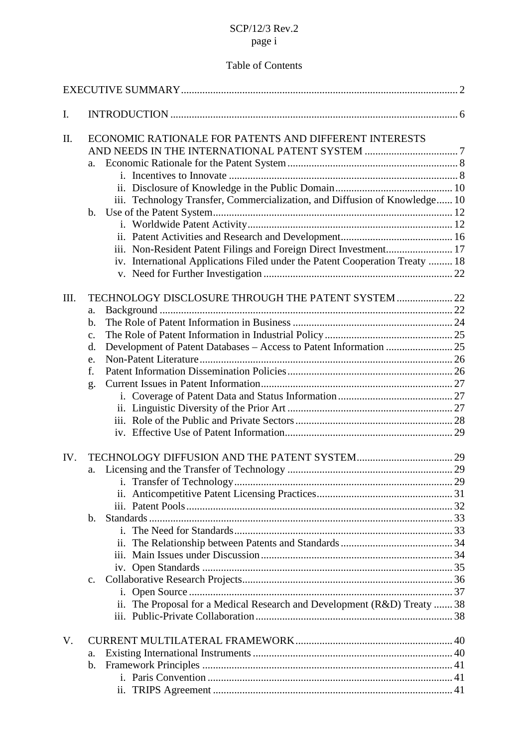Table of Contents

EXECUTIVE SUMMARY ........................................................................................................ 2

I. INTRODUCTION ............................................................................................................ 6

II. ECONOMIC RATIONALE FOR PATENTS AND DIFFERENT INTERESTS AND NEEDS IN THE INTERNATIONAL PATENT SYSTEM ................................... 7
  - a. Economic Rationale for the Patent System ................................................................ 8
    - i. Incentives to Innovate ..................................................................................... 8
    - ii. Disclosure of Knowledge in the Public Domain ............................................. 10
    - iii. Technology Transfer, Commercialization, and Diffusion of Knowledge ...... 10
  - b. Use of the Patent System .......................................................................................... 12
    - i. Worldwide Patent Activity ............................................................................. 12
    - ii. Patent Activities and Research and Development .......................................... 16
    - iii. Non-Resident Patent Filings and Foreign Direct Investment ......................... 17
    - iv. International Applications Filed under the Patent Cooperation Treaty ......... 18
    - v. Need for Further Investigation ....................................................................... 22

III. TECHNOLOGY DISCLOSURE THROUGH THE PATENT SYSTEM ..................... 22
  - a. Background .............................................................................................................. 22
  - b. The Role of Patent Information in Business ............................................................ 24
  - c. The Role of Patent Information in Industrial Policy ................................................ 25
  - d. Development of Patent Databases – Access to Patent Information ......................... 25
  - e. Non-Patent Literature ............................................................................................... 26
  - f. Patent Information Dissemination Policies .............................................................. 26
  - g. Current Issues in Patent Information ........................................................................ 27
    - i. Coverage of Patent Data and Status Information ........................................... 27
    - ii. Linguistic Diversity of the Prior Art .............................................................. 27
    - iii. Role of the Public and Private Sectors ........................................................... 28
    - iv. Effective Use of Patent Information ............................................................... 29

IV. TECHNOLOGY DIFFUSION AND THE PATENT SYSTEM .................................... 29
  - a. Licensing and the Transfer of Technology .............................................................. 29
    - i. Transfer of Technology .................................................................................. 29
    - ii. Anticompetitive Patent Licensing Practices ................................................... 31
    - iii. Patent Pools .................................................................................................... 32
  - b. Standards .................................................................................................................. 33
    - i. The Need for Standards .................................................................................. 33
    - ii. The Relationship between Patents and Standards .......................................... 34
    - iii. Main Issues under Discussion ........................................................................ 34
    - iv. Open Standards .............................................................................................. 35
  - c. Collaborative Research Projects ............................................................................... 36
    - i. Open Source ................................................................................................... 37
    - ii. The Proposal for a Medical Research and Development (R&D) Treaty ....... 38
    - iii. Public-Private Collaboration .......................................................................... 38

V. CURRENT MULTILATERAL FRAMEWORK ........................................................... 40
  - a. Existing International Instruments ........................................................................... 40
  - b. Framework Principles .............................................................................................. 41
    - i. Paris Convention ............................................................................................ 41
    - ii. TRIPS Agreement .......................................................................................... 41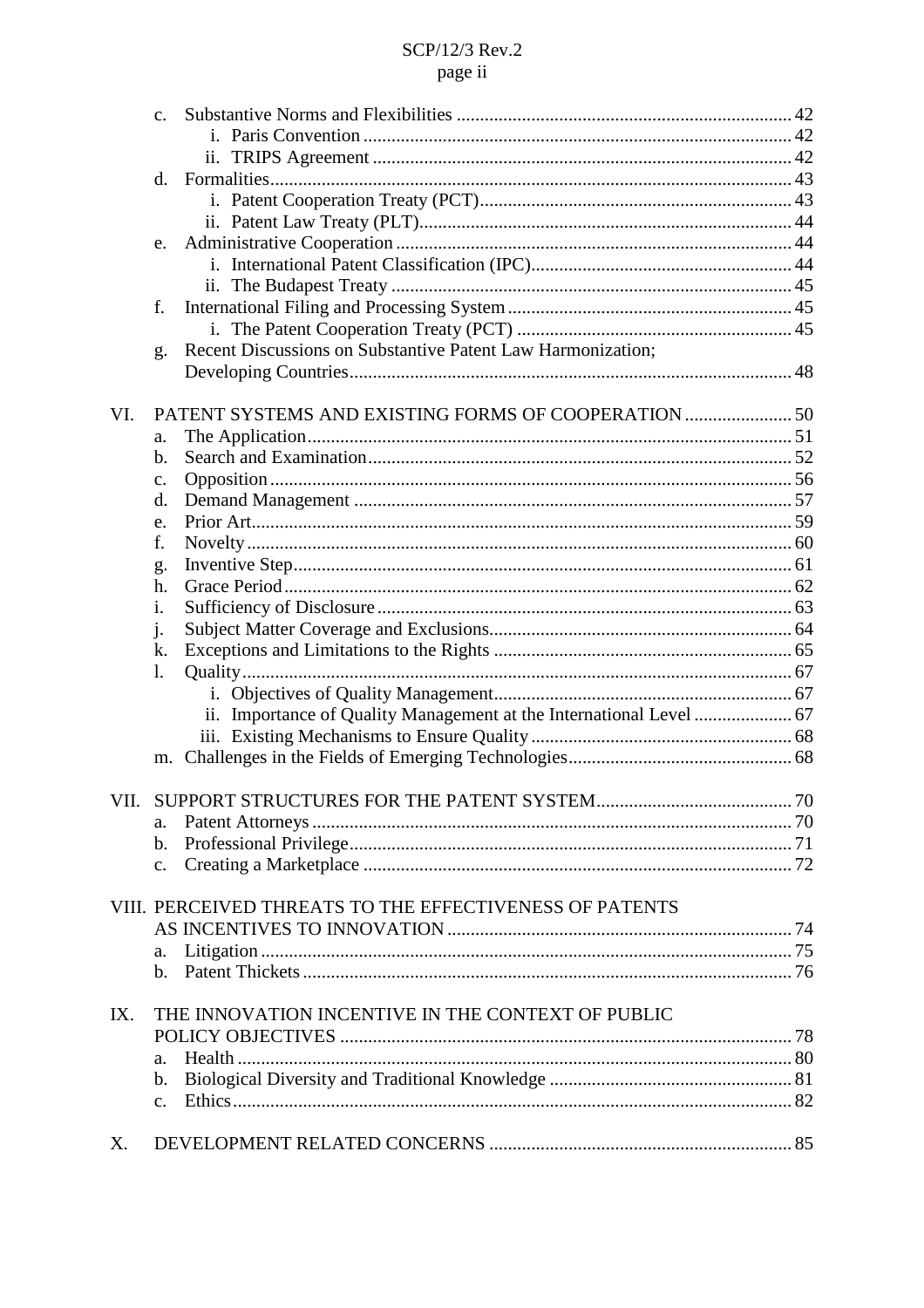c. Substantive Norms and Flexibilities .......... 42
   i. Paris Convention .......... 42
   ii. TRIPS Agreement .......... 42
d. Formalities .......... 43
   i. Patent Cooperation Treaty (PCT) .......... 43
   ii. Patent Law Treaty (PLT) .......... 44
e. Administrative Cooperation .......... 44
   i. International Patent Classification (IPC) .......... 44
   ii. The Budapest Treaty .......... 45
f. International Filing and Processing System .......... 45
   i. The Patent Cooperation Treaty (PCT) .......... 45
g. Recent Discussions on Substantive Patent Law Harmonization; Developing Countries .......... 48

VI. PATENT SYSTEMS AND EXISTING FORMS OF COOPERATION .......... 50
a. The Application .......... 51
b. Search and Examination .......... 52
c. Opposition .......... 56
d. Demand Management .......... 57
e. Prior Art .......... 59
f. Novelty .......... 60
g. Inventive Step .......... 61
h. Grace Period .......... 62
i. Sufficiency of Disclosure .......... 63
j. Subject Matter Coverage and Exclusions .......... 64
k. Exceptions and Limitations to the Rights .......... 65
l. Quality .......... 67
   i. Objectives of Quality Management .......... 67
   ii. Importance of Quality Management at the International Level .......... 67
   iii. Existing Mechanisms to Ensure Quality .......... 68
m. Challenges in the Fields of Emerging Technologies .......... 68

VII. SUPPORT STRUCTURES FOR THE PATENT SYSTEM .......... 70
a. Patent Attorneys .......... 70
b. Professional Privilege .......... 71
c. Creating a Marketplace .......... 72

VIII. PERCEIVED THREATS TO THE EFFECTIVENESS OF PATENTS AS INCENTIVES TO INNOVATION .......... 74
a. Litigation .......... 75
b. Patent Thickets .......... 76

IX. THE INNOVATION INCENTIVE IN THE CONTEXT OF PUBLIC POLICY OBJECTIVES .......... 78
a. Health .......... 80
b. Biological Diversity and Traditional Knowledge .......... 81
c. Ethics .......... 82

X. DEVELOPMENT RELATED CONCERNS .......... 85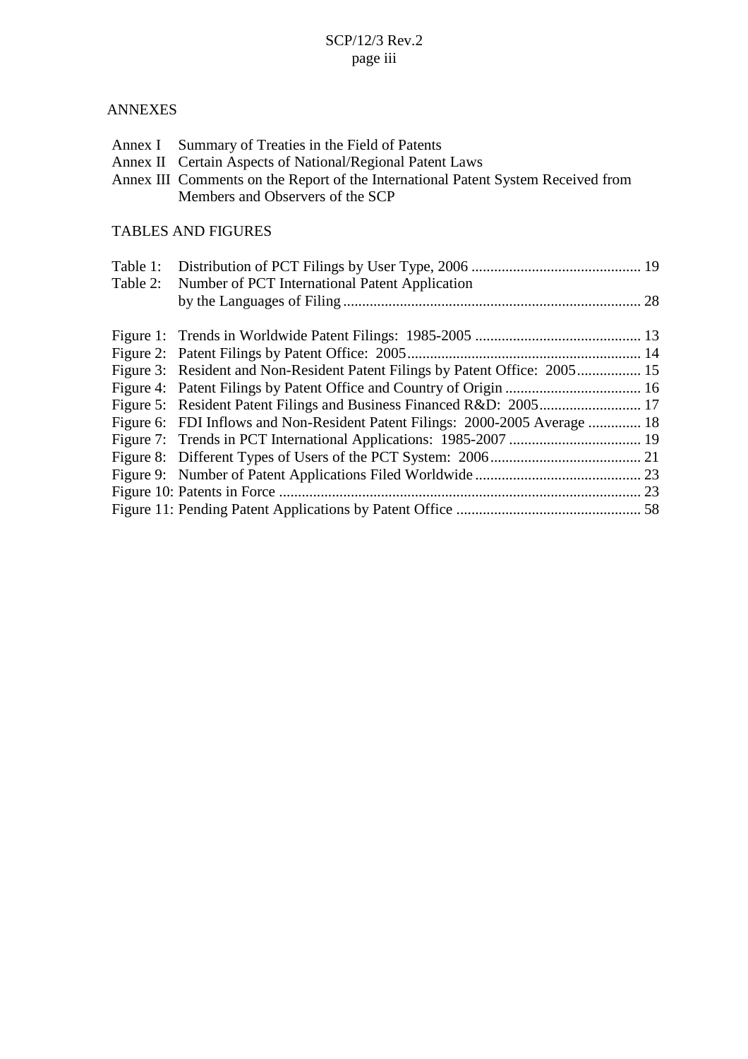ANNEXES

Annex I Summary of Treaties in the Field of Patents
Annex II Certain Aspects of National/Regional Patent Laws
Annex III Comments on the Report of the International Patent System Received from Members and Observers of the SCP

TABLES AND FIGURES

Table 1: Distribution of PCT Filings by User Type, 2006 ............................................ 19
Table 2: Number of PCT International Patent Application by the Languages of Filing ............................................................................... 28

Figure 1: Trends in Worldwide Patent Filings: 1985-2005 ............................................ 13
Figure 2: Patent Filings by Patent Office: 2005............................................................. 14
Figure 3: Resident and Non-Resident Patent Filings by Patent Office: 2005................. 15
Figure 4: Patent Filings by Patent Office and Country of Origin .................................... 16
Figure 5: Resident Patent Filings and Business Financed R&D: 2005........................... 17
Figure 6: FDI Inflows and Non-Resident Patent Filings: 2000-2005 Average .............. 18
Figure 7: Trends in PCT International Applications: 1985-2007 ................................... 19
Figure 8: Different Types of Users of the PCT System: 2006......................................... 21
Figure 9: Number of Patent Applications Filed Worldwide ............................................ 23
Figure 10: Patents in Force ................................................................................................ 23
Figure 11: Pending Patent Applications by Patent Office ................................................. 58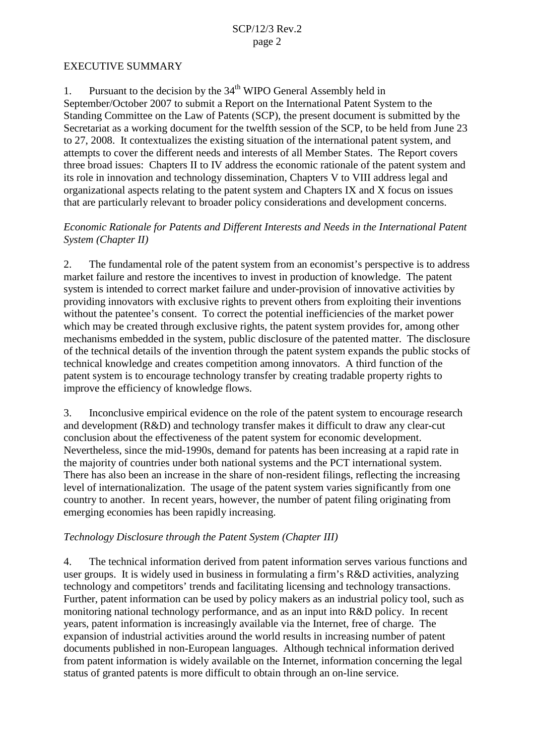EXECUTIVE SUMMARY

1. Pursuant to the decision by the 34th WIPO General Assembly held in September/October 2007 to submit a Report on the International Patent System to the Standing Committee on the Law of Patents (SCP), the present document is submitted by the Secretariat as a working document for the twelfth session of the SCP, to be held from June 23 to 27, 2008. It contextualizes the existing situation of the international patent system, and attempts to cover the different needs and interests of all Member States. The Report covers three broad issues: Chapters II to IV address the economic rationale of the patent system and its role in innovation and technology dissemination, Chapters V to VIII address legal and organizational aspects relating to the patent system and Chapters IX and X focus on issues that are particularly relevant to broader policy considerations and development concerns.

*Economic Rationale for Patents and Different Interests and Needs in the International Patent System (Chapter II)*

2. The fundamental role of the patent system from an economist's perspective is to address market failure and restore the incentives to invest in production of knowledge. The patent system is intended to correct market failure and under-provision of innovative activities by providing innovators with exclusive rights to prevent others from exploiting their inventions without the patentee's consent. To correct the potential inefficiencies of the market power which may be created through exclusive rights, the patent system provides for, among other mechanisms embedded in the system, public disclosure of the patented matter. The disclosure of the technical details of the invention through the patent system expands the public stocks of technical knowledge and creates competition among innovators. A third function of the patent system is to encourage technology transfer by creating tradable property rights to improve the efficiency of knowledge flows.

3. Inconclusive empirical evidence on the role of the patent system to encourage research and development (R&D) and technology transfer makes it difficult to draw any clear-cut conclusion about the effectiveness of the patent system for economic development. Nevertheless, since the mid-1990s, demand for patents has been increasing at a rapid rate in the majority of countries under both national systems and the PCT international system. There has also been an increase in the share of non-resident filings, reflecting the increasing level of internationalization. The usage of the patent system varies significantly from one country to another. In recent years, however, the number of patent filing originating from emerging economies has been rapidly increasing.

*Technology Disclosure through the Patent System (Chapter III)*

4. The technical information derived from patent information serves various functions and user groups. It is widely used in business in formulating a firm's R&D activities, analyzing technology and competitors' trends and facilitating licensing and technology transactions. Further, patent information can be used by policy makers as an industrial policy tool, such as monitoring national technology performance, and as an input into R&D policy. In recent years, patent information is increasingly available via the Internet, free of charge. The expansion of industrial activities around the world results in increasing number of patent documents published in non-European languages. Although technical information derived from patent information is widely available on the Internet, information concerning the legal status of granted patents is more difficult to obtain through an on-line service.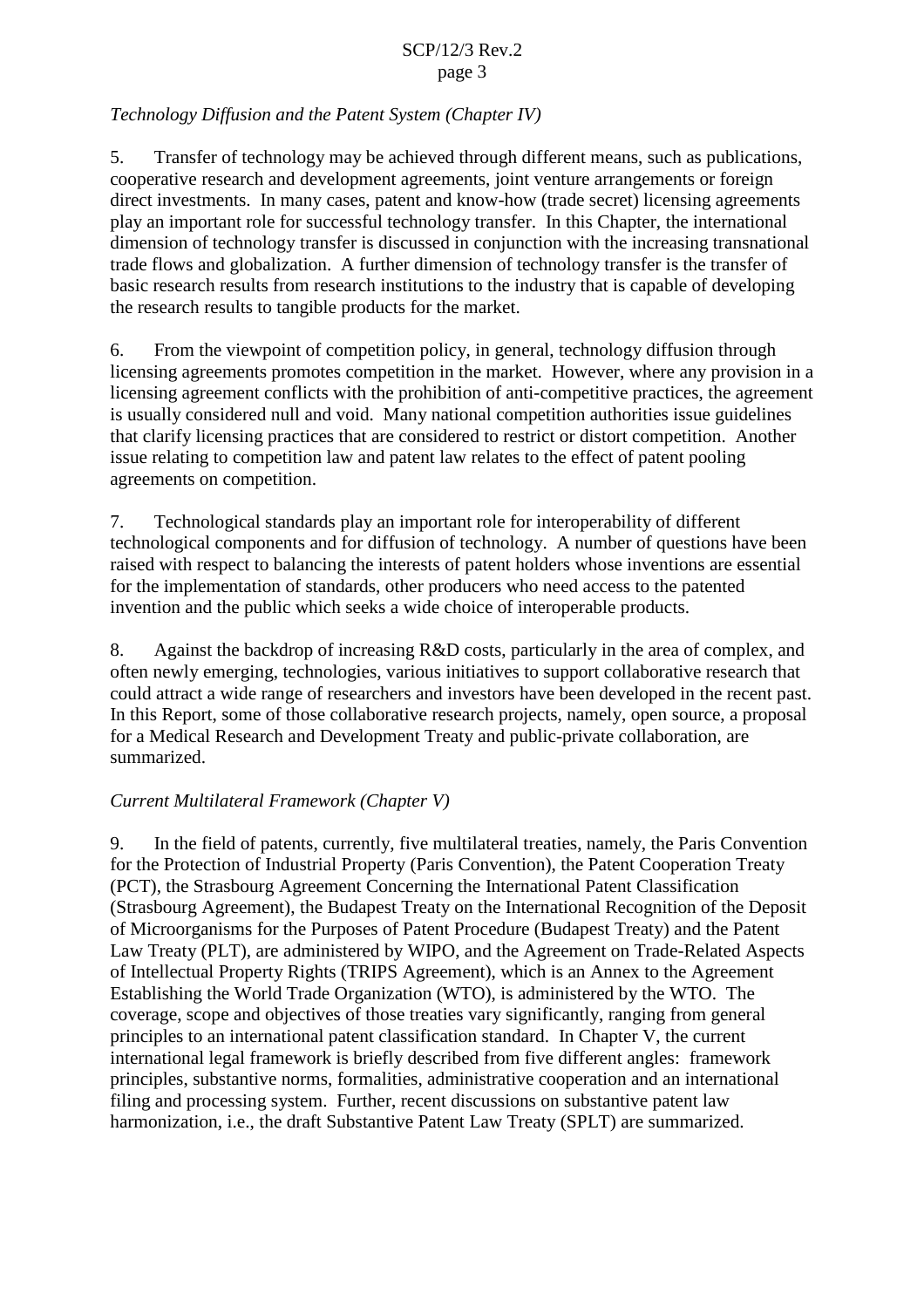*Technology Diffusion and the Patent System (Chapter IV)*

5. Transfer of technology may be achieved through different means, such as publications, cooperative research and development agreements, joint venture arrangements or foreign direct investments. In many cases, patent and know-how (trade secret) licensing agreements play an important role for successful technology transfer. In this Chapter, the international dimension of technology transfer is discussed in conjunction with the increasing transnational trade flows and globalization. A further dimension of technology transfer is the transfer of basic research results from research institutions to the industry that is capable of developing the research results to tangible products for the market.

6. From the viewpoint of competition policy, in general, technology diffusion through licensing agreements promotes competition in the market. However, where any provision in a licensing agreement conflicts with the prohibition of anti-competitive practices, the agreement is usually considered null and void. Many national competition authorities issue guidelines that clarify licensing practices that are considered to restrict or distort competition. Another issue relating to competition law and patent law relates to the effect of patent pooling agreements on competition.

7. Technological standards play an important role for interoperability of different technological components and for diffusion of technology. A number of questions have been raised with respect to balancing the interests of patent holders whose inventions are essential for the implementation of standards, other producers who need access to the patented invention and the public which seeks a wide choice of interoperable products.

8. Against the backdrop of increasing R&D costs, particularly in the area of complex, and often newly emerging, technologies, various initiatives to support collaborative research that could attract a wide range of researchers and investors have been developed in the recent past. In this Report, some of those collaborative research projects, namely, open source, a proposal for a Medical Research and Development Treaty and public-private collaboration, are summarized.

*Current Multilateral Framework (Chapter V)*

9. In the field of patents, currently, five multilateral treaties, namely, the Paris Convention for the Protection of Industrial Property (Paris Convention), the Patent Cooperation Treaty (PCT), the Strasbourg Agreement Concerning the International Patent Classification (Strasbourg Agreement), the Budapest Treaty on the International Recognition of the Deposit of Microorganisms for the Purposes of Patent Procedure (Budapest Treaty) and the Patent Law Treaty (PLT), are administered by WIPO, and the Agreement on Trade-Related Aspects of Intellectual Property Rights (TRIPS Agreement), which is an Annex to the Agreement Establishing the World Trade Organization (WTO), is administered by the WTO. The coverage, scope and objectives of those treaties vary significantly, ranging from general principles to an international patent classification standard. In Chapter V, the current international legal framework is briefly described from five different angles: framework principles, substantive norms, formalities, administrative cooperation and an international filing and processing system. Further, recent discussions on substantive patent law harmonization, i.e., the draft Substantive Patent Law Treaty (SPLT) are summarized.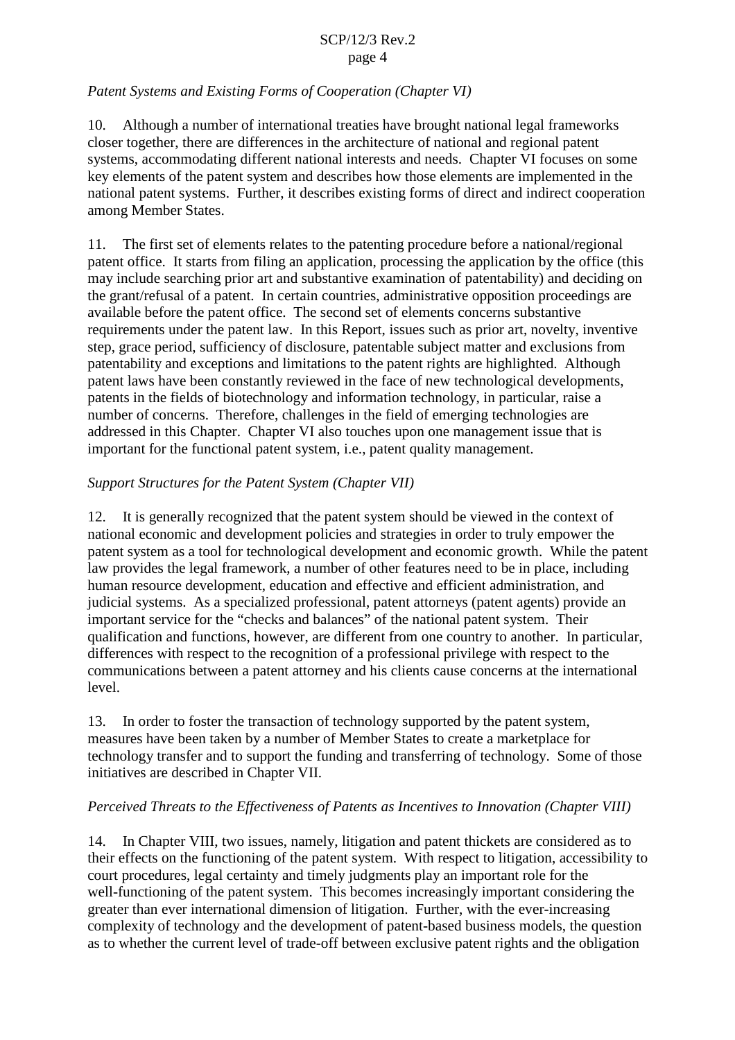*Patent Systems and Existing Forms of Cooperation (Chapter VI)*

10. Although a number of international treaties have brought national legal frameworks closer together, there are differences in the architecture of national and regional patent systems, accommodating different national interests and needs. Chapter VI focuses on some key elements of the patent system and describes how those elements are implemented in the national patent systems. Further, it describes existing forms of direct and indirect cooperation among Member States.

11. The first set of elements relates to the patenting procedure before a national/regional patent office. It starts from filing an application, processing the application by the office (this may include searching prior art and substantive examination of patentability) and deciding on the grant/refusal of a patent. In certain countries, administrative opposition proceedings are available before the patent office. The second set of elements concerns substantive requirements under the patent law. In this Report, issues such as prior art, novelty, inventive step, grace period, sufficiency of disclosure, patentable subject matter and exclusions from patentability and exceptions and limitations to the patent rights are highlighted. Although patent laws have been constantly reviewed in the face of new technological developments, patents in the fields of biotechnology and information technology, in particular, raise a number of concerns. Therefore, challenges in the field of emerging technologies are addressed in this Chapter. Chapter VI also touches upon one management issue that is important for the functional patent system, i.e., patent quality management.

*Support Structures for the Patent System (Chapter VII)*

12. It is generally recognized that the patent system should be viewed in the context of national economic and development policies and strategies in order to truly empower the patent system as a tool for technological development and economic growth. While the patent law provides the legal framework, a number of other features need to be in place, including human resource development, education and effective and efficient administration, and judicial systems. As a specialized professional, patent attorneys (patent agents) provide an important service for the "checks and balances" of the national patent system. Their qualification and functions, however, are different from one country to another. In particular, differences with respect to the recognition of a professional privilege with respect to the communications between a patent attorney and his clients cause concerns at the international level.

13. In order to foster the transaction of technology supported by the patent system, measures have been taken by a number of Member States to create a marketplace for technology transfer and to support the funding and transferring of technology. Some of those initiatives are described in Chapter VII.

*Perceived Threats to the Effectiveness of Patents as Incentives to Innovation (Chapter VIII)*

14. In Chapter VIII, two issues, namely, litigation and patent thickets are considered as to their effects on the functioning of the patent system. With respect to litigation, accessibility to court procedures, legal certainty and timely judgments play an important role for the well-functioning of the patent system. This becomes increasingly important considering the greater than ever international dimension of litigation. Further, with the ever-increasing complexity of technology and the development of patent-based business models, the question as to whether the current level of trade-off between exclusive patent rights and the obligation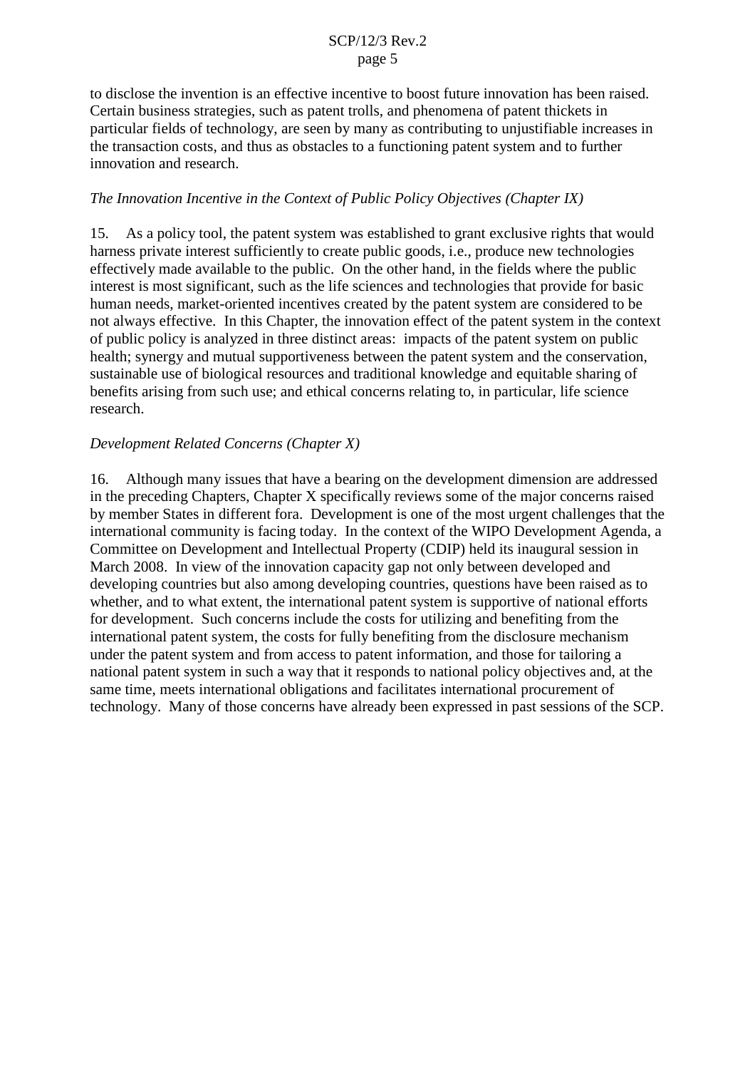to disclose the invention is an effective incentive to boost future innovation has been raised. Certain business strategies, such as patent trolls, and phenomena of patent thickets in particular fields of technology, are seen by many as contributing to unjustifiable increases in the transaction costs, and thus as obstacles to a functioning patent system and to further innovation and research.

*The Innovation Incentive in the Context of Public Policy Objectives (Chapter IX)*

15. As a policy tool, the patent system was established to grant exclusive rights that would harness private interest sufficiently to create public goods, i.e., produce new technologies effectively made available to the public. On the other hand, in the fields where the public interest is most significant, such as the life sciences and technologies that provide for basic human needs, market-oriented incentives created by the patent system are considered to be not always effective. In this Chapter, the innovation effect of the patent system in the context of public policy is analyzed in three distinct areas: impacts of the patent system on public health; synergy and mutual supportiveness between the patent system and the conservation, sustainable use of biological resources and traditional knowledge and equitable sharing of benefits arising from such use; and ethical concerns relating to, in particular, life science research.

*Development Related Concerns (Chapter X)*

16. Although many issues that have a bearing on the development dimension are addressed in the preceding Chapters, Chapter X specifically reviews some of the major concerns raised by member States in different fora. Development is one of the most urgent challenges that the international community is facing today. In the context of the WIPO Development Agenda, a Committee on Development and Intellectual Property (CDIP) held its inaugural session in March 2008. In view of the innovation capacity gap not only between developed and developing countries but also among developing countries, questions have been raised as to whether, and to what extent, the international patent system is supportive of national efforts for development. Such concerns include the costs for utilizing and benefiting from the international patent system, the costs for fully benefiting from the disclosure mechanism under the patent system and from access to patent information, and those for tailoring a national patent system in such a way that it responds to national policy objectives and, at the same time, meets international obligations and facilitates international procurement of technology. Many of those concerns have already been expressed in past sessions of the SCP.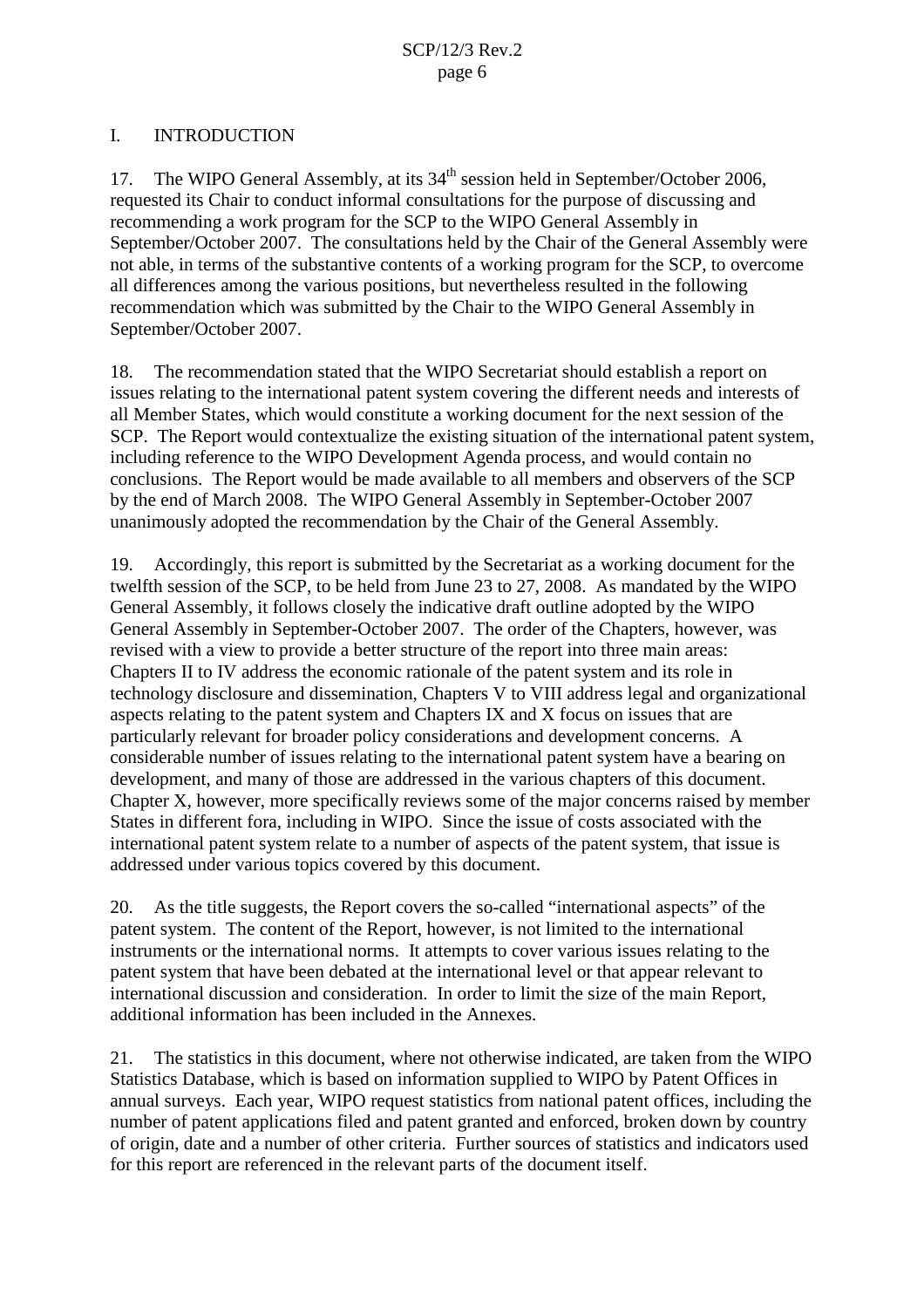## I. INTRODUCTION

17. The WIPO General Assembly, at its 34th session held in September/October 2006, requested its Chair to conduct informal consultations for the purpose of discussing and recommending a work program for the SCP to the WIPO General Assembly in September/October 2007. The consultations held by the Chair of the General Assembly were not able, in terms of the substantive contents of a working program for the SCP, to overcome all differences among the various positions, but nevertheless resulted in the following recommendation which was submitted by the Chair to the WIPO General Assembly in September/October 2007.

18. The recommendation stated that the WIPO Secretariat should establish a report on issues relating to the international patent system covering the different needs and interests of all Member States, which would constitute a working document for the next session of the SCP. The Report would contextualize the existing situation of the international patent system, including reference to the WIPO Development Agenda process, and would contain no conclusions. The Report would be made available to all members and observers of the SCP by the end of March 2008. The WIPO General Assembly in September-October 2007 unanimously adopted the recommendation by the Chair of the General Assembly.

19. Accordingly, this report is submitted by the Secretariat as a working document for the twelfth session of the SCP, to be held from June 23 to 27, 2008. As mandated by the WIPO General Assembly, it follows closely the indicative draft outline adopted by the WIPO General Assembly in September-October 2007. The order of the Chapters, however, was revised with a view to provide a better structure of the report into three main areas: Chapters II to IV address the economic rationale of the patent system and its role in technology disclosure and dissemination, Chapters V to VIII address legal and organizational aspects relating to the patent system and Chapters IX and X focus on issues that are particularly relevant for broader policy considerations and development concerns. A considerable number of issues relating to the international patent system have a bearing on development, and many of those are addressed in the various chapters of this document. Chapter X, however, more specifically reviews some of the major concerns raised by member States in different fora, including in WIPO. Since the issue of costs associated with the international patent system relate to a number of aspects of the patent system, that issue is addressed under various topics covered by this document.

20. As the title suggests, the Report covers the so-called "international aspects" of the patent system. The content of the Report, however, is not limited to the international instruments or the international norms. It attempts to cover various issues relating to the patent system that have been debated at the international level or that appear relevant to international discussion and consideration. In order to limit the size of the main Report, additional information has been included in the Annexes.

21. The statistics in this document, where not otherwise indicated, are taken from the WIPO Statistics Database, which is based on information supplied to WIPO by Patent Offices in annual surveys. Each year, WIPO request statistics from national patent offices, including the number of patent applications filed and patent granted and enforced, broken down by country of origin, date and a number of other criteria. Further sources of statistics and indicators used for this report are referenced in the relevant parts of the document itself.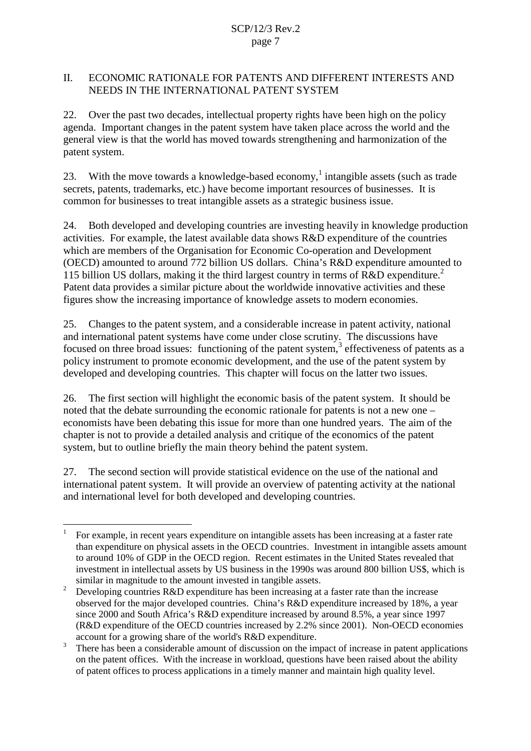## II. ECONOMIC RATIONALE FOR PATENTS AND DIFFERENT INTERESTS AND NEEDS IN THE INTERNATIONAL PATENT SYSTEM

22. Over the past two decades, intellectual property rights have been high on the policy agenda. Important changes in the patent system have taken place across the world and the general view is that the world has moved towards strengthening and harmonization of the patent system.

23. With the move towards a knowledge-based economy,[1] intangible assets (such as trade secrets, patents, trademarks, etc.) have become important resources of businesses. It is common for businesses to treat intangible assets as a strategic business issue.

24. Both developed and developing countries are investing heavily in knowledge production activities. For example, the latest available data shows R&D expenditure of the countries which are members of the Organisation for Economic Co-operation and Development (OECD) amounted to around 772 billion US dollars. China's R&D expenditure amounted to 115 billion US dollars, making it the third largest country in terms of R&D expenditure.[2] Patent data provides a similar picture about the worldwide innovative activities and these figures show the increasing importance of knowledge assets to modern economies.

25. Changes to the patent system, and a considerable increase in patent activity, national and international patent systems have come under close scrutiny. The discussions have focused on three broad issues: functioning of the patent system,[3] effectiveness of patents as a policy instrument to promote economic development, and the use of the patent system by developed and developing countries. This chapter will focus on the latter two issues.

26. The first section will highlight the economic basis of the patent system. It should be noted that the debate surrounding the economic rationale for patents is not a new one – economists have been debating this issue for more than one hundred years. The aim of the chapter is not to provide a detailed analysis and critique of the economics of the patent system, but to outline briefly the main theory behind the patent system.

27. The second section will provide statistical evidence on the use of the national and international patent system. It will provide an overview of patenting activity at the national and international level for both developed and developing countries.

---

[1] For example, in recent years expenditure on intangible assets has been increasing at a faster rate than expenditure on physical assets in the OECD countries. Investment in intangible assets amount to around 10% of GDP in the OECD region. Recent estimates in the United States revealed that investment in intellectual assets by US business in the 1990s was around 800 billion US$, which is similar in magnitude to the amount invested in tangible assets.

[2] Developing countries R&D expenditure has been increasing at a faster rate than the increase observed for the major developed countries. China's R&D expenditure increased by 18%, a year since 2000 and South Africa's R&D expenditure increased by around 8.5%, a year since 1997 (R&D expenditure of the OECD countries increased by 2.2% since 2001). Non-OECD economies account for a growing share of the world's R&D expenditure.

[3] There has been a considerable amount of discussion on the impact of increase in patent applications on the patent offices. With the increase in workload, questions have been raised about the ability of patent offices to process applications in a timely manner and maintain high quality level.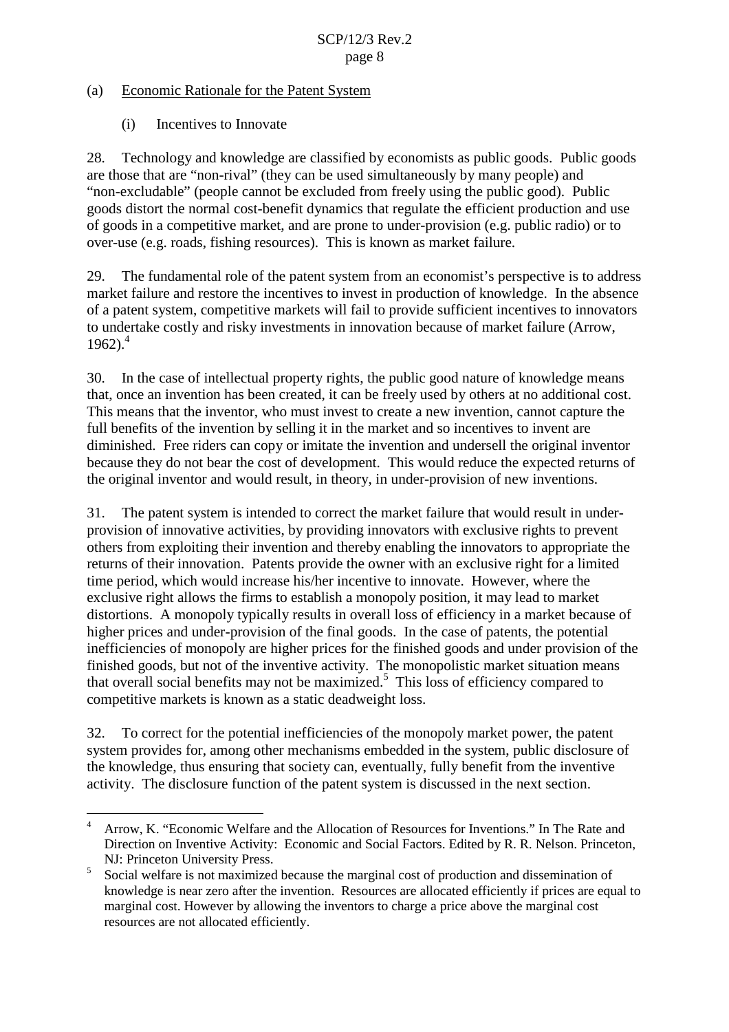(a) Economic Rationale for the Patent System

(i) Incentives to Innovate

28. Technology and knowledge are classified by economists as public goods. Public goods are those that are "non-rival" (they can be used simultaneously by many people) and "non-excludable" (people cannot be excluded from freely using the public good). Public goods distort the normal cost-benefit dynamics that regulate the efficient production and use of goods in a competitive market, and are prone to under-provision (e.g. public radio) or to over-use (e.g. roads, fishing resources). This is known as market failure.

29. The fundamental role of the patent system from an economist's perspective is to address market failure and restore the incentives to invest in production of knowledge. In the absence of a patent system, competitive markets will fail to provide sufficient incentives to innovators to undertake costly and risky investments in innovation because of market failure (Arrow, 1962).[4]

30. In the case of intellectual property rights, the public good nature of knowledge means that, once an invention has been created, it can be freely used by others at no additional cost. This means that the inventor, who must invest to create a new invention, cannot capture the full benefits of the invention by selling it in the market and so incentives to invent are diminished. Free riders can copy or imitate the invention and undersell the original inventor because they do not bear the cost of development. This would reduce the expected returns of the original inventor and would result, in theory, in under-provision of new inventions.

31. The patent system is intended to correct the market failure that would result in under-provision of innovative activities, by providing innovators with exclusive rights to prevent others from exploiting their invention and thereby enabling the innovators to appropriate the returns of their innovation. Patents provide the owner with an exclusive right for a limited time period, which would increase his/her incentive to innovate. However, where the exclusive right allows the firms to establish a monopoly position, it may lead to market distortions. A monopoly typically results in overall loss of efficiency in a market because of higher prices and under-provision of the final goods. In the case of patents, the potential inefficiencies of monopoly are higher prices for the finished goods and under provision of the finished goods, but not of the inventive activity. The monopolistic market situation means that overall social benefits may not be maximized.[5] This loss of efficiency compared to competitive markets is known as a static deadweight loss.

32. To correct for the potential inefficiencies of the monopoly market power, the patent system provides for, among other mechanisms embedded in the system, public disclosure of the knowledge, thus ensuring that society can, eventually, fully benefit from the inventive activity. The disclosure function of the patent system is discussed in the next section.

---

[4] Arrow, K. "Economic Welfare and the Allocation of Resources for Inventions." In The Rate and Direction on Inventive Activity: Economic and Social Factors. Edited by R. R. Nelson. Princeton, NJ: Princeton University Press.

[5] Social welfare is not maximized because the marginal cost of production and dissemination of knowledge is near zero after the invention. Resources are allocated efficiently if prices are equal to marginal cost. However by allowing the inventors to charge a price above the marginal cost resources are not allocated efficiently.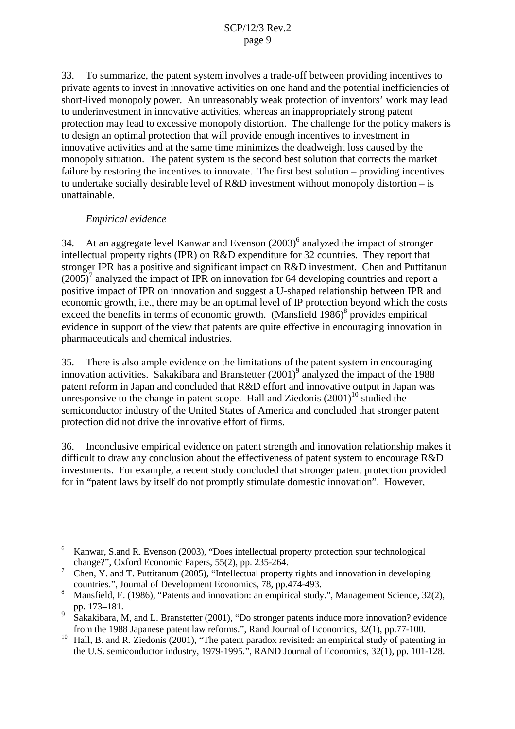33. To summarize, the patent system involves a trade-off between providing incentives to private agents to invest in innovative activities on one hand and the potential inefficiencies of short-lived monopoly power. An unreasonably weak protection of inventors' work may lead to underinvestment in innovative activities, whereas an inappropriately strong patent protection may lead to excessive monopoly distortion. The challenge for the policy makers is to design an optimal protection that will provide enough incentives to investment in innovative activities and at the same time minimizes the deadweight loss caused by the monopoly situation. The patent system is the second best solution that corrects the market failure by restoring the incentives to innovate. The first best solution – providing incentives to undertake socially desirable level of R&D investment without monopoly distortion – is unattainable.

*Empirical evidence*

34. At an aggregate level Kanwar and Evenson (2003)[6] analyzed the impact of stronger intellectual property rights (IPR) on R&D expenditure for 32 countries. They report that stronger IPR has a positive and significant impact on R&D investment. Chen and Puttitanun (2005)[7] analyzed the impact of IPR on innovation for 64 developing countries and report a positive impact of IPR on innovation and suggest a U-shaped relationship between IPR and economic growth, i.e., there may be an optimal level of IP protection beyond which the costs exceed the benefits in terms of economic growth. (Mansfield 1986)[8] provides empirical evidence in support of the view that patents are quite effective in encouraging innovation in pharmaceuticals and chemical industries.

35. There is also ample evidence on the limitations of the patent system in encouraging innovation activities. Sakakibara and Branstetter (2001)[9] analyzed the impact of the 1988 patent reform in Japan and concluded that R&D effort and innovative output in Japan was unresponsive to the change in patent scope. Hall and Ziedonis (2001)[10] studied the semiconductor industry of the United States of America and concluded that stronger patent protection did not drive the innovative effort of firms.

36. Inconclusive empirical evidence on patent strength and innovation relationship makes it difficult to draw any conclusion about the effectiveness of patent system to encourage R&D investments. For example, a recent study concluded that stronger patent protection provided for in "patent laws by itself do not promptly stimulate domestic innovation". However,

---

[6] Kanwar, S.and R. Evenson (2003), "Does intellectual property protection spur technological change?", Oxford Economic Papers, 55(2), pp. 235-264.

[7] Chen, Y. and T. Puttitanum (2005), "Intellectual property rights and innovation in developing countries.", Journal of Development Economics, 78, pp.474-493.

[8] Mansfield, E. (1986), "Patents and innovation: an empirical study.", Management Science, 32(2), pp. 173–181.

[9] Sakakibara, M, and L. Branstetter (2001), "Do stronger patents induce more innovation? evidence from the 1988 Japanese patent law reforms.", Rand Journal of Economics, 32(1), pp.77-100.

[10] Hall, B. and R. Ziedonis (2001), "The patent paradox revisited: an empirical study of patenting in the U.S. semiconductor industry, 1979-1995.", RAND Journal of Economics, 32(1), pp. 101-128.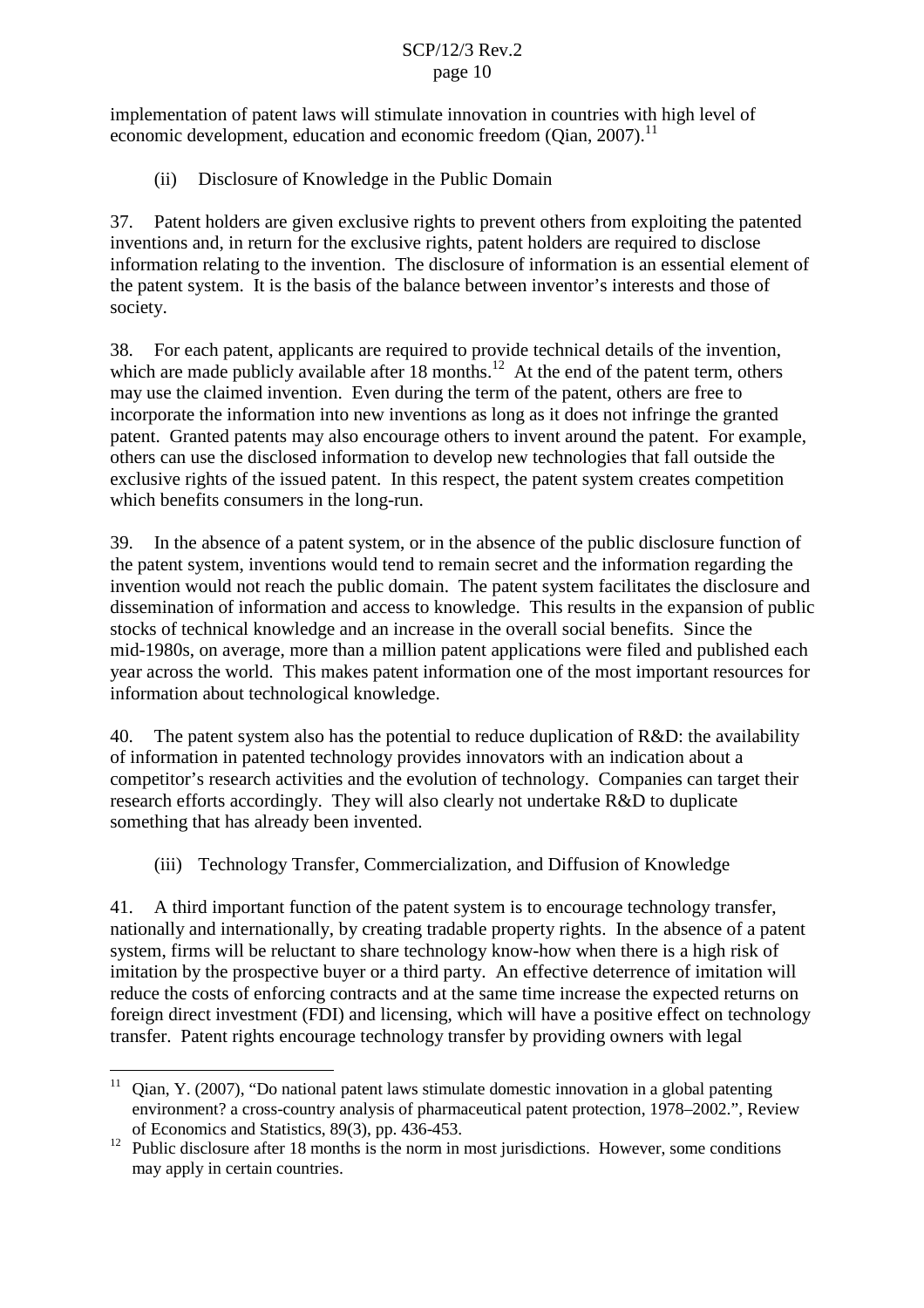implementation of patent laws will stimulate innovation in countries with high level of economic development, education and economic freedom (Qian, 2007).[11]

(ii) Disclosure of Knowledge in the Public Domain

37. Patent holders are given exclusive rights to prevent others from exploiting the patented inventions and, in return for the exclusive rights, patent holders are required to disclose information relating to the invention. The disclosure of information is an essential element of the patent system. It is the basis of the balance between inventor's interests and those of society.

38. For each patent, applicants are required to provide technical details of the invention, which are made publicly available after 18 months.[12] At the end of the patent term, others may use the claimed invention. Even during the term of the patent, others are free to incorporate the information into new inventions as long as it does not infringe the granted patent. Granted patents may also encourage others to invent around the patent. For example, others can use the disclosed information to develop new technologies that fall outside the exclusive rights of the issued patent. In this respect, the patent system creates competition which benefits consumers in the long-run.

39. In the absence of a patent system, or in the absence of the public disclosure function of the patent system, inventions would tend to remain secret and the information regarding the invention would not reach the public domain. The patent system facilitates the disclosure and dissemination of information and access to knowledge. This results in the expansion of public stocks of technical knowledge and an increase in the overall social benefits. Since the mid-1980s, on average, more than a million patent applications were filed and published each year across the world. This makes patent information one of the most important resources for information about technological knowledge.

40. The patent system also has the potential to reduce duplication of R&D: the availability of information in patented technology provides innovators with an indication about a competitor's research activities and the evolution of technology. Companies can target their research efforts accordingly. They will also clearly not undertake R&D to duplicate something that has already been invented.

(iii) Technology Transfer, Commercialization, and Diffusion of Knowledge

41. A third important function of the patent system is to encourage technology transfer, nationally and internationally, by creating tradable property rights. In the absence of a patent system, firms will be reluctant to share technology know-how when there is a high risk of imitation by the prospective buyer or a third party. An effective deterrence of imitation will reduce the costs of enforcing contracts and at the same time increase the expected returns on foreign direct investment (FDI) and licensing, which will have a positive effect on technology transfer. Patent rights encourage technology transfer by providing owners with legal

[11] Qian, Y. (2007), "Do national patent laws stimulate domestic innovation in a global patenting environment? a cross-country analysis of pharmaceutical patent protection, 1978–2002.", Review of Economics and Statistics, 89(3), pp. 436-453.

[12] Public disclosure after 18 months is the norm in most jurisdictions. However, some conditions may apply in certain countries.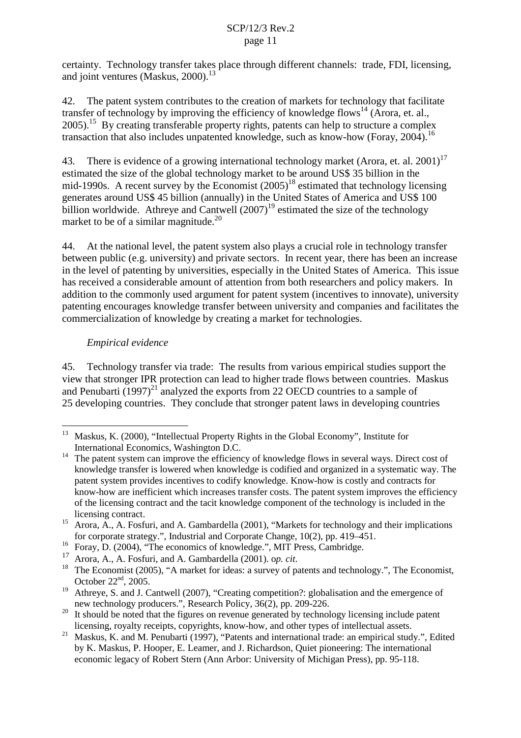certainty. Technology transfer takes place through different channels: trade, FDI, licensing, and joint ventures (Maskus, 2000).[13]

42. The patent system contributes to the creation of markets for technology that facilitate transfer of technology by improving the efficiency of knowledge flows[14] (Arora, et. al., 2005).[15] By creating transferable property rights, patents can help to structure a complex transaction that also includes unpatented knowledge, such as know-how (Foray, 2004).[16]

43. There is evidence of a growing international technology market (Arora, et. al. 2001)[17] estimated the size of the global technology market to be around US$ 35 billion in the mid-1990s. A recent survey by the Economist (2005)[18] estimated that technology licensing generates around US$ 45 billion (annually) in the United States of America and US$ 100 billion worldwide. Athreye and Cantwell (2007)[19] estimated the size of the technology market to be of a similar magnitude.[20]

44. At the national level, the patent system also plays a crucial role in technology transfer between public (e.g. university) and private sectors. In recent year, there has been an increase in the level of patenting by universities, especially in the United States of America. This issue has received a considerable amount of attention from both researchers and policy makers. In addition to the commonly used argument for patent system (incentives to innovate), university patenting encourages knowledge transfer between university and companies and facilitates the commercialization of knowledge by creating a market for technologies.

*Empirical evidence*

45. Technology transfer via trade: The results from various empirical studies support the view that stronger IPR protection can lead to higher trade flows between countries. Maskus and Penubarti (1997)[21] analyzed the exports from 22 OECD countries to a sample of 25 developing countries. They conclude that stronger patent laws in developing countries

---

[13] Maskus, K. (2000), "Intellectual Property Rights in the Global Economy", Institute for International Economics, Washington D.C.

[14] The patent system can improve the efficiency of knowledge flows in several ways. Direct cost of knowledge transfer is lowered when knowledge is codified and organized in a systematic way. The patent system provides incentives to codify knowledge. Know-how is costly and contracts for know-how are inefficient which increases transfer costs. The patent system improves the efficiency of the licensing contract and the tacit knowledge component of the technology is included in the licensing contract.

[15] Arora, A., A. Fosfuri, and A. Gambardella (2001), "Markets for technology and their implications for corporate strategy.", Industrial and Corporate Change, 10(2), pp. 419–451.

[16] Foray, D. (2004), "The economics of knowledge.", MIT Press, Cambridge.

[17] Arora, A., A. Fosfuri, and A. Gambardella (2001). o*p. cit*.

[18] The Economist (2005), "A market for ideas: a survey of patents and technology.", The Economist, October 22nd, 2005.

[19] Athreye, S. and J. Cantwell (2007), "Creating competition?: globalisation and the emergence of new technology producers.", Research Policy, 36(2), pp. 209-226.

[20] It should be noted that the figures on revenue generated by technology licensing include patent licensing, royalty receipts, copyrights, know-how, and other types of intellectual assets.

[21] Maskus, K. and M. Penubarti (1997), "Patents and international trade: an empirical study.", Edited by K. Maskus, P. Hooper, E. Leamer, and J. Richardson, Quiet pioneering: The international economic legacy of Robert Stern (Ann Arbor: University of Michigan Press), pp. 95-118.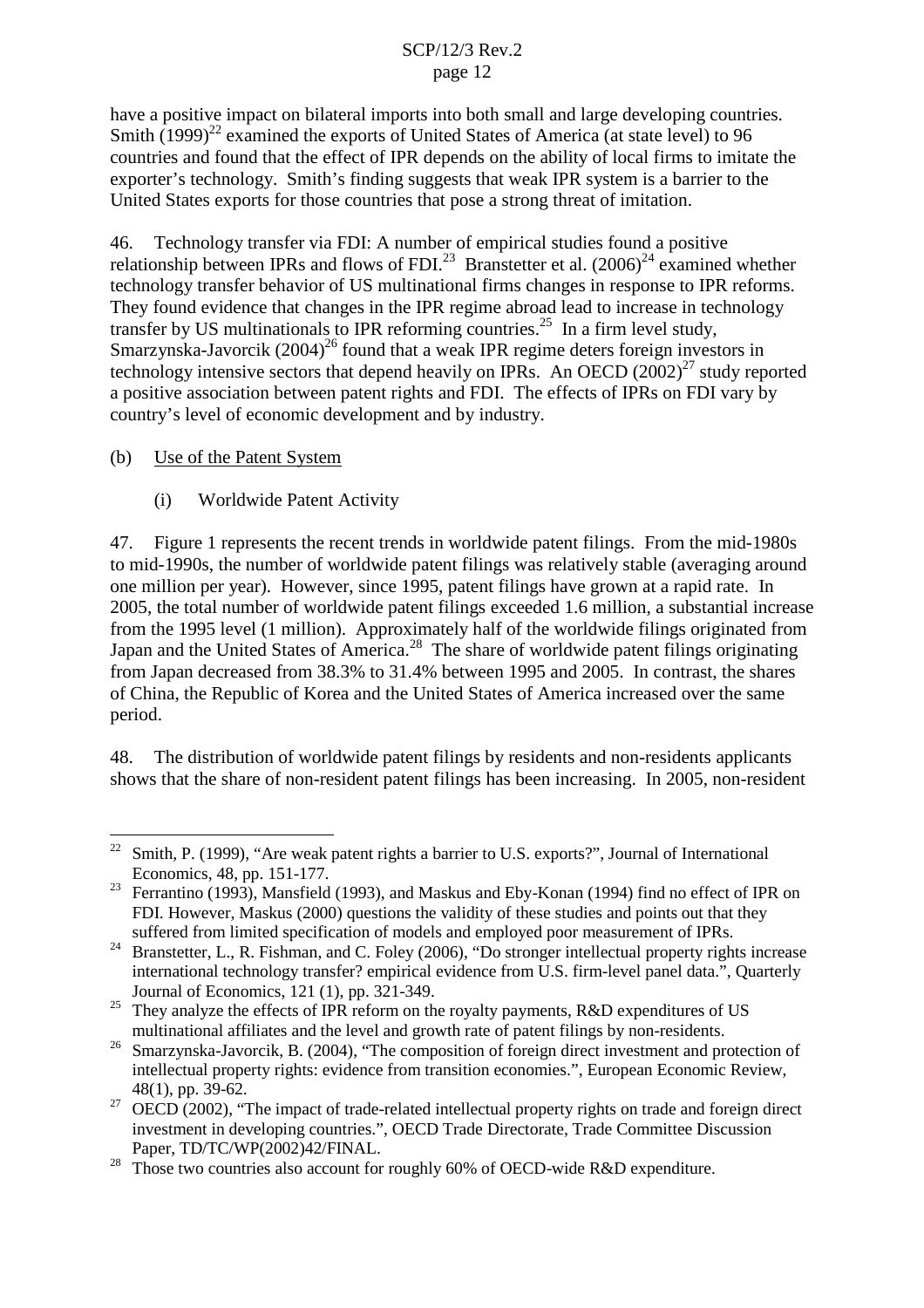have a positive impact on bilateral imports into both small and large developing countries. Smith (1999)[22] examined the exports of United States of America (at state level) to 96 countries and found that the effect of IPR depends on the ability of local firms to imitate the exporter's technology. Smith's finding suggests that weak IPR system is a barrier to the United States exports for those countries that pose a strong threat of imitation.

46. Technology transfer via FDI: A number of empirical studies found a positive relationship between IPRs and flows of FDI.[23] Branstetter et al. (2006)[24] examined whether technology transfer behavior of US multinational firms changes in response to IPR reforms. They found evidence that changes in the IPR regime abroad lead to increase in technology transfer by US multinationals to IPR reforming countries.[25] In a firm level study, Smarzynska-Javorcik (2004)[26] found that a weak IPR regime deters foreign investors in technology intensive sectors that depend heavily on IPRs. An OECD (2002)[27] study reported a positive association between patent rights and FDI. The effects of IPRs on FDI vary by country's level of economic development and by industry.

(b) Use of the Patent System

(i) Worldwide Patent Activity

47. Figure 1 represents the recent trends in worldwide patent filings. From the mid-1980s to mid-1990s, the number of worldwide patent filings was relatively stable (averaging around one million per year). However, since 1995, patent filings have grown at a rapid rate. In 2005, the total number of worldwide patent filings exceeded 1.6 million, a substantial increase from the 1995 level (1 million). Approximately half of the worldwide filings originated from Japan and the United States of America.[28] The share of worldwide patent filings originating from Japan decreased from 38.3% to 31.4% between 1995 and 2005. In contrast, the shares of China, the Republic of Korea and the United States of America increased over the same period.

48. The distribution of worldwide patent filings by residents and non-residents applicants shows that the share of non-resident patent filings has been increasing. In 2005, non-resident

---

[22] Smith, P. (1999), "Are weak patent rights a barrier to U.S. exports?", Journal of International Economics, 48, pp. 151-177.

[23] Ferrantino (1993), Mansfield (1993), and Maskus and Eby-Konan (1994) find no effect of IPR on FDI. However, Maskus (2000) questions the validity of these studies and points out that they suffered from limited specification of models and employed poor measurement of IPRs.

[24] Branstetter, L., R. Fishman, and C. Foley (2006), "Do stronger intellectual property rights increase international technology transfer? empirical evidence from U.S. firm-level panel data.", Quarterly Journal of Economics, 121 (1), pp. 321-349.

[25] They analyze the effects of IPR reform on the royalty payments, R&D expenditures of US multinational affiliates and the level and growth rate of patent filings by non-residents.

[26] Smarzynska-Javorcik, B. (2004), "The composition of foreign direct investment and protection of intellectual property rights: evidence from transition economies.", European Economic Review, 48(1), pp. 39-62.

[27] OECD (2002), "The impact of trade-related intellectual property rights on trade and foreign direct investment in developing countries.", OECD Trade Directorate, Trade Committee Discussion Paper, TD/TC/WP(2002)42/FINAL.

[28] Those two countries also account for roughly 60% of OECD-wide R&D expenditure.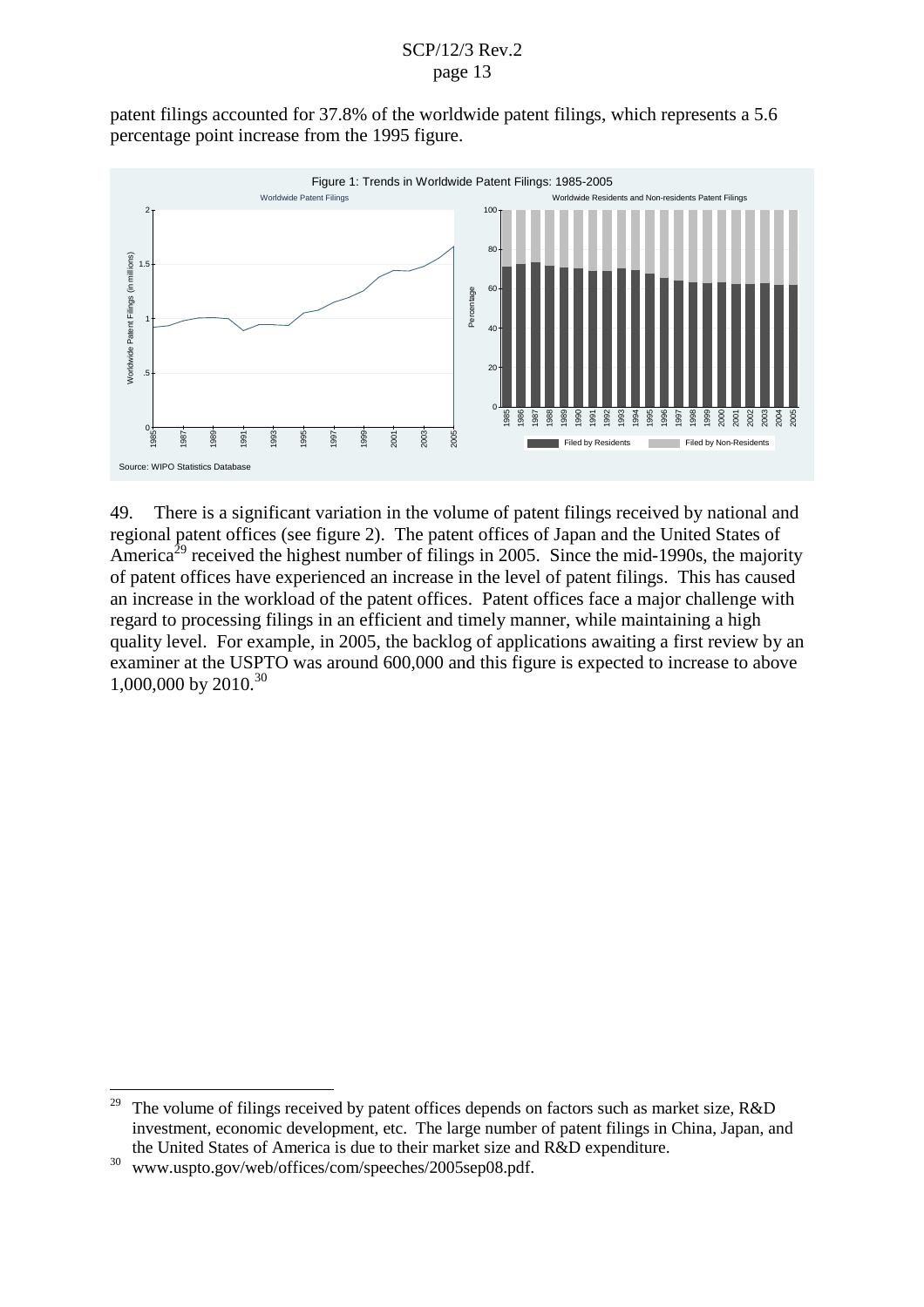patent filings accounted for 37.8% of the worldwide patent filings, which represents a 5.6 percentage point increase from the 1995 figure.

Figure 1: Trends in Worldwide Patent Filings: 1985-2005

Worldwide Patent Filings

Worldwide Patent Filings (in millions)

0
.5
1
1.5
2

1985
1987
1989
1991
1993
1995
1997
1999
2001
2003
2005

Worldwide Residents and Non-residents Patent Filings

Percentage

0
20
40
60
80
100

1985
1986
1987
1988
1989
1990
1991
1992
1993
1994
1995
1996
1997
1998
1999
2000
2001
2002
2003
2004
2005

Filed by Residents
Filed by Non-Residents

Source: WIPO Statistics Database

49. There is a significant variation in the volume of patent filings received by national and regional patent offices (see figure 2). The patent offices of Japan and the United States of America[29] received the highest number of filings in 2005. Since the mid-1990s, the majority of patent offices have experienced an increase in the level of patent filings. This has caused an increase in the workload of the patent offices. Patent offices face a major challenge with regard to processing filings in an efficient and timely manner, while maintaining a high quality level. For example, in 2005, the backlog of applications awaiting a first review by an examiner at the USPTO was around 600,000 and this figure is expected to increase to above 1,000,000 by 2010.[30]

---

[29] The volume of filings received by patent offices depends on factors such as market size, R&D investment, economic development, etc. The large number of patent filings in China, Japan, and the United States of America is due to their market size and R&D expenditure.

[30] www.uspto.gov/web/offices/com/speeches/2005sep08.pdf.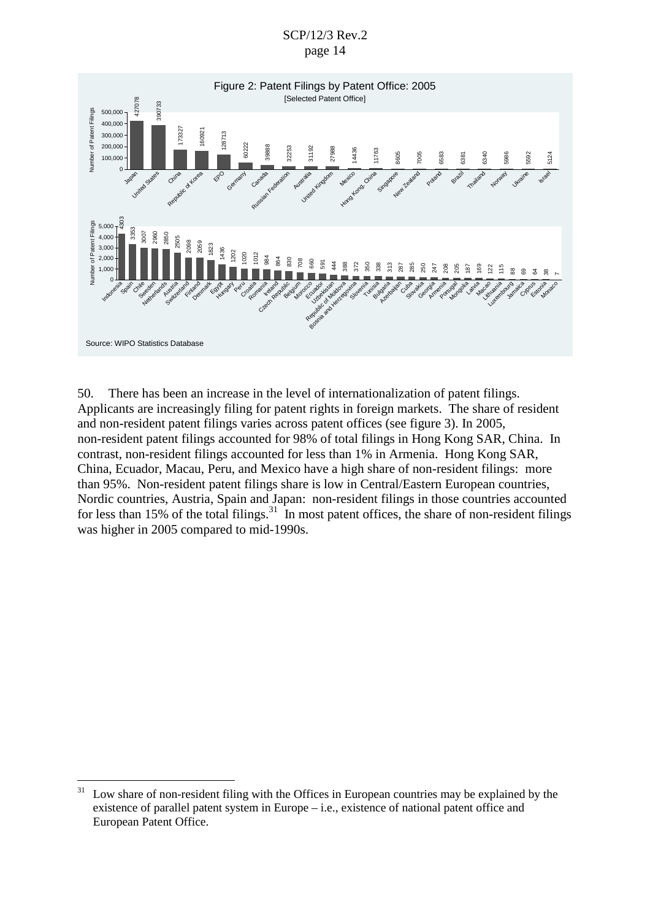Figure 2: Patent Filings by Patent Office: 2005

[Selected Patent Office]

Number of Patent Filings

500,000
400,000
300,000
200,000
100,000
0

Japan 427078
United States 390733
China 173327
Republic of Korea 160921
EPO 128713
Germany 60222
Canada 39888
Russian Federation 32253
Australia 31192
United Kingdom 27988
Mexico 14436
Hong Kong, China 11763
Singapore 8605
New Zealand 7005
Poland 6583
Brazil 6381
Thailand 6340
Norway 5986
Ukraine 5592
Israel 5124

Number of Patent Filings

5,000
4,000
3,000
2,000
1,000
0

Indonesia 4303
Spain 3353
Chile 3007
Sweden 2960
Netherlands 2850
Austria 2505
Switzerland 2098
Finland 2059
Denmark 1823
Egypt 1436
Hungary 1202
Peru 1020
Croatia 1012
Romania 984
Ireland 864
Czech Republic 830
Belgium 708
Morocco 660
Ecuador 591
Uzbekistan 444
Republic of Moldova 388
Bosnia and Herzegovina 372
Slovenia 350
Tunisia 338
Bulgaria 313
Azerbaijan 287
Cuba 285
Slovakia 250
Georgia 247
Armenia 208
Portugal 205
Mongolia 187
Latvia 169
Macao 122
Lithuania 115
Luxembourg 88
Jamaica 69
Cyprus 64
Estonia 38
Monaco 7

Source: WIPO Statistics Database

50. There has been an increase in the level of internationalization of patent filings. Applicants are increasingly filing for patent rights in foreign markets. The share of resident and non-resident patent filings varies across patent offices (see figure 3). In 2005, non-resident patent filings accounted for 98% of total filings in Hong Kong SAR, China. In contrast, non-resident filings accounted for less than 1% in Armenia. Hong Kong SAR, China, Ecuador, Macau, Peru, and Mexico have a high share of non-resident filings: more than 95%. Non-resident patent filings share is low in Central/Eastern European countries, Nordic countries, Austria, Spain and Japan: non-resident filings in those countries accounted for less than 15% of the total filings.[31] In most patent offices, the share of non-resident filings was higher in 2005 compared to mid-1990s.

[31] Low share of non-resident filing with the Offices in European countries may be explained by the existence of parallel patent system in Europe – i.e., existence of national patent office and European Patent Office.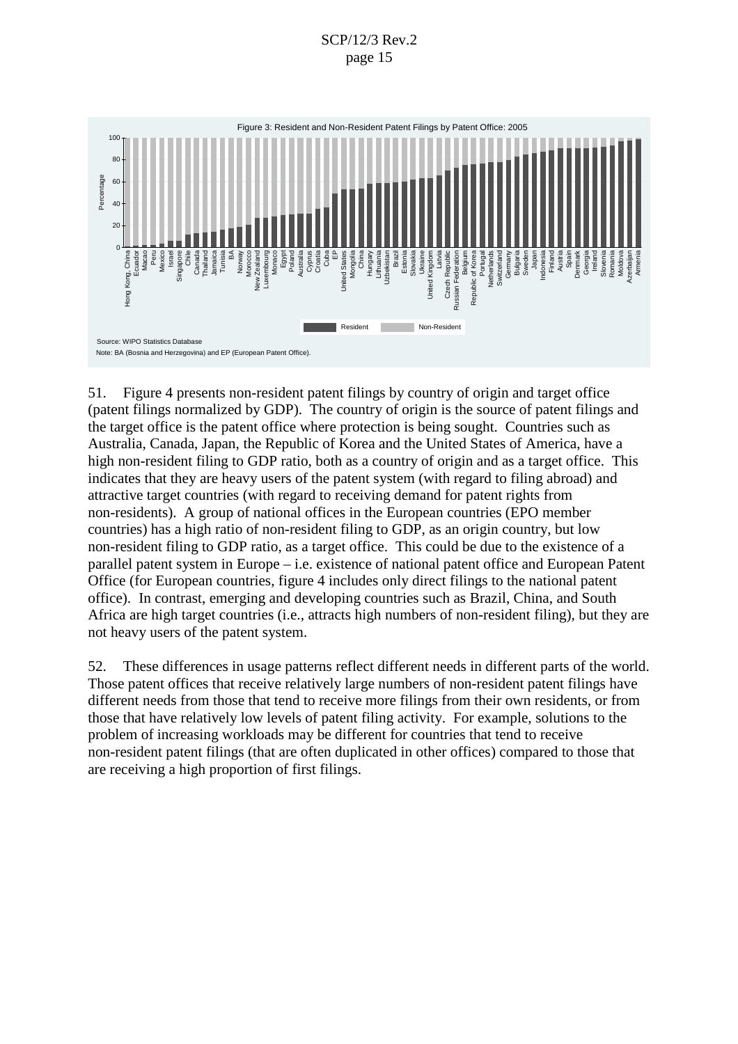Figure 3: Resident and Non-Resident Patent Filings by Patent Office: 2005

Percentage

100
80
60
40
20
0

Hong Kong, China
Ecuador
Macao
Peru
Mexico
Israel
Singapore
Chile
Canada
Thailand
Jamaica
Tunisia
BA
Norway
Morocco
New Zealand
Luxembourg
Monaco
Egypt
Poland
Australia
Cyprus
Croatia
Cuba
EP
United States
Mongolia
China
Hungary
Lithuania
Uzbekistan
Brazil
Estonia
Slovakia
Ukraine
United Kingdom
Latvia
Czech Republic
Russian Federation
Belgium
Republic of Korea
Portugal
Netherlands
Switzerland
Germany
Bulgaria
Sweden
Japan
Indonesia
Finland
Austria
Spain
Denmark
Georgia
Ireland
Slovenia
Romania
Moldova
Azerbaijan
Armenia

Resident
Non-Resident

Source: WIPO Statistics Database

Note: BA (Bosnia and Herzegovina) and EP (European Patent Office).

51. Figure 4 presents non-resident patent filings by country of origin and target office (patent filings normalized by GDP). The country of origin is the source of patent filings and the target office is the patent office where protection is being sought. Countries such as Australia, Canada, Japan, the Republic of Korea and the United States of America, have a high non-resident filing to GDP ratio, both as a country of origin and as a target office. This indicates that they are heavy users of the patent system (with regard to filing abroad) and attractive target countries (with regard to receiving demand for patent rights from non-residents). A group of national offices in the European countries (EPO member countries) has a high ratio of non-resident filing to GDP, as an origin country, but low non-resident filing to GDP ratio, as a target office. This could be due to the existence of a parallel patent system in Europe – i.e. existence of national patent office and European Patent Office (for European countries, figure 4 includes only direct filings to the national patent office). In contrast, emerging and developing countries such as Brazil, China, and South Africa are high target countries (i.e., attracts high numbers of non-resident filing), but they are not heavy users of the patent system.

52. These differences in usage patterns reflect different needs in different parts of the world. Those patent offices that receive relatively large numbers of non-resident patent filings have different needs from those that tend to receive more filings from their own residents, or from those that have relatively low levels of patent filing activity. For example, solutions to the problem of increasing workloads may be different for countries that tend to receive non-resident patent filings (that are often duplicated in other offices) compared to those that are receiving a high proportion of first filings.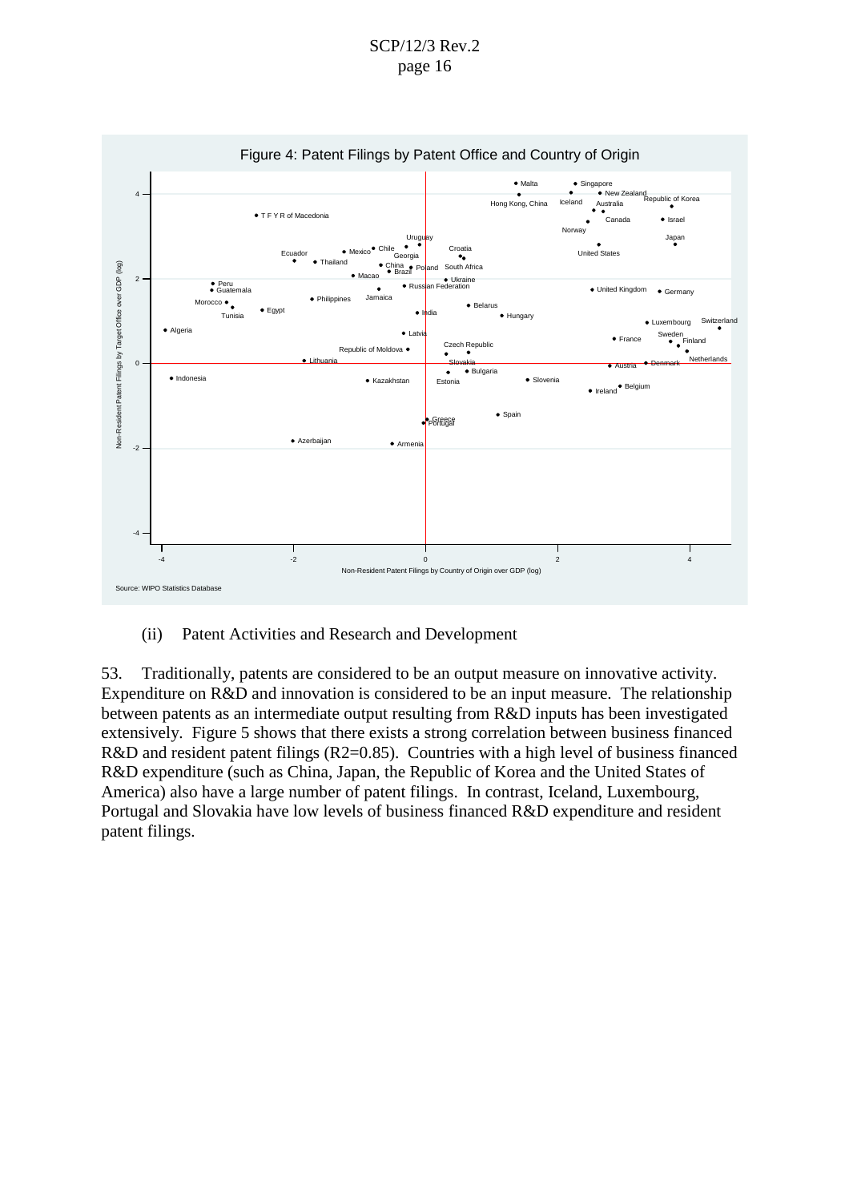Figure 4: Patent Filings by Patent Office and Country of Origin

Non-Resident Patent Filings by Target Office over GDP (log)

Non-Resident Patent Filings by Country of Origin over GDP (log)

4
2
0
-2
-4

-4 -2 0 2 4

Malta
Singapore
New Zealand
Republic of Korea
Hong Kong, China
Iceland
Australia
Canada
Israel
Norway
Japan
United States
T F Y R of Macedonia
Uruguay
Croatia
Mexico
Chile
Georgia
Ecuador
Thailand
China
Poland
South Africa
Brazil
Macao
Ukraine
Russian Federation
Peru
Guatemala
Jamaica
United Kingdom
Germany
Philippines
Morocco
Belarus
Egypt
Tunisia
India
Hungary
Luxembourg
Switzerland
Algeria
Latvia
Sweden
France
Finland
Czech Republic
Republic of Moldova
Netherlands
Lithuania
Slovakia
Austria
Denmark
Bulgaria
Indonesia
Kazakhstan
Estonia
Slovenia
Belgium
Ireland
Spain
Greece
Portugal
Azerbaijan
Armenia

Source: WIPO Statistics Database

(ii) Patent Activities and Research and Development

53. Traditionally, patents are considered to be an output measure on innovative activity. Expenditure on R&D and innovation is considered to be an input measure. The relationship between patents as an intermediate output resulting from R&D inputs has been investigated extensively. Figure 5 shows that there exists a strong correlation between business financed R&D and resident patent filings (R2=0.85). Countries with a high level of business financed R&D expenditure (such as China, Japan, the Republic of Korea and the United States of America) also have a large number of patent filings. In contrast, Iceland, Luxembourg, Portugal and Slovakia have low levels of business financed R&D expenditure and resident patent filings.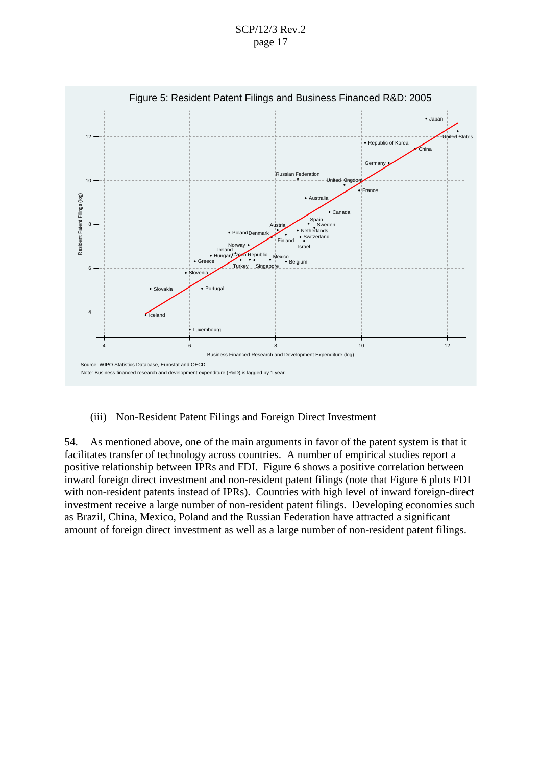Figure 5: Resident Patent Filings and Business Financed R&D: 2005

Resident Patent Filings (log)

12
10
8
6
4

4
6
8
10
12

Business Financed Research and Development Expenditure (log)

Japan
United States
Republic of Korea
China
Germany
Russian Federation
United Kingdom
France
Australia
Canada
Spain
Sweden
Austria
Netherlands
Poland
Denmark
Switzerland
Finland
Israel
Norway
Ireland
Hungary
Czech Republic
Mexico
Greece
Belgium
Turkey
Singapore
Slovenia
Slovakia
Portugal
Iceland
Luxembourg

Source: WIPO Statistics Database, Eurostat and OECD

Note: Business financed research and development expenditure (R&D) is lagged by 1 year.

(iii) Non-Resident Patent Filings and Foreign Direct Investment

54. As mentioned above, one of the main arguments in favor of the patent system is that it facilitates transfer of technology across countries. A number of empirical studies report a positive relationship between IPRs and FDI. Figure 6 shows a positive correlation between inward foreign direct investment and non-resident patent filings (note that Figure 6 plots FDI with non-resident patents instead of IPRs). Countries with high level of inward foreign-direct investment receive a large number of non-resident patent filings. Developing economies such as Brazil, China, Mexico, Poland and the Russian Federation have attracted a significant amount of foreign direct investment as well as a large number of non-resident patent filings.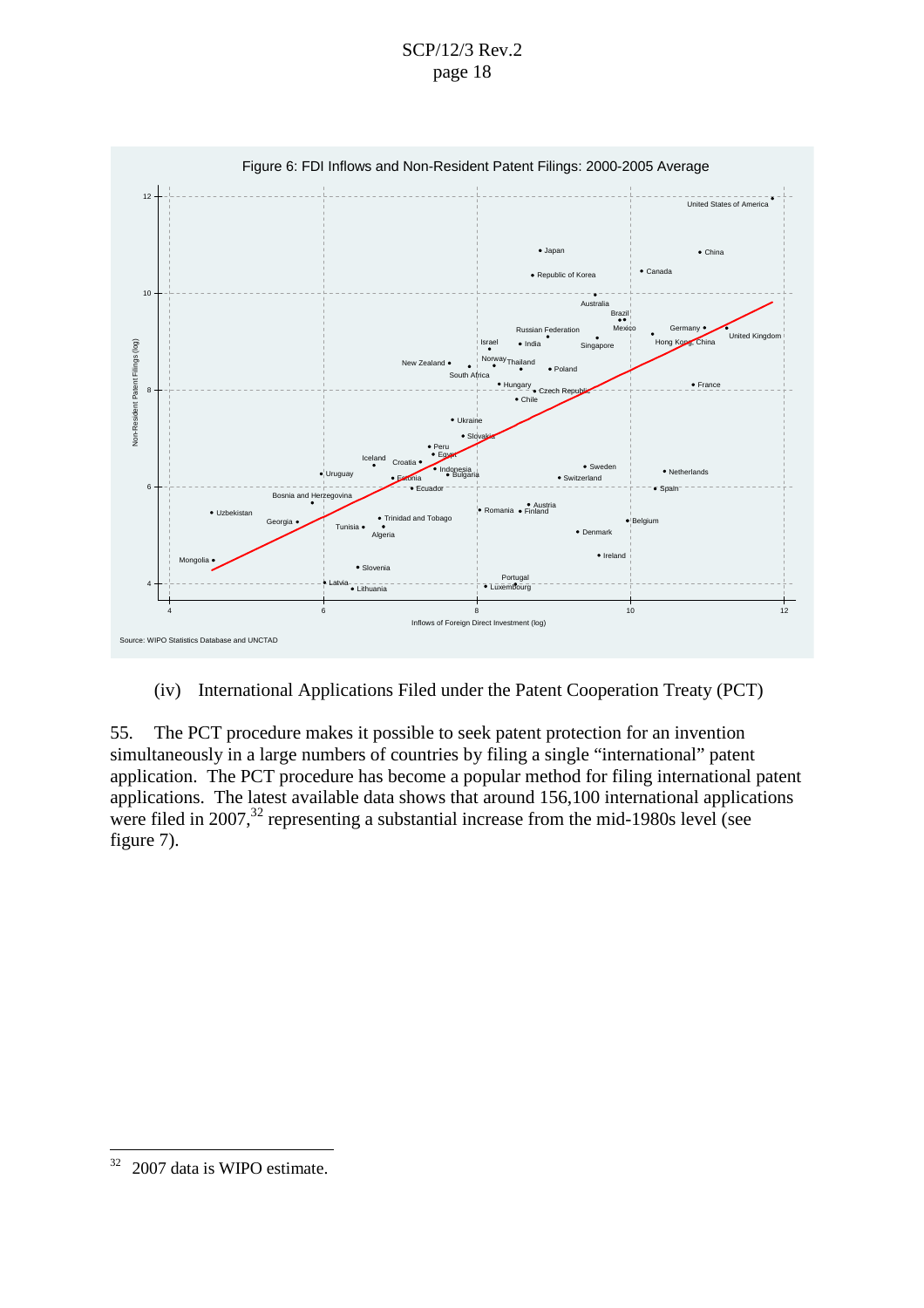Figure 6: FDI Inflows and Non-Resident Patent Filings: 2000-2005 Average

Non-Resident Patent Filings (log)

12
10
8
6
4

United States of America
Japan
China
Republic of Korea
Canada
Australia
Brazil
Mexico
Russian Federation
Germany
Israel
India
Singapore
Hong Kong, China
United Kingdom
New Zealand
Norway
Thailand
Poland
South Africa
Hungary
Czech Republic
France
Chile
Ukraine
Slovakia
Peru
Egypt
Iceland
Croatia
Indonesia
Bulgaria
Sweden
Netherlands
Uruguay
Estonia
Switzerland
Ecuador
Spain
Bosnia and Herzegovina
Austria
Uzbekistan
Romania
Finland
Georgia
Trinidad and Tobago
Belgium
Tunisia
Algeria
Denmark
Ireland
Mongolia
Slovenia
Portugal
Latvia
Lithuania
Luxembourg

4
6
8
10
12

Inflows of Foreign Direct Investment (log)

Source: WIPO Statistics Database and UNCTAD

(iv) International Applications Filed under the Patent Cooperation Treaty (PCT)

55. The PCT procedure makes it possible to seek patent protection for an invention simultaneously in a large numbers of countries by filing a single "international" patent application. The PCT procedure has become a popular method for filing international patent applications. The latest available data shows that around 156,100 international applications were filed in 2007,[32] representing a substantial increase from the mid-1980s level (see figure 7).

---

[32] 2007 data is WIPO estimate.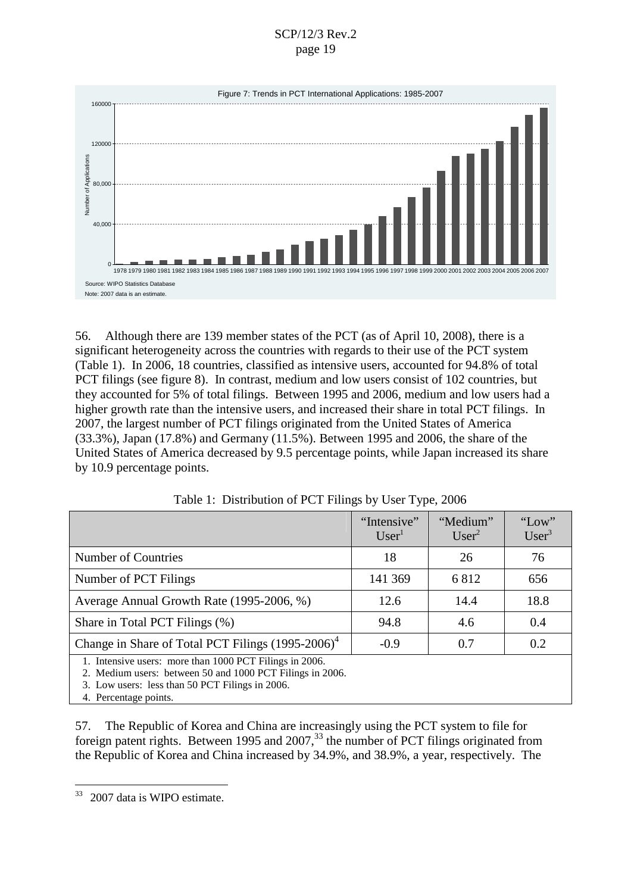Figure 7: Trends in PCT International Applications: 1985-2007

160000

120000

80,000

40,000

0

Number of Applications

1978 1979 1980 1981 1982 1983 1984 1985 1986 1987 1988 1989 1990 1991 1992 1993 1994 1995 1996 1997 1998 1999 2000 2001 2002 2003 2004 2005 2006 2007

Source: WIPO Statistics Database

Note: 2007 data is an estimate.

56. Although there are 139 member states of the PCT (as of April 10, 2008), there is a significant heterogeneity across the countries with regards to their use of the PCT system (Table 1). In 2006, 18 countries, classified as intensive users, accounted for 94.8% of total PCT filings (see figure 8). In contrast, medium and low users consist of 102 countries, but they accounted for 5% of total filings. Between 1995 and 2006, medium and low users had a higher growth rate than the intensive users, and increased their share in total PCT filings. In 2007, the largest number of PCT filings originated from the United States of America (33.3%), Japan (17.8%) and Germany (11.5%). Between 1995 and 2006, the share of the United States of America decreased by 9.5 percentage points, while Japan increased its share by 10.9 percentage points.

Table 1: Distribution of PCT Filings by User Type, 2006

| | "Intensive" User[1] | "Medium" User[2] | "Low" User[3] |
|---|---|---|---|
| Number of Countries | 18 | 26 | 76 |
| Number of PCT Filings | 141 369 | 6 812 | 656 |
| Average Annual Growth Rate (1995-2006, %) | 12.6 | 14.4 | 18.8 |
| Share in Total PCT Filings (%) | 94.8 | 4.6 | 0.4 |
| Change in Share of Total PCT Filings (1995-2006)[4] | -0.9 | 0.7 | 0.2 |

1. Intensive users: more than 1000 PCT Filings in 2006.
2. Medium users: between 50 and 1000 PCT Filings in 2006.
3. Low users: less than 50 PCT Filings in 2006.
4. Percentage points.

57. The Republic of Korea and China are increasingly using the PCT system to file for foreign patent rights. Between 1995 and 2007,[33] the number of PCT filings originated from the Republic of Korea and China increased by 34.9%, and 38.9%, a year, respectively. The

[33] 2007 data is WIPO estimate.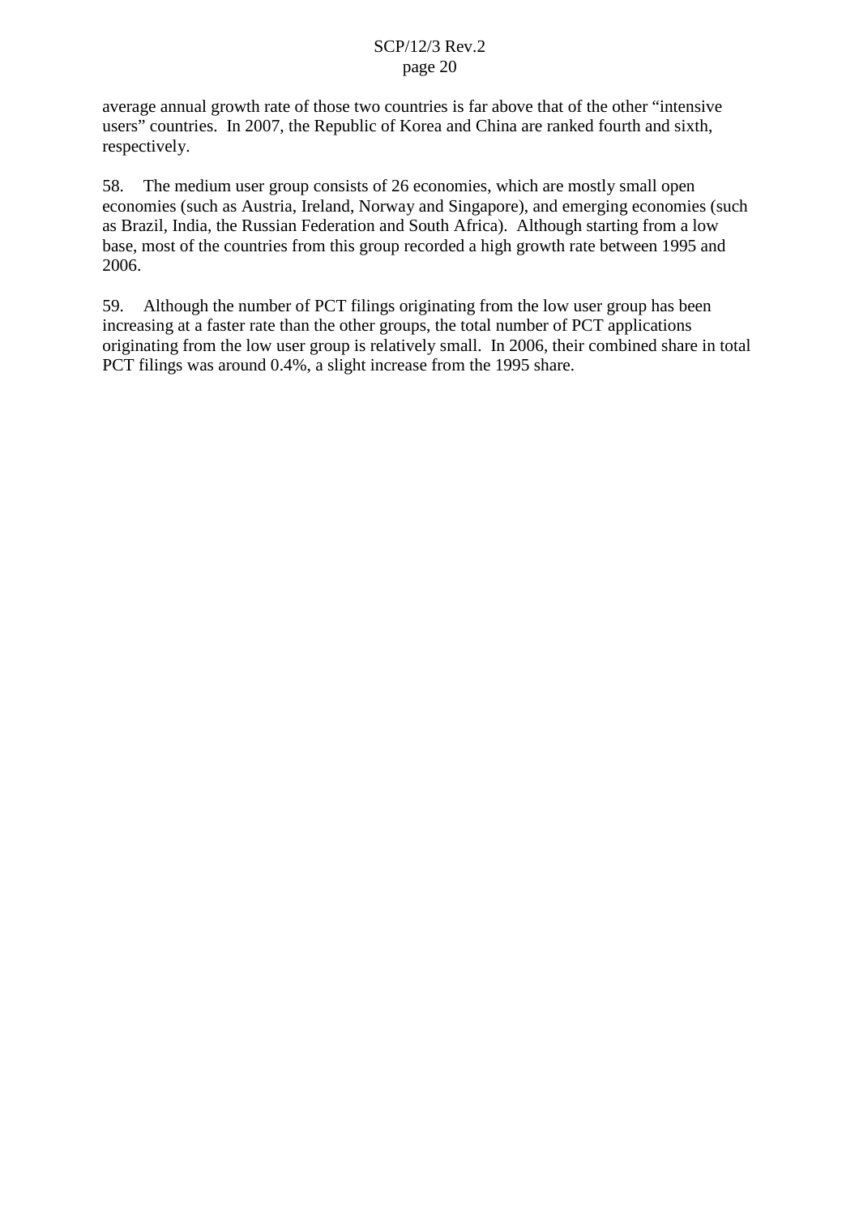average annual growth rate of those two countries is far above that of the other "intensive users" countries. In 2007, the Republic of Korea and China are ranked fourth and sixth, respectively.

58. The medium user group consists of 26 economies, which are mostly small open economies (such as Austria, Ireland, Norway and Singapore), and emerging economies (such as Brazil, India, the Russian Federation and South Africa). Although starting from a low base, most of the countries from this group recorded a high growth rate between 1995 and 2006.

59. Although the number of PCT filings originating from the low user group has been increasing at a faster rate than the other groups, the total number of PCT applications originating from the low user group is relatively small. In 2006, their combined share in total PCT filings was around 0.4%, a slight increase from the 1995 share.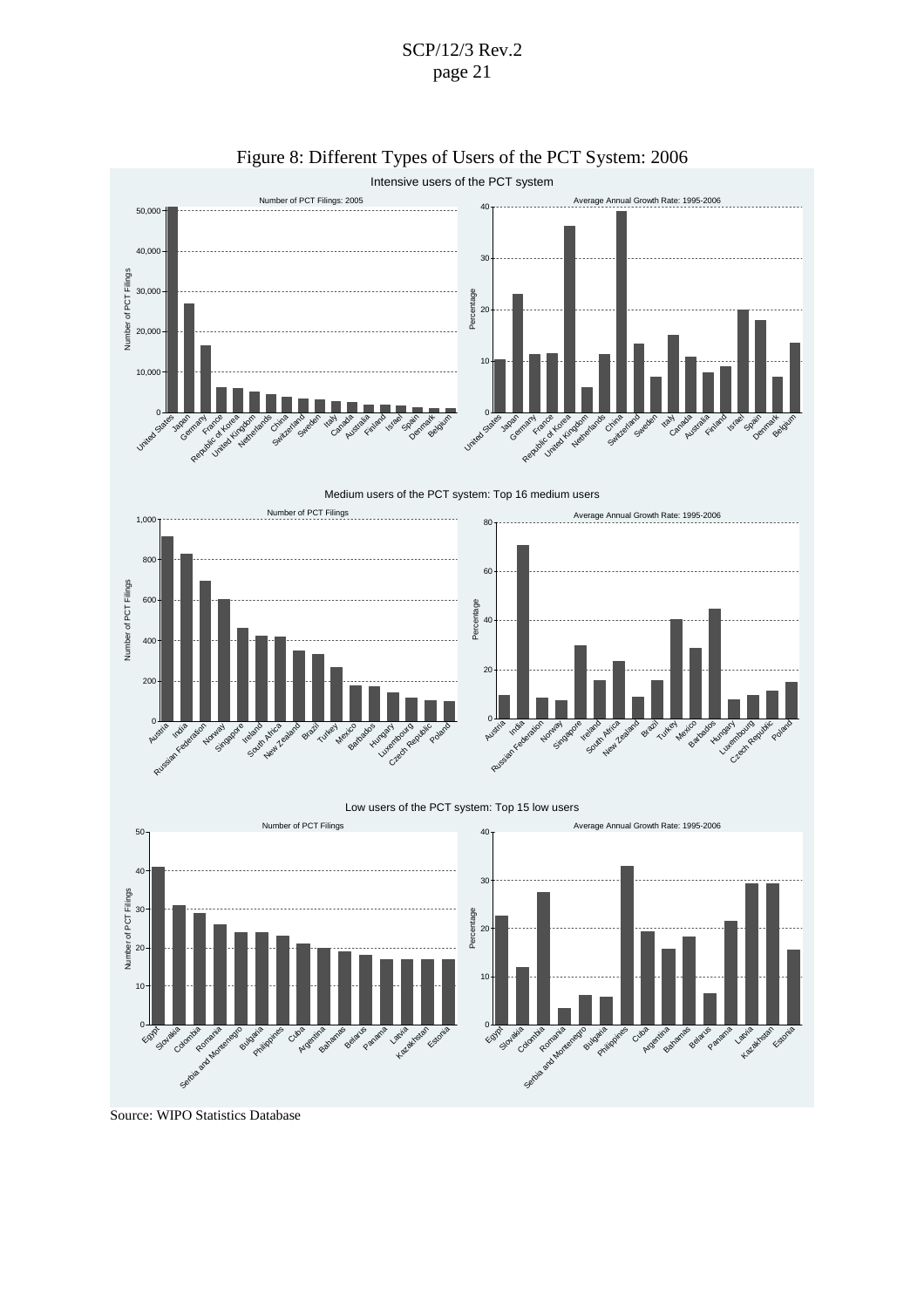# Figure 8: Different Types of Users of the PCT System: 2006

Intensive users of the PCT system

Number of PCT Filings: 2005

Number of PCT Filings

50,000
40,000
30,000
20,000
10,000
0

United States, Japan, Germany, France, Republic of Korea, United Kingdom, Netherlands, China, Switzerland, Sweden, Italy, Canada, Australia, Finland, Israel, Spain, Denmark, Belgium

Average Annual Growth Rate: 1995-2006

Percentage

40
30
20
10
0

United States, Japan, Germany, France, Republic of Korea, United Kingdom, Netherlands, China, Switzerland, Sweden, Italy, Canada, Australia, Finland, Israel, Spain, Denmark, Belgium

Medium users of the PCT system: Top 16 medium users

Number of PCT Filings

Number of PCT Filings

1,000
800
600
400
200
0

Austria, India, Russian Federation, Norway, Singapore, Ireland, South Africa, New Zealand, Brazil, Turkey, Mexico, Barbados, Hungary, Luxembourg, Czech Republic, Poland

Average Annual Growth Rate: 1995-2006

Percentage

80
60
40
20
0

Austria, India, Russian Federation, Norway, Singapore, Ireland, South Africa, New Zealand, Brazil, Turkey, Mexico, Barbados, Hungary, Luxembourg, Czech Republic, Poland

Low users of the PCT system: Top 15 low users

Number of PCT Filings

Number of PCT Filings

50
40
30
20
10
0

Egypt, Slovakia, Colombia, Romania, Serbia and Montenegro, Bulgaria, Philippines, Cuba, Argentina, Bahamas, Belarus, Panama, Latvia, Kazakhstan, Estonia

Average Annual Growth Rate: 1995-2006

Percentage

40
30
20
10
0

Egypt, Slovakia, Colombia, Romania, Serbia and Montenegro, Bulgaria, Philippines, Cuba, Argentina, Bahamas, Belarus, Panama, Latvia, Kazakhstan, Estonia

Source: WIPO Statistics Database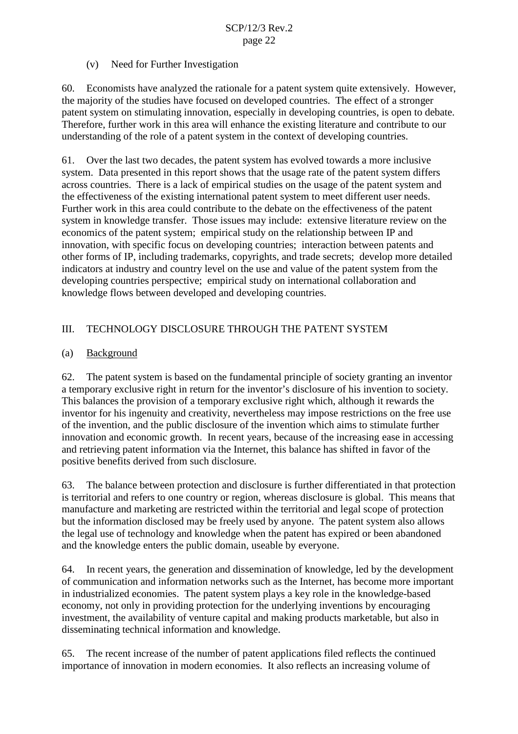(v) Need for Further Investigation

60. Economists have analyzed the rationale for a patent system quite extensively. However, the majority of the studies have focused on developed countries. The effect of a stronger patent system on stimulating innovation, especially in developing countries, is open to debate. Therefore, further work in this area will enhance the existing literature and contribute to our understanding of the role of a patent system in the context of developing countries.

61. Over the last two decades, the patent system has evolved towards a more inclusive system. Data presented in this report shows that the usage rate of the patent system differs across countries. There is a lack of empirical studies on the usage of the patent system and the effectiveness of the existing international patent system to meet different user needs. Further work in this area could contribute to the debate on the effectiveness of the patent system in knowledge transfer. Those issues may include: extensive literature review on the economics of the patent system; empirical study on the relationship between IP and innovation, with specific focus on developing countries; interaction between patents and other forms of IP, including trademarks, copyrights, and trade secrets; develop more detailed indicators at industry and country level on the use and value of the patent system from the developing countries perspective; empirical study on international collaboration and knowledge flows between developed and developing countries.

## III. TECHNOLOGY DISCLOSURE THROUGH THE PATENT SYSTEM

### (a) Background

62. The patent system is based on the fundamental principle of society granting an inventor a temporary exclusive right in return for the inventor's disclosure of his invention to society. This balances the provision of a temporary exclusive right which, although it rewards the inventor for his ingenuity and creativity, nevertheless may impose restrictions on the free use of the invention, and the public disclosure of the invention which aims to stimulate further innovation and economic growth. In recent years, because of the increasing ease in accessing and retrieving patent information via the Internet, this balance has shifted in favor of the positive benefits derived from such disclosure.

63. The balance between protection and disclosure is further differentiated in that protection is territorial and refers to one country or region, whereas disclosure is global. This means that manufacture and marketing are restricted within the territorial and legal scope of protection but the information disclosed may be freely used by anyone. The patent system also allows the legal use of technology and knowledge when the patent has expired or been abandoned and the knowledge enters the public domain, useable by everyone.

64. In recent years, the generation and dissemination of knowledge, led by the development of communication and information networks such as the Internet, has become more important in industrialized economies. The patent system plays a key role in the knowledge-based economy, not only in providing protection for the underlying inventions by encouraging investment, the availability of venture capital and making products marketable, but also in disseminating technical information and knowledge.

65. The recent increase of the number of patent applications filed reflects the continued importance of innovation in modern economies. It also reflects an increasing volume of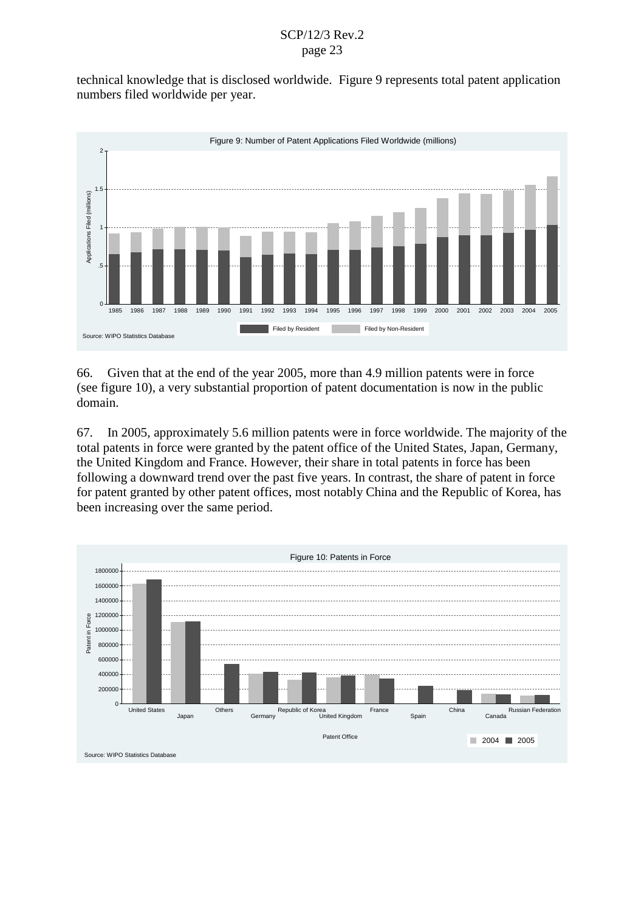technical knowledge that is disclosed worldwide. Figure 9 represents total patent application numbers filed worldwide per year.

Figure 9: Number of Patent Applications Filed Worldwide (millions)

Applications Filed (millions)

2
1.5
1
.5
0

1985 1986 1987 1988 1989 1990 1991 1992 1993 1994 1995 1996 1997 1998 1999 2000 2001 2002 2003 2004 2005

Filed by Resident
Filed by Non-Resident

Source: WIPO Statistics Database

66. Given that at the end of the year 2005, more than 4.9 million patents were in force (see figure 10), a very substantial proportion of patent documentation is now in the public domain.

67. In 2005, approximately 5.6 million patents were in force worldwide. The majority of the total patents in force were granted by the patent office of the United States, Japan, Germany, the United Kingdom and France. However, their share in total patents in force has been following a downward trend over the past five years. In contrast, the share of patent in force for patent granted by other patent offices, most notably China and the Republic of Korea, has been increasing over the same period.

Figure 10: Patents in Force

Patent in Force

1800000
1600000
1400000
1200000
1000000
800000
600000
400000
200000
0

United States
Japan
Others
Germany
Republic of Korea
United Kingdom
France
Spain
China
Canada
Russian Federation

Patent Office

2004
2005

Source: WIPO Statistics Database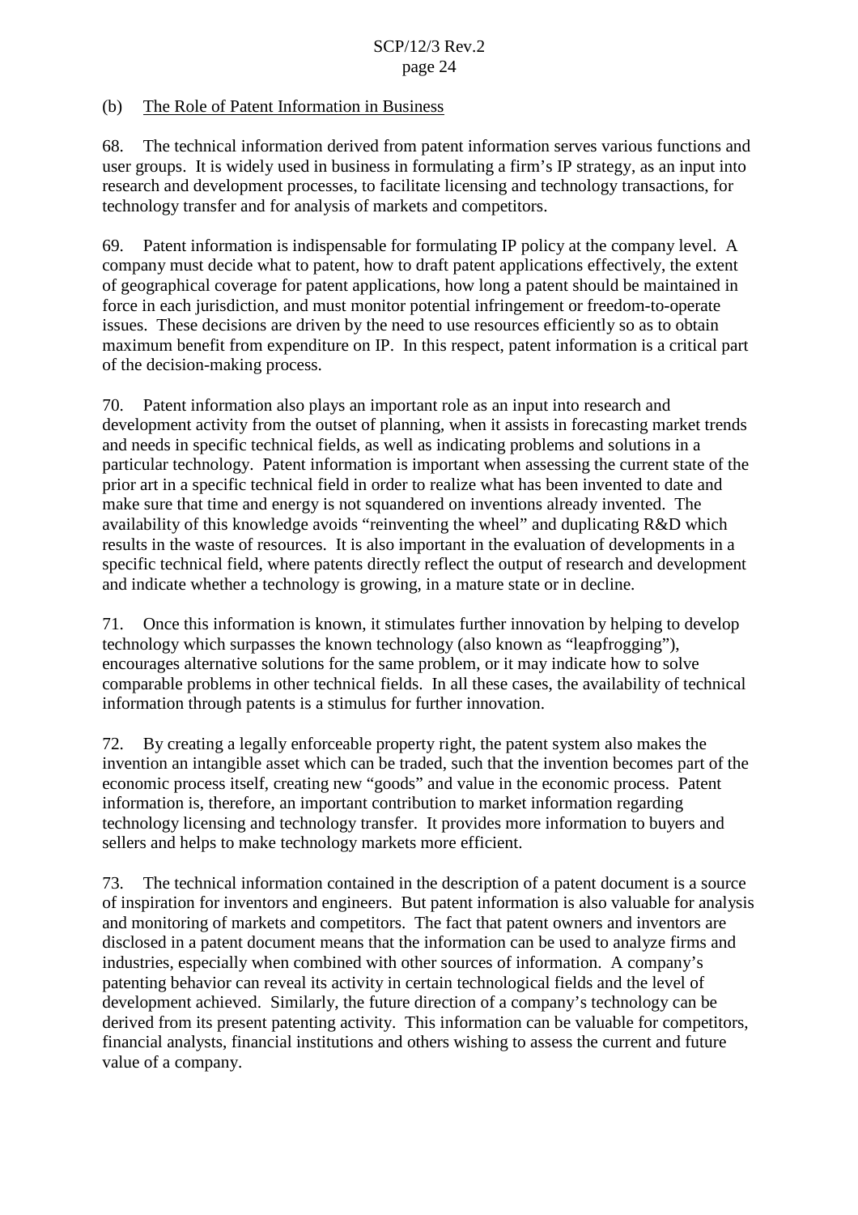### (b) The Role of Patent Information in Business

68. The technical information derived from patent information serves various functions and user groups. It is widely used in business in formulating a firm's IP strategy, as an input into research and development processes, to facilitate licensing and technology transactions, for technology transfer and for analysis of markets and competitors.

69. Patent information is indispensable for formulating IP policy at the company level. A company must decide what to patent, how to draft patent applications effectively, the extent of geographical coverage for patent applications, how long a patent should be maintained in force in each jurisdiction, and must monitor potential infringement or freedom-to-operate issues. These decisions are driven by the need to use resources efficiently so as to obtain maximum benefit from expenditure on IP. In this respect, patent information is a critical part of the decision-making process.

70. Patent information also plays an important role as an input into research and development activity from the outset of planning, when it assists in forecasting market trends and needs in specific technical fields, as well as indicating problems and solutions in a particular technology. Patent information is important when assessing the current state of the prior art in a specific technical field in order to realize what has been invented to date and make sure that time and energy is not squandered on inventions already invented. The availability of this knowledge avoids "reinventing the wheel" and duplicating R&D which results in the waste of resources. It is also important in the evaluation of developments in a specific technical field, where patents directly reflect the output of research and development and indicate whether a technology is growing, in a mature state or in decline.

71. Once this information is known, it stimulates further innovation by helping to develop technology which surpasses the known technology (also known as "leapfrogging"), encourages alternative solutions for the same problem, or it may indicate how to solve comparable problems in other technical fields. In all these cases, the availability of technical information through patents is a stimulus for further innovation.

72. By creating a legally enforceable property right, the patent system also makes the invention an intangible asset which can be traded, such that the invention becomes part of the economic process itself, creating new "goods" and value in the economic process. Patent information is, therefore, an important contribution to market information regarding technology licensing and technology transfer. It provides more information to buyers and sellers and helps to make technology markets more efficient.

73. The technical information contained in the description of a patent document is a source of inspiration for inventors and engineers. But patent information is also valuable for analysis and monitoring of markets and competitors. The fact that patent owners and inventors are disclosed in a patent document means that the information can be used to analyze firms and industries, especially when combined with other sources of information. A company's patenting behavior can reveal its activity in certain technological fields and the level of development achieved. Similarly, the future direction of a company's technology can be derived from its present patenting activity. This information can be valuable for competitors, financial analysts, financial institutions and others wishing to assess the current and future value of a company.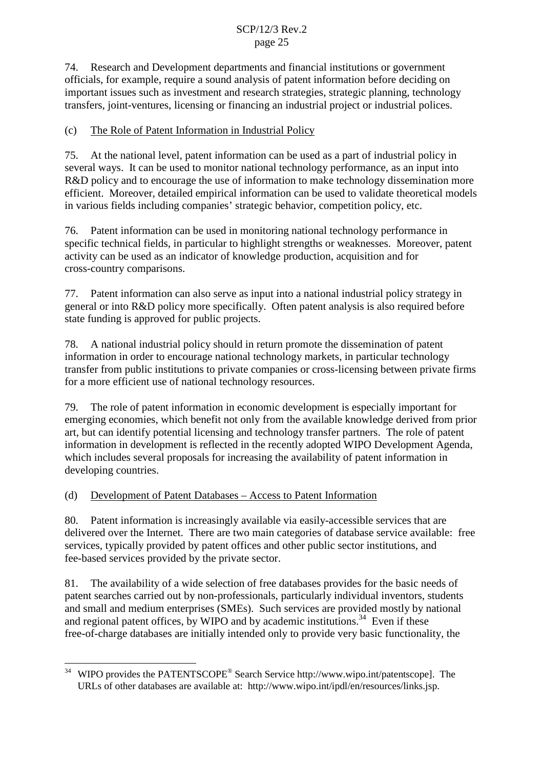74. Research and Development departments and financial institutions or government officials, for example, require a sound analysis of patent information before deciding on important issues such as investment and research strategies, strategic planning, technology transfers, joint-ventures, licensing or financing an industrial project or industrial polices.

(c) The Role of Patent Information in Industrial Policy

75. At the national level, patent information can be used as a part of industrial policy in several ways. It can be used to monitor national technology performance, as an input into R&D policy and to encourage the use of information to make technology dissemination more efficient. Moreover, detailed empirical information can be used to validate theoretical models in various fields including companies' strategic behavior, competition policy, etc.

76. Patent information can be used in monitoring national technology performance in specific technical fields, in particular to highlight strengths or weaknesses. Moreover, patent activity can be used as an indicator of knowledge production, acquisition and for cross-country comparisons.

77. Patent information can also serve as input into a national industrial policy strategy in general or into R&D policy more specifically. Often patent analysis is also required before state funding is approved for public projects.

78. A national industrial policy should in return promote the dissemination of patent information in order to encourage national technology markets, in particular technology transfer from public institutions to private companies or cross-licensing between private firms for a more efficient use of national technology resources.

79. The role of patent information in economic development is especially important for emerging economies, which benefit not only from the available knowledge derived from prior art, but can identify potential licensing and technology transfer partners. The role of patent information in development is reflected in the recently adopted WIPO Development Agenda, which includes several proposals for increasing the availability of patent information in developing countries.

(d) Development of Patent Databases – Access to Patent Information

80. Patent information is increasingly available via easily-accessible services that are delivered over the Internet. There are two main categories of database service available: free services, typically provided by patent offices and other public sector institutions, and fee-based services provided by the private sector.

81. The availability of a wide selection of free databases provides for the basic needs of patent searches carried out by non-professionals, particularly individual inventors, students and small and medium enterprises (SMEs). Such services are provided mostly by national and regional patent offices, by WIPO and by academic institutions.[34] Even if these free-of-charge databases are initially intended only to provide very basic functionality, the

[34] WIPO provides the PATENTSCOPE® Search Service http://www.wipo.int/patentscope]. The URLs of other databases are available at: http://www.wipo.int/ipdl/en/resources/links.jsp.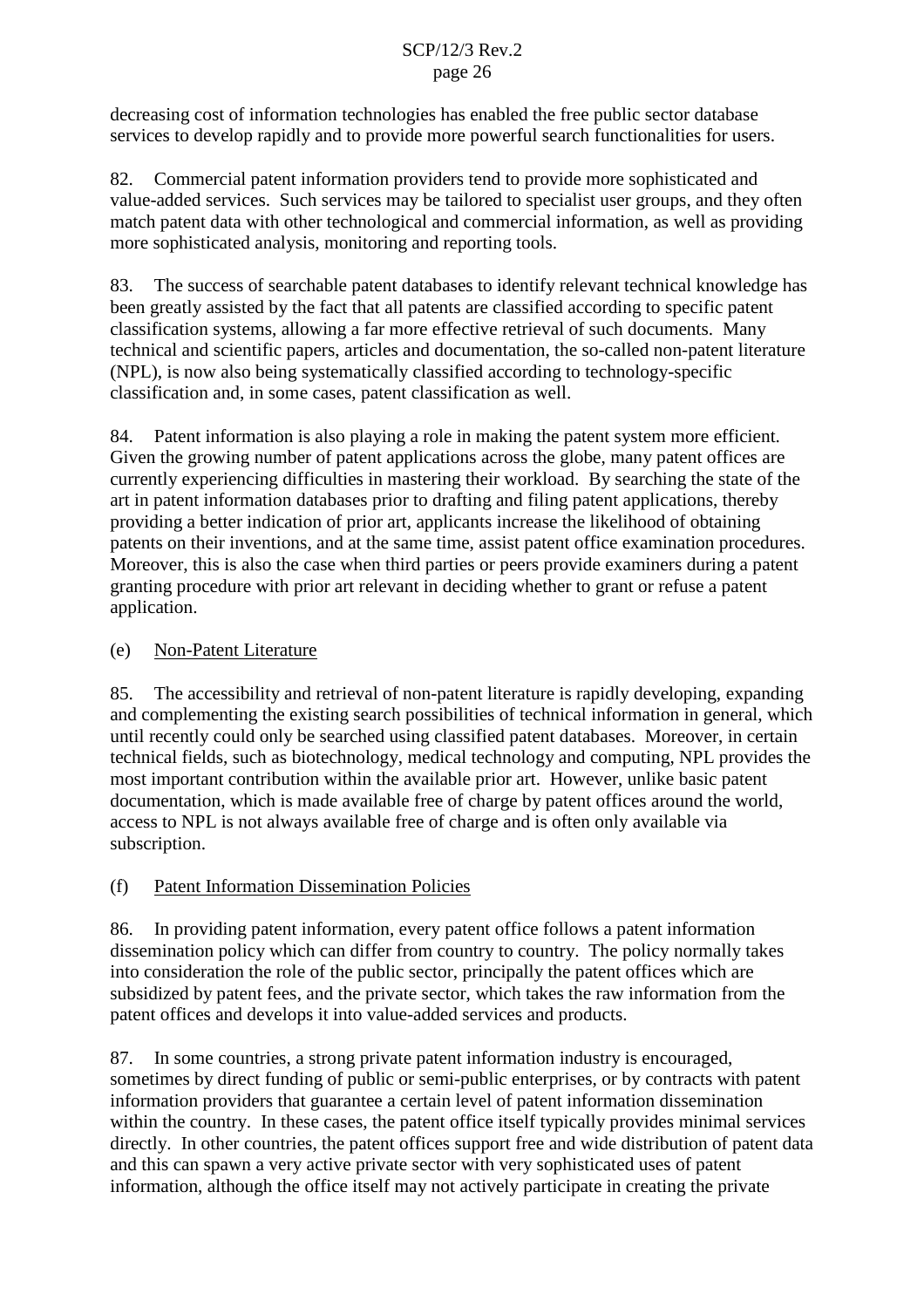decreasing cost of information technologies has enabled the free public sector database services to develop rapidly and to provide more powerful search functionalities for users.

82. Commercial patent information providers tend to provide more sophisticated and value-added services. Such services may be tailored to specialist user groups, and they often match patent data with other technological and commercial information, as well as providing more sophisticated analysis, monitoring and reporting tools.

83. The success of searchable patent databases to identify relevant technical knowledge has been greatly assisted by the fact that all patents are classified according to specific patent classification systems, allowing a far more effective retrieval of such documents. Many technical and scientific papers, articles and documentation, the so-called non-patent literature (NPL), is now also being systematically classified according to technology-specific classification and, in some cases, patent classification as well.

84. Patent information is also playing a role in making the patent system more efficient. Given the growing number of patent applications across the globe, many patent offices are currently experiencing difficulties in mastering their workload. By searching the state of the art in patent information databases prior to drafting and filing patent applications, thereby providing a better indication of prior art, applicants increase the likelihood of obtaining patents on their inventions, and at the same time, assist patent office examination procedures. Moreover, this is also the case when third parties or peers provide examiners during a patent granting procedure with prior art relevant in deciding whether to grant or refuse a patent application.

(e) Non-Patent Literature

85. The accessibility and retrieval of non-patent literature is rapidly developing, expanding and complementing the existing search possibilities of technical information in general, which until recently could only be searched using classified patent databases. Moreover, in certain technical fields, such as biotechnology, medical technology and computing, NPL provides the most important contribution within the available prior art. However, unlike basic patent documentation, which is made available free of charge by patent offices around the world, access to NPL is not always available free of charge and is often only available via subscription.

(f) Patent Information Dissemination Policies

86. In providing patent information, every patent office follows a patent information dissemination policy which can differ from country to country. The policy normally takes into consideration the role of the public sector, principally the patent offices which are subsidized by patent fees, and the private sector, which takes the raw information from the patent offices and develops it into value-added services and products.

87. In some countries, a strong private patent information industry is encouraged, sometimes by direct funding of public or semi-public enterprises, or by contracts with patent information providers that guarantee a certain level of patent information dissemination within the country. In these cases, the patent office itself typically provides minimal services directly. In other countries, the patent offices support free and wide distribution of patent data and this can spawn a very active private sector with very sophisticated uses of patent information, although the office itself may not actively participate in creating the private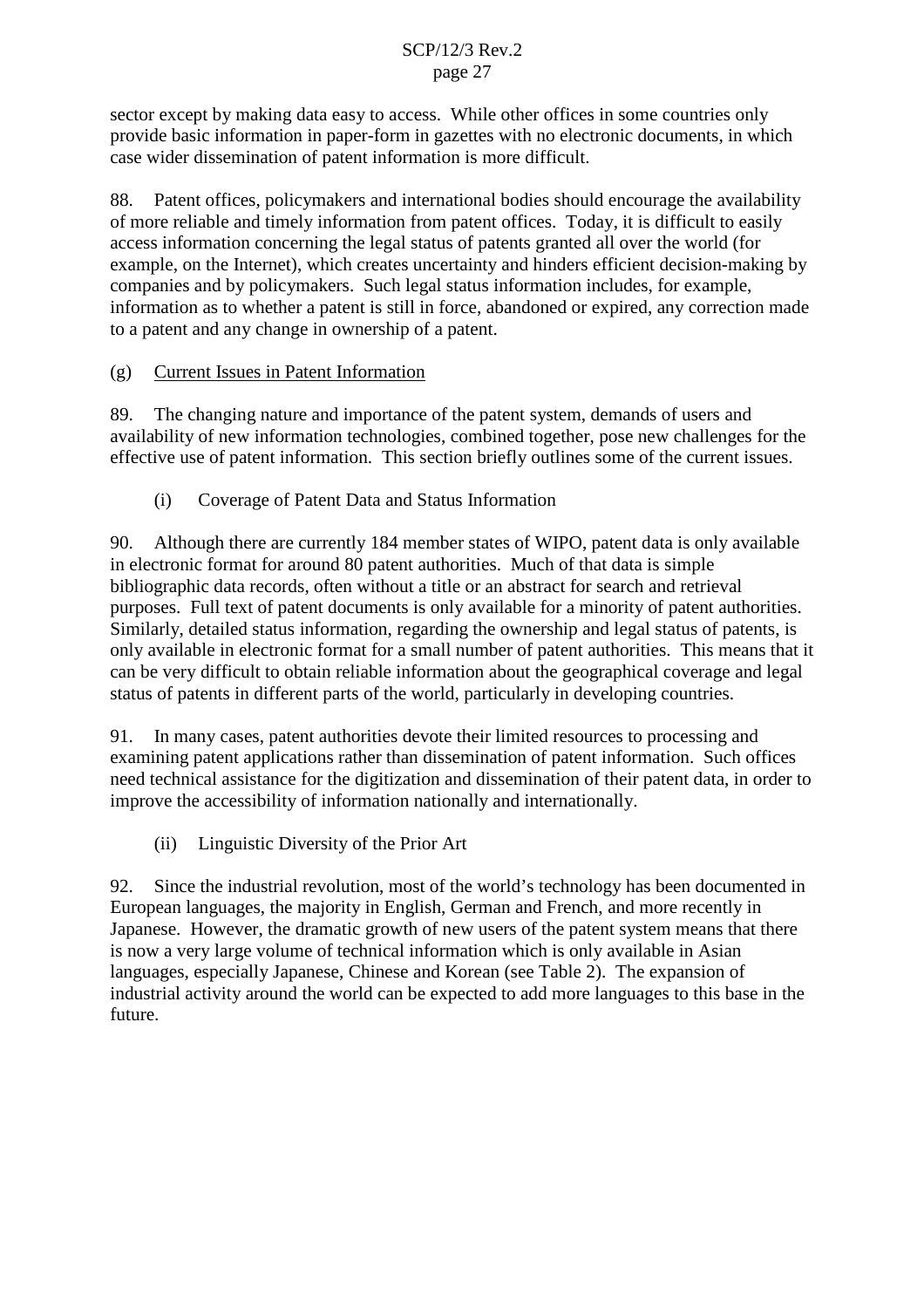sector except by making data easy to access. While other offices in some countries only provide basic information in paper-form in gazettes with no electronic documents, in which case wider dissemination of patent information is more difficult.

88. Patent offices, policymakers and international bodies should encourage the availability of more reliable and timely information from patent offices. Today, it is difficult to easily access information concerning the legal status of patents granted all over the world (for example, on the Internet), which creates uncertainty and hinders efficient decision-making by companies and by policymakers. Such legal status information includes, for example, information as to whether a patent is still in force, abandoned or expired, any correction made to a patent and any change in ownership of a patent.

## (g) Current Issues in Patent Information

89. The changing nature and importance of the patent system, demands of users and availability of new information technologies, combined together, pose new challenges for the effective use of patent information. This section briefly outlines some of the current issues.

### (i) Coverage of Patent Data and Status Information

90. Although there are currently 184 member states of WIPO, patent data is only available in electronic format for around 80 patent authorities. Much of that data is simple bibliographic data records, often without a title or an abstract for search and retrieval purposes. Full text of patent documents is only available for a minority of patent authorities. Similarly, detailed status information, regarding the ownership and legal status of patents, is only available in electronic format for a small number of patent authorities. This means that it can be very difficult to obtain reliable information about the geographical coverage and legal status of patents in different parts of the world, particularly in developing countries.

91. In many cases, patent authorities devote their limited resources to processing and examining patent applications rather than dissemination of patent information. Such offices need technical assistance for the digitization and dissemination of their patent data, in order to improve the accessibility of information nationally and internationally.

### (ii) Linguistic Diversity of the Prior Art

92. Since the industrial revolution, most of the world's technology has been documented in European languages, the majority in English, German and French, and more recently in Japanese. However, the dramatic growth of new users of the patent system means that there is now a very large volume of technical information which is only available in Asian languages, especially Japanese, Chinese and Korean (see Table 2). The expansion of industrial activity around the world can be expected to add more languages to this base in the future.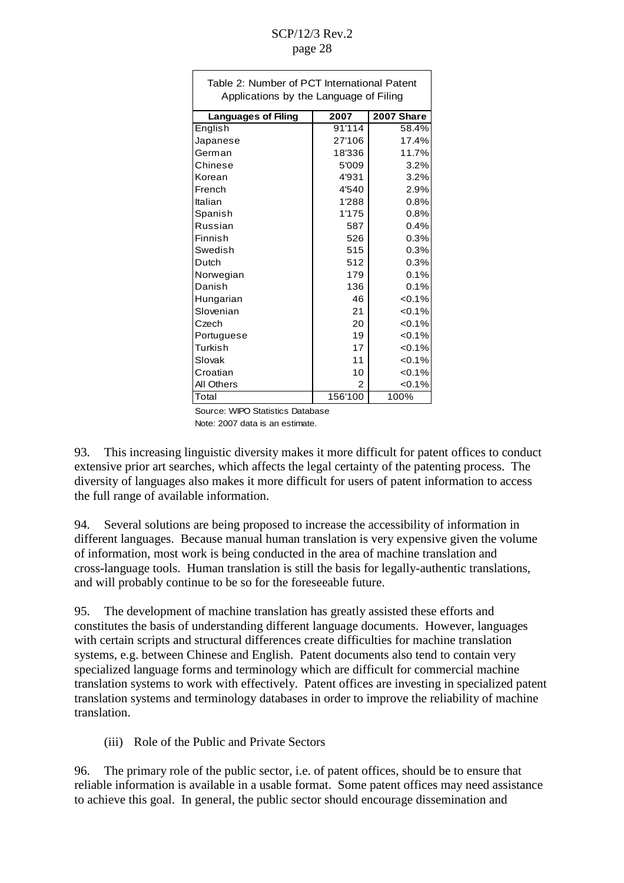Table 2: Number of PCT International Patent Applications by the Language of Filing

| Languages of Filing | 2007 | 2007 Share |
|---|---|---|
| English | 91'114 | 58.4% |
| Japanese | 27'106 | 17.4% |
| German | 18'336 | 11.7% |
| Chinese | 5'009 | 3.2% |
| Korean | 4'931 | 3.2% |
| French | 4'540 | 2.9% |
| Italian | 1'288 | 0.8% |
| Spanish | 1'175 | 0.8% |
| Russian | 587 | 0.4% |
| Finnish | 526 | 0.3% |
| Swedish | 515 | 0.3% |
| Dutch | 512 | 0.3% |
| Norwegian | 179 | 0.1% |
| Danish | 136 | 0.1% |
| Hungarian | 46 | <0.1% |
| Slovenian | 21 | <0.1% |
| Czech | 20 | <0.1% |
| Portuguese | 19 | <0.1% |
| Turkish | 17 | <0.1% |
| Slovak | 11 | <0.1% |
| Croatian | 10 | <0.1% |
| All Others | 2 | <0.1% |
| Total | 156'100 | 100% |

Source: WIPO Statistics Database

Note: 2007 data is an estimate.

93. This increasing linguistic diversity makes it more difficult for patent offices to conduct extensive prior art searches, which affects the legal certainty of the patenting process. The diversity of languages also makes it more difficult for users of patent information to access the full range of available information.

94. Several solutions are being proposed to increase the accessibility of information in different languages. Because manual human translation is very expensive given the volume of information, most work is being conducted in the area of machine translation and cross-language tools. Human translation is still the basis for legally-authentic translations, and will probably continue to be so for the foreseeable future.

95. The development of machine translation has greatly assisted these efforts and constitutes the basis of understanding different language documents. However, languages with certain scripts and structural differences create difficulties for machine translation systems, e.g. between Chinese and English. Patent documents also tend to contain very specialized language forms and terminology which are difficult for commercial machine translation systems to work with effectively. Patent offices are investing in specialized patent translation systems and terminology databases in order to improve the reliability of machine translation.

(iii) Role of the Public and Private Sectors

96. The primary role of the public sector, i.e. of patent offices, should be to ensure that reliable information is available in a usable format. Some patent offices may need assistance to achieve this goal. In general, the public sector should encourage dissemination and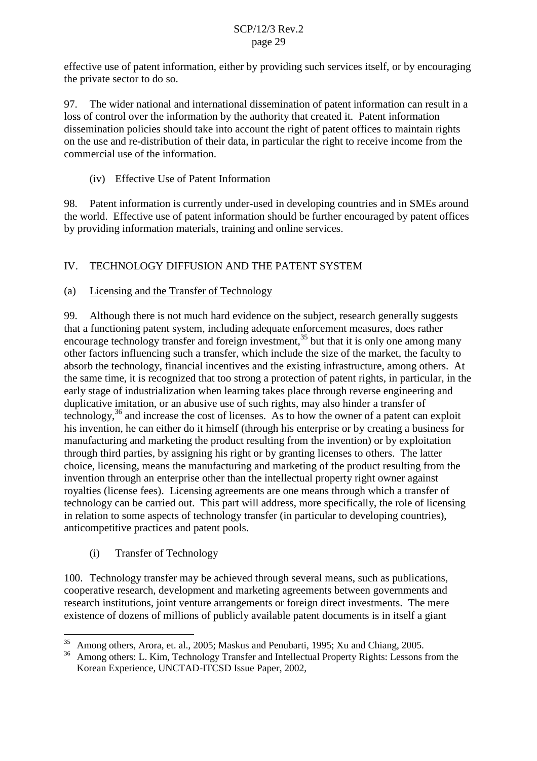effective use of patent information, either by providing such services itself, or by encouraging the private sector to do so.

97. The wider national and international dissemination of patent information can result in a loss of control over the information by the authority that created it. Patent information dissemination policies should take into account the right of patent offices to maintain rights on the use and re-distribution of their data, in particular the right to receive income from the commercial use of the information.

(iv) Effective Use of Patent Information

98. Patent information is currently under-used in developing countries and in SMEs around the world. Effective use of patent information should be further encouraged by patent offices by providing information materials, training and online services.

## IV. TECHNOLOGY DIFFUSION AND THE PATENT SYSTEM

### (a) Licensing and the Transfer of Technology

99. Although there is not much hard evidence on the subject, research generally suggests that a functioning patent system, including adequate enforcement measures, does rather encourage technology transfer and foreign investment,[35] but that it is only one among many other factors influencing such a transfer, which include the size of the market, the faculty to absorb the technology, financial incentives and the existing infrastructure, among others. At the same time, it is recognized that too strong a protection of patent rights, in particular, in the early stage of industrialization when learning takes place through reverse engineering and duplicative imitation, or an abusive use of such rights, may also hinder a transfer of technology,[36] and increase the cost of licenses. As to how the owner of a patent can exploit his invention, he can either do it himself (through his enterprise or by creating a business for manufacturing and marketing the product resulting from the invention) or by exploitation through third parties, by assigning his right or by granting licenses to others. The latter choice, licensing, means the manufacturing and marketing of the product resulting from the invention through an enterprise other than the intellectual property right owner against royalties (license fees). Licensing agreements are one means through which a transfer of technology can be carried out. This part will address, more specifically, the role of licensing in relation to some aspects of technology transfer (in particular to developing countries), anticompetitive practices and patent pools.

(i) Transfer of Technology

100. Technology transfer may be achieved through several means, such as publications, cooperative research, development and marketing agreements between governments and research institutions, joint venture arrangements or foreign direct investments. The mere existence of dozens of millions of publicly available patent documents is in itself a giant

---

[35] Among others, Arora, et. al., 2005; Maskus and Penubarti, 1995; Xu and Chiang, 2005.

[36] Among others: L. Kim, Technology Transfer and Intellectual Property Rights: Lessons from the Korean Experience, UNCTAD-ITCSD Issue Paper, 2002,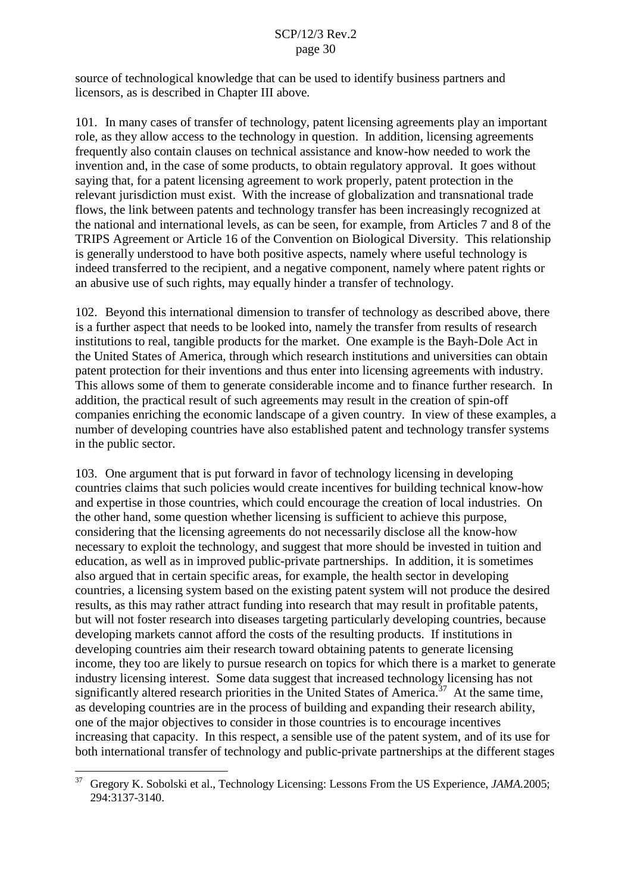source of technological knowledge that can be used to identify business partners and licensors, as is described in Chapter III above.

101. In many cases of transfer of technology, patent licensing agreements play an important role, as they allow access to the technology in question. In addition, licensing agreements frequently also contain clauses on technical assistance and know-how needed to work the invention and, in the case of some products, to obtain regulatory approval. It goes without saying that, for a patent licensing agreement to work properly, patent protection in the relevant jurisdiction must exist. With the increase of globalization and transnational trade flows, the link between patents and technology transfer has been increasingly recognized at the national and international levels, as can be seen, for example, from Articles 7 and 8 of the TRIPS Agreement or Article 16 of the Convention on Biological Diversity. This relationship is generally understood to have both positive aspects, namely where useful technology is indeed transferred to the recipient, and a negative component, namely where patent rights or an abusive use of such rights, may equally hinder a transfer of technology.

102. Beyond this international dimension to transfer of technology as described above, there is a further aspect that needs to be looked into, namely the transfer from results of research institutions to real, tangible products for the market. One example is the Bayh-Dole Act in the United States of America, through which research institutions and universities can obtain patent protection for their inventions and thus enter into licensing agreements with industry. This allows some of them to generate considerable income and to finance further research. In addition, the practical result of such agreements may result in the creation of spin-off companies enriching the economic landscape of a given country. In view of these examples, a number of developing countries have also established patent and technology transfer systems in the public sector.

103. One argument that is put forward in favor of technology licensing in developing countries claims that such policies would create incentives for building technical know-how and expertise in those countries, which could encourage the creation of local industries. On the other hand, some question whether licensing is sufficient to achieve this purpose, considering that the licensing agreements do not necessarily disclose all the know-how necessary to exploit the technology, and suggest that more should be invested in tuition and education, as well as in improved public-private partnerships. In addition, it is sometimes also argued that in certain specific areas, for example, the health sector in developing countries, a licensing system based on the existing patent system will not produce the desired results, as this may rather attract funding into research that may result in profitable patents, but will not foster research into diseases targeting particularly developing countries, because developing markets cannot afford the costs of the resulting products. If institutions in developing countries aim their research toward obtaining patents to generate licensing income, they too are likely to pursue research on topics for which there is a market to generate industry licensing interest. Some data suggest that increased technology licensing has not significantly altered research priorities in the United States of America.[37] At the same time, as developing countries are in the process of building and expanding their research ability, one of the major objectives to consider in those countries is to encourage incentives increasing that capacity. In this respect, a sensible use of the patent system, and of its use for both international transfer of technology and public-private partnerships at the different stages

[37] Gregory K. Sobolski et al., Technology Licensing: Lessons From the US Experience, *JAMA*.2005; 294:3137-3140.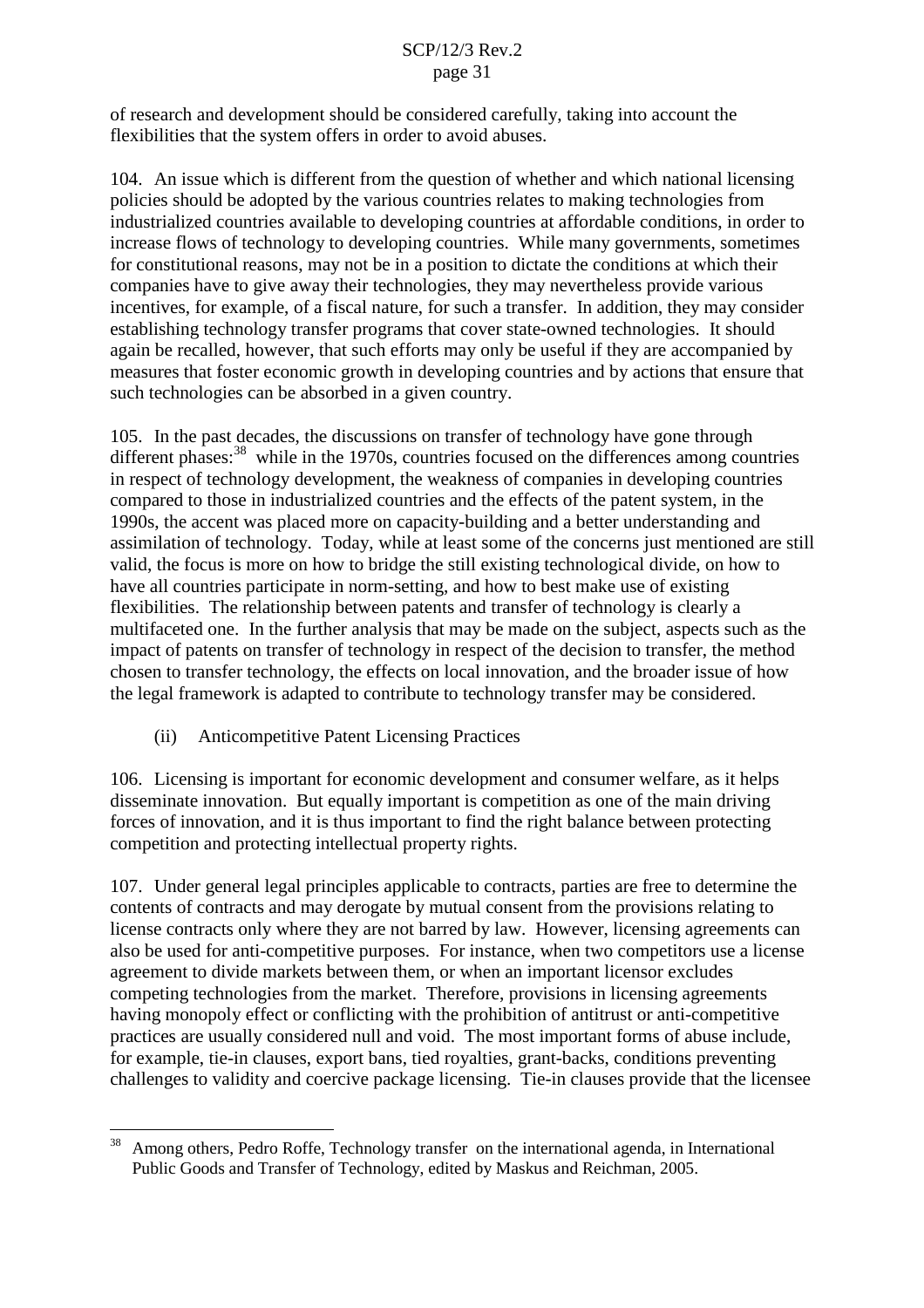of research and development should be considered carefully, taking into account the flexibilities that the system offers in order to avoid abuses.

104. An issue which is different from the question of whether and which national licensing policies should be adopted by the various countries relates to making technologies from industrialized countries available to developing countries at affordable conditions, in order to increase flows of technology to developing countries. While many governments, sometimes for constitutional reasons, may not be in a position to dictate the conditions at which their companies have to give away their technologies, they may nevertheless provide various incentives, for example, of a fiscal nature, for such a transfer. In addition, they may consider establishing technology transfer programs that cover state-owned technologies. It should again be recalled, however, that such efforts may only be useful if they are accompanied by measures that foster economic growth in developing countries and by actions that ensure that such technologies can be absorbed in a given country.

105. In the past decades, the discussions on transfer of technology have gone through different phases:[38] while in the 1970s, countries focused on the differences among countries in respect of technology development, the weakness of companies in developing countries compared to those in industrialized countries and the effects of the patent system, in the 1990s, the accent was placed more on capacity-building and a better understanding and assimilation of technology. Today, while at least some of the concerns just mentioned are still valid, the focus is more on how to bridge the still existing technological divide, on how to have all countries participate in norm-setting, and how to best make use of existing flexibilities. The relationship between patents and transfer of technology is clearly a multifaceted one. In the further analysis that may be made on the subject, aspects such as the impact of patents on transfer of technology in respect of the decision to transfer, the method chosen to transfer technology, the effects on local innovation, and the broader issue of how the legal framework is adapted to contribute to technology transfer may be considered.

(ii) Anticompetitive Patent Licensing Practices

106. Licensing is important for economic development and consumer welfare, as it helps disseminate innovation. But equally important is competition as one of the main driving forces of innovation, and it is thus important to find the right balance between protecting competition and protecting intellectual property rights.

107. Under general legal principles applicable to contracts, parties are free to determine the contents of contracts and may derogate by mutual consent from the provisions relating to license contracts only where they are not barred by law. However, licensing agreements can also be used for anti-competitive purposes. For instance, when two competitors use a license agreement to divide markets between them, or when an important licensor excludes competing technologies from the market. Therefore, provisions in licensing agreements having monopoly effect or conflicting with the prohibition of antitrust or anti-competitive practices are usually considered null and void. The most important forms of abuse include, for example, tie-in clauses, export bans, tied royalties, grant-backs, conditions preventing challenges to validity and coercive package licensing. Tie-in clauses provide that the licensee

[38] Among others, Pedro Roffe, Technology transfer on the international agenda, in International Public Goods and Transfer of Technology, edited by Maskus and Reichman, 2005.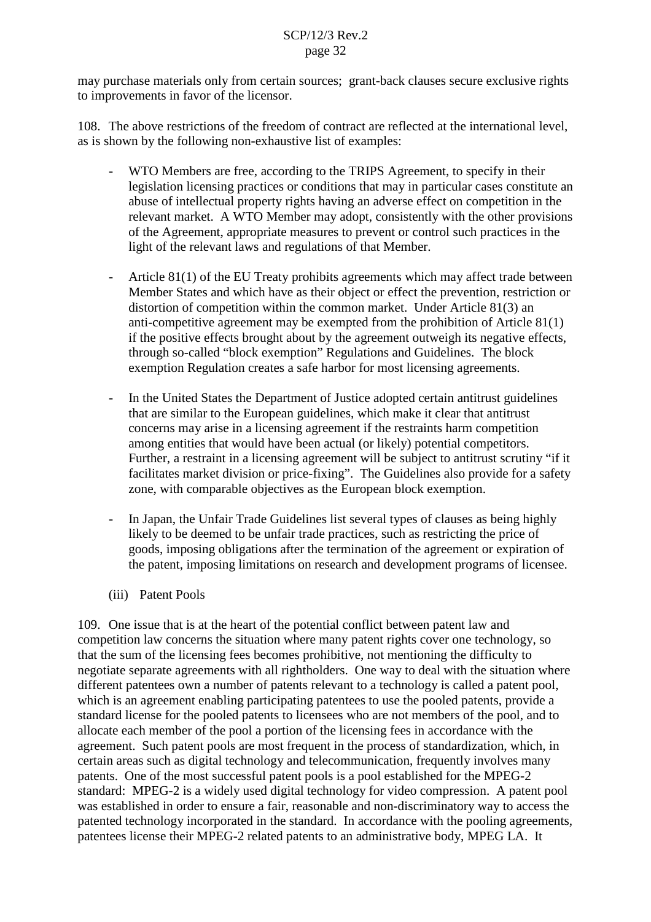may purchase materials only from certain sources; grant-back clauses secure exclusive rights to improvements in favor of the licensor.

108. The above restrictions of the freedom of contract are reflected at the international level, as is shown by the following non-exhaustive list of examples:

- WTO Members are free, according to the TRIPS Agreement, to specify in their legislation licensing practices or conditions that may in particular cases constitute an abuse of intellectual property rights having an adverse effect on competition in the relevant market. A WTO Member may adopt, consistently with the other provisions of the Agreement, appropriate measures to prevent or control such practices in the light of the relevant laws and regulations of that Member.

- Article 81(1) of the EU Treaty prohibits agreements which may affect trade between Member States and which have as their object or effect the prevention, restriction or distortion of competition within the common market. Under Article 81(3) an anti-competitive agreement may be exempted from the prohibition of Article 81(1) if the positive effects brought about by the agreement outweigh its negative effects, through so-called "block exemption" Regulations and Guidelines. The block exemption Regulation creates a safe harbor for most licensing agreements.

- In the United States the Department of Justice adopted certain antitrust guidelines that are similar to the European guidelines, which make it clear that antitrust concerns may arise in a licensing agreement if the restraints harm competition among entities that would have been actual (or likely) potential competitors. Further, a restraint in a licensing agreement will be subject to antitrust scrutiny "if it facilitates market division or price-fixing". The Guidelines also provide for a safety zone, with comparable objectives as the European block exemption.

- In Japan, the Unfair Trade Guidelines list several types of clauses as being highly likely to be deemed to be unfair trade practices, such as restricting the price of goods, imposing obligations after the termination of the agreement or expiration of the patent, imposing limitations on research and development programs of licensee.

(iii) Patent Pools

109. One issue that is at the heart of the potential conflict between patent law and competition law concerns the situation where many patent rights cover one technology, so that the sum of the licensing fees becomes prohibitive, not mentioning the difficulty to negotiate separate agreements with all rightholders. One way to deal with the situation where different patentees own a number of patents relevant to a technology is called a patent pool, which is an agreement enabling participating patentees to use the pooled patents, provide a standard license for the pooled patents to licensees who are not members of the pool, and to allocate each member of the pool a portion of the licensing fees in accordance with the agreement. Such patent pools are most frequent in the process of standardization, which, in certain areas such as digital technology and telecommunication, frequently involves many patents. One of the most successful patent pools is a pool established for the MPEG-2 standard: MPEG-2 is a widely used digital technology for video compression. A patent pool was established in order to ensure a fair, reasonable and non-discriminatory way to access the patented technology incorporated in the standard. In accordance with the pooling agreements, patentees license their MPEG-2 related patents to an administrative body, MPEG LA. It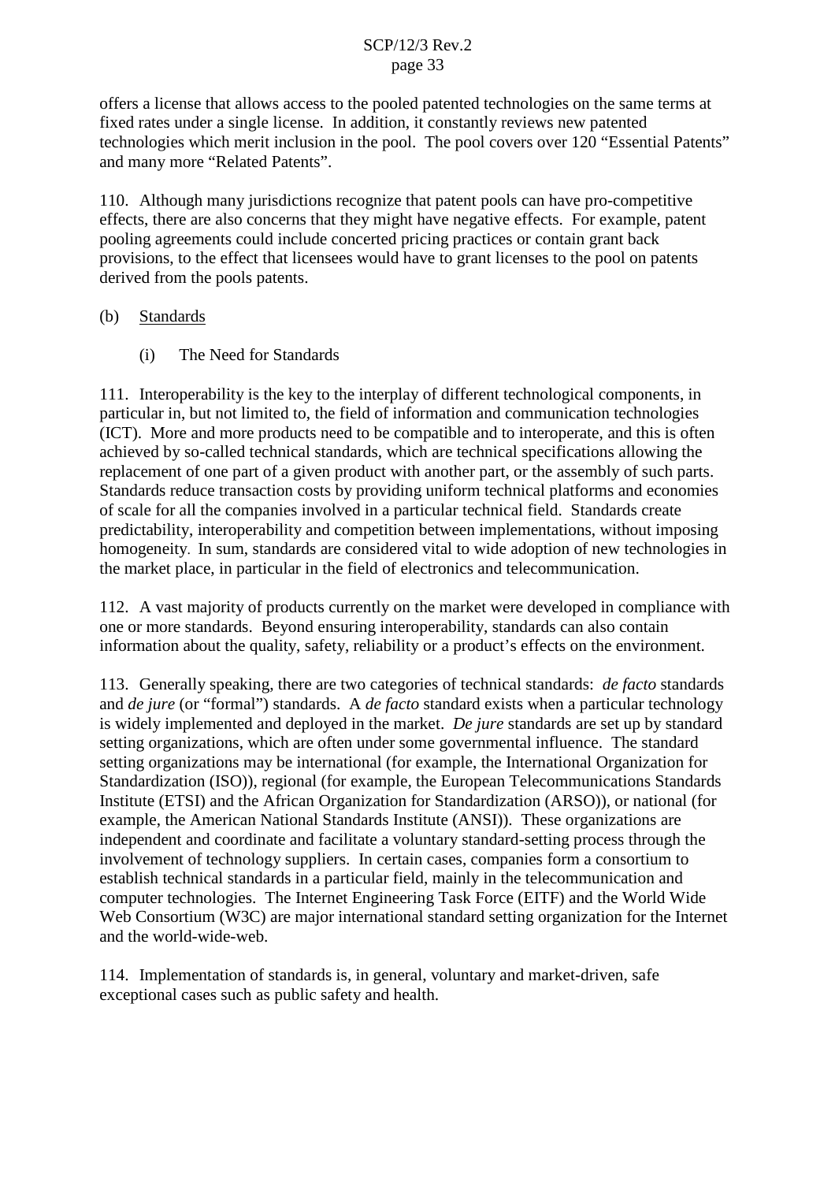offers a license that allows access to the pooled patented technologies on the same terms at fixed rates under a single license. In addition, it constantly reviews new patented technologies which merit inclusion in the pool. The pool covers over 120 "Essential Patents" and many more "Related Patents".

110. Although many jurisdictions recognize that patent pools can have pro-competitive effects, there are also concerns that they might have negative effects. For example, patent pooling agreements could include concerted pricing practices or contain grant back provisions, to the effect that licensees would have to grant licenses to the pool on patents derived from the pools patents.

(b) Standards

(i) The Need for Standards

111. Interoperability is the key to the interplay of different technological components, in particular in, but not limited to, the field of information and communication technologies (ICT). More and more products need to be compatible and to interoperate, and this is often achieved by so-called technical standards, which are technical specifications allowing the replacement of one part of a given product with another part, or the assembly of such parts. Standards reduce transaction costs by providing uniform technical platforms and economies of scale for all the companies involved in a particular technical field. Standards create predictability, interoperability and competition between implementations, without imposing homogeneity. In sum, standards are considered vital to wide adoption of new technologies in the market place, in particular in the field of electronics and telecommunication.

112. A vast majority of products currently on the market were developed in compliance with one or more standards. Beyond ensuring interoperability, standards can also contain information about the quality, safety, reliability or a product's effects on the environment.

113. Generally speaking, there are two categories of technical standards: *de facto* standards and *de jure* (or "formal") standards. A *de facto* standard exists when a particular technology is widely implemented and deployed in the market. *De jure* standards are set up by standard setting organizations, which are often under some governmental influence. The standard setting organizations may be international (for example, the International Organization for Standardization (ISO)), regional (for example, the European Telecommunications Standards Institute (ETSI) and the African Organization for Standardization (ARSO)), or national (for example, the American National Standards Institute (ANSI)). These organizations are independent and coordinate and facilitate a voluntary standard-setting process through the involvement of technology suppliers. In certain cases, companies form a consortium to establish technical standards in a particular field, mainly in the telecommunication and computer technologies. The Internet Engineering Task Force (EITF) and the World Wide Web Consortium (W3C) are major international standard setting organization for the Internet and the world-wide-web.

114. Implementation of standards is, in general, voluntary and market-driven, safe exceptional cases such as public safety and health.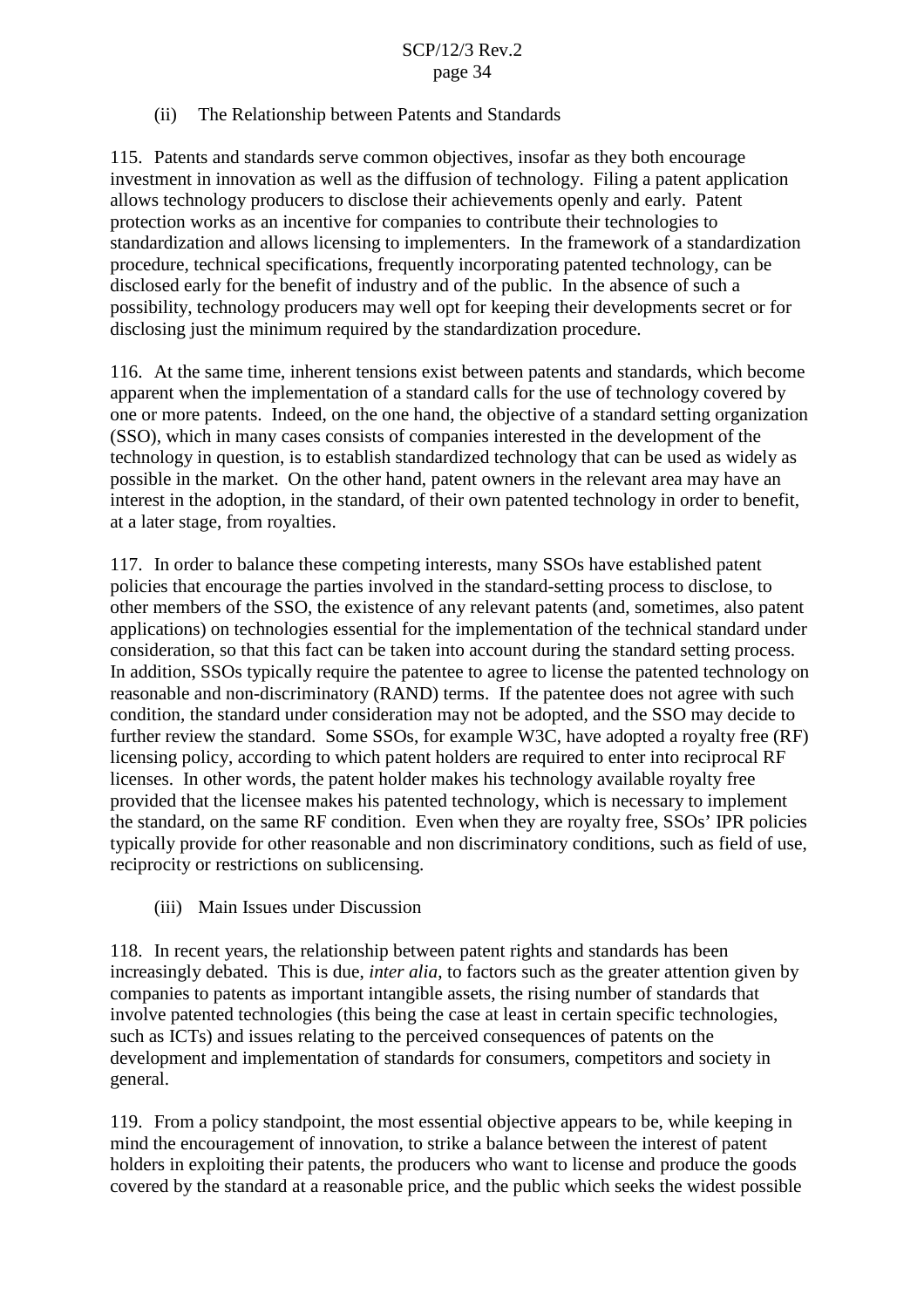### (ii) The Relationship between Patents and Standards

115. Patents and standards serve common objectives, insofar as they both encourage investment in innovation as well as the diffusion of technology. Filing a patent application allows technology producers to disclose their achievements openly and early. Patent protection works as an incentive for companies to contribute their technologies to standardization and allows licensing to implementers. In the framework of a standardization procedure, technical specifications, frequently incorporating patented technology, can be disclosed early for the benefit of industry and of the public. In the absence of such a possibility, technology producers may well opt for keeping their developments secret or for disclosing just the minimum required by the standardization procedure.

116. At the same time, inherent tensions exist between patents and standards, which become apparent when the implementation of a standard calls for the use of technology covered by one or more patents. Indeed, on the one hand, the objective of a standard setting organization (SSO), which in many cases consists of companies interested in the development of the technology in question, is to establish standardized technology that can be used as widely as possible in the market. On the other hand, patent owners in the relevant area may have an interest in the adoption, in the standard, of their own patented technology in order to benefit, at a later stage, from royalties.

117. In order to balance these competing interests, many SSOs have established patent policies that encourage the parties involved in the standard-setting process to disclose, to other members of the SSO, the existence of any relevant patents (and, sometimes, also patent applications) on technologies essential for the implementation of the technical standard under consideration, so that this fact can be taken into account during the standard setting process. In addition, SSOs typically require the patentee to agree to license the patented technology on reasonable and non-discriminatory (RAND) terms. If the patentee does not agree with such condition, the standard under consideration may not be adopted, and the SSO may decide to further review the standard. Some SSOs, for example W3C, have adopted a royalty free (RF) licensing policy, according to which patent holders are required to enter into reciprocal RF licenses. In other words, the patent holder makes his technology available royalty free provided that the licensee makes his patented technology, which is necessary to implement the standard, on the same RF condition. Even when they are royalty free, SSOs' IPR policies typically provide for other reasonable and non discriminatory conditions, such as field of use, reciprocity or restrictions on sublicensing.

### (iii) Main Issues under Discussion

118. In recent years, the relationship between patent rights and standards has been increasingly debated. This is due, *inter alia*, to factors such as the greater attention given by companies to patents as important intangible assets, the rising number of standards that involve patented technologies (this being the case at least in certain specific technologies, such as ICTs) and issues relating to the perceived consequences of patents on the development and implementation of standards for consumers, competitors and society in general.

119. From a policy standpoint, the most essential objective appears to be, while keeping in mind the encouragement of innovation, to strike a balance between the interest of patent holders in exploiting their patents, the producers who want to license and produce the goods covered by the standard at a reasonable price, and the public which seeks the widest possible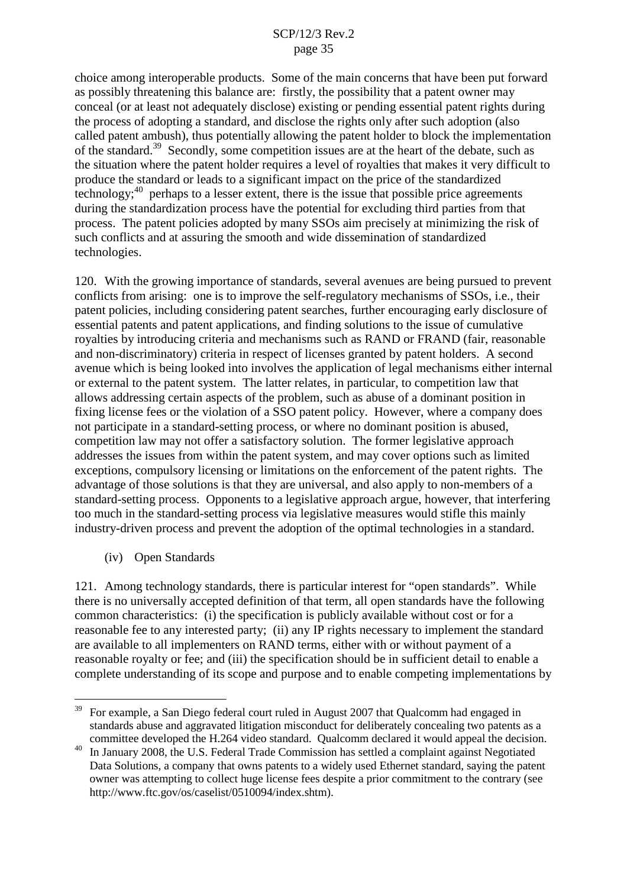choice among interoperable products. Some of the main concerns that have been put forward as possibly threatening this balance are: firstly, the possibility that a patent owner may conceal (or at least not adequately disclose) existing or pending essential patent rights during the process of adopting a standard, and disclose the rights only after such adoption (also called patent ambush), thus potentially allowing the patent holder to block the implementation of the standard.[39] Secondly, some competition issues are at the heart of the debate, such as the situation where the patent holder requires a level of royalties that makes it very difficult to produce the standard or leads to a significant impact on the price of the standardized technology;[40] perhaps to a lesser extent, there is the issue that possible price agreements during the standardization process have the potential for excluding third parties from that process. The patent policies adopted by many SSOs aim precisely at minimizing the risk of such conflicts and at assuring the smooth and wide dissemination of standardized technologies.

120. With the growing importance of standards, several avenues are being pursued to prevent conflicts from arising: one is to improve the self-regulatory mechanisms of SSOs, i.e., their patent policies, including considering patent searches, further encouraging early disclosure of essential patents and patent applications, and finding solutions to the issue of cumulative royalties by introducing criteria and mechanisms such as RAND or FRAND (fair, reasonable and non-discriminatory) criteria in respect of licenses granted by patent holders. A second avenue which is being looked into involves the application of legal mechanisms either internal or external to the patent system. The latter relates, in particular, to competition law that allows addressing certain aspects of the problem, such as abuse of a dominant position in fixing license fees or the violation of a SSO patent policy. However, where a company does not participate in a standard-setting process, or where no dominant position is abused, competition law may not offer a satisfactory solution. The former legislative approach addresses the issues from within the patent system, and may cover options such as limited exceptions, compulsory licensing or limitations on the enforcement of the patent rights. The advantage of those solutions is that they are universal, and also apply to non-members of a standard-setting process. Opponents to a legislative approach argue, however, that interfering too much in the standard-setting process via legislative measures would stifle this mainly industry-driven process and prevent the adoption of the optimal technologies in a standard.

(iv) Open Standards

121. Among technology standards, there is particular interest for "open standards". While there is no universally accepted definition of that term, all open standards have the following common characteristics: (i) the specification is publicly available without cost or for a reasonable fee to any interested party; (ii) any IP rights necessary to implement the standard are available to all implementers on RAND terms, either with or without payment of a reasonable royalty or fee; and (iii) the specification should be in sufficient detail to enable a complete understanding of its scope and purpose and to enable competing implementations by

---

[39] For example, a San Diego federal court ruled in August 2007 that Qualcomm had engaged in standards abuse and aggravated litigation misconduct for deliberately concealing two patents as a committee developed the H.264 video standard. Qualcomm declared it would appeal the decision.

[40] In January 2008, the U.S. Federal Trade Commission has settled a complaint against Negotiated Data Solutions, a company that owns patents to a widely used Ethernet standard, saying the patent owner was attempting to collect huge license fees despite a prior commitment to the contrary (see http://www.ftc.gov/os/caselist/0510094/index.shtm).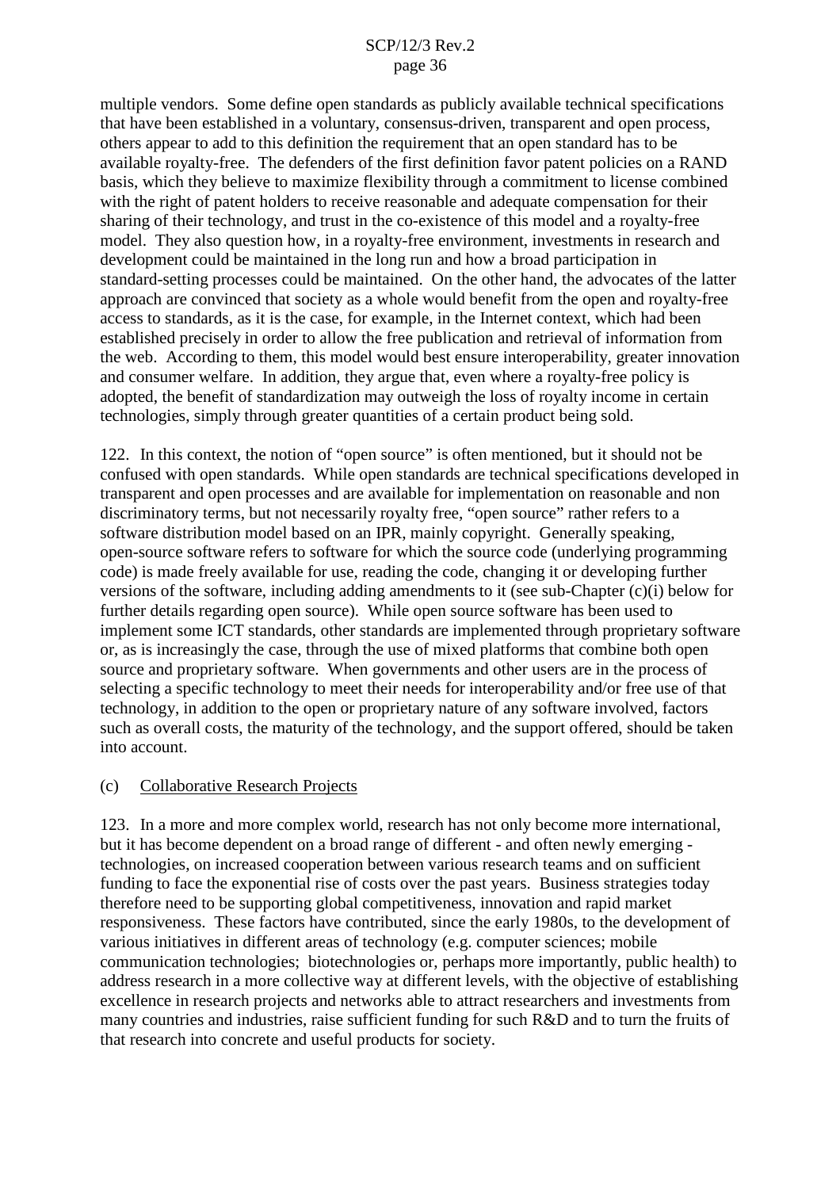multiple vendors. Some define open standards as publicly available technical specifications that have been established in a voluntary, consensus-driven, transparent and open process, others appear to add to this definition the requirement that an open standard has to be available royalty-free. The defenders of the first definition favor patent policies on a RAND basis, which they believe to maximize flexibility through a commitment to license combined with the right of patent holders to receive reasonable and adequate compensation for their sharing of their technology, and trust in the co-existence of this model and a royalty-free model. They also question how, in a royalty-free environment, investments in research and development could be maintained in the long run and how a broad participation in standard-setting processes could be maintained. On the other hand, the advocates of the latter approach are convinced that society as a whole would benefit from the open and royalty-free access to standards, as it is the case, for example, in the Internet context, which had been established precisely in order to allow the free publication and retrieval of information from the web. According to them, this model would best ensure interoperability, greater innovation and consumer welfare. In addition, they argue that, even where a royalty-free policy is adopted, the benefit of standardization may outweigh the loss of royalty income in certain technologies, simply through greater quantities of a certain product being sold.

122. In this context, the notion of "open source" is often mentioned, but it should not be confused with open standards. While open standards are technical specifications developed in transparent and open processes and are available for implementation on reasonable and non discriminatory terms, but not necessarily royalty free, "open source" rather refers to a software distribution model based on an IPR, mainly copyright. Generally speaking, open-source software refers to software for which the source code (underlying programming code) is made freely available for use, reading the code, changing it or developing further versions of the software, including adding amendments to it (see sub-Chapter (c)(i) below for further details regarding open source). While open source software has been used to implement some ICT standards, other standards are implemented through proprietary software or, as is increasingly the case, through the use of mixed platforms that combine both open source and proprietary software. When governments and other users are in the process of selecting a specific technology to meet their needs for interoperability and/or free use of that technology, in addition to the open or proprietary nature of any software involved, factors such as overall costs, the maturity of the technology, and the support offered, should be taken into account.

(c) Collaborative Research Projects

123. In a more and more complex world, research has not only become more international, but it has become dependent on a broad range of different - and often newly emerging - technologies, on increased cooperation between various research teams and on sufficient funding to face the exponential rise of costs over the past years. Business strategies today therefore need to be supporting global competitiveness, innovation and rapid market responsiveness. These factors have contributed, since the early 1980s, to the development of various initiatives in different areas of technology (e.g. computer sciences; mobile communication technologies; biotechnologies or, perhaps more importantly, public health) to address research in a more collective way at different levels, with the objective of establishing excellence in research projects and networks able to attract researchers and investments from many countries and industries, raise sufficient funding for such R&D and to turn the fruits of that research into concrete and useful products for society.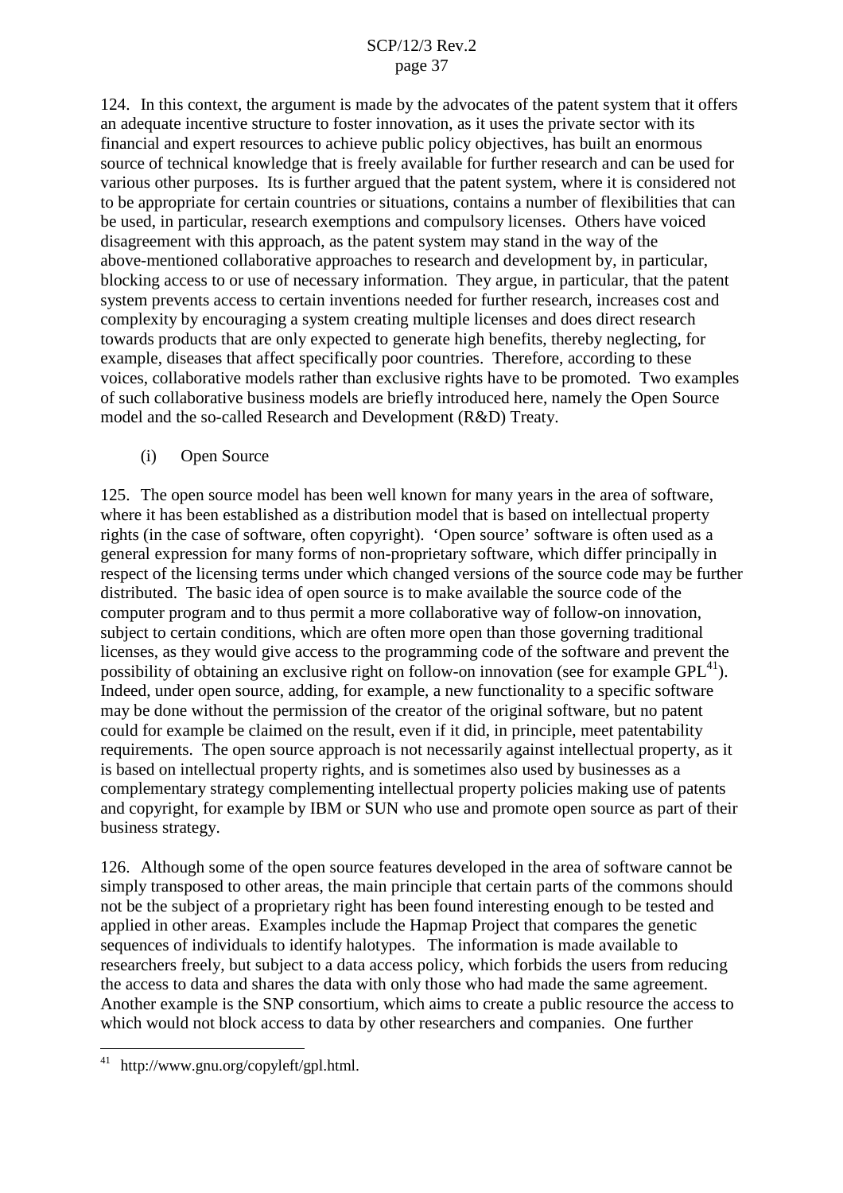124. In this context, the argument is made by the advocates of the patent system that it offers an adequate incentive structure to foster innovation, as it uses the private sector with its financial and expert resources to achieve public policy objectives, has built an enormous source of technical knowledge that is freely available for further research and can be used for various other purposes. Its is further argued that the patent system, where it is considered not to be appropriate for certain countries or situations, contains a number of flexibilities that can be used, in particular, research exemptions and compulsory licenses. Others have voiced disagreement with this approach, as the patent system may stand in the way of the above-mentioned collaborative approaches to research and development by, in particular, blocking access to or use of necessary information. They argue, in particular, that the patent system prevents access to certain inventions needed for further research, increases cost and complexity by encouraging a system creating multiple licenses and does direct research towards products that are only expected to generate high benefits, thereby neglecting, for example, diseases that affect specifically poor countries. Therefore, according to these voices, collaborative models rather than exclusive rights have to be promoted. Two examples of such collaborative business models are briefly introduced here, namely the Open Source model and the so-called Research and Development (R&D) Treaty.

(i) Open Source

125. The open source model has been well known for many years in the area of software, where it has been established as a distribution model that is based on intellectual property rights (in the case of software, often copyright). 'Open source' software is often used as a general expression for many forms of non-proprietary software, which differ principally in respect of the licensing terms under which changed versions of the source code may be further distributed. The basic idea of open source is to make available the source code of the computer program and to thus permit a more collaborative way of follow-on innovation, subject to certain conditions, which are often more open than those governing traditional licenses, as they would give access to the programming code of the software and prevent the possibility of obtaining an exclusive right on follow-on innovation (see for example GPL[41]). Indeed, under open source, adding, for example, a new functionality to a specific software may be done without the permission of the creator of the original software, but no patent could for example be claimed on the result, even if it did, in principle, meet patentability requirements. The open source approach is not necessarily against intellectual property, as it is based on intellectual property rights, and is sometimes also used by businesses as a complementary strategy complementing intellectual property policies making use of patents and copyright, for example by IBM or SUN who use and promote open source as part of their business strategy.

126. Although some of the open source features developed in the area of software cannot be simply transposed to other areas, the main principle that certain parts of the commons should not be the subject of a proprietary right has been found interesting enough to be tested and applied in other areas. Examples include the Hapmap Project that compares the genetic sequences of individuals to identify halotypes. The information is made available to researchers freely, but subject to a data access policy, which forbids the users from reducing the access to data and shares the data with only those who had made the same agreement. Another example is the SNP consortium, which aims to create a public resource the access to which would not block access to data by other researchers and companies. One further

[41] http://www.gnu.org/copyleft/gpl.html.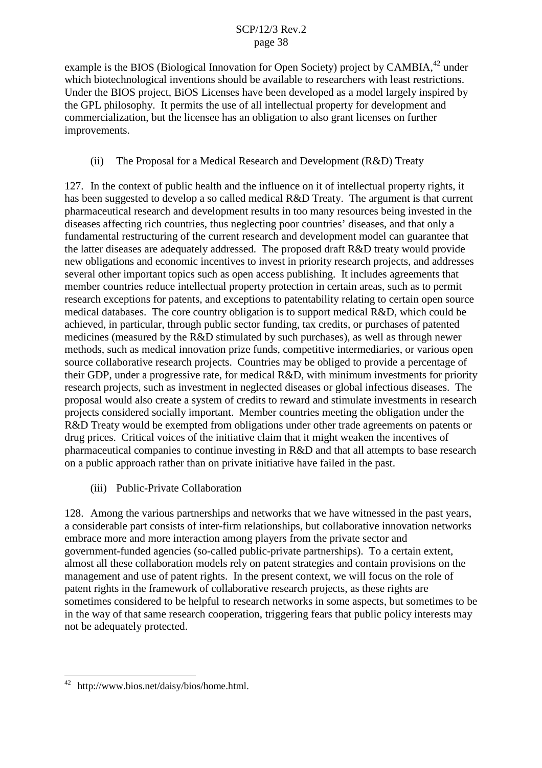example is the BIOS (Biological Innovation for Open Society) project by CAMBIA,[42] under which biotechnological inventions should be available to researchers with least restrictions. Under the BIOS project, BiOS Licenses have been developed as a model largely inspired by the GPL philosophy. It permits the use of all intellectual property for development and commercialization, but the licensee has an obligation to also grant licenses on further improvements.

### (ii) The Proposal for a Medical Research and Development (R&D) Treaty

127. In the context of public health and the influence on it of intellectual property rights, it has been suggested to develop a so called medical R&D Treaty. The argument is that current pharmaceutical research and development results in too many resources being invested in the diseases affecting rich countries, thus neglecting poor countries' diseases, and that only a fundamental restructuring of the current research and development model can guarantee that the latter diseases are adequately addressed. The proposed draft R&D treaty would provide new obligations and economic incentives to invest in priority research projects, and addresses several other important topics such as open access publishing. It includes agreements that member countries reduce intellectual property protection in certain areas, such as to permit research exceptions for patents, and exceptions to patentability relating to certain open source medical databases. The core country obligation is to support medical R&D, which could be achieved, in particular, through public sector funding, tax credits, or purchases of patented medicines (measured by the R&D stimulated by such purchases), as well as through newer methods, such as medical innovation prize funds, competitive intermediaries, or various open source collaborative research projects. Countries may be obliged to provide a percentage of their GDP, under a progressive rate, for medical R&D, with minimum investments for priority research projects, such as investment in neglected diseases or global infectious diseases. The proposal would also create a system of credits to reward and stimulate investments in research projects considered socially important. Member countries meeting the obligation under the R&D Treaty would be exempted from obligations under other trade agreements on patents or drug prices. Critical voices of the initiative claim that it might weaken the incentives of pharmaceutical companies to continue investing in R&D and that all attempts to base research on a public approach rather than on private initiative have failed in the past.

### (iii) Public-Private Collaboration

128. Among the various partnerships and networks that we have witnessed in the past years, a considerable part consists of inter-firm relationships, but collaborative innovation networks embrace more and more interaction among players from the private sector and government-funded agencies (so-called public-private partnerships). To a certain extent, almost all these collaboration models rely on patent strategies and contain provisions on the management and use of patent rights. In the present context, we will focus on the role of patent rights in the framework of collaborative research projects, as these rights are sometimes considered to be helpful to research networks in some aspects, but sometimes to be in the way of that same research cooperation, triggering fears that public policy interests may not be adequately protected.

---

[42] http://www.bios.net/daisy/bios/home.html.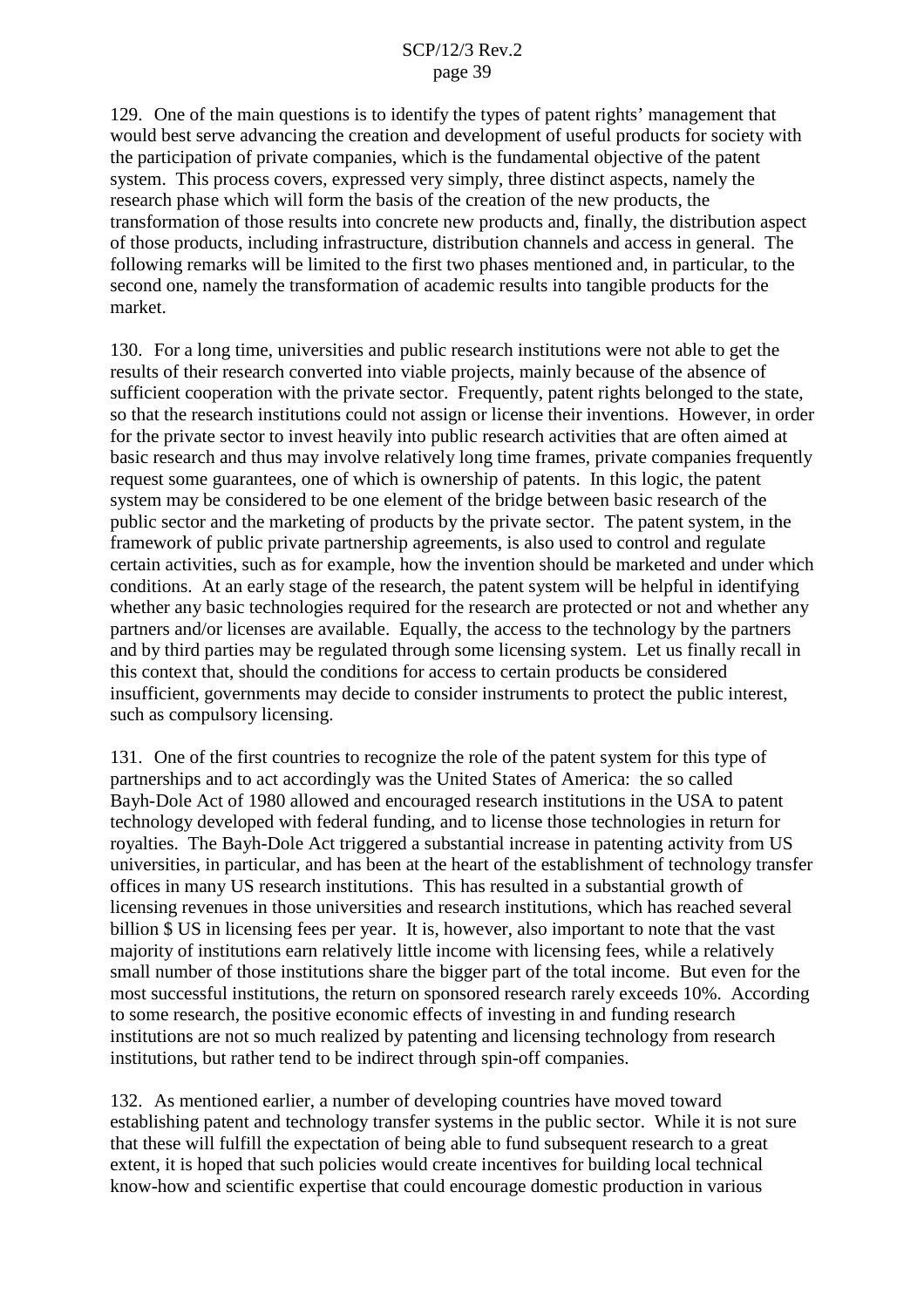129. One of the main questions is to identify the types of patent rights' management that would best serve advancing the creation and development of useful products for society with the participation of private companies, which is the fundamental objective of the patent system. This process covers, expressed very simply, three distinct aspects, namely the research phase which will form the basis of the creation of the new products, the transformation of those results into concrete new products and, finally, the distribution aspect of those products, including infrastructure, distribution channels and access in general. The following remarks will be limited to the first two phases mentioned and, in particular, to the second one, namely the transformation of academic results into tangible products for the market.

130. For a long time, universities and public research institutions were not able to get the results of their research converted into viable projects, mainly because of the absence of sufficient cooperation with the private sector. Frequently, patent rights belonged to the state, so that the research institutions could not assign or license their inventions. However, in order for the private sector to invest heavily into public research activities that are often aimed at basic research and thus may involve relatively long time frames, private companies frequently request some guarantees, one of which is ownership of patents. In this logic, the patent system may be considered to be one element of the bridge between basic research of the public sector and the marketing of products by the private sector. The patent system, in the framework of public private partnership agreements, is also used to control and regulate certain activities, such as for example, how the invention should be marketed and under which conditions. At an early stage of the research, the patent system will be helpful in identifying whether any basic technologies required for the research are protected or not and whether any partners and/or licenses are available. Equally, the access to the technology by the partners and by third parties may be regulated through some licensing system. Let us finally recall in this context that, should the conditions for access to certain products be considered insufficient, governments may decide to consider instruments to protect the public interest, such as compulsory licensing.

131. One of the first countries to recognize the role of the patent system for this type of partnerships and to act accordingly was the United States of America: the so called Bayh-Dole Act of 1980 allowed and encouraged research institutions in the USA to patent technology developed with federal funding, and to license those technologies in return for royalties. The Bayh-Dole Act triggered a substantial increase in patenting activity from US universities, in particular, and has been at the heart of the establishment of technology transfer offices in many US research institutions. This has resulted in a substantial growth of licensing revenues in those universities and research institutions, which has reached several billion $ US in licensing fees per year. It is, however, also important to note that the vast majority of institutions earn relatively little income with licensing fees, while a relatively small number of those institutions share the bigger part of the total income. But even for the most successful institutions, the return on sponsored research rarely exceeds 10%. According to some research, the positive economic effects of investing in and funding research institutions are not so much realized by patenting and licensing technology from research institutions, but rather tend to be indirect through spin-off companies.

132. As mentioned earlier, a number of developing countries have moved toward establishing patent and technology transfer systems in the public sector. While it is not sure that these will fulfill the expectation of being able to fund subsequent research to a great extent, it is hoped that such policies would create incentives for building local technical know-how and scientific expertise that could encourage domestic production in various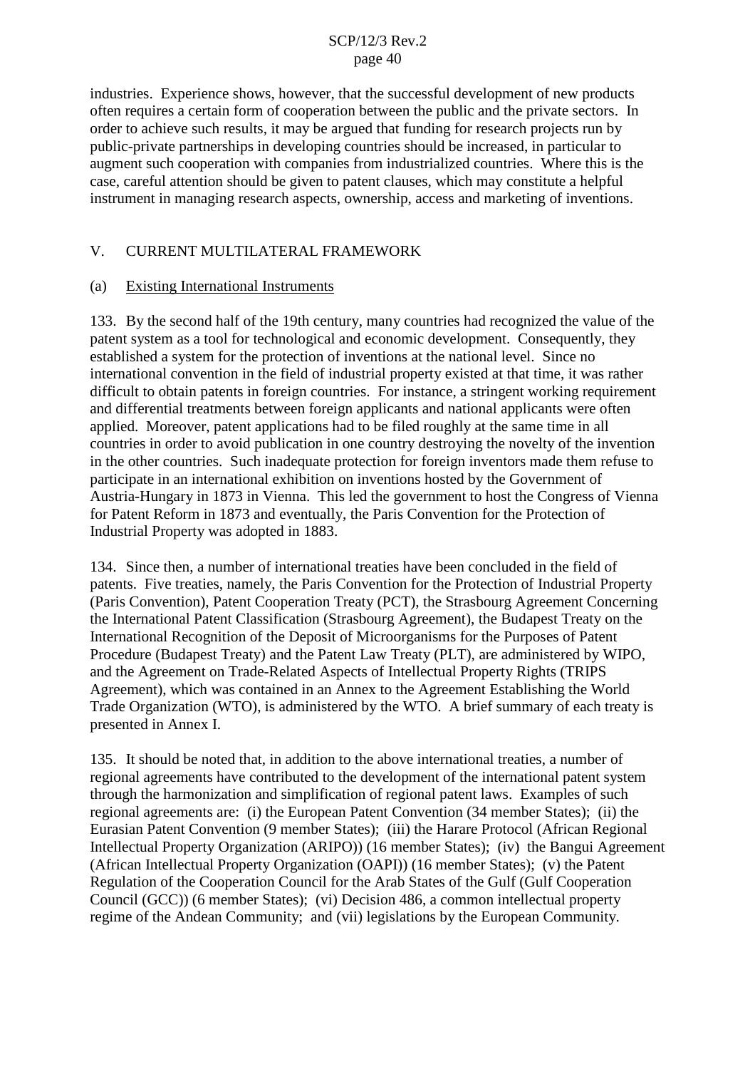industries. Experience shows, however, that the successful development of new products often requires a certain form of cooperation between the public and the private sectors. In order to achieve such results, it may be argued that funding for research projects run by public-private partnerships in developing countries should be increased, in particular to augment such cooperation with companies from industrialized countries. Where this is the case, careful attention should be given to patent clauses, which may constitute a helpful instrument in managing research aspects, ownership, access and marketing of inventions.

## V. CURRENT MULTILATERAL FRAMEWORK

### (a) Existing International Instruments

133. By the second half of the 19th century, many countries had recognized the value of the patent system as a tool for technological and economic development. Consequently, they established a system for the protection of inventions at the national level. Since no international convention in the field of industrial property existed at that time, it was rather difficult to obtain patents in foreign countries. For instance, a stringent working requirement and differential treatments between foreign applicants and national applicants were often applied. Moreover, patent applications had to be filed roughly at the same time in all countries in order to avoid publication in one country destroying the novelty of the invention in the other countries. Such inadequate protection for foreign inventors made them refuse to participate in an international exhibition on inventions hosted by the Government of Austria-Hungary in 1873 in Vienna. This led the government to host the Congress of Vienna for Patent Reform in 1873 and eventually, the Paris Convention for the Protection of Industrial Property was adopted in 1883.

134. Since then, a number of international treaties have been concluded in the field of patents. Five treaties, namely, the Paris Convention for the Protection of Industrial Property (Paris Convention), Patent Cooperation Treaty (PCT), the Strasbourg Agreement Concerning the International Patent Classification (Strasbourg Agreement), the Budapest Treaty on the International Recognition of the Deposit of Microorganisms for the Purposes of Patent Procedure (Budapest Treaty) and the Patent Law Treaty (PLT), are administered by WIPO, and the Agreement on Trade-Related Aspects of Intellectual Property Rights (TRIPS Agreement), which was contained in an Annex to the Agreement Establishing the World Trade Organization (WTO), is administered by the WTO. A brief summary of each treaty is presented in Annex I.

135. It should be noted that, in addition to the above international treaties, a number of regional agreements have contributed to the development of the international patent system through the harmonization and simplification of regional patent laws. Examples of such regional agreements are: (i) the European Patent Convention (34 member States); (ii) the Eurasian Patent Convention (9 member States); (iii) the Harare Protocol (African Regional Intellectual Property Organization (ARIPO)) (16 member States); (iv) the Bangui Agreement (African Intellectual Property Organization (OAPI)) (16 member States); (v) the Patent Regulation of the Cooperation Council for the Arab States of the Gulf (Gulf Cooperation Council (GCC)) (6 member States); (vi) Decision 486, a common intellectual property regime of the Andean Community; and (vii) legislations by the European Community.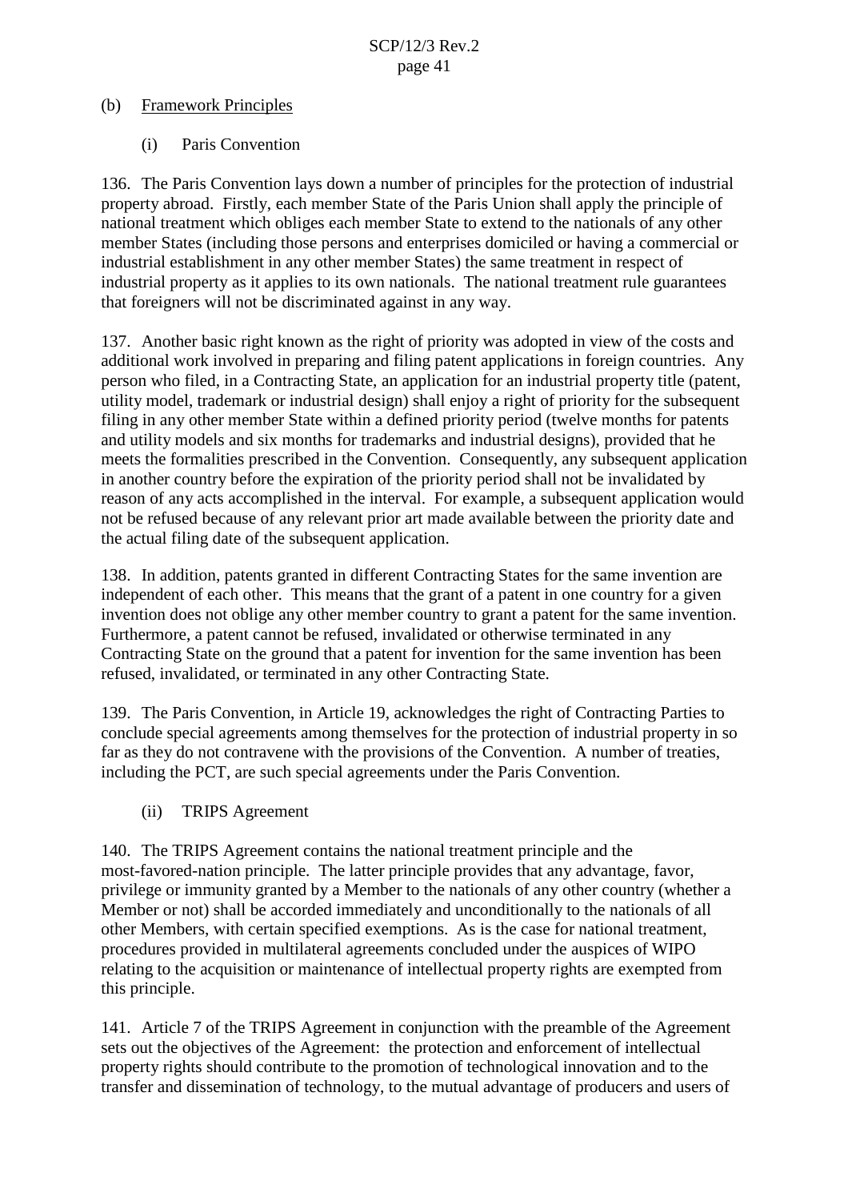(b) Framework Principles

(i) Paris Convention

136. The Paris Convention lays down a number of principles for the protection of industrial property abroad. Firstly, each member State of the Paris Union shall apply the principle of national treatment which obliges each member State to extend to the nationals of any other member States (including those persons and enterprises domiciled or having a commercial or industrial establishment in any other member States) the same treatment in respect of industrial property as it applies to its own nationals. The national treatment rule guarantees that foreigners will not be discriminated against in any way.

137. Another basic right known as the right of priority was adopted in view of the costs and additional work involved in preparing and filing patent applications in foreign countries. Any person who filed, in a Contracting State, an application for an industrial property title (patent, utility model, trademark or industrial design) shall enjoy a right of priority for the subsequent filing in any other member State within a defined priority period (twelve months for patents and utility models and six months for trademarks and industrial designs), provided that he meets the formalities prescribed in the Convention. Consequently, any subsequent application in another country before the expiration of the priority period shall not be invalidated by reason of any acts accomplished in the interval. For example, a subsequent application would not be refused because of any relevant prior art made available between the priority date and the actual filing date of the subsequent application.

138. In addition, patents granted in different Contracting States for the same invention are independent of each other. This means that the grant of a patent in one country for a given invention does not oblige any other member country to grant a patent for the same invention. Furthermore, a patent cannot be refused, invalidated or otherwise terminated in any Contracting State on the ground that a patent for invention for the same invention has been refused, invalidated, or terminated in any other Contracting State.

139. The Paris Convention, in Article 19, acknowledges the right of Contracting Parties to conclude special agreements among themselves for the protection of industrial property in so far as they do not contravene with the provisions of the Convention. A number of treaties, including the PCT, are such special agreements under the Paris Convention.

(ii) TRIPS Agreement

140. The TRIPS Agreement contains the national treatment principle and the most-favored-nation principle. The latter principle provides that any advantage, favor, privilege or immunity granted by a Member to the nationals of any other country (whether a Member or not) shall be accorded immediately and unconditionally to the nationals of all other Members, with certain specified exemptions. As is the case for national treatment, procedures provided in multilateral agreements concluded under the auspices of WIPO relating to the acquisition or maintenance of intellectual property rights are exempted from this principle.

141. Article 7 of the TRIPS Agreement in conjunction with the preamble of the Agreement sets out the objectives of the Agreement: the protection and enforcement of intellectual property rights should contribute to the promotion of technological innovation and to the transfer and dissemination of technology, to the mutual advantage of producers and users of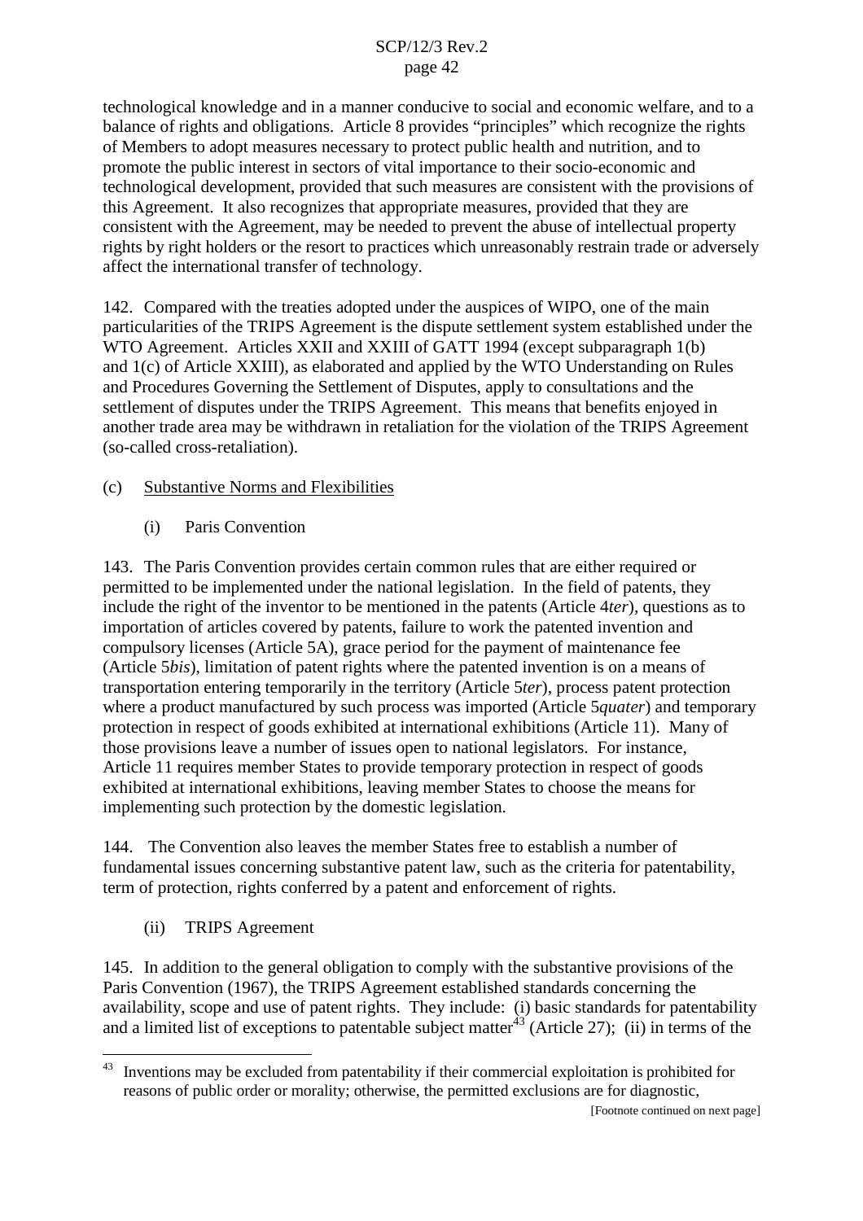technological knowledge and in a manner conducive to social and economic welfare, and to a balance of rights and obligations. Article 8 provides "principles" which recognize the rights of Members to adopt measures necessary to protect public health and nutrition, and to promote the public interest in sectors of vital importance to their socio-economic and technological development, provided that such measures are consistent with the provisions of this Agreement. It also recognizes that appropriate measures, provided that they are consistent with the Agreement, may be needed to prevent the abuse of intellectual property rights by right holders or the resort to practices which unreasonably restrain trade or adversely affect the international transfer of technology.

142. Compared with the treaties adopted under the auspices of WIPO, one of the main particularities of the TRIPS Agreement is the dispute settlement system established under the WTO Agreement. Articles XXII and XXIII of GATT 1994 (except subparagraph 1(b) and 1(c) of Article XXIII), as elaborated and applied by the WTO Understanding on Rules and Procedures Governing the Settlement of Disputes, apply to consultations and the settlement of disputes under the TRIPS Agreement. This means that benefits enjoyed in another trade area may be withdrawn in retaliation for the violation of the TRIPS Agreement (so-called cross-retaliation).

(c) Substantive Norms and Flexibilities

(i) Paris Convention

143. The Paris Convention provides certain common rules that are either required or permitted to be implemented under the national legislation. In the field of patents, they include the right of the inventor to be mentioned in the patents (Article 4*ter*), questions as to importation of articles covered by patents, failure to work the patented invention and compulsory licenses (Article 5A), grace period for the payment of maintenance fee (Article 5*bis*), limitation of patent rights where the patented invention is on a means of transportation entering temporarily in the territory (Article 5*ter*), process patent protection where a product manufactured by such process was imported (Article 5*quater*) and temporary protection in respect of goods exhibited at international exhibitions (Article 11). Many of those provisions leave a number of issues open to national legislators. For instance, Article 11 requires member States to provide temporary protection in respect of goods exhibited at international exhibitions, leaving member States to choose the means for implementing such protection by the domestic legislation.

144. The Convention also leaves the member States free to establish a number of fundamental issues concerning substantive patent law, such as the criteria for patentability, term of protection, rights conferred by a patent and enforcement of rights.

(ii) TRIPS Agreement

145. In addition to the general obligation to comply with the substantive provisions of the Paris Convention (1967), the TRIPS Agreement established standards concerning the availability, scope and use of patent rights. They include: (i) basic standards for patentability and a limited list of exceptions to patentable subject matter[43] (Article 27); (ii) in terms of the

[43] Inventions may be excluded from patentability if their commercial exploitation is prohibited for reasons of public order or morality; otherwise, the permitted exclusions are for diagnostic,

[Footnote continued on next page]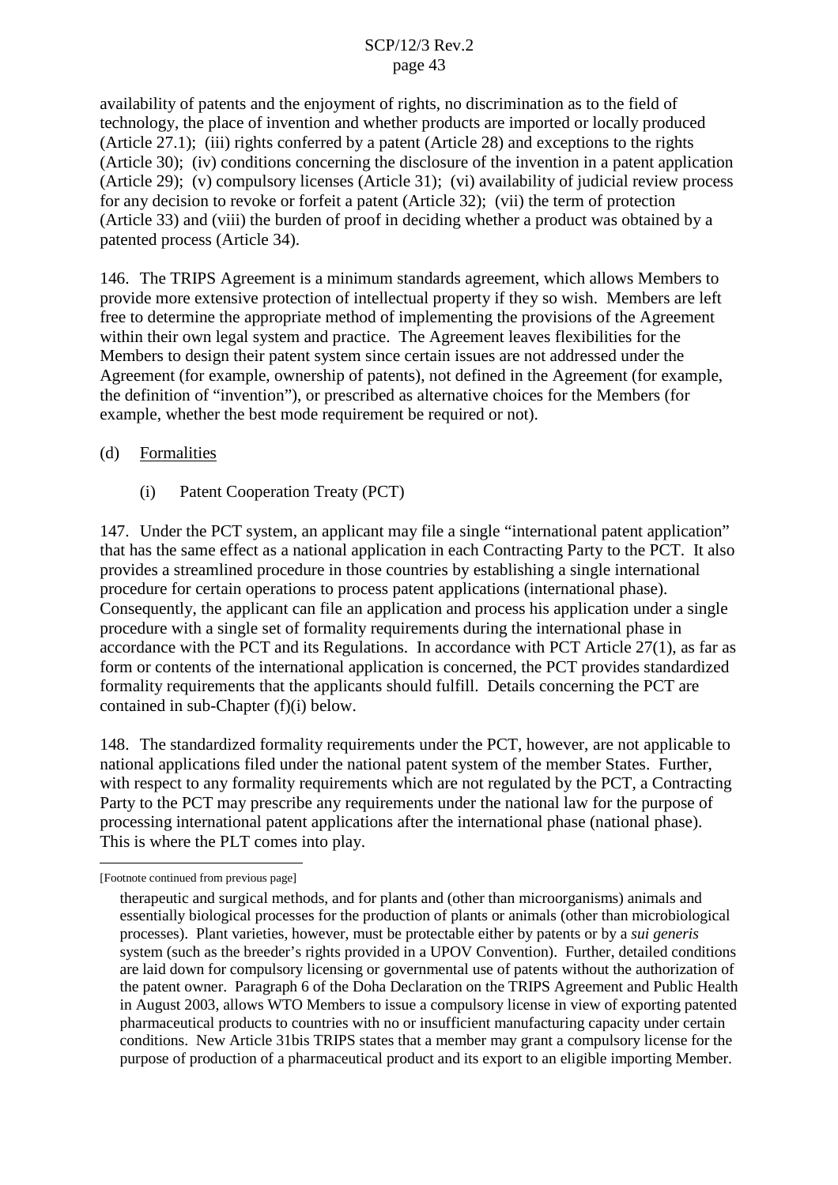availability of patents and the enjoyment of rights, no discrimination as to the field of technology, the place of invention and whether products are imported or locally produced (Article 27.1); (iii) rights conferred by a patent (Article 28) and exceptions to the rights (Article 30); (iv) conditions concerning the disclosure of the invention in a patent application (Article 29); (v) compulsory licenses (Article 31); (vi) availability of judicial review process for any decision to revoke or forfeit a patent (Article 32); (vii) the term of protection (Article 33) and (viii) the burden of proof in deciding whether a product was obtained by a patented process (Article 34).

146. The TRIPS Agreement is a minimum standards agreement, which allows Members to provide more extensive protection of intellectual property if they so wish. Members are left free to determine the appropriate method of implementing the provisions of the Agreement within their own legal system and practice. The Agreement leaves flexibilities for the Members to design their patent system since certain issues are not addressed under the Agreement (for example, ownership of patents), not defined in the Agreement (for example, the definition of "invention"), or prescribed as alternative choices for the Members (for example, whether the best mode requirement be required or not).

(d) Formalities

(i) Patent Cooperation Treaty (PCT)

147. Under the PCT system, an applicant may file a single "international patent application" that has the same effect as a national application in each Contracting Party to the PCT. It also provides a streamlined procedure in those countries by establishing a single international procedure for certain operations to process patent applications (international phase). Consequently, the applicant can file an application and process his application under a single procedure with a single set of formality requirements during the international phase in accordance with the PCT and its Regulations. In accordance with PCT Article 27(1), as far as form or contents of the international application is concerned, the PCT provides standardized formality requirements that the applicants should fulfill. Details concerning the PCT are contained in sub-Chapter (f)(i) below.

148. The standardized formality requirements under the PCT, however, are not applicable to national applications filed under the national patent system of the member States. Further, with respect to any formality requirements which are not regulated by the PCT, a Contracting Party to the PCT may prescribe any requirements under the national law for the purpose of processing international patent applications after the international phase (national phase). This is where the PLT comes into play.

---

[Footnote continued from previous page]

therapeutic and surgical methods, and for plants and (other than microorganisms) animals and essentially biological processes for the production of plants or animals (other than microbiological processes). Plant varieties, however, must be protectable either by patents or by a *sui generis* system (such as the breeder's rights provided in a UPOV Convention). Further, detailed conditions are laid down for compulsory licensing or governmental use of patents without the authorization of the patent owner. Paragraph 6 of the Doha Declaration on the TRIPS Agreement and Public Health in August 2003, allows WTO Members to issue a compulsory license in view of exporting patented pharmaceutical products to countries with no or insufficient manufacturing capacity under certain conditions. New Article 31bis TRIPS states that a member may grant a compulsory license for the purpose of production of a pharmaceutical product and its export to an eligible importing Member.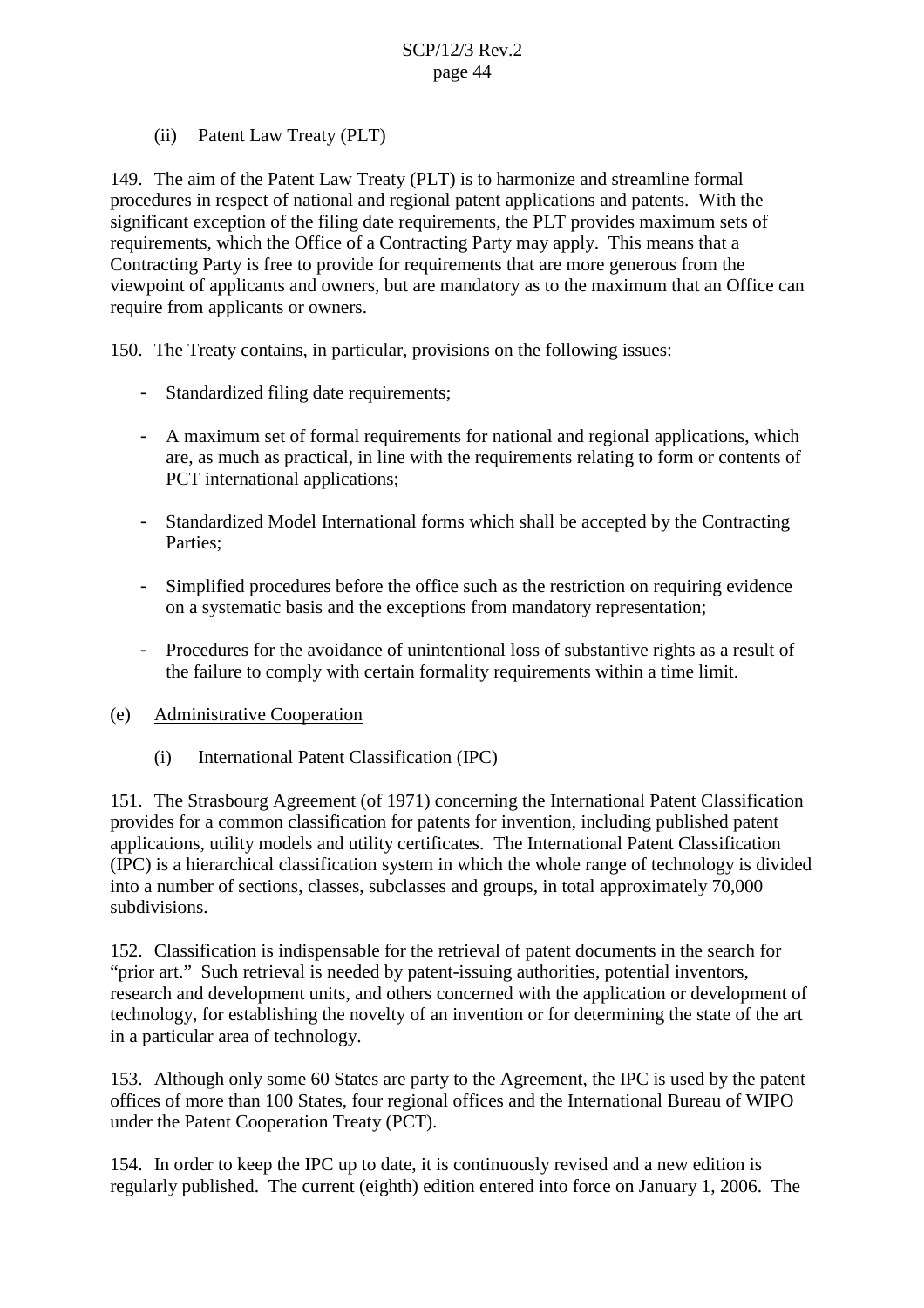(ii) Patent Law Treaty (PLT)

149. The aim of the Patent Law Treaty (PLT) is to harmonize and streamline formal procedures in respect of national and regional patent applications and patents. With the significant exception of the filing date requirements, the PLT provides maximum sets of requirements, which the Office of a Contracting Party may apply. This means that a Contracting Party is free to provide for requirements that are more generous from the viewpoint of applicants and owners, but are mandatory as to the maximum that an Office can require from applicants or owners.

150. The Treaty contains, in particular, provisions on the following issues:

- Standardized filing date requirements;
- A maximum set of formal requirements for national and regional applications, which are, as much as practical, in line with the requirements relating to form or contents of PCT international applications;
- Standardized Model International forms which shall be accepted by the Contracting Parties;
- Simplified procedures before the office such as the restriction on requiring evidence on a systematic basis and the exceptions from mandatory representation;
- Procedures for the avoidance of unintentional loss of substantive rights as a result of the failure to comply with certain formality requirements within a time limit.

(e) Administrative Cooperation

(i) International Patent Classification (IPC)

151. The Strasbourg Agreement (of 1971) concerning the International Patent Classification provides for a common classification for patents for invention, including published patent applications, utility models and utility certificates. The International Patent Classification (IPC) is a hierarchical classification system in which the whole range of technology is divided into a number of sections, classes, subclasses and groups, in total approximately 70,000 subdivisions.

152. Classification is indispensable for the retrieval of patent documents in the search for "prior art." Such retrieval is needed by patent-issuing authorities, potential inventors, research and development units, and others concerned with the application or development of technology, for establishing the novelty of an invention or for determining the state of the art in a particular area of technology.

153. Although only some 60 States are party to the Agreement, the IPC is used by the patent offices of more than 100 States, four regional offices and the International Bureau of WIPO under the Patent Cooperation Treaty (PCT).

154. In order to keep the IPC up to date, it is continuously revised and a new edition is regularly published. The current (eighth) edition entered into force on January 1, 2006. The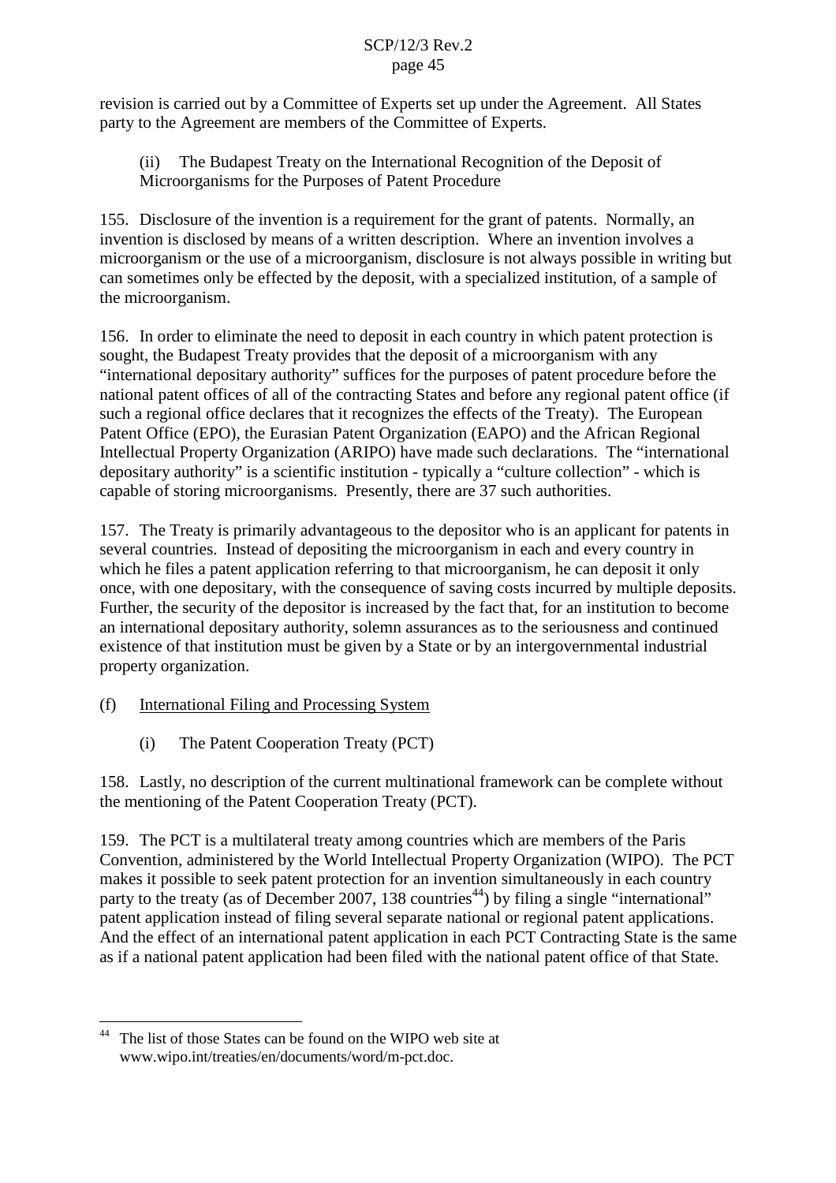revision is carried out by a Committee of Experts set up under the Agreement. All States party to the Agreement are members of the Committee of Experts.

(ii) The Budapest Treaty on the International Recognition of the Deposit of Microorganisms for the Purposes of Patent Procedure

155. Disclosure of the invention is a requirement for the grant of patents. Normally, an invention is disclosed by means of a written description. Where an invention involves a microorganism or the use of a microorganism, disclosure is not always possible in writing but can sometimes only be effected by the deposit, with a specialized institution, of a sample of the microorganism.

156. In order to eliminate the need to deposit in each country in which patent protection is sought, the Budapest Treaty provides that the deposit of a microorganism with any "international depositary authority" suffices for the purposes of patent procedure before the national patent offices of all of the contracting States and before any regional patent office (if such a regional office declares that it recognizes the effects of the Treaty). The European Patent Office (EPO), the Eurasian Patent Organization (EAPO) and the African Regional Intellectual Property Organization (ARIPO) have made such declarations. The "international depositary authority" is a scientific institution - typically a "culture collection" - which is capable of storing microorganisms. Presently, there are 37 such authorities.

157. The Treaty is primarily advantageous to the depositor who is an applicant for patents in several countries. Instead of depositing the microorganism in each and every country in which he files a patent application referring to that microorganism, he can deposit it only once, with one depositary, with the consequence of saving costs incurred by multiple deposits. Further, the security of the depositor is increased by the fact that, for an institution to become an international depositary authority, solemn assurances as to the seriousness and continued existence of that institution must be given by a State or by an intergovernmental industrial property organization.

(f) International Filing and Processing System

(i) The Patent Cooperation Treaty (PCT)

158. Lastly, no description of the current multinational framework can be complete without the mentioning of the Patent Cooperation Treaty (PCT).

159. The PCT is a multilateral treaty among countries which are members of the Paris Convention, administered by the World Intellectual Property Organization (WIPO). The PCT makes it possible to seek patent protection for an invention simultaneously in each country party to the treaty (as of December 2007, 138 countries[44]) by filing a single "international" patent application instead of filing several separate national or regional patent applications. And the effect of an international patent application in each PCT Contracting State is the same as if a national patent application had been filed with the national patent office of that State.

[44] The list of those States can be found on the WIPO web site at www.wipo.int/treaties/en/documents/word/m-pct.doc.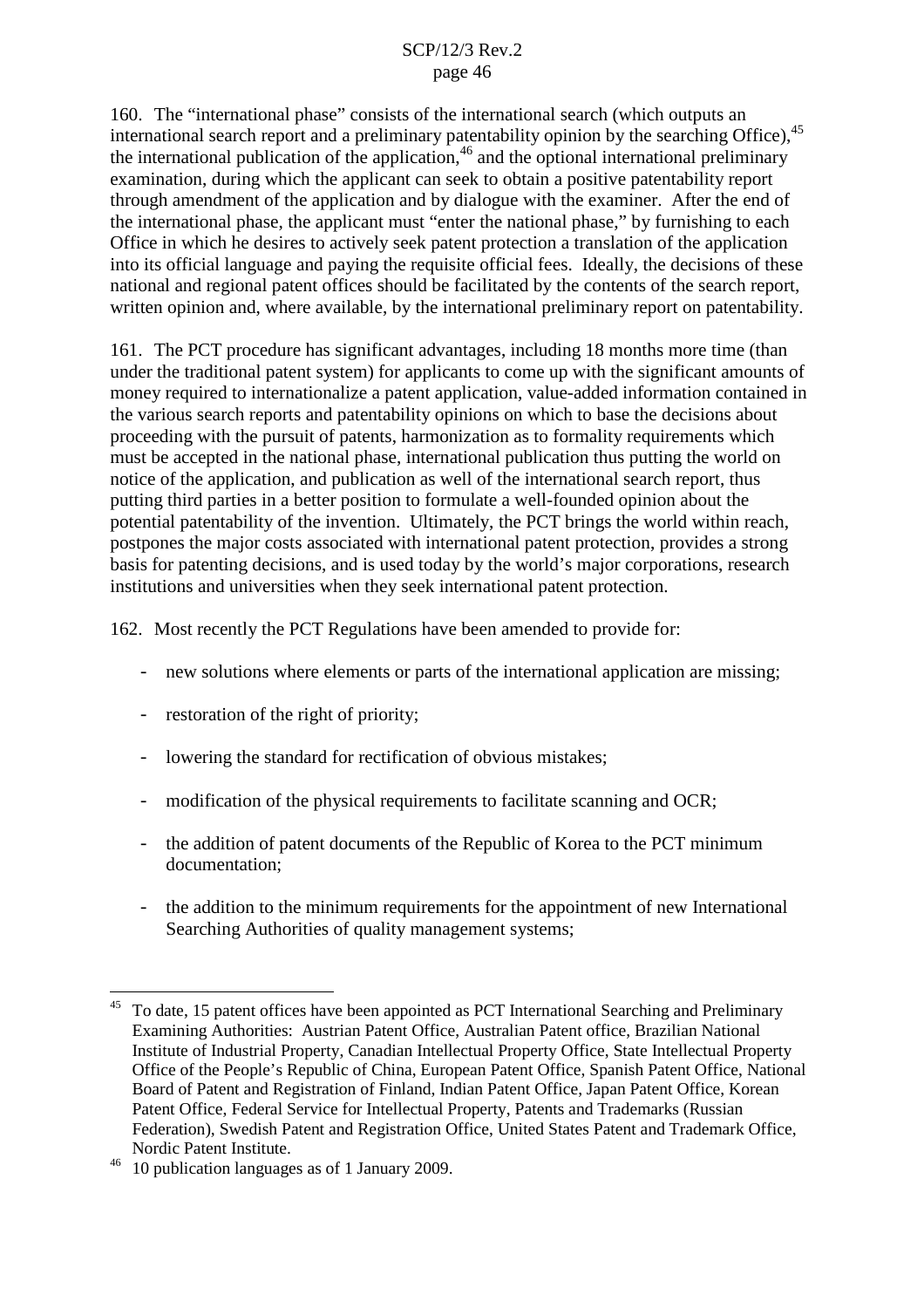160. The "international phase" consists of the international search (which outputs an international search report and a preliminary patentability opinion by the searching Office),[45] the international publication of the application,[46] and the optional international preliminary examination, during which the applicant can seek to obtain a positive patentability report through amendment of the application and by dialogue with the examiner. After the end of the international phase, the applicant must "enter the national phase," by furnishing to each Office in which he desires to actively seek patent protection a translation of the application into its official language and paying the requisite official fees. Ideally, the decisions of these national and regional patent offices should be facilitated by the contents of the search report, written opinion and, where available, by the international preliminary report on patentability.

161. The PCT procedure has significant advantages, including 18 months more time (than under the traditional patent system) for applicants to come up with the significant amounts of money required to internationalize a patent application, value-added information contained in the various search reports and patentability opinions on which to base the decisions about proceeding with the pursuit of patents, harmonization as to formality requirements which must be accepted in the national phase, international publication thus putting the world on notice of the application, and publication as well of the international search report, thus putting third parties in a better position to formulate a well-founded opinion about the potential patentability of the invention. Ultimately, the PCT brings the world within reach, postpones the major costs associated with international patent protection, provides a strong basis for patenting decisions, and is used today by the world's major corporations, research institutions and universities when they seek international patent protection.

162. Most recently the PCT Regulations have been amended to provide for:

- new solutions where elements or parts of the international application are missing;
- restoration of the right of priority;
- lowering the standard for rectification of obvious mistakes;
- modification of the physical requirements to facilitate scanning and OCR;
- the addition of patent documents of the Republic of Korea to the PCT minimum documentation;
- the addition to the minimum requirements for the appointment of new International Searching Authorities of quality management systems;

---

[45] To date, 15 patent offices have been appointed as PCT International Searching and Preliminary Examining Authorities: Austrian Patent Office, Australian Patent office, Brazilian National Institute of Industrial Property, Canadian Intellectual Property Office, State Intellectual Property Office of the People's Republic of China, European Patent Office, Spanish Patent Office, National Board of Patent and Registration of Finland, Indian Patent Office, Japan Patent Office, Korean Patent Office, Federal Service for Intellectual Property, Patents and Trademarks (Russian Federation), Swedish Patent and Registration Office, United States Patent and Trademark Office, Nordic Patent Institute.

[46] 10 publication languages as of 1 January 2009.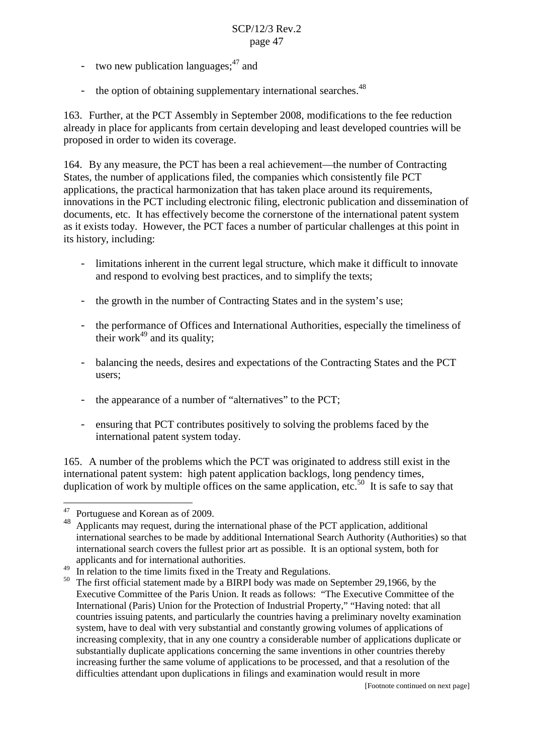- two new publication languages;[47] and

- the option of obtaining supplementary international searches.[48]

163. Further, at the PCT Assembly in September 2008, modifications to the fee reduction already in place for applicants from certain developing and least developed countries will be proposed in order to widen its coverage.

164. By any measure, the PCT has been a real achievement—the number of Contracting States, the number of applications filed, the companies which consistently file PCT applications, the practical harmonization that has taken place around its requirements, innovations in the PCT including electronic filing, electronic publication and dissemination of documents, etc. It has effectively become the cornerstone of the international patent system as it exists today. However, the PCT faces a number of particular challenges at this point in its history, including:

- limitations inherent in the current legal structure, which make it difficult to innovate and respond to evolving best practices, and to simplify the texts;

- the growth in the number of Contracting States and in the system's use;

- the performance of Offices and International Authorities, especially the timeliness of their work[49] and its quality;

- balancing the needs, desires and expectations of the Contracting States and the PCT users;

- the appearance of a number of "alternatives" to the PCT;

- ensuring that PCT contributes positively to solving the problems faced by the international patent system today.

165. A number of the problems which the PCT was originated to address still exist in the international patent system: high patent application backlogs, long pendency times, duplication of work by multiple offices on the same application, etc.[50] It is safe to say that

---

[47] Portuguese and Korean as of 2009.

[48] Applicants may request, during the international phase of the PCT application, additional international searches to be made by additional International Search Authority (Authorities) so that international search covers the fullest prior art as possible. It is an optional system, both for applicants and for international authorities.

[49] In relation to the time limits fixed in the Treaty and Regulations.

[50] The first official statement made by a BIRPI body was made on September 29,1966, by the Executive Committee of the Paris Union. It reads as follows: "The Executive Committee of the International (Paris) Union for the Protection of Industrial Property," "Having noted: that all countries issuing patents, and particularly the countries having a preliminary novelty examination system, have to deal with very substantial and constantly growing volumes of applications of increasing complexity, that in any one country a considerable number of applications duplicate or substantially duplicate applications concerning the same inventions in other countries thereby increasing further the same volume of applications to be processed, and that a resolution of the difficulties attendant upon duplications in filings and examination would result in more

[Footnote continued on next page]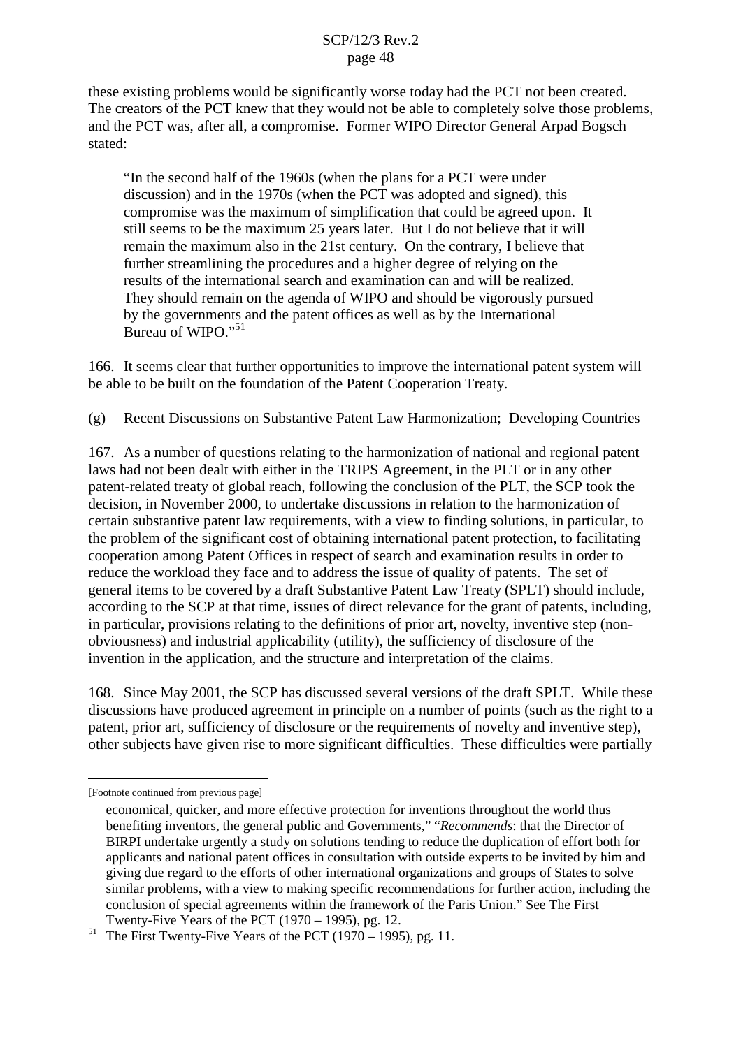these existing problems would be significantly worse today had the PCT not been created. The creators of the PCT knew that they would not be able to completely solve those problems, and the PCT was, after all, a compromise. Former WIPO Director General Arpad Bogsch stated:

> "In the second half of the 1960s (when the plans for a PCT were under discussion) and in the 1970s (when the PCT was adopted and signed), this compromise was the maximum of simplification that could be agreed upon. It still seems to be the maximum 25 years later. But I do not believe that it will remain the maximum also in the 21st century. On the contrary, I believe that further streamlining the procedures and a higher degree of relying on the results of the international search and examination can and will be realized. They should remain on the agenda of WIPO and should be vigorously pursued by the governments and the patent offices as well as by the International Bureau of WIPO."[51]

166. It seems clear that further opportunities to improve the international patent system will be able to be built on the foundation of the Patent Cooperation Treaty.

(g) Recent Discussions on Substantive Patent Law Harmonization; Developing Countries

167. As a number of questions relating to the harmonization of national and regional patent laws had not been dealt with either in the TRIPS Agreement, in the PLT or in any other patent-related treaty of global reach, following the conclusion of the PLT, the SCP took the decision, in November 2000, to undertake discussions in relation to the harmonization of certain substantive patent law requirements, with a view to finding solutions, in particular, to the problem of the significant cost of obtaining international patent protection, to facilitating cooperation among Patent Offices in respect of search and examination results in order to reduce the workload they face and to address the issue of quality of patents. The set of general items to be covered by a draft Substantive Patent Law Treaty (SPLT) should include, according to the SCP at that time, issues of direct relevance for the grant of patents, including, in particular, provisions relating to the definitions of prior art, novelty, inventive step (non-obviousness) and industrial applicability (utility), the sufficiency of disclosure of the invention in the application, and the structure and interpretation of the claims.

168. Since May 2001, the SCP has discussed several versions of the draft SPLT. While these discussions have produced agreement in principle on a number of points (such as the right to a patent, prior art, sufficiency of disclosure or the requirements of novelty and inventive step), other subjects have given rise to more significant difficulties. These difficulties were partially

---

[Footnote continued from previous page]

economical, quicker, and more effective protection for inventions throughout the world thus benefiting inventors, the general public and Governments," "*Recommends*: that the Director of BIRPI undertake urgently a study on solutions tending to reduce the duplication of effort both for applicants and national patent offices in consultation with outside experts to be invited by him and giving due regard to the efforts of other international organizations and groups of States to solve similar problems, with a view to making specific recommendations for further action, including the conclusion of special agreements within the framework of the Paris Union." See The First Twenty-Five Years of the PCT (1970 – 1995), pg. 12.

[51] The First Twenty-Five Years of the PCT (1970 – 1995), pg. 11.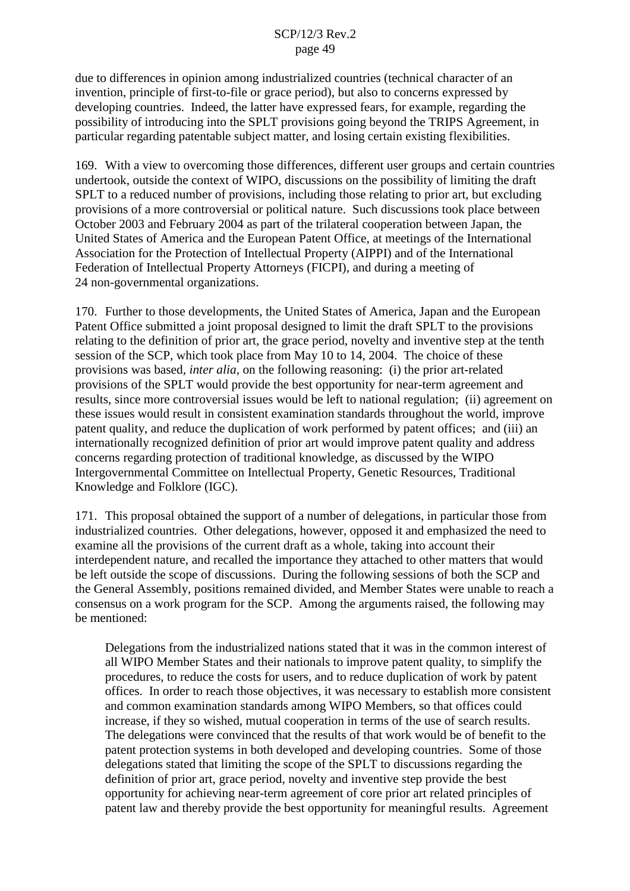due to differences in opinion among industrialized countries (technical character of an invention, principle of first-to-file or grace period), but also to concerns expressed by developing countries. Indeed, the latter have expressed fears, for example, regarding the possibility of introducing into the SPLT provisions going beyond the TRIPS Agreement, in particular regarding patentable subject matter, and losing certain existing flexibilities.

169. With a view to overcoming those differences, different user groups and certain countries undertook, outside the context of WIPO, discussions on the possibility of limiting the draft SPLT to a reduced number of provisions, including those relating to prior art, but excluding provisions of a more controversial or political nature. Such discussions took place between October 2003 and February 2004 as part of the trilateral cooperation between Japan, the United States of America and the European Patent Office, at meetings of the International Association for the Protection of Intellectual Property (AIPPI) and of the International Federation of Intellectual Property Attorneys (FICPI), and during a meeting of 24 non-governmental organizations.

170. Further to those developments, the United States of America, Japan and the European Patent Office submitted a joint proposal designed to limit the draft SPLT to the provisions relating to the definition of prior art, the grace period, novelty and inventive step at the tenth session of the SCP, which took place from May 10 to 14, 2004. The choice of these provisions was based, *inter alia*, on the following reasoning: (i) the prior art-related provisions of the SPLT would provide the best opportunity for near-term agreement and results, since more controversial issues would be left to national regulation; (ii) agreement on these issues would result in consistent examination standards throughout the world, improve patent quality, and reduce the duplication of work performed by patent offices; and (iii) an internationally recognized definition of prior art would improve patent quality and address concerns regarding protection of traditional knowledge, as discussed by the WIPO Intergovernmental Committee on Intellectual Property, Genetic Resources, Traditional Knowledge and Folklore (IGC).

171. This proposal obtained the support of a number of delegations, in particular those from industrialized countries. Other delegations, however, opposed it and emphasized the need to examine all the provisions of the current draft as a whole, taking into account their interdependent nature, and recalled the importance they attached to other matters that would be left outside the scope of discussions. During the following sessions of both the SCP and the General Assembly, positions remained divided, and Member States were unable to reach a consensus on a work program for the SCP. Among the arguments raised, the following may be mentioned:

> Delegations from the industrialized nations stated that it was in the common interest of all WIPO Member States and their nationals to improve patent quality, to simplify the procedures, to reduce the costs for users, and to reduce duplication of work by patent offices. In order to reach those objectives, it was necessary to establish more consistent and common examination standards among WIPO Members, so that offices could increase, if they so wished, mutual cooperation in terms of the use of search results. The delegations were convinced that the results of that work would be of benefit to the patent protection systems in both developed and developing countries. Some of those delegations stated that limiting the scope of the SPLT to discussions regarding the definition of prior art, grace period, novelty and inventive step provide the best opportunity for achieving near-term agreement of core prior art related principles of patent law and thereby provide the best opportunity for meaningful results. Agreement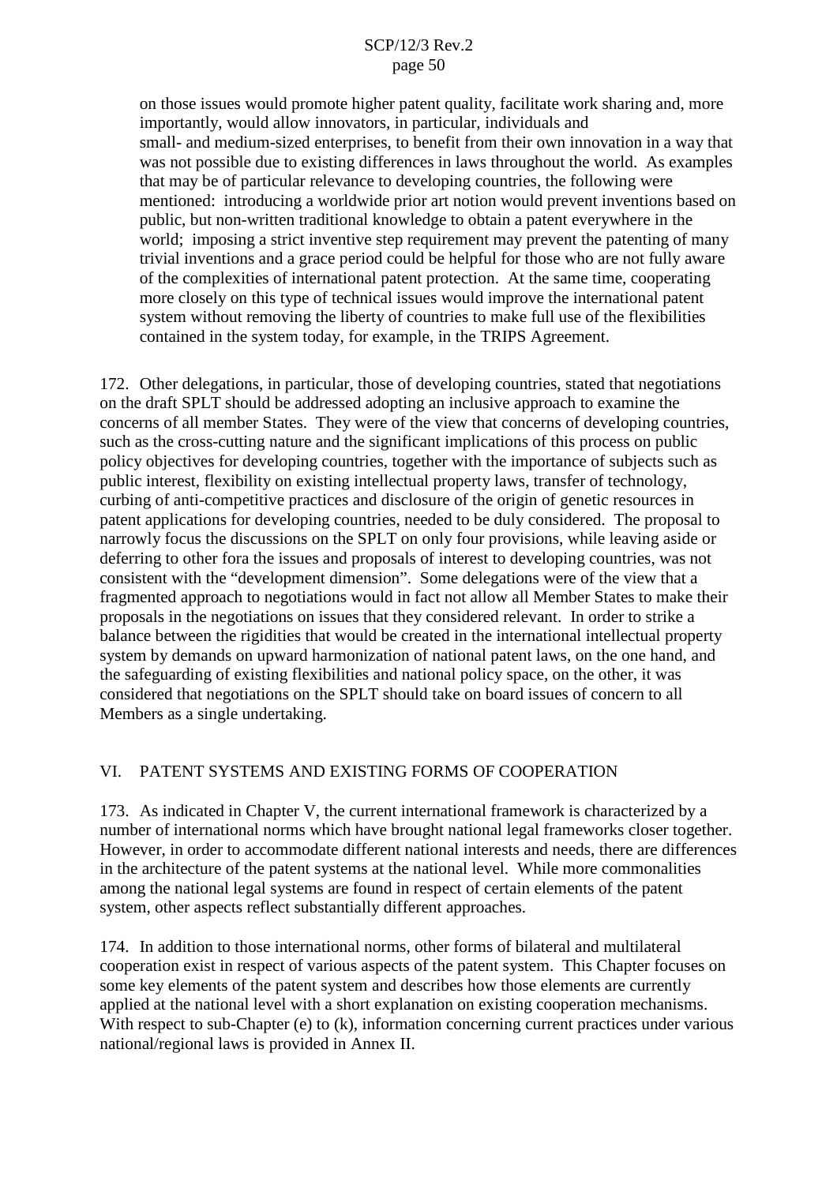on those issues would promote higher patent quality, facilitate work sharing and, more importantly, would allow innovators, in particular, individuals and small- and medium-sized enterprises, to benefit from their own innovation in a way that was not possible due to existing differences in laws throughout the world. As examples that may be of particular relevance to developing countries, the following were mentioned: introducing a worldwide prior art notion would prevent inventions based on public, but non-written traditional knowledge to obtain a patent everywhere in the world; imposing a strict inventive step requirement may prevent the patenting of many trivial inventions and a grace period could be helpful for those who are not fully aware of the complexities of international patent protection. At the same time, cooperating more closely on this type of technical issues would improve the international patent system without removing the liberty of countries to make full use of the flexibilities contained in the system today, for example, in the TRIPS Agreement.

172. Other delegations, in particular, those of developing countries, stated that negotiations on the draft SPLT should be addressed adopting an inclusive approach to examine the concerns of all member States. They were of the view that concerns of developing countries, such as the cross-cutting nature and the significant implications of this process on public policy objectives for developing countries, together with the importance of subjects such as public interest, flexibility on existing intellectual property laws, transfer of technology, curbing of anti-competitive practices and disclosure of the origin of genetic resources in patent applications for developing countries, needed to be duly considered. The proposal to narrowly focus the discussions on the SPLT on only four provisions, while leaving aside or deferring to other fora the issues and proposals of interest to developing countries, was not consistent with the "development dimension". Some delegations were of the view that a fragmented approach to negotiations would in fact not allow all Member States to make their proposals in the negotiations on issues that they considered relevant. In order to strike a balance between the rigidities that would be created in the international intellectual property system by demands on upward harmonization of national patent laws, on the one hand, and the safeguarding of existing flexibilities and national policy space, on the other, it was considered that negotiations on the SPLT should take on board issues of concern to all Members as a single undertaking.

## VI. PATENT SYSTEMS AND EXISTING FORMS OF COOPERATION

173. As indicated in Chapter V, the current international framework is characterized by a number of international norms which have brought national legal frameworks closer together. However, in order to accommodate different national interests and needs, there are differences in the architecture of the patent systems at the national level. While more commonalities among the national legal systems are found in respect of certain elements of the patent system, other aspects reflect substantially different approaches.

174. In addition to those international norms, other forms of bilateral and multilateral cooperation exist in respect of various aspects of the patent system. This Chapter focuses on some key elements of the patent system and describes how those elements are currently applied at the national level with a short explanation on existing cooperation mechanisms. With respect to sub-Chapter (e) to (k), information concerning current practices under various national/regional laws is provided in Annex II.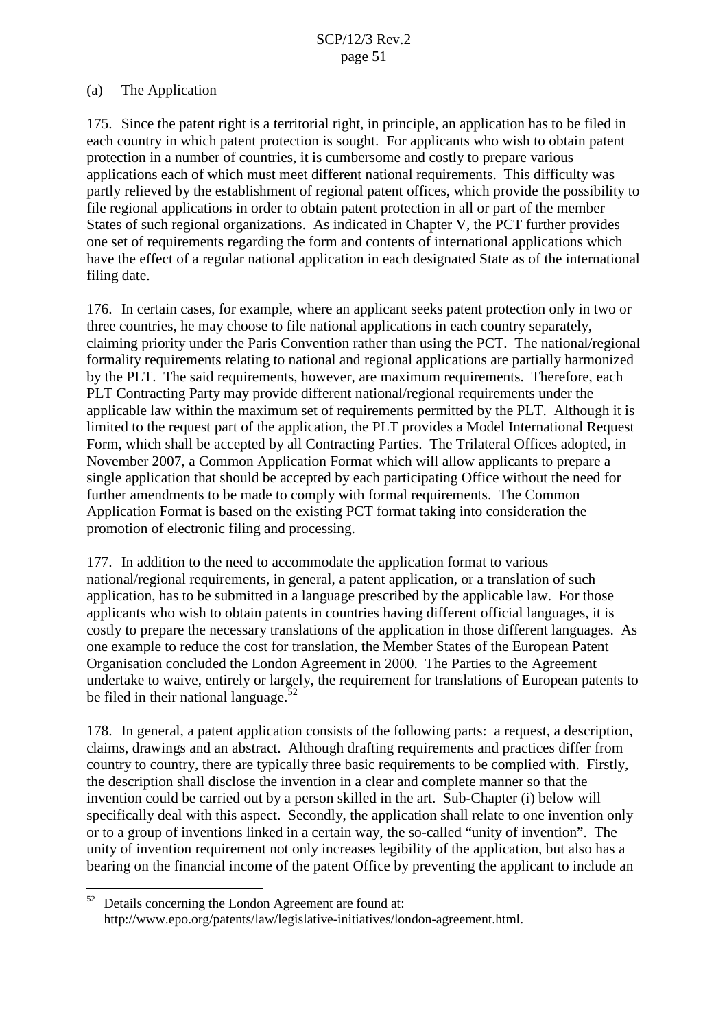(a) The Application

175. Since the patent right is a territorial right, in principle, an application has to be filed in each country in which patent protection is sought. For applicants who wish to obtain patent protection in a number of countries, it is cumbersome and costly to prepare various applications each of which must meet different national requirements. This difficulty was partly relieved by the establishment of regional patent offices, which provide the possibility to file regional applications in order to obtain patent protection in all or part of the member States of such regional organizations. As indicated in Chapter V, the PCT further provides one set of requirements regarding the form and contents of international applications which have the effect of a regular national application in each designated State as of the international filing date.

176. In certain cases, for example, where an applicant seeks patent protection only in two or three countries, he may choose to file national applications in each country separately, claiming priority under the Paris Convention rather than using the PCT. The national/regional formality requirements relating to national and regional applications are partially harmonized by the PLT. The said requirements, however, are maximum requirements. Therefore, each PLT Contracting Party may provide different national/regional requirements under the applicable law within the maximum set of requirements permitted by the PLT. Although it is limited to the request part of the application, the PLT provides a Model International Request Form, which shall be accepted by all Contracting Parties. The Trilateral Offices adopted, in November 2007, a Common Application Format which will allow applicants to prepare a single application that should be accepted by each participating Office without the need for further amendments to be made to comply with formal requirements. The Common Application Format is based on the existing PCT format taking into consideration the promotion of electronic filing and processing.

177. In addition to the need to accommodate the application format to various national/regional requirements, in general, a patent application, or a translation of such application, has to be submitted in a language prescribed by the applicable law. For those applicants who wish to obtain patents in countries having different official languages, it is costly to prepare the necessary translations of the application in those different languages. As one example to reduce the cost for translation, the Member States of the European Patent Organisation concluded the London Agreement in 2000. The Parties to the Agreement undertake to waive, entirely or largely, the requirement for translations of European patents to be filed in their national language.[52]

178. In general, a patent application consists of the following parts: a request, a description, claims, drawings and an abstract. Although drafting requirements and practices differ from country to country, there are typically three basic requirements to be complied with. Firstly, the description shall disclose the invention in a clear and complete manner so that the invention could be carried out by a person skilled in the art. Sub-Chapter (i) below will specifically deal with this aspect. Secondly, the application shall relate to one invention only or to a group of inventions linked in a certain way, the so-called "unity of invention". The unity of invention requirement not only increases legibility of the application, but also has a bearing on the financial income of the patent Office by preventing the applicant to include an

[52] Details concerning the London Agreement are found at: http://www.epo.org/patents/law/legislative-initiatives/london-agreement.html.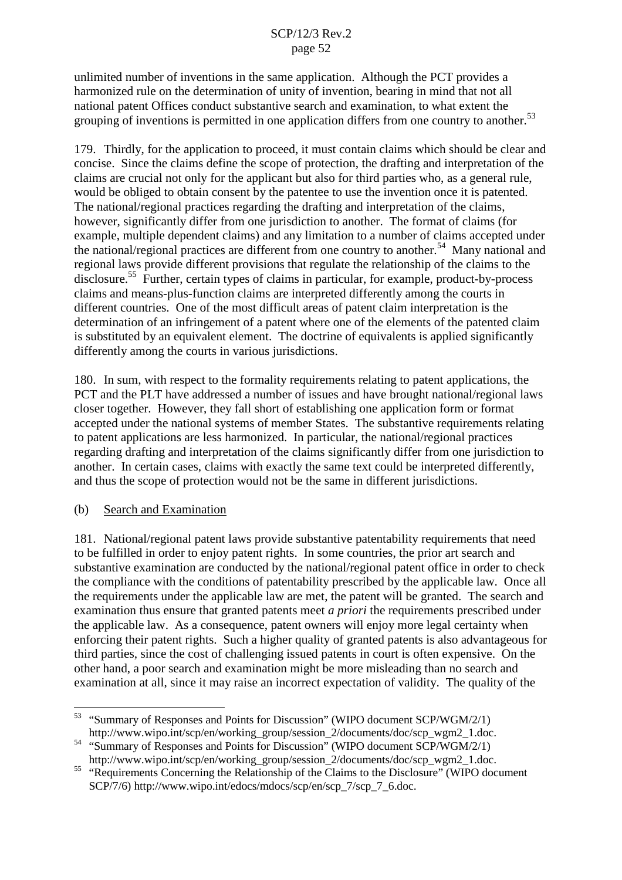unlimited number of inventions in the same application. Although the PCT provides a harmonized rule on the determination of unity of invention, bearing in mind that not all national patent Offices conduct substantive search and examination, to what extent the grouping of inventions is permitted in one application differs from one country to another.[53]

179. Thirdly, for the application to proceed, it must contain claims which should be clear and concise. Since the claims define the scope of protection, the drafting and interpretation of the claims are crucial not only for the applicant but also for third parties who, as a general rule, would be obliged to obtain consent by the patentee to use the invention once it is patented. The national/regional practices regarding the drafting and interpretation of the claims, however, significantly differ from one jurisdiction to another. The format of claims (for example, multiple dependent claims) and any limitation to a number of claims accepted under the national/regional practices are different from one country to another.[54] Many national and regional laws provide different provisions that regulate the relationship of the claims to the disclosure.[55] Further, certain types of claims in particular, for example, product-by-process claims and means-plus-function claims are interpreted differently among the courts in different countries. One of the most difficult areas of patent claim interpretation is the determination of an infringement of a patent where one of the elements of the patented claim is substituted by an equivalent element. The doctrine of equivalents is applied significantly differently among the courts in various jurisdictions.

180. In sum, with respect to the formality requirements relating to patent applications, the PCT and the PLT have addressed a number of issues and have brought national/regional laws closer together. However, they fall short of establishing one application form or format accepted under the national systems of member States. The substantive requirements relating to patent applications are less harmonized. In particular, the national/regional practices regarding drafting and interpretation of the claims significantly differ from one jurisdiction to another. In certain cases, claims with exactly the same text could be interpreted differently, and thus the scope of protection would not be the same in different jurisdictions.

(b) Search and Examination

181. National/regional patent laws provide substantive patentability requirements that need to be fulfilled in order to enjoy patent rights. In some countries, the prior art search and substantive examination are conducted by the national/regional patent office in order to check the compliance with the conditions of patentability prescribed by the applicable law. Once all the requirements under the applicable law are met, the patent will be granted. The search and examination thus ensure that granted patents meet *a priori* the requirements prescribed under the applicable law. As a consequence, patent owners will enjoy more legal certainty when enforcing their patent rights. Such a higher quality of granted patents is also advantageous for third parties, since the cost of challenging issued patents in court is often expensive. On the other hand, a poor search and examination might be more misleading than no search and examination at all, since it may raise an incorrect expectation of validity. The quality of the

---

[53] "Summary of Responses and Points for Discussion" (WIPO document SCP/WGM/2/1) http://www.wipo.int/scp/en/working_group/session_2/documents/doc/scp_wgm2_1.doc.

[54] "Summary of Responses and Points for Discussion" (WIPO document SCP/WGM/2/1) http://www.wipo.int/scp/en/working_group/session_2/documents/doc/scp_wgm2_1.doc.

[55] "Requirements Concerning the Relationship of the Claims to the Disclosure" (WIPO document SCP/7/6) http://www.wipo.int/edocs/mdocs/scp/en/scp_7/scp_7_6.doc.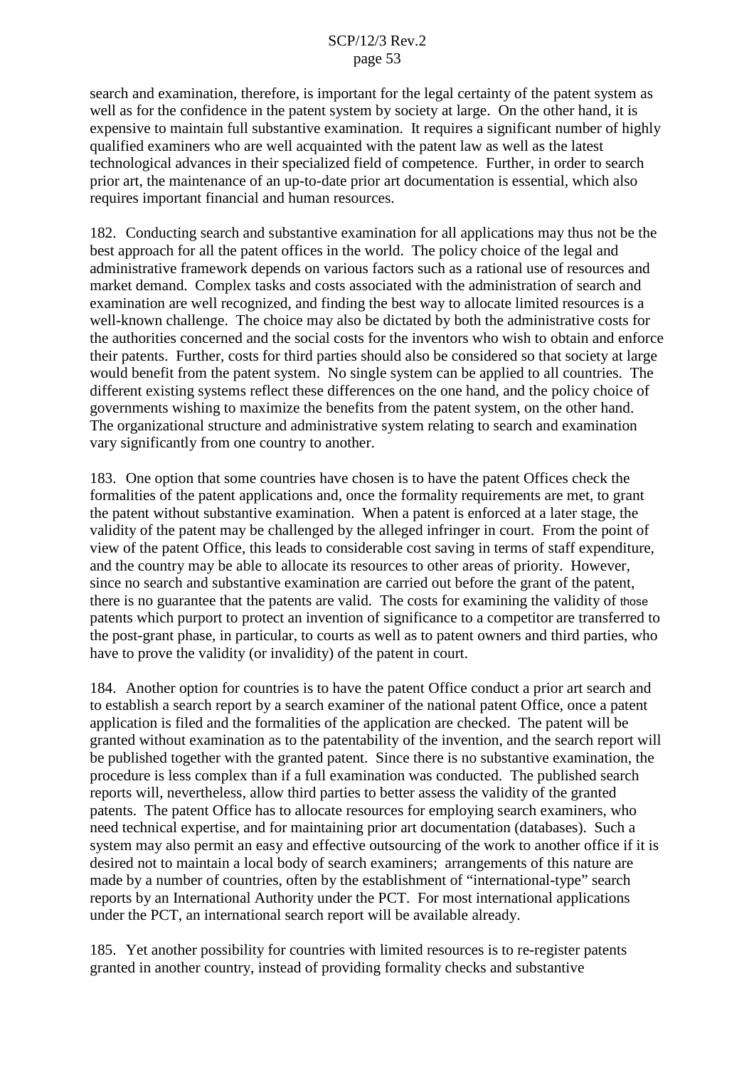search and examination, therefore, is important for the legal certainty of the patent system as well as for the confidence in the patent system by society at large. On the other hand, it is expensive to maintain full substantive examination. It requires a significant number of highly qualified examiners who are well acquainted with the patent law as well as the latest technological advances in their specialized field of competence. Further, in order to search prior art, the maintenance of an up-to-date prior art documentation is essential, which also requires important financial and human resources.

182. Conducting search and substantive examination for all applications may thus not be the best approach for all the patent offices in the world. The policy choice of the legal and administrative framework depends on various factors such as a rational use of resources and market demand. Complex tasks and costs associated with the administration of search and examination are well recognized, and finding the best way to allocate limited resources is a well-known challenge. The choice may also be dictated by both the administrative costs for the authorities concerned and the social costs for the inventors who wish to obtain and enforce their patents. Further, costs for third parties should also be considered so that society at large would benefit from the patent system. No single system can be applied to all countries. The different existing systems reflect these differences on the one hand, and the policy choice of governments wishing to maximize the benefits from the patent system, on the other hand. The organizational structure and administrative system relating to search and examination vary significantly from one country to another.

183. One option that some countries have chosen is to have the patent Offices check the formalities of the patent applications and, once the formality requirements are met, to grant the patent without substantive examination. When a patent is enforced at a later stage, the validity of the patent may be challenged by the alleged infringer in court. From the point of view of the patent Office, this leads to considerable cost saving in terms of staff expenditure, and the country may be able to allocate its resources to other areas of priority. However, since no search and substantive examination are carried out before the grant of the patent, there is no guarantee that the patents are valid. The costs for examining the validity of those patents which purport to protect an invention of significance to a competitor are transferred to the post-grant phase, in particular, to courts as well as to patent owners and third parties, who have to prove the validity (or invalidity) of the patent in court.

184. Another option for countries is to have the patent Office conduct a prior art search and to establish a search report by a search examiner of the national patent Office, once a patent application is filed and the formalities of the application are checked. The patent will be granted without examination as to the patentability of the invention, and the search report will be published together with the granted patent. Since there is no substantive examination, the procedure is less complex than if a full examination was conducted. The published search reports will, nevertheless, allow third parties to better assess the validity of the granted patents. The patent Office has to allocate resources for employing search examiners, who need technical expertise, and for maintaining prior art documentation (databases). Such a system may also permit an easy and effective outsourcing of the work to another office if it is desired not to maintain a local body of search examiners; arrangements of this nature are made by a number of countries, often by the establishment of "international-type" search reports by an International Authority under the PCT. For most international applications under the PCT, an international search report will be available already.

185. Yet another possibility for countries with limited resources is to re-register patents granted in another country, instead of providing formality checks and substantive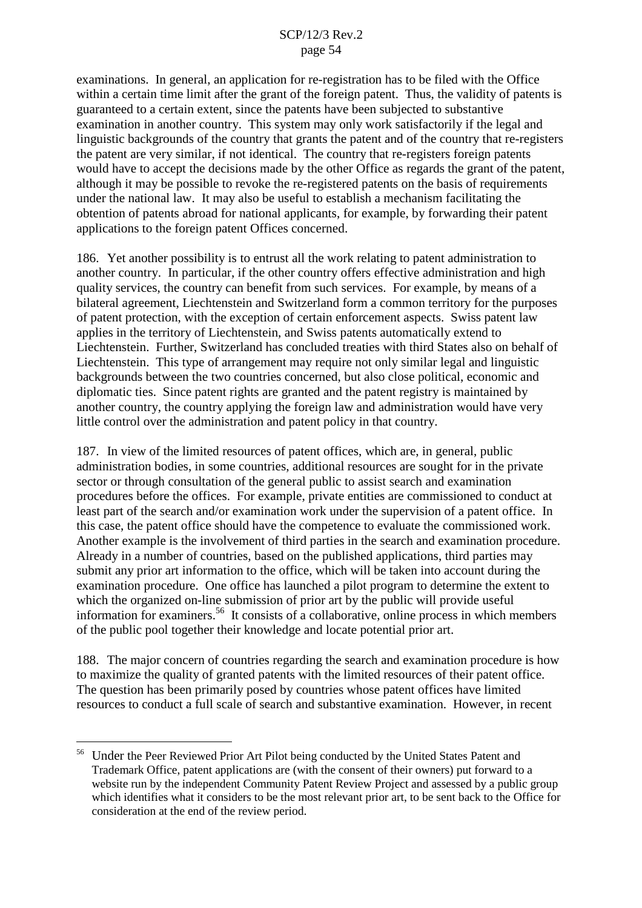examinations. In general, an application for re-registration has to be filed with the Office within a certain time limit after the grant of the foreign patent. Thus, the validity of patents is guaranteed to a certain extent, since the patents have been subjected to substantive examination in another country. This system may only work satisfactorily if the legal and linguistic backgrounds of the country that grants the patent and of the country that re-registers the patent are very similar, if not identical. The country that re-registers foreign patents would have to accept the decisions made by the other Office as regards the grant of the patent, although it may be possible to revoke the re-registered patents on the basis of requirements under the national law. It may also be useful to establish a mechanism facilitating the obtention of patents abroad for national applicants, for example, by forwarding their patent applications to the foreign patent Offices concerned.

186. Yet another possibility is to entrust all the work relating to patent administration to another country. In particular, if the other country offers effective administration and high quality services, the country can benefit from such services. For example, by means of a bilateral agreement, Liechtenstein and Switzerland form a common territory for the purposes of patent protection, with the exception of certain enforcement aspects. Swiss patent law applies in the territory of Liechtenstein, and Swiss patents automatically extend to Liechtenstein. Further, Switzerland has concluded treaties with third States also on behalf of Liechtenstein. This type of arrangement may require not only similar legal and linguistic backgrounds between the two countries concerned, but also close political, economic and diplomatic ties. Since patent rights are granted and the patent registry is maintained by another country, the country applying the foreign law and administration would have very little control over the administration and patent policy in that country.

187. In view of the limited resources of patent offices, which are, in general, public administration bodies, in some countries, additional resources are sought for in the private sector or through consultation of the general public to assist search and examination procedures before the offices. For example, private entities are commissioned to conduct at least part of the search and/or examination work under the supervision of a patent office. In this case, the patent office should have the competence to evaluate the commissioned work. Another example is the involvement of third parties in the search and examination procedure. Already in a number of countries, based on the published applications, third parties may submit any prior art information to the office, which will be taken into account during the examination procedure. One office has launched a pilot program to determine the extent to which the organized on-line submission of prior art by the public will provide useful information for examiners.[56] It consists of a collaborative, online process in which members of the public pool together their knowledge and locate potential prior art.

188. The major concern of countries regarding the search and examination procedure is how to maximize the quality of granted patents with the limited resources of their patent office. The question has been primarily posed by countries whose patent offices have limited resources to conduct a full scale of search and substantive examination. However, in recent

---

[56] Under the Peer Reviewed Prior Art Pilot being conducted by the United States Patent and Trademark Office, patent applications are (with the consent of their owners) put forward to a website run by the independent Community Patent Review Project and assessed by a public group which identifies what it considers to be the most relevant prior art, to be sent back to the Office for consideration at the end of the review period.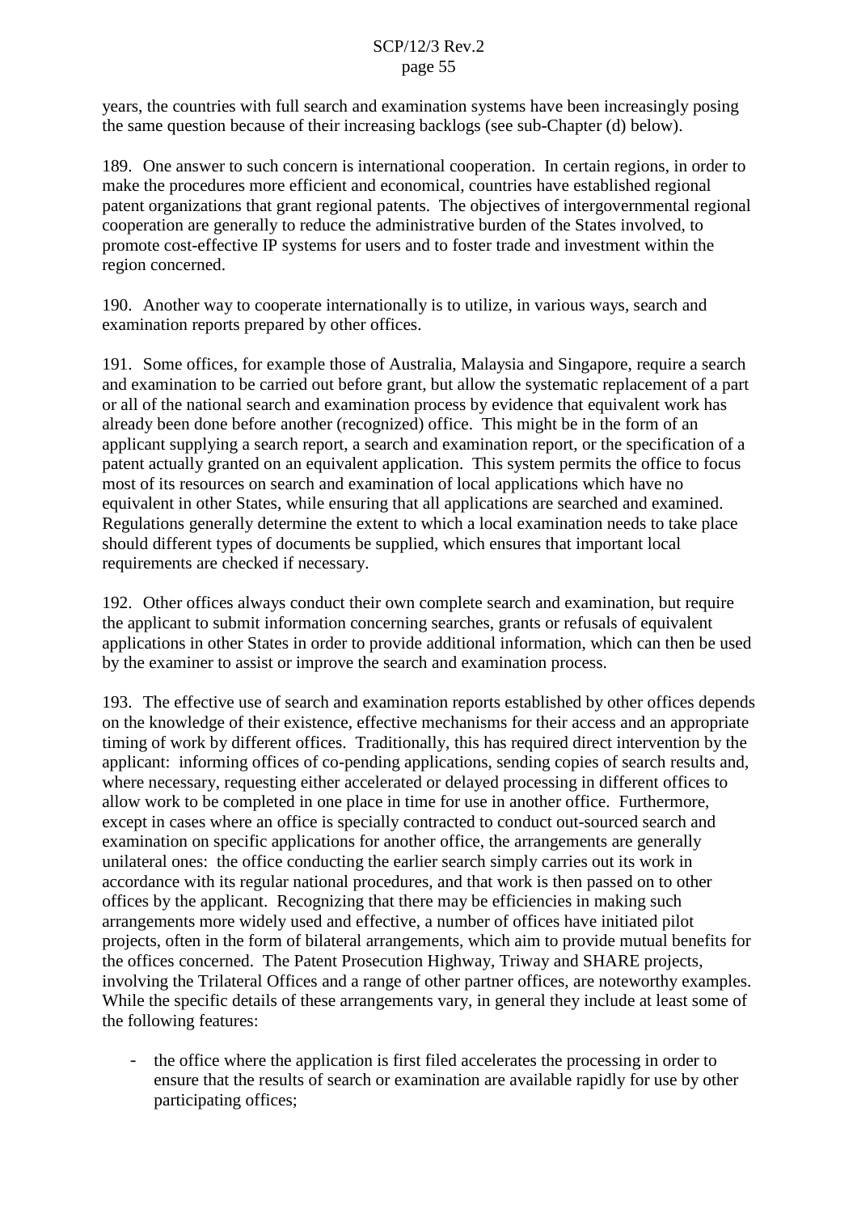years, the countries with full search and examination systems have been increasingly posing the same question because of their increasing backlogs (see sub-Chapter (d) below).

189. One answer to such concern is international cooperation. In certain regions, in order to make the procedures more efficient and economical, countries have established regional patent organizations that grant regional patents. The objectives of intergovernmental regional cooperation are generally to reduce the administrative burden of the States involved, to promote cost-effective IP systems for users and to foster trade and investment within the region concerned.

190. Another way to cooperate internationally is to utilize, in various ways, search and examination reports prepared by other offices.

191. Some offices, for example those of Australia, Malaysia and Singapore, require a search and examination to be carried out before grant, but allow the systematic replacement of a part or all of the national search and examination process by evidence that equivalent work has already been done before another (recognized) office. This might be in the form of an applicant supplying a search report, a search and examination report, or the specification of a patent actually granted on an equivalent application. This system permits the office to focus most of its resources on search and examination of local applications which have no equivalent in other States, while ensuring that all applications are searched and examined. Regulations generally determine the extent to which a local examination needs to take place should different types of documents be supplied, which ensures that important local requirements are checked if necessary.

192. Other offices always conduct their own complete search and examination, but require the applicant to submit information concerning searches, grants or refusals of equivalent applications in other States in order to provide additional information, which can then be used by the examiner to assist or improve the search and examination process.

193. The effective use of search and examination reports established by other offices depends on the knowledge of their existence, effective mechanisms for their access and an appropriate timing of work by different offices. Traditionally, this has required direct intervention by the applicant: informing offices of co-pending applications, sending copies of search results and, where necessary, requesting either accelerated or delayed processing in different offices to allow work to be completed in one place in time for use in another office. Furthermore, except in cases where an office is specially contracted to conduct out-sourced search and examination on specific applications for another office, the arrangements are generally unilateral ones: the office conducting the earlier search simply carries out its work in accordance with its regular national procedures, and that work is then passed on to other offices by the applicant. Recognizing that there may be efficiencies in making such arrangements more widely used and effective, a number of offices have initiated pilot projects, often in the form of bilateral arrangements, which aim to provide mutual benefits for the offices concerned. The Patent Prosecution Highway, Triway and SHARE projects, involving the Trilateral Offices and a range of other partner offices, are noteworthy examples. While the specific details of these arrangements vary, in general they include at least some of the following features:

- the office where the application is first filed accelerates the processing in order to ensure that the results of search or examination are available rapidly for use by other participating offices;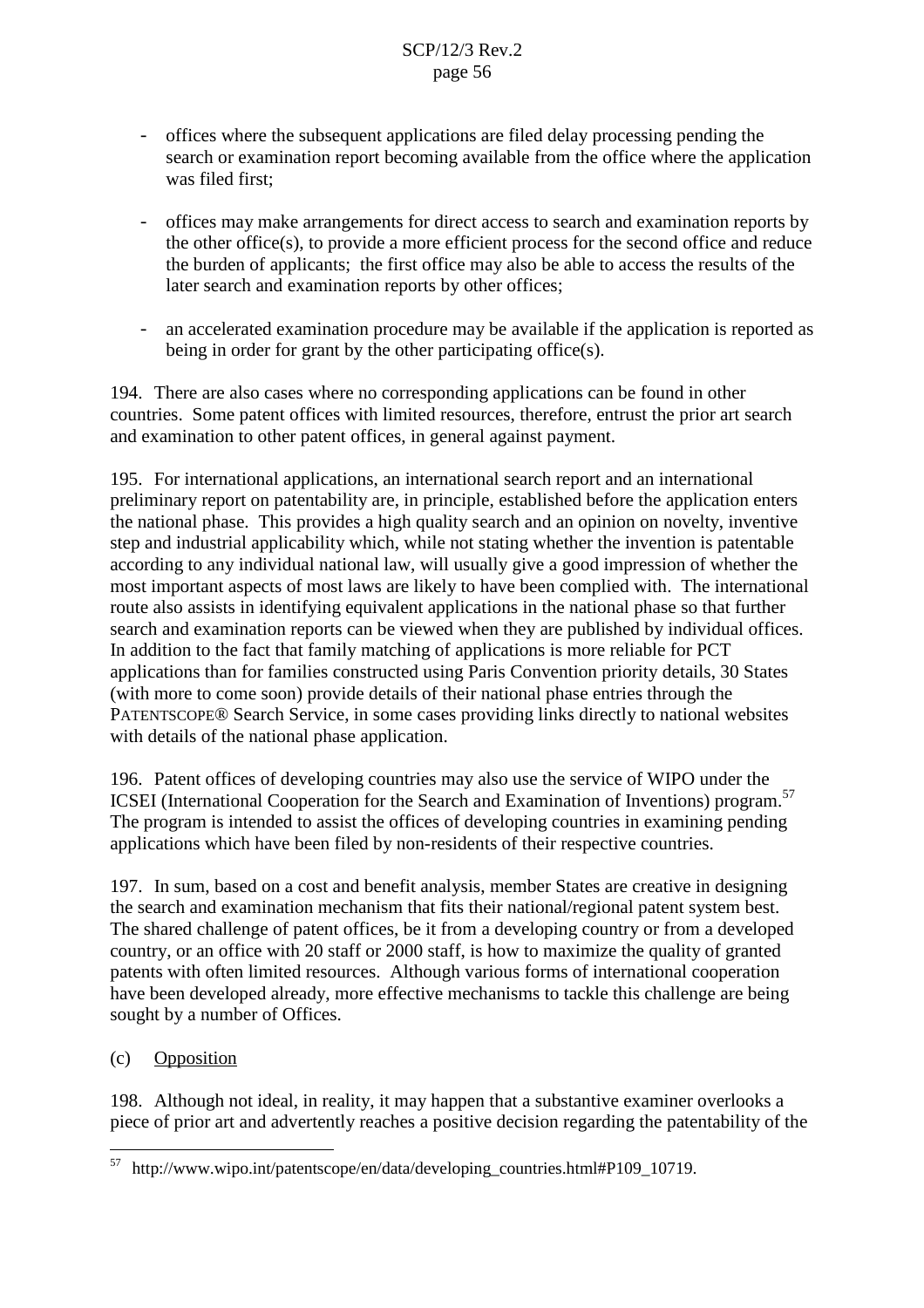- offices where the subsequent applications are filed delay processing pending the search or examination report becoming available from the office where the application was filed first;

- offices may make arrangements for direct access to search and examination reports by the other office(s), to provide a more efficient process for the second office and reduce the burden of applicants; the first office may also be able to access the results of the later search and examination reports by other offices;

- an accelerated examination procedure may be available if the application is reported as being in order for grant by the other participating office(s).

194. There are also cases where no corresponding applications can be found in other countries. Some patent offices with limited resources, therefore, entrust the prior art search and examination to other patent offices, in general against payment.

195. For international applications, an international search report and an international preliminary report on patentability are, in principle, established before the application enters the national phase. This provides a high quality search and an opinion on novelty, inventive step and industrial applicability which, while not stating whether the invention is patentable according to any individual national law, will usually give a good impression of whether the most important aspects of most laws are likely to have been complied with. The international route also assists in identifying equivalent applications in the national phase so that further search and examination reports can be viewed when they are published by individual offices. In addition to the fact that family matching of applications is more reliable for PCT applications than for families constructed using Paris Convention priority details, 30 States (with more to come soon) provide details of their national phase entries through the PATENTSCOPE® Search Service, in some cases providing links directly to national websites with details of the national phase application.

196. Patent offices of developing countries may also use the service of WIPO under the ICSEI (International Cooperation for the Search and Examination of Inventions) program.[57] The program is intended to assist the offices of developing countries in examining pending applications which have been filed by non-residents of their respective countries.

197. In sum, based on a cost and benefit analysis, member States are creative in designing the search and examination mechanism that fits their national/regional patent system best. The shared challenge of patent offices, be it from a developing country or from a developed country, or an office with 20 staff or 2000 staff, is how to maximize the quality of granted patents with often limited resources. Although various forms of international cooperation have been developed already, more effective mechanisms to tackle this challenge are being sought by a number of Offices.

(c) Opposition

198. Although not ideal, in reality, it may happen that a substantive examiner overlooks a piece of prior art and advertently reaches a positive decision regarding the patentability of the

[57] http://www.wipo.int/patentscope/en/data/developing_countries.html#P109_10719.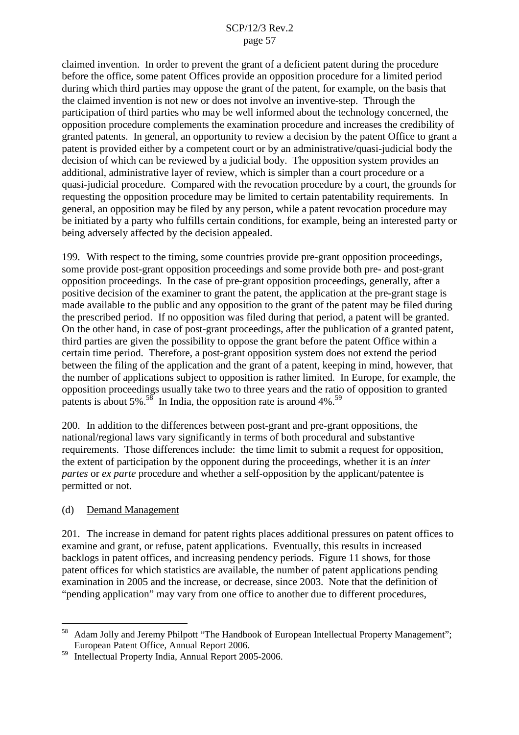claimed invention. In order to prevent the grant of a deficient patent during the procedure before the office, some patent Offices provide an opposition procedure for a limited period during which third parties may oppose the grant of the patent, for example, on the basis that the claimed invention is not new or does not involve an inventive-step. Through the participation of third parties who may be well informed about the technology concerned, the opposition procedure complements the examination procedure and increases the credibility of granted patents. In general, an opportunity to review a decision by the patent Office to grant a patent is provided either by a competent court or by an administrative/quasi-judicial body the decision of which can be reviewed by a judicial body. The opposition system provides an additional, administrative layer of review, which is simpler than a court procedure or a quasi-judicial procedure. Compared with the revocation procedure by a court, the grounds for requesting the opposition procedure may be limited to certain patentability requirements. In general, an opposition may be filed by any person, while a patent revocation procedure may be initiated by a party who fulfills certain conditions, for example, being an interested party or being adversely affected by the decision appealed.

199. With respect to the timing, some countries provide pre-grant opposition proceedings, some provide post-grant opposition proceedings and some provide both pre- and post-grant opposition proceedings. In the case of pre-grant opposition proceedings, generally, after a positive decision of the examiner to grant the patent, the application at the pre-grant stage is made available to the public and any opposition to the grant of the patent may be filed during the prescribed period. If no opposition was filed during that period, a patent will be granted. On the other hand, in case of post-grant proceedings, after the publication of a granted patent, third parties are given the possibility to oppose the grant before the patent Office within a certain time period. Therefore, a post-grant opposition system does not extend the period between the filing of the application and the grant of a patent, keeping in mind, however, that the number of applications subject to opposition is rather limited. In Europe, for example, the opposition proceedings usually take two to three years and the ratio of opposition to granted patents is about 5%.[58] In India, the opposition rate is around 4%.[59]

200. In addition to the differences between post-grant and pre-grant oppositions, the national/regional laws vary significantly in terms of both procedural and substantive requirements. Those differences include: the time limit to submit a request for opposition, the extent of participation by the opponent during the proceedings, whether it is an *inter partes* or *ex parte* procedure and whether a self-opposition by the applicant/patentee is permitted or not.

(d) Demand Management

201. The increase in demand for patent rights places additional pressures on patent offices to examine and grant, or refuse, patent applications. Eventually, this results in increased backlogs in patent offices, and increasing pendency periods. Figure 11 shows, for those patent offices for which statistics are available, the number of patent applications pending examination in 2005 and the increase, or decrease, since 2003. Note that the definition of "pending application" may vary from one office to another due to different procedures,

---

[58] Adam Jolly and Jeremy Philpott "The Handbook of European Intellectual Property Management"; European Patent Office, Annual Report 2006.

[59] Intellectual Property India, Annual Report 2005-2006.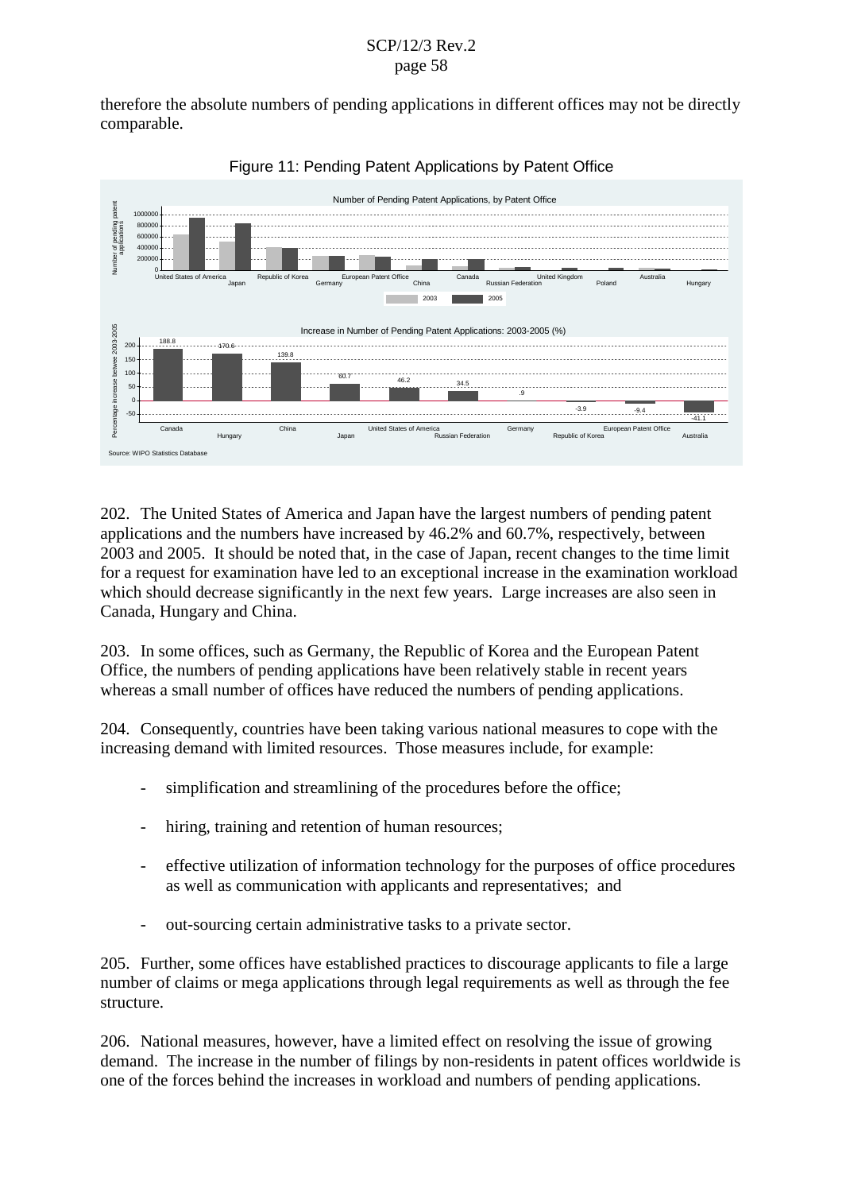therefore the absolute numbers of pending applications in different offices may not be directly comparable.

Figure 11: Pending Patent Applications by Patent Office

Number of Pending Patent Applications, by Patent Office

Number of pending patent applications

1000000
800000
600000
400000
200000
0

United States of America, Japan, Republic of Korea, Germany, European Patent Office, China, Canada, Russian Federation, United Kingdom, Poland, Australia, Hungary

2003
2005

Increase in Number of Pending Patent Applications: 2003-2005 (%)

Percentage increase between 2003-2005

200
150
100
50
0
-50

188.8
170.6
139.8
60.7
46.2
34.5
.9
-3.9
-9.4
-41.1

Canada, Hungary, China, Japan, United States of America, Russian Federation, Germany, Republic of Korea, European Patent Office, Australia

Source: WIPO Statistics Database

202. The United States of America and Japan have the largest numbers of pending patent applications and the numbers have increased by 46.2% and 60.7%, respectively, between 2003 and 2005. It should be noted that, in the case of Japan, recent changes to the time limit for a request for examination have led to an exceptional increase in the examination workload which should decrease significantly in the next few years. Large increases are also seen in Canada, Hungary and China.

203. In some offices, such as Germany, the Republic of Korea and the European Patent Office, the numbers of pending applications have been relatively stable in recent years whereas a small number of offices have reduced the numbers of pending applications.

204. Consequently, countries have been taking various national measures to cope with the increasing demand with limited resources. Those measures include, for example:

- simplification and streamlining of the procedures before the office;
- hiring, training and retention of human resources;
- effective utilization of information technology for the purposes of office procedures as well as communication with applicants and representatives; and
- out-sourcing certain administrative tasks to a private sector.

205. Further, some offices have established practices to discourage applicants to file a large number of claims or mega applications through legal requirements as well as through the fee structure.

206. National measures, however, have a limited effect on resolving the issue of growing demand. The increase in the number of filings by non-residents in patent offices worldwide is one of the forces behind the increases in workload and numbers of pending applications.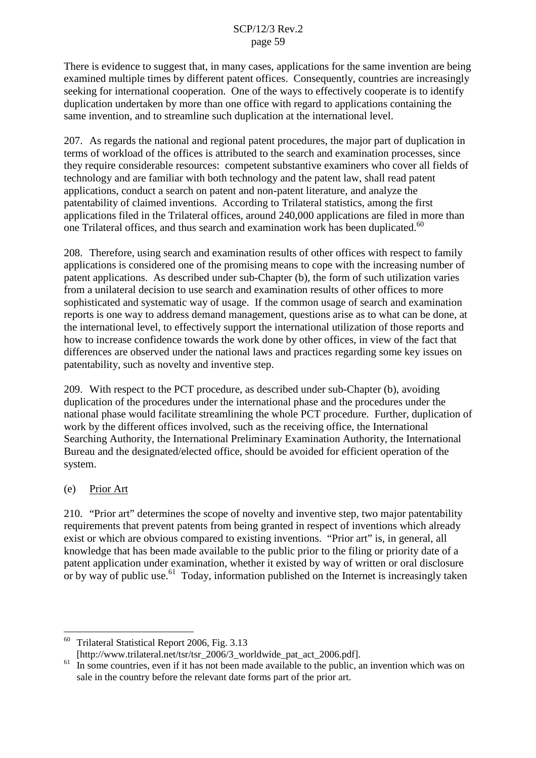There is evidence to suggest that, in many cases, applications for the same invention are being examined multiple times by different patent offices. Consequently, countries are increasingly seeking for international cooperation. One of the ways to effectively cooperate is to identify duplication undertaken by more than one office with regard to applications containing the same invention, and to streamline such duplication at the international level.

207. As regards the national and regional patent procedures, the major part of duplication in terms of workload of the offices is attributed to the search and examination processes, since they require considerable resources: competent substantive examiners who cover all fields of technology and are familiar with both technology and the patent law, shall read patent applications, conduct a search on patent and non-patent literature, and analyze the patentability of claimed inventions. According to Trilateral statistics, among the first applications filed in the Trilateral offices, around 240,000 applications are filed in more than one Trilateral offices, and thus search and examination work has been duplicated.[60]

208. Therefore, using search and examination results of other offices with respect to family applications is considered one of the promising means to cope with the increasing number of patent applications. As described under sub-Chapter (b), the form of such utilization varies from a unilateral decision to use search and examination results of other offices to more sophisticated and systematic way of usage. If the common usage of search and examination reports is one way to address demand management, questions arise as to what can be done, at the international level, to effectively support the international utilization of those reports and how to increase confidence towards the work done by other offices, in view of the fact that differences are observed under the national laws and practices regarding some key issues on patentability, such as novelty and inventive step.

209. With respect to the PCT procedure, as described under sub-Chapter (b), avoiding duplication of the procedures under the international phase and the procedures under the national phase would facilitate streamlining the whole PCT procedure. Further, duplication of work by the different offices involved, such as the receiving office, the International Searching Authority, the International Preliminary Examination Authority, the International Bureau and the designated/elected office, should be avoided for efficient operation of the system.

## (e) Prior Art

210. "Prior art" determines the scope of novelty and inventive step, two major patentability requirements that prevent patents from being granted in respect of inventions which already exist or which are obvious compared to existing inventions. "Prior art" is, in general, all knowledge that has been made available to the public prior to the filing or priority date of a patent application under examination, whether it existed by way of written or oral disclosure or by way of public use.[61] Today, information published on the Internet is increasingly taken

---

[60] Trilateral Statistical Report 2006, Fig. 3.13 [http://www.trilateral.net/tsr/tsr_2006/3_worldwide_pat_act_2006.pdf].

[61] In some countries, even if it has not been made available to the public, an invention which was on sale in the country before the relevant date forms part of the prior art.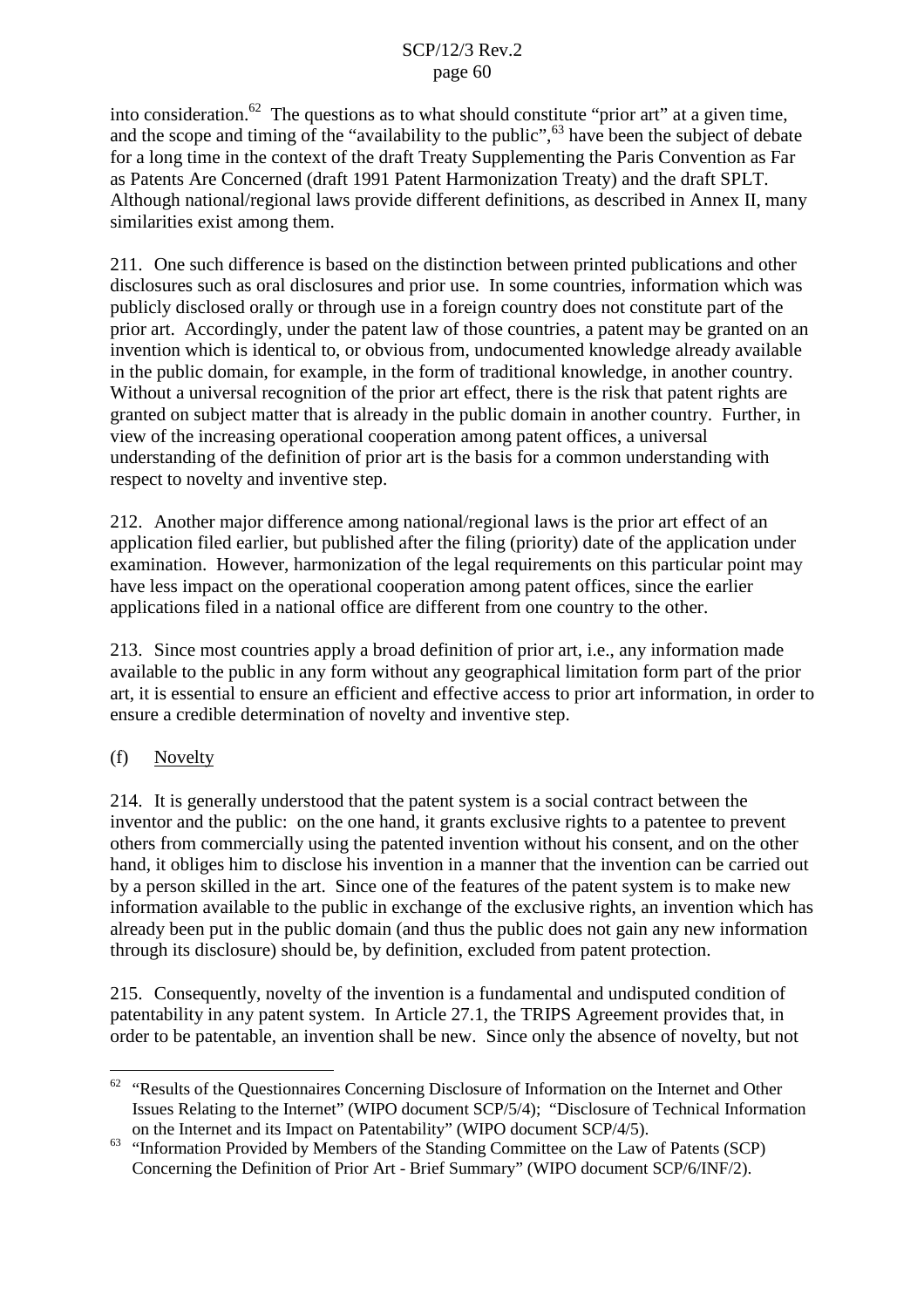into consideration.[62] The questions as to what should constitute "prior art" at a given time, and the scope and timing of the "availability to the public",[63] have been the subject of debate for a long time in the context of the draft Treaty Supplementing the Paris Convention as Far as Patents Are Concerned (draft 1991 Patent Harmonization Treaty) and the draft SPLT. Although national/regional laws provide different definitions, as described in Annex II, many similarities exist among them.

211. One such difference is based on the distinction between printed publications and other disclosures such as oral disclosures and prior use. In some countries, information which was publicly disclosed orally or through use in a foreign country does not constitute part of the prior art. Accordingly, under the patent law of those countries, a patent may be granted on an invention which is identical to, or obvious from, undocumented knowledge already available in the public domain, for example, in the form of traditional knowledge, in another country. Without a universal recognition of the prior art effect, there is the risk that patent rights are granted on subject matter that is already in the public domain in another country. Further, in view of the increasing operational cooperation among patent offices, a universal understanding of the definition of prior art is the basis for a common understanding with respect to novelty and inventive step.

212. Another major difference among national/regional laws is the prior art effect of an application filed earlier, but published after the filing (priority) date of the application under examination. However, harmonization of the legal requirements on this particular point may have less impact on the operational cooperation among patent offices, since the earlier applications filed in a national office are different from one country to the other.

213. Since most countries apply a broad definition of prior art, i.e., any information made available to the public in any form without any geographical limitation form part of the prior art, it is essential to ensure an efficient and effective access to prior art information, in order to ensure a credible determination of novelty and inventive step.

(f) Novelty

214. It is generally understood that the patent system is a social contract between the inventor and the public: on the one hand, it grants exclusive rights to a patentee to prevent others from commercially using the patented invention without his consent, and on the other hand, it obliges him to disclose his invention in a manner that the invention can be carried out by a person skilled in the art. Since one of the features of the patent system is to make new information available to the public in exchange of the exclusive rights, an invention which has already been put in the public domain (and thus the public does not gain any new information through its disclosure) should be, by definition, excluded from patent protection.

215. Consequently, novelty of the invention is a fundamental and undisputed condition of patentability in any patent system. In Article 27.1, the TRIPS Agreement provides that, in order to be patentable, an invention shall be new. Since only the absence of novelty, but not

---

[62] "Results of the Questionnaires Concerning Disclosure of Information on the Internet and Other Issues Relating to the Internet" (WIPO document SCP/5/4); "Disclosure of Technical Information on the Internet and its Impact on Patentability" (WIPO document SCP/4/5).

[63] "Information Provided by Members of the Standing Committee on the Law of Patents (SCP) Concerning the Definition of Prior Art - Brief Summary" (WIPO document SCP/6/INF/2).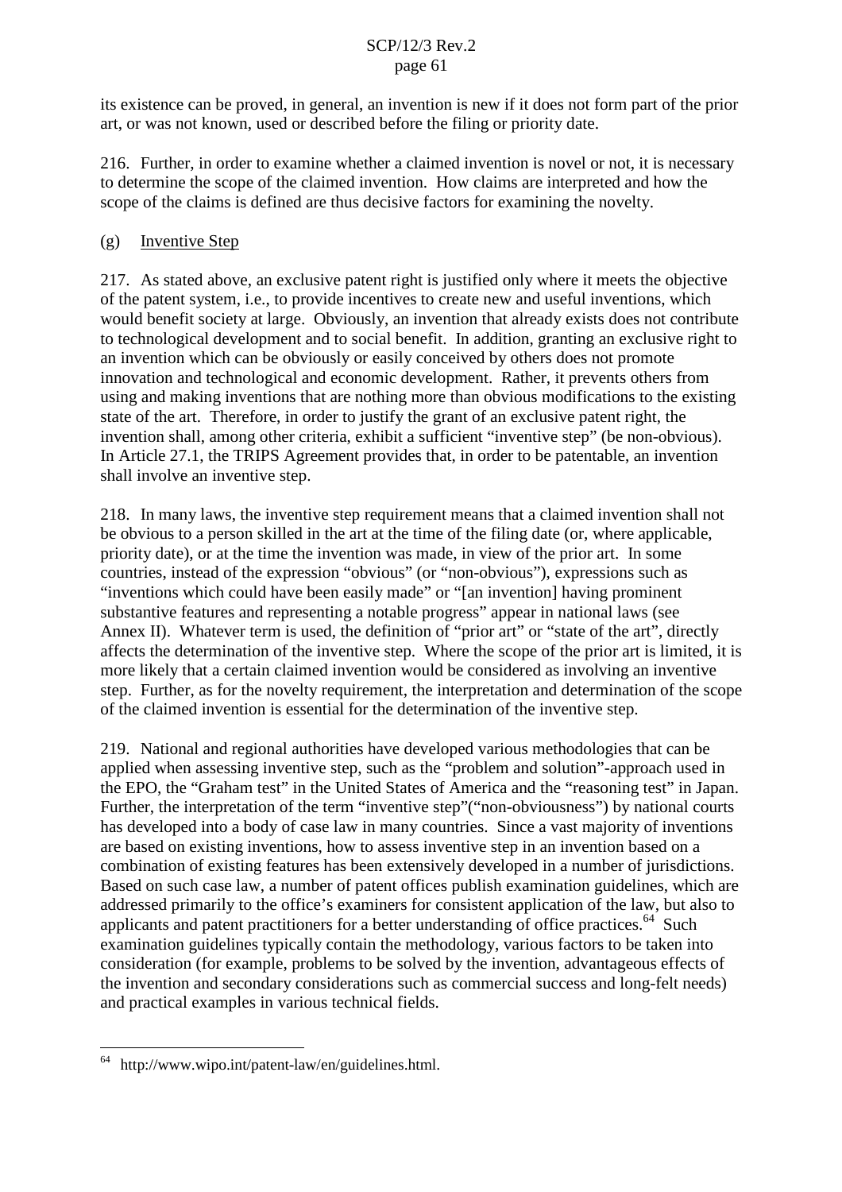its existence can be proved, in general, an invention is new if it does not form part of the prior art, or was not known, used or described before the filing or priority date.

216. Further, in order to examine whether a claimed invention is novel or not, it is necessary to determine the scope of the claimed invention. How claims are interpreted and how the scope of the claims is defined are thus decisive factors for examining the novelty.

### (g) Inventive Step

217. As stated above, an exclusive patent right is justified only where it meets the objective of the patent system, i.e., to provide incentives to create new and useful inventions, which would benefit society at large. Obviously, an invention that already exists does not contribute to technological development and to social benefit. In addition, granting an exclusive right to an invention which can be obviously or easily conceived by others does not promote innovation and technological and economic development. Rather, it prevents others from using and making inventions that are nothing more than obvious modifications to the existing state of the art. Therefore, in order to justify the grant of an exclusive patent right, the invention shall, among other criteria, exhibit a sufficient "inventive step" (be non-obvious). In Article 27.1, the TRIPS Agreement provides that, in order to be patentable, an invention shall involve an inventive step.

218. In many laws, the inventive step requirement means that a claimed invention shall not be obvious to a person skilled in the art at the time of the filing date (or, where applicable, priority date), or at the time the invention was made, in view of the prior art. In some countries, instead of the expression "obvious" (or "non-obvious"), expressions such as "inventions which could have been easily made" or "[an invention] having prominent substantive features and representing a notable progress" appear in national laws (see Annex II). Whatever term is used, the definition of "prior art" or "state of the art", directly affects the determination of the inventive step. Where the scope of the prior art is limited, it is more likely that a certain claimed invention would be considered as involving an inventive step. Further, as for the novelty requirement, the interpretation and determination of the scope of the claimed invention is essential for the determination of the inventive step.

219. National and regional authorities have developed various methodologies that can be applied when assessing inventive step, such as the "problem and solution"-approach used in the EPO, the "Graham test" in the United States of America and the "reasoning test" in Japan. Further, the interpretation of the term "inventive step"("non-obviousness") by national courts has developed into a body of case law in many countries. Since a vast majority of inventions are based on existing inventions, how to assess inventive step in an invention based on a combination of existing features has been extensively developed in a number of jurisdictions. Based on such case law, a number of patent offices publish examination guidelines, which are addressed primarily to the office's examiners for consistent application of the law, but also to applicants and patent practitioners for a better understanding of office practices.[64] Such examination guidelines typically contain the methodology, various factors to be taken into consideration (for example, problems to be solved by the invention, advantageous effects of the invention and secondary considerations such as commercial success and long-felt needs) and practical examples in various technical fields.

---

[64] http://www.wipo.int/patent-law/en/guidelines.html.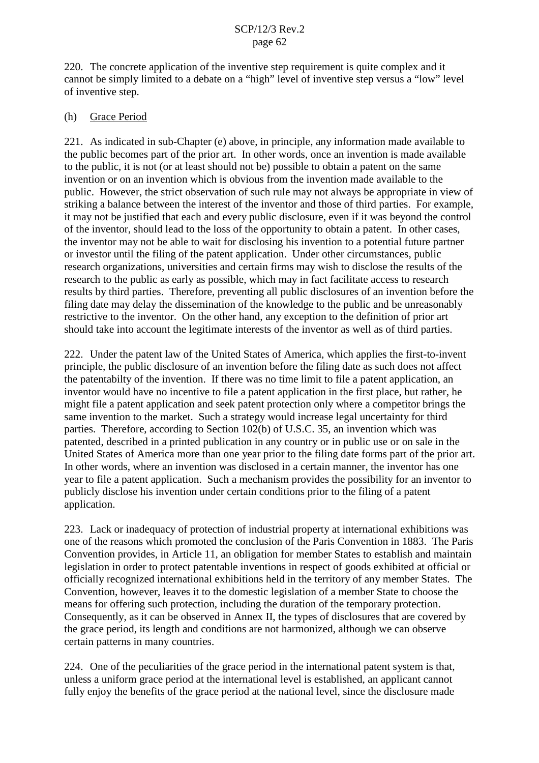220. The concrete application of the inventive step requirement is quite complex and it cannot be simply limited to a debate on a "high" level of inventive step versus a "low" level of inventive step.

(h) Grace Period

221. As indicated in sub-Chapter (e) above, in principle, any information made available to the public becomes part of the prior art. In other words, once an invention is made available to the public, it is not (or at least should not be) possible to obtain a patent on the same invention or on an invention which is obvious from the invention made available to the public. However, the strict observation of such rule may not always be appropriate in view of striking a balance between the interest of the inventor and those of third parties. For example, it may not be justified that each and every public disclosure, even if it was beyond the control of the inventor, should lead to the loss of the opportunity to obtain a patent. In other cases, the inventor may not be able to wait for disclosing his invention to a potential future partner or investor until the filing of the patent application. Under other circumstances, public research organizations, universities and certain firms may wish to disclose the results of the research to the public as early as possible, which may in fact facilitate access to research results by third parties. Therefore, preventing all public disclosures of an invention before the filing date may delay the dissemination of the knowledge to the public and be unreasonably restrictive to the inventor. On the other hand, any exception to the definition of prior art should take into account the legitimate interests of the inventor as well as of third parties.

222. Under the patent law of the United States of America, which applies the first-to-invent principle, the public disclosure of an invention before the filing date as such does not affect the patentabilty of the invention. If there was no time limit to file a patent application, an inventor would have no incentive to file a patent application in the first place, but rather, he might file a patent application and seek patent protection only where a competitor brings the same invention to the market. Such a strategy would increase legal uncertainty for third parties. Therefore, according to Section 102(b) of U.S.C. 35, an invention which was patented, described in a printed publication in any country or in public use or on sale in the United States of America more than one year prior to the filing date forms part of the prior art. In other words, where an invention was disclosed in a certain manner, the inventor has one year to file a patent application. Such a mechanism provides the possibility for an inventor to publicly disclose his invention under certain conditions prior to the filing of a patent application.

223. Lack or inadequacy of protection of industrial property at international exhibitions was one of the reasons which promoted the conclusion of the Paris Convention in 1883. The Paris Convention provides, in Article 11, an obligation for member States to establish and maintain legislation in order to protect patentable inventions in respect of goods exhibited at official or officially recognized international exhibitions held in the territory of any member States. The Convention, however, leaves it to the domestic legislation of a member State to choose the means for offering such protection, including the duration of the temporary protection. Consequently, as it can be observed in Annex II, the types of disclosures that are covered by the grace period, its length and conditions are not harmonized, although we can observe certain patterns in many countries.

224. One of the peculiarities of the grace period in the international patent system is that, unless a uniform grace period at the international level is established, an applicant cannot fully enjoy the benefits of the grace period at the national level, since the disclosure made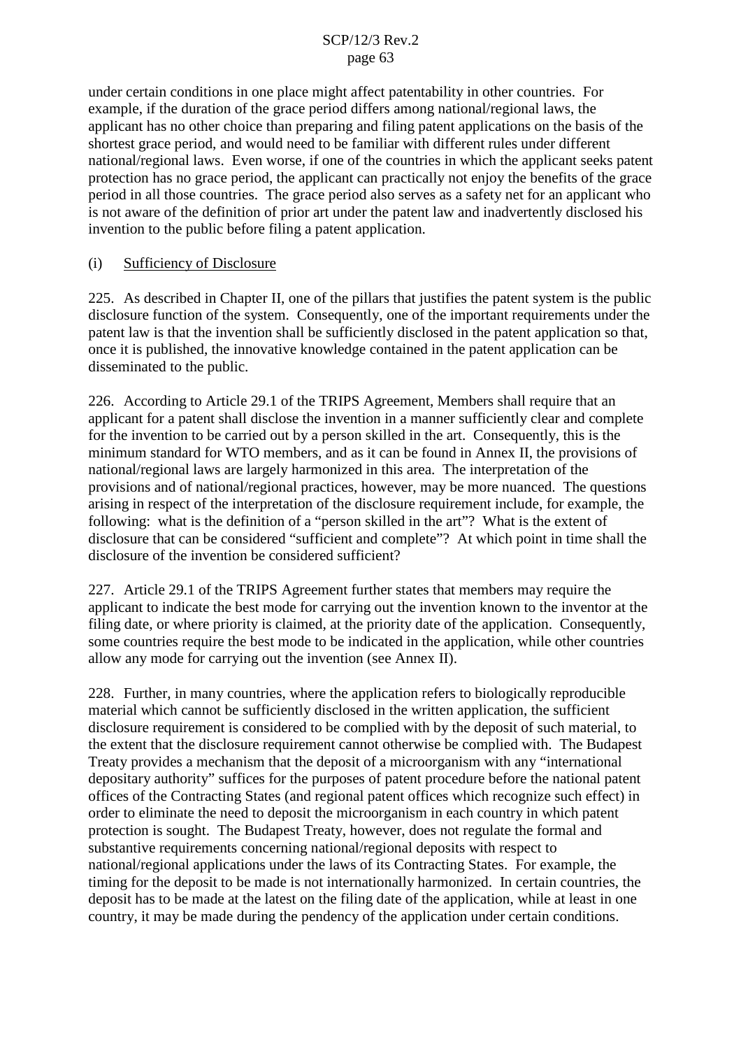under certain conditions in one place might affect patentability in other countries. For example, if the duration of the grace period differs among national/regional laws, the applicant has no other choice than preparing and filing patent applications on the basis of the shortest grace period, and would need to be familiar with different rules under different national/regional laws. Even worse, if one of the countries in which the applicant seeks patent protection has no grace period, the applicant can practically not enjoy the benefits of the grace period in all those countries. The grace period also serves as a safety net for an applicant who is not aware of the definition of prior art under the patent law and inadvertently disclosed his invention to the public before filing a patent application.

(i) Sufficiency of Disclosure

225. As described in Chapter II, one of the pillars that justifies the patent system is the public disclosure function of the system. Consequently, one of the important requirements under the patent law is that the invention shall be sufficiently disclosed in the patent application so that, once it is published, the innovative knowledge contained in the patent application can be disseminated to the public.

226. According to Article 29.1 of the TRIPS Agreement, Members shall require that an applicant for a patent shall disclose the invention in a manner sufficiently clear and complete for the invention to be carried out by a person skilled in the art. Consequently, this is the minimum standard for WTO members, and as it can be found in Annex II, the provisions of national/regional laws are largely harmonized in this area. The interpretation of the provisions and of national/regional practices, however, may be more nuanced. The questions arising in respect of the interpretation of the disclosure requirement include, for example, the following: what is the definition of a "person skilled in the art"? What is the extent of disclosure that can be considered "sufficient and complete"? At which point in time shall the disclosure of the invention be considered sufficient?

227. Article 29.1 of the TRIPS Agreement further states that members may require the applicant to indicate the best mode for carrying out the invention known to the inventor at the filing date, or where priority is claimed, at the priority date of the application. Consequently, some countries require the best mode to be indicated in the application, while other countries allow any mode for carrying out the invention (see Annex II).

228. Further, in many countries, where the application refers to biologically reproducible material which cannot be sufficiently disclosed in the written application, the sufficient disclosure requirement is considered to be complied with by the deposit of such material, to the extent that the disclosure requirement cannot otherwise be complied with. The Budapest Treaty provides a mechanism that the deposit of a microorganism with any "international depositary authority" suffices for the purposes of patent procedure before the national patent offices of the Contracting States (and regional patent offices which recognize such effect) in order to eliminate the need to deposit the microorganism in each country in which patent protection is sought. The Budapest Treaty, however, does not regulate the formal and substantive requirements concerning national/regional deposits with respect to national/regional applications under the laws of its Contracting States. For example, the timing for the deposit to be made is not internationally harmonized. In certain countries, the deposit has to be made at the latest on the filing date of the application, while at least in one country, it may be made during the pendency of the application under certain conditions.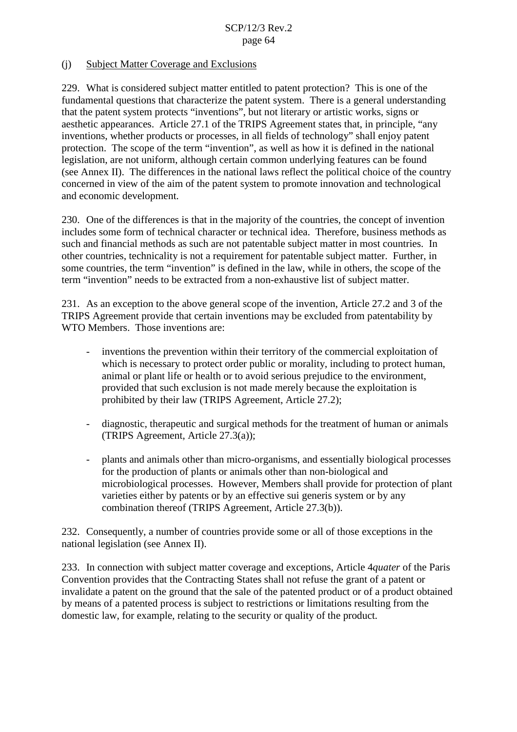(j) Subject Matter Coverage and Exclusions

229. What is considered subject matter entitled to patent protection? This is one of the fundamental questions that characterize the patent system. There is a general understanding that the patent system protects "inventions", but not literary or artistic works, signs or aesthetic appearances. Article 27.1 of the TRIPS Agreement states that, in principle, "any inventions, whether products or processes, in all fields of technology" shall enjoy patent protection. The scope of the term "invention", as well as how it is defined in the national legislation, are not uniform, although certain common underlying features can be found (see Annex II). The differences in the national laws reflect the political choice of the country concerned in view of the aim of the patent system to promote innovation and technological and economic development.

230. One of the differences is that in the majority of the countries, the concept of invention includes some form of technical character or technical idea. Therefore, business methods as such and financial methods as such are not patentable subject matter in most countries. In other countries, technicality is not a requirement for patentable subject matter. Further, in some countries, the term "invention" is defined in the law, while in others, the scope of the term "invention" needs to be extracted from a non-exhaustive list of subject matter.

231. As an exception to the above general scope of the invention, Article 27.2 and 3 of the TRIPS Agreement provide that certain inventions may be excluded from patentability by WTO Members. Those inventions are:

- inventions the prevention within their territory of the commercial exploitation of which is necessary to protect order public or morality, including to protect human, animal or plant life or health or to avoid serious prejudice to the environment, provided that such exclusion is not made merely because the exploitation is prohibited by their law (TRIPS Agreement, Article 27.2);

- diagnostic, therapeutic and surgical methods for the treatment of human or animals (TRIPS Agreement, Article 27.3(a));

- plants and animals other than micro-organisms, and essentially biological processes for the production of plants or animals other than non-biological and microbiological processes. However, Members shall provide for protection of plant varieties either by patents or by an effective sui generis system or by any combination thereof (TRIPS Agreement, Article 27.3(b)).

232. Consequently, a number of countries provide some or all of those exceptions in the national legislation (see Annex II).

233. In connection with subject matter coverage and exceptions, Article 4*quater* of the Paris Convention provides that the Contracting States shall not refuse the grant of a patent or invalidate a patent on the ground that the sale of the patented product or of a product obtained by means of a patented process is subject to restrictions or limitations resulting from the domestic law, for example, relating to the security or quality of the product.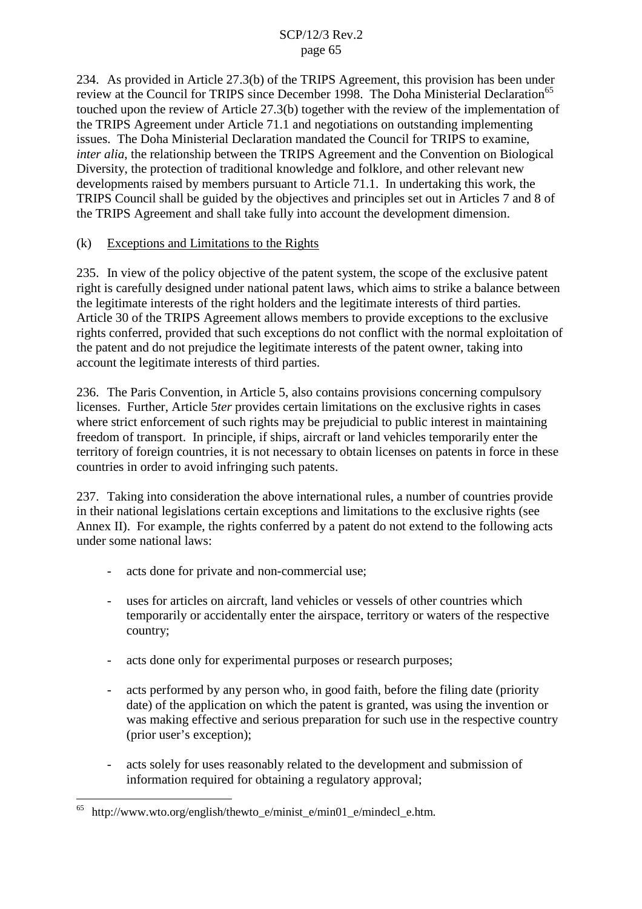234. As provided in Article 27.3(b) of the TRIPS Agreement, this provision has been under review at the Council for TRIPS since December 1998. The Doha Ministerial Declaration[65] touched upon the review of Article 27.3(b) together with the review of the implementation of the TRIPS Agreement under Article 71.1 and negotiations on outstanding implementing issues. The Doha Ministerial Declaration mandated the Council for TRIPS to examine, *inter alia*, the relationship between the TRIPS Agreement and the Convention on Biological Diversity, the protection of traditional knowledge and folklore, and other relevant new developments raised by members pursuant to Article 71.1. In undertaking this work, the TRIPS Council shall be guided by the objectives and principles set out in Articles 7 and 8 of the TRIPS Agreement and shall take fully into account the development dimension.

(k) Exceptions and Limitations to the Rights

235. In view of the policy objective of the patent system, the scope of the exclusive patent right is carefully designed under national patent laws, which aims to strike a balance between the legitimate interests of the right holders and the legitimate interests of third parties. Article 30 of the TRIPS Agreement allows members to provide exceptions to the exclusive rights conferred, provided that such exceptions do not conflict with the normal exploitation of the patent and do not prejudice the legitimate interests of the patent owner, taking into account the legitimate interests of third parties.

236. The Paris Convention, in Article 5, also contains provisions concerning compulsory licenses. Further, Article 5*ter* provides certain limitations on the exclusive rights in cases where strict enforcement of such rights may be prejudicial to public interest in maintaining freedom of transport. In principle, if ships, aircraft or land vehicles temporarily enter the territory of foreign countries, it is not necessary to obtain licenses on patents in force in these countries in order to avoid infringing such patents.

237. Taking into consideration the above international rules, a number of countries provide in their national legislations certain exceptions and limitations to the exclusive rights (see Annex II). For example, the rights conferred by a patent do not extend to the following acts under some national laws:

- acts done for private and non-commercial use;
- uses for articles on aircraft, land vehicles or vessels of other countries which temporarily or accidentally enter the airspace, territory or waters of the respective country;
- acts done only for experimental purposes or research purposes;
- acts performed by any person who, in good faith, before the filing date (priority date) of the application on which the patent is granted, was using the invention or was making effective and serious preparation for such use in the respective country (prior user's exception);
- acts solely for uses reasonably related to the development and submission of information required for obtaining a regulatory approval;

[65] http://www.wto.org/english/thewto_e/minist_e/min01_e/mindecl_e.htm.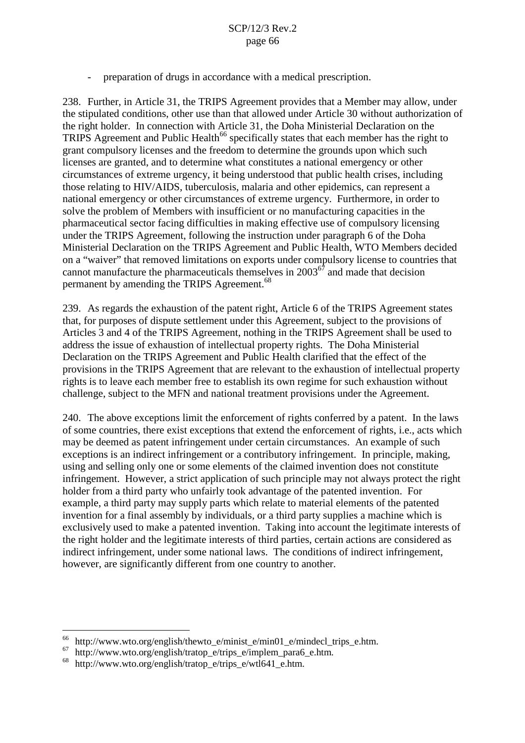- preparation of drugs in accordance with a medical prescription.

238. Further, in Article 31, the TRIPS Agreement provides that a Member may allow, under the stipulated conditions, other use than that allowed under Article 30 without authorization of the right holder. In connection with Article 31, the Doha Ministerial Declaration on the TRIPS Agreement and Public Health[66] specifically states that each member has the right to grant compulsory licenses and the freedom to determine the grounds upon which such licenses are granted, and to determine what constitutes a national emergency or other circumstances of extreme urgency, it being understood that public health crises, including those relating to HIV/AIDS, tuberculosis, malaria and other epidemics, can represent a national emergency or other circumstances of extreme urgency. Furthermore, in order to solve the problem of Members with insufficient or no manufacturing capacities in the pharmaceutical sector facing difficulties in making effective use of compulsory licensing under the TRIPS Agreement, following the instruction under paragraph 6 of the Doha Ministerial Declaration on the TRIPS Agreement and Public Health, WTO Members decided on a "waiver" that removed limitations on exports under compulsory license to countries that cannot manufacture the pharmaceuticals themselves in 2003[67] and made that decision permanent by amending the TRIPS Agreement.[68]

239. As regards the exhaustion of the patent right, Article 6 of the TRIPS Agreement states that, for purposes of dispute settlement under this Agreement, subject to the provisions of Articles 3 and 4 of the TRIPS Agreement, nothing in the TRIPS Agreement shall be used to address the issue of exhaustion of intellectual property rights. The Doha Ministerial Declaration on the TRIPS Agreement and Public Health clarified that the effect of the provisions in the TRIPS Agreement that are relevant to the exhaustion of intellectual property rights is to leave each member free to establish its own regime for such exhaustion without challenge, subject to the MFN and national treatment provisions under the Agreement.

240. The above exceptions limit the enforcement of rights conferred by a patent. In the laws of some countries, there exist exceptions that extend the enforcement of rights, i.e., acts which may be deemed as patent infringement under certain circumstances. An example of such exceptions is an indirect infringement or a contributory infringement. In principle, making, using and selling only one or some elements of the claimed invention does not constitute infringement. However, a strict application of such principle may not always protect the right holder from a third party who unfairly took advantage of the patented invention. For example, a third party may supply parts which relate to material elements of the patented invention for a final assembly by individuals, or a third party supplies a machine which is exclusively used to make a patented invention. Taking into account the legitimate interests of the right holder and the legitimate interests of third parties, certain actions are considered as indirect infringement, under some national laws. The conditions of indirect infringement, however, are significantly different from one country to another.

---

[66] http://www.wto.org/english/thewto_e/minist_e/min01_e/mindecl_trips_e.htm.

[67] http://www.wto.org/english/tratop_e/trips_e/implem_para6_e.htm.

[68] http://www.wto.org/english/tratop_e/trips_e/wtl641_e.htm.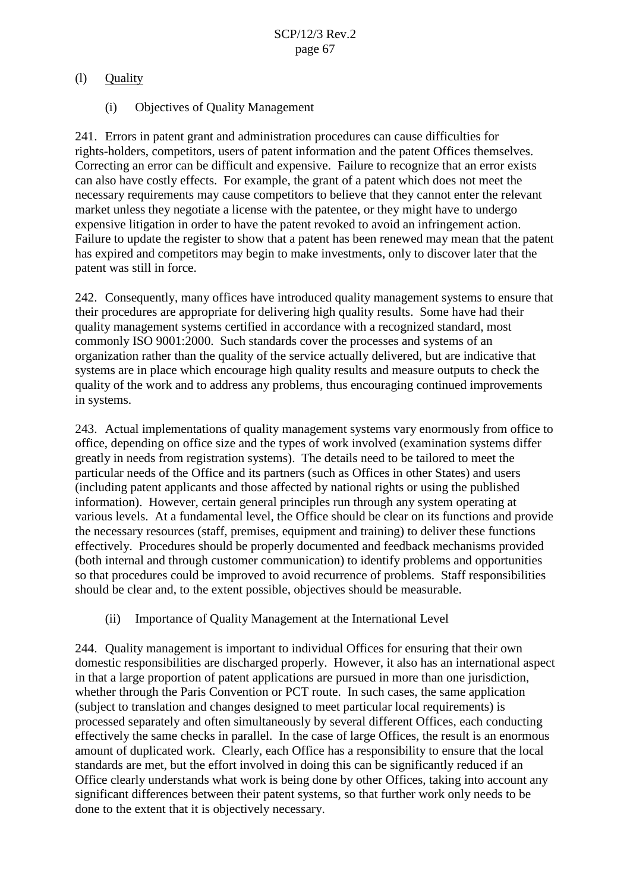(l) Quality

(i) Objectives of Quality Management

241. Errors in patent grant and administration procedures can cause difficulties for rights-holders, competitors, users of patent information and the patent Offices themselves. Correcting an error can be difficult and expensive. Failure to recognize that an error exists can also have costly effects. For example, the grant of a patent which does not meet the necessary requirements may cause competitors to believe that they cannot enter the relevant market unless they negotiate a license with the patentee, or they might have to undergo expensive litigation in order to have the patent revoked to avoid an infringement action. Failure to update the register to show that a patent has been renewed may mean that the patent has expired and competitors may begin to make investments, only to discover later that the patent was still in force.

242. Consequently, many offices have introduced quality management systems to ensure that their procedures are appropriate for delivering high quality results. Some have had their quality management systems certified in accordance with a recognized standard, most commonly ISO 9001:2000. Such standards cover the processes and systems of an organization rather than the quality of the service actually delivered, but are indicative that systems are in place which encourage high quality results and measure outputs to check the quality of the work and to address any problems, thus encouraging continued improvements in systems.

243. Actual implementations of quality management systems vary enormously from office to office, depending on office size and the types of work involved (examination systems differ greatly in needs from registration systems). The details need to be tailored to meet the particular needs of the Office and its partners (such as Offices in other States) and users (including patent applicants and those affected by national rights or using the published information). However, certain general principles run through any system operating at various levels. At a fundamental level, the Office should be clear on its functions and provide the necessary resources (staff, premises, equipment and training) to deliver these functions effectively. Procedures should be properly documented and feedback mechanisms provided (both internal and through customer communication) to identify problems and opportunities so that procedures could be improved to avoid recurrence of problems. Staff responsibilities should be clear and, to the extent possible, objectives should be measurable.

(ii) Importance of Quality Management at the International Level

244. Quality management is important to individual Offices for ensuring that their own domestic responsibilities are discharged properly. However, it also has an international aspect in that a large proportion of patent applications are pursued in more than one jurisdiction, whether through the Paris Convention or PCT route. In such cases, the same application (subject to translation and changes designed to meet particular local requirements) is processed separately and often simultaneously by several different Offices, each conducting effectively the same checks in parallel. In the case of large Offices, the result is an enormous amount of duplicated work. Clearly, each Office has a responsibility to ensure that the local standards are met, but the effort involved in doing this can be significantly reduced if an Office clearly understands what work is being done by other Offices, taking into account any significant differences between their patent systems, so that further work only needs to be done to the extent that it is objectively necessary.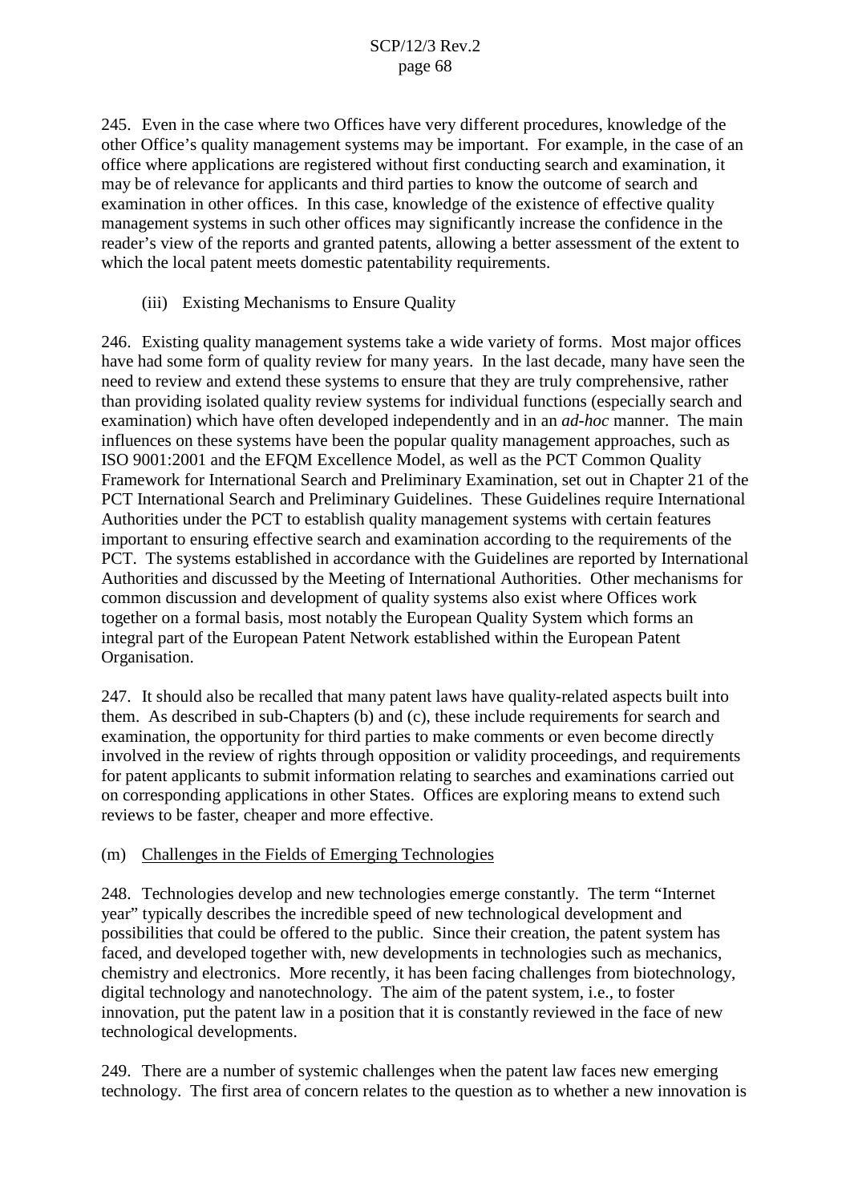245. Even in the case where two Offices have very different procedures, knowledge of the other Office's quality management systems may be important. For example, in the case of an office where applications are registered without first conducting search and examination, it may be of relevance for applicants and third parties to know the outcome of search and examination in other offices. In this case, knowledge of the existence of effective quality management systems in such other offices may significantly increase the confidence in the reader's view of the reports and granted patents, allowing a better assessment of the extent to which the local patent meets domestic patentability requirements.

(iii) Existing Mechanisms to Ensure Quality

246. Existing quality management systems take a wide variety of forms. Most major offices have had some form of quality review for many years. In the last decade, many have seen the need to review and extend these systems to ensure that they are truly comprehensive, rather than providing isolated quality review systems for individual functions (especially search and examination) which have often developed independently and in an *ad-hoc* manner. The main influences on these systems have been the popular quality management approaches, such as ISO 9001:2001 and the EFQM Excellence Model, as well as the PCT Common Quality Framework for International Search and Preliminary Examination, set out in Chapter 21 of the PCT International Search and Preliminary Guidelines. These Guidelines require International Authorities under the PCT to establish quality management systems with certain features important to ensuring effective search and examination according to the requirements of the PCT. The systems established in accordance with the Guidelines are reported by International Authorities and discussed by the Meeting of International Authorities. Other mechanisms for common discussion and development of quality systems also exist where Offices work together on a formal basis, most notably the European Quality System which forms an integral part of the European Patent Network established within the European Patent Organisation.

247. It should also be recalled that many patent laws have quality-related aspects built into them. As described in sub-Chapters (b) and (c), these include requirements for search and examination, the opportunity for third parties to make comments or even become directly involved in the review of rights through opposition or validity proceedings, and requirements for patent applicants to submit information relating to searches and examinations carried out on corresponding applications in other States. Offices are exploring means to extend such reviews to be faster, cheaper and more effective.

(m) Challenges in the Fields of Emerging Technologies

248. Technologies develop and new technologies emerge constantly. The term "Internet year" typically describes the incredible speed of new technological development and possibilities that could be offered to the public. Since their creation, the patent system has faced, and developed together with, new developments in technologies such as mechanics, chemistry and electronics. More recently, it has been facing challenges from biotechnology, digital technology and nanotechnology. The aim of the patent system, i.e., to foster innovation, put the patent law in a position that it is constantly reviewed in the face of new technological developments.

249. There are a number of systemic challenges when the patent law faces new emerging technology. The first area of concern relates to the question as to whether a new innovation is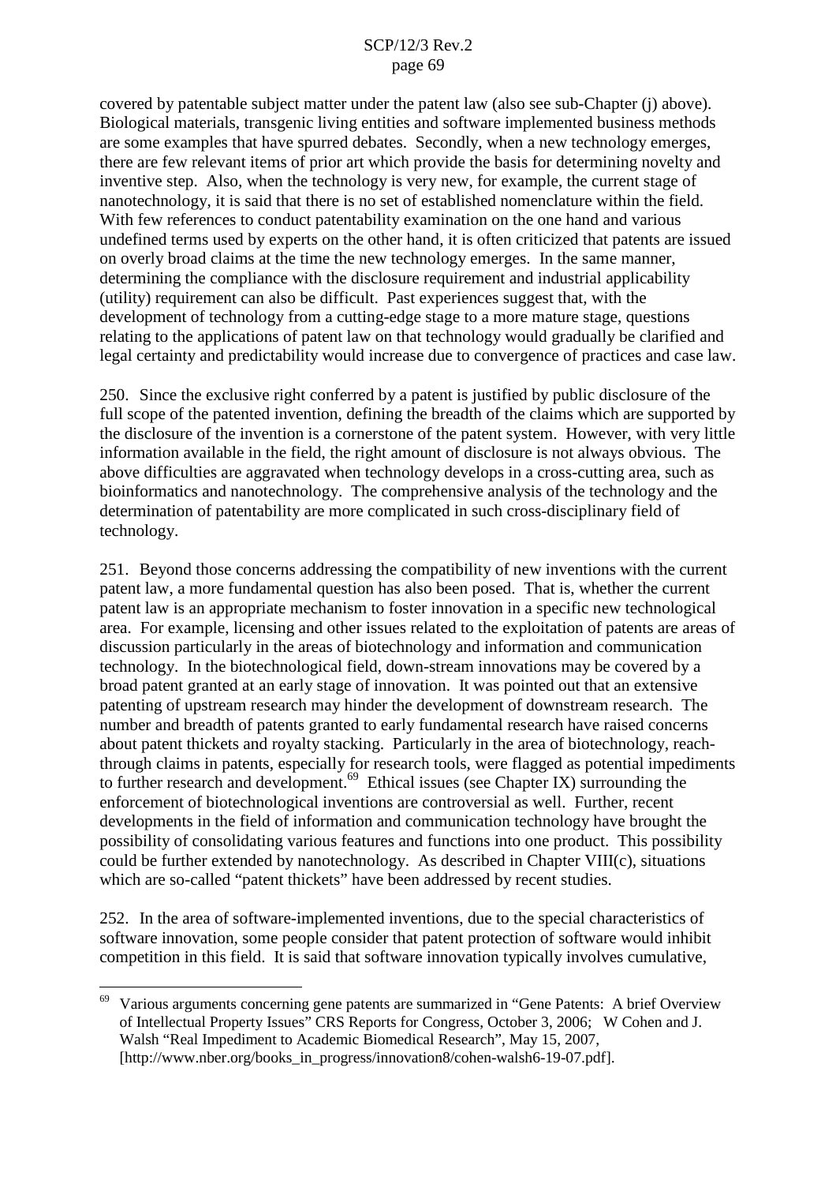covered by patentable subject matter under the patent law (also see sub-Chapter (j) above). Biological materials, transgenic living entities and software implemented business methods are some examples that have spurred debates. Secondly, when a new technology emerges, there are few relevant items of prior art which provide the basis for determining novelty and inventive step. Also, when the technology is very new, for example, the current stage of nanotechnology, it is said that there is no set of established nomenclature within the field. With few references to conduct patentability examination on the one hand and various undefined terms used by experts on the other hand, it is often criticized that patents are issued on overly broad claims at the time the new technology emerges. In the same manner, determining the compliance with the disclosure requirement and industrial applicability (utility) requirement can also be difficult. Past experiences suggest that, with the development of technology from a cutting-edge stage to a more mature stage, questions relating to the applications of patent law on that technology would gradually be clarified and legal certainty and predictability would increase due to convergence of practices and case law.

250. Since the exclusive right conferred by a patent is justified by public disclosure of the full scope of the patented invention, defining the breadth of the claims which are supported by the disclosure of the invention is a cornerstone of the patent system. However, with very little information available in the field, the right amount of disclosure is not always obvious. The above difficulties are aggravated when technology develops in a cross-cutting area, such as bioinformatics and nanotechnology. The comprehensive analysis of the technology and the determination of patentability are more complicated in such cross-disciplinary field of technology.

251. Beyond those concerns addressing the compatibility of new inventions with the current patent law, a more fundamental question has also been posed. That is, whether the current patent law is an appropriate mechanism to foster innovation in a specific new technological area. For example, licensing and other issues related to the exploitation of patents are areas of discussion particularly in the areas of biotechnology and information and communication technology. In the biotechnological field, down-stream innovations may be covered by a broad patent granted at an early stage of innovation. It was pointed out that an extensive patenting of upstream research may hinder the development of downstream research. The number and breadth of patents granted to early fundamental research have raised concerns about patent thickets and royalty stacking. Particularly in the area of biotechnology, reach-through claims in patents, especially for research tools, were flagged as potential impediments to further research and development.[69] Ethical issues (see Chapter IX) surrounding the enforcement of biotechnological inventions are controversial as well. Further, recent developments in the field of information and communication technology have brought the possibility of consolidating various features and functions into one product. This possibility could be further extended by nanotechnology. As described in Chapter VIII(c), situations which are so-called "patent thickets" have been addressed by recent studies.

252. In the area of software-implemented inventions, due to the special characteristics of software innovation, some people consider that patent protection of software would inhibit competition in this field. It is said that software innovation typically involves cumulative,

---

[69] Various arguments concerning gene patents are summarized in "Gene Patents: A brief Overview of Intellectual Property Issues" CRS Reports for Congress, October 3, 2006; W Cohen and J. Walsh "Real Impediment to Academic Biomedical Research", May 15, 2007, [http://www.nber.org/books_in_progress/innovation8/cohen-walsh6-19-07.pdf].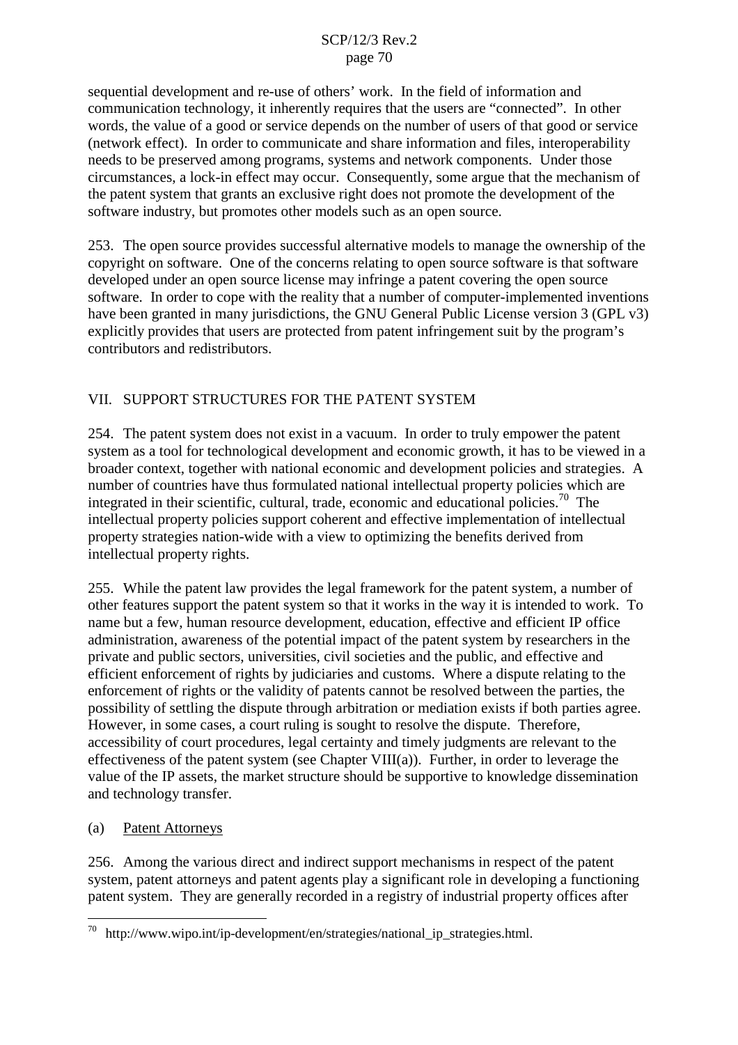sequential development and re-use of others' work. In the field of information and communication technology, it inherently requires that the users are "connected". In other words, the value of a good or service depends on the number of users of that good or service (network effect). In order to communicate and share information and files, interoperability needs to be preserved among programs, systems and network components. Under those circumstances, a lock-in effect may occur. Consequently, some argue that the mechanism of the patent system that grants an exclusive right does not promote the development of the software industry, but promotes other models such as an open source.

253. The open source provides successful alternative models to manage the ownership of the copyright on software. One of the concerns relating to open source software is that software developed under an open source license may infringe a patent covering the open source software. In order to cope with the reality that a number of computer-implemented inventions have been granted in many jurisdictions, the GNU General Public License version 3 (GPL v3) explicitly provides that users are protected from patent infringement suit by the program's contributors and redistributors.

## VII. SUPPORT STRUCTURES FOR THE PATENT SYSTEM

254. The patent system does not exist in a vacuum. In order to truly empower the patent system as a tool for technological development and economic growth, it has to be viewed in a broader context, together with national economic and development policies and strategies. A number of countries have thus formulated national intellectual property policies which are integrated in their scientific, cultural, trade, economic and educational policies.[70] The intellectual property policies support coherent and effective implementation of intellectual property strategies nation-wide with a view to optimizing the benefits derived from intellectual property rights.

255. While the patent law provides the legal framework for the patent system, a number of other features support the patent system so that it works in the way it is intended to work. To name but a few, human resource development, education, effective and efficient IP office administration, awareness of the potential impact of the patent system by researchers in the private and public sectors, universities, civil societies and the public, and effective and efficient enforcement of rights by judiciaries and customs. Where a dispute relating to the enforcement of rights or the validity of patents cannot be resolved between the parties, the possibility of settling the dispute through arbitration or mediation exists if both parties agree. However, in some cases, a court ruling is sought to resolve the dispute. Therefore, accessibility of court procedures, legal certainty and timely judgments are relevant to the effectiveness of the patent system (see Chapter VIII(a)). Further, in order to leverage the value of the IP assets, the market structure should be supportive to knowledge dissemination and technology transfer.

### (a) Patent Attorneys

256. Among the various direct and indirect support mechanisms in respect of the patent system, patent attorneys and patent agents play a significant role in developing a functioning patent system. They are generally recorded in a registry of industrial property offices after

---

[70] http://www.wipo.int/ip-development/en/strategies/national_ip_strategies.html.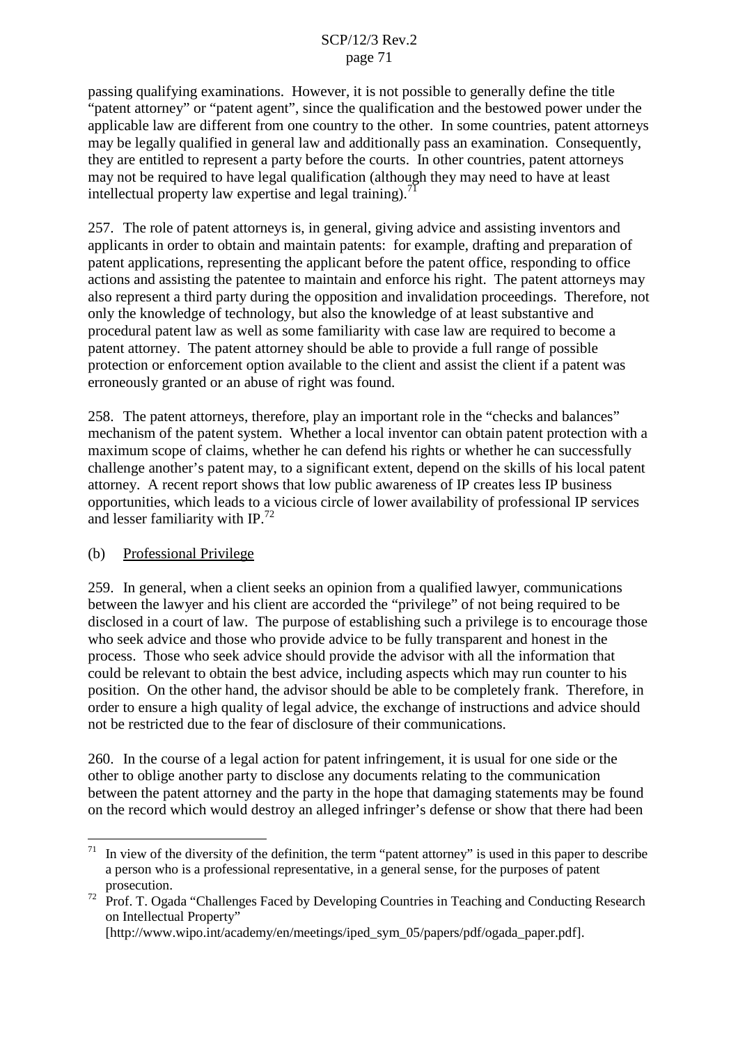passing qualifying examinations. However, it is not possible to generally define the title "patent attorney" or "patent agent", since the qualification and the bestowed power under the applicable law are different from one country to the other. In some countries, patent attorneys may be legally qualified in general law and additionally pass an examination. Consequently, they are entitled to represent a party before the courts. In other countries, patent attorneys may not be required to have legal qualification (although they may need to have at least intellectual property law expertise and legal training).[71]

257. The role of patent attorneys is, in general, giving advice and assisting inventors and applicants in order to obtain and maintain patents: for example, drafting and preparation of patent applications, representing the applicant before the patent office, responding to office actions and assisting the patentee to maintain and enforce his right. The patent attorneys may also represent a third party during the opposition and invalidation proceedings. Therefore, not only the knowledge of technology, but also the knowledge of at least substantive and procedural patent law as well as some familiarity with case law are required to become a patent attorney. The patent attorney should be able to provide a full range of possible protection or enforcement option available to the client and assist the client if a patent was erroneously granted or an abuse of right was found.

258. The patent attorneys, therefore, play an important role in the "checks and balances" mechanism of the patent system. Whether a local inventor can obtain patent protection with a maximum scope of claims, whether he can defend his rights or whether he can successfully challenge another's patent may, to a significant extent, depend on the skills of his local patent attorney. A recent report shows that low public awareness of IP creates less IP business opportunities, which leads to a vicious circle of lower availability of professional IP services and lesser familiarity with IP.[72]

(b) <u>Professional Privilege</u>

259. In general, when a client seeks an opinion from a qualified lawyer, communications between the lawyer and his client are accorded the "privilege" of not being required to be disclosed in a court of law. The purpose of establishing such a privilege is to encourage those who seek advice and those who provide advice to be fully transparent and honest in the process. Those who seek advice should provide the advisor with all the information that could be relevant to obtain the best advice, including aspects which may run counter to his position. On the other hand, the advisor should be able to be completely frank. Therefore, in order to ensure a high quality of legal advice, the exchange of instructions and advice should not be restricted due to the fear of disclosure of their communications.

260. In the course of a legal action for patent infringement, it is usual for one side or the other to oblige another party to disclose any documents relating to the communication between the patent attorney and the party in the hope that damaging statements may be found on the record which would destroy an alleged infringer's defense or show that there had been

---

[71] In view of the diversity of the definition, the term "patent attorney" is used in this paper to describe a person who is a professional representative, in a general sense, for the purposes of patent prosecution.

[72] Prof. T. Ogada "Challenges Faced by Developing Countries in Teaching and Conducting Research on Intellectual Property" [http://www.wipo.int/academy/en/meetings/iped_sym_05/papers/pdf/ogada_paper.pdf].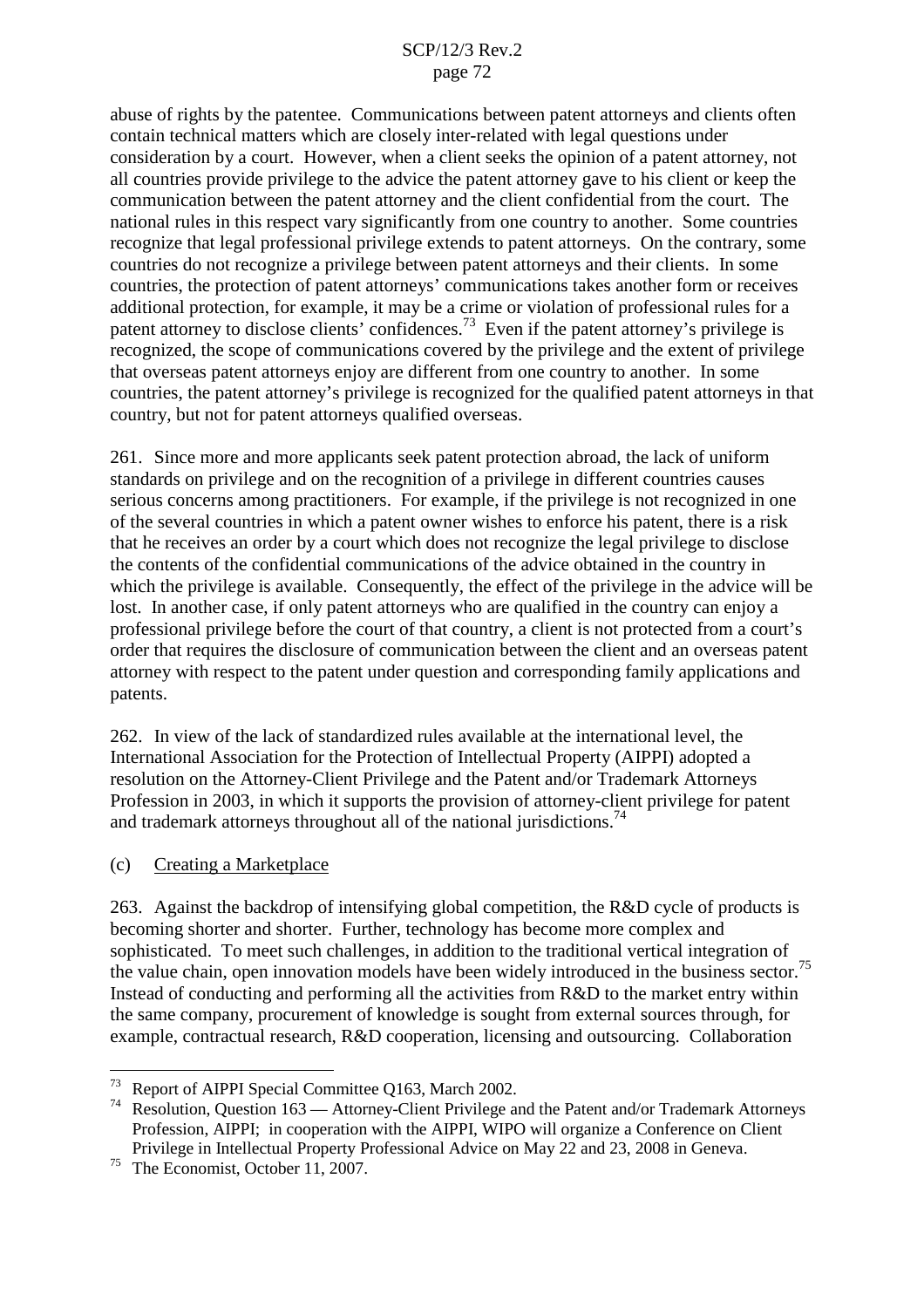abuse of rights by the patentee. Communications between patent attorneys and clients often contain technical matters which are closely inter-related with legal questions under consideration by a court. However, when a client seeks the opinion of a patent attorney, not all countries provide privilege to the advice the patent attorney gave to his client or keep the communication between the patent attorney and the client confidential from the court. The national rules in this respect vary significantly from one country to another. Some countries recognize that legal professional privilege extends to patent attorneys. On the contrary, some countries do not recognize a privilege between patent attorneys and their clients. In some countries, the protection of patent attorneys' communications takes another form or receives additional protection, for example, it may be a crime or violation of professional rules for a patent attorney to disclose clients' confidences.[73] Even if the patent attorney's privilege is recognized, the scope of communications covered by the privilege and the extent of privilege that overseas patent attorneys enjoy are different from one country to another. In some countries, the patent attorney's privilege is recognized for the qualified patent attorneys in that country, but not for patent attorneys qualified overseas.

261. Since more and more applicants seek patent protection abroad, the lack of uniform standards on privilege and on the recognition of a privilege in different countries causes serious concerns among practitioners. For example, if the privilege is not recognized in one of the several countries in which a patent owner wishes to enforce his patent, there is a risk that he receives an order by a court which does not recognize the legal privilege to disclose the contents of the confidential communications of the advice obtained in the country in which the privilege is available. Consequently, the effect of the privilege in the advice will be lost. In another case, if only patent attorneys who are qualified in the country can enjoy a professional privilege before the court of that country, a client is not protected from a court's order that requires the disclosure of communication between the client and an overseas patent attorney with respect to the patent under question and corresponding family applications and patents.

262. In view of the lack of standardized rules available at the international level, the International Association for the Protection of Intellectual Property (AIPPI) adopted a resolution on the Attorney-Client Privilege and the Patent and/or Trademark Attorneys Profession in 2003, in which it supports the provision of attorney-client privilege for patent and trademark attorneys throughout all of the national jurisdictions.[74]

(c) Creating a Marketplace

263. Against the backdrop of intensifying global competition, the R&D cycle of products is becoming shorter and shorter. Further, technology has become more complex and sophisticated. To meet such challenges, in addition to the traditional vertical integration of the value chain, open innovation models have been widely introduced in the business sector.[75] Instead of conducting and performing all the activities from R&D to the market entry within the same company, procurement of knowledge is sought from external sources through, for example, contractual research, R&D cooperation, licensing and outsourcing. Collaboration

---

[73] Report of AIPPI Special Committee Q163, March 2002.

[74] Resolution, Question 163 — Attorney-Client Privilege and the Patent and/or Trademark Attorneys Profession, AIPPI; in cooperation with the AIPPI, WIPO will organize a Conference on Client Privilege in Intellectual Property Professional Advice on May 22 and 23, 2008 in Geneva.

[75] The Economist, October 11, 2007.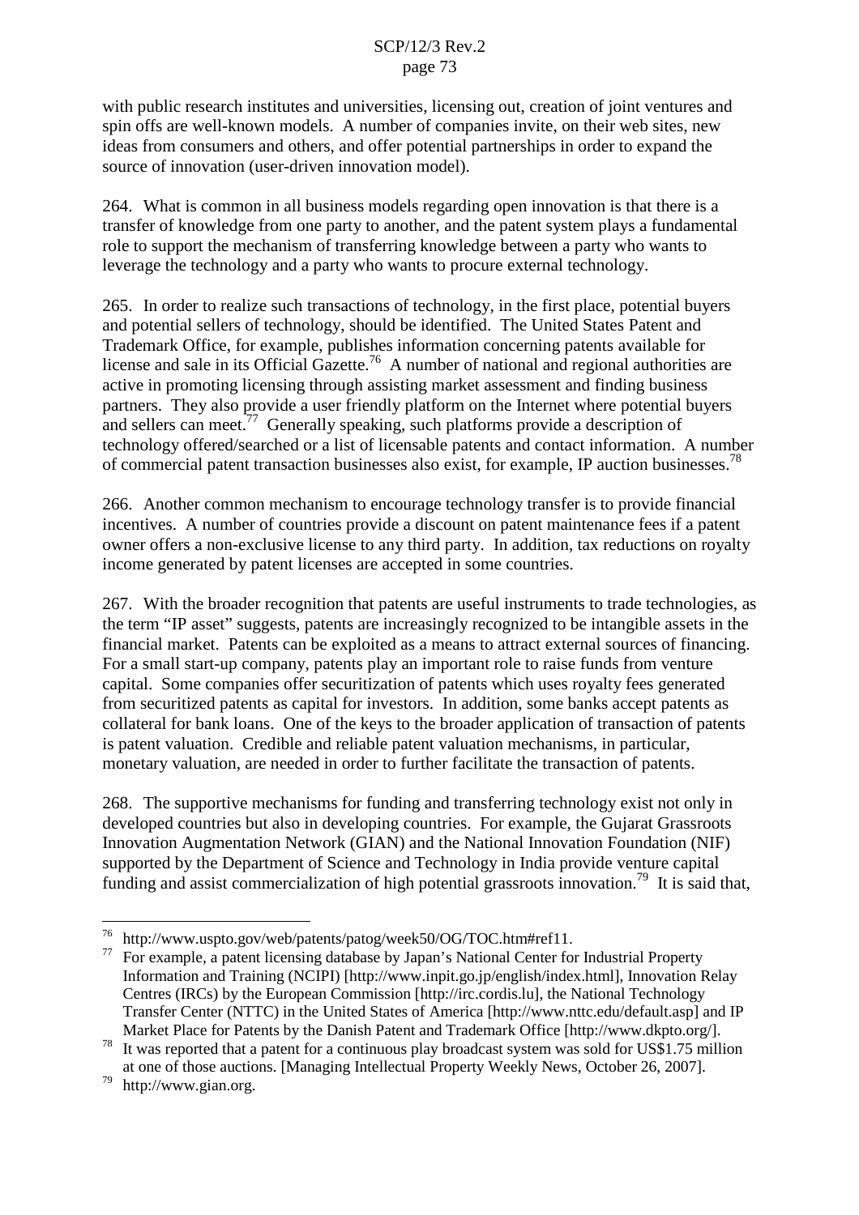with public research institutes and universities, licensing out, creation of joint ventures and spin offs are well-known models. A number of companies invite, on their web sites, new ideas from consumers and others, and offer potential partnerships in order to expand the source of innovation (user-driven innovation model).

264. What is common in all business models regarding open innovation is that there is a transfer of knowledge from one party to another, and the patent system plays a fundamental role to support the mechanism of transferring knowledge between a party who wants to leverage the technology and a party who wants to procure external technology.

265. In order to realize such transactions of technology, in the first place, potential buyers and potential sellers of technology, should be identified. The United States Patent and Trademark Office, for example, publishes information concerning patents available for license and sale in its Official Gazette.[76] A number of national and regional authorities are active in promoting licensing through assisting market assessment and finding business partners. They also provide a user friendly platform on the Internet where potential buyers and sellers can meet.[77] Generally speaking, such platforms provide a description of technology offered/searched or a list of licensable patents and contact information. A number of commercial patent transaction businesses also exist, for example, IP auction businesses.[78]

266. Another common mechanism to encourage technology transfer is to provide financial incentives. A number of countries provide a discount on patent maintenance fees if a patent owner offers a non-exclusive license to any third party. In addition, tax reductions on royalty income generated by patent licenses are accepted in some countries.

267. With the broader recognition that patents are useful instruments to trade technologies, as the term "IP asset" suggests, patents are increasingly recognized to be intangible assets in the financial market. Patents can be exploited as a means to attract external sources of financing. For a small start-up company, patents play an important role to raise funds from venture capital. Some companies offer securitization of patents which uses royalty fees generated from securitized patents as capital for investors. In addition, some banks accept patents as collateral for bank loans. One of the keys to the broader application of transaction of patents is patent valuation. Credible and reliable patent valuation mechanisms, in particular, monetary valuation, are needed in order to further facilitate the transaction of patents.

268. The supportive mechanisms for funding and transferring technology exist not only in developed countries but also in developing countries. For example, the Gujarat Grassroots Innovation Augmentation Network (GIAN) and the National Innovation Foundation (NIF) supported by the Department of Science and Technology in India provide venture capital funding and assist commercialization of high potential grassroots innovation.[79] It is said that,

---

[76] http://www.uspto.gov/web/patents/patog/week50/OG/TOC.htm#ref11.

[77] For example, a patent licensing database by Japan's National Center for Industrial Property Information and Training (NCIPI) [http://www.inpit.go.jp/english/index.html], Innovation Relay Centres (IRCs) by the European Commission [http://irc.cordis.lu], the National Technology Transfer Center (NTTC) in the United States of America [http://www.nttc.edu/default.asp] and IP Market Place for Patents by the Danish Patent and Trademark Office [http://www.dkpto.org/].

[78] It was reported that a patent for a continuous play broadcast system was sold for US$1.75 million at one of those auctions. [Managing Intellectual Property Weekly News, October 26, 2007].

[79] http://www.gian.org.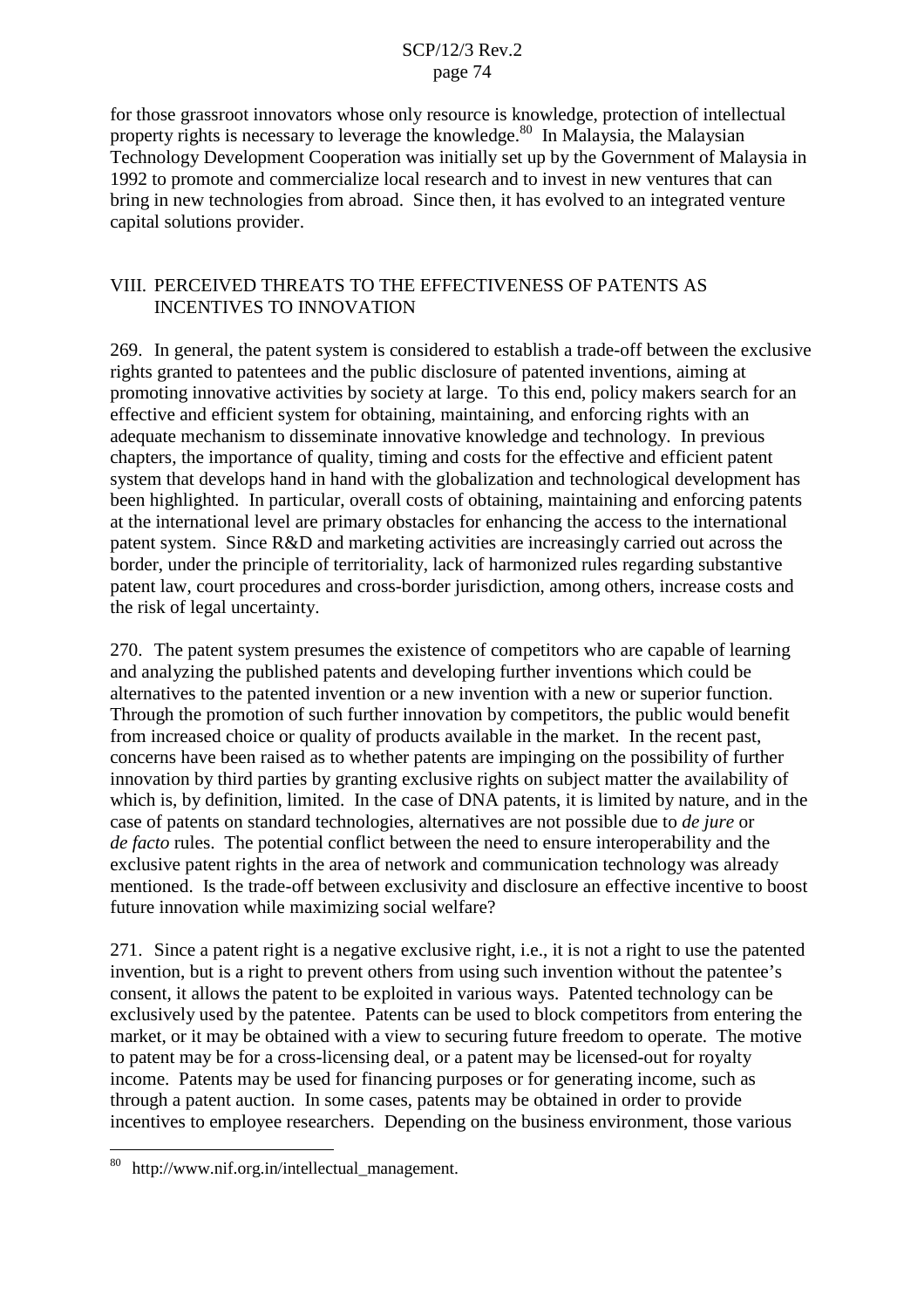for those grassroot innovators whose only resource is knowledge, protection of intellectual property rights is necessary to leverage the knowledge.[80] In Malaysia, the Malaysian Technology Development Cooperation was initially set up by the Government of Malaysia in 1992 to promote and commercialize local research and to invest in new ventures that can bring in new technologies from abroad. Since then, it has evolved to an integrated venture capital solutions provider.

## VIII. PERCEIVED THREATS TO THE EFFECTIVENESS OF PATENTS AS INCENTIVES TO INNOVATION

269. In general, the patent system is considered to establish a trade-off between the exclusive rights granted to patentees and the public disclosure of patented inventions, aiming at promoting innovative activities by society at large. To this end, policy makers search for an effective and efficient system for obtaining, maintaining, and enforcing rights with an adequate mechanism to disseminate innovative knowledge and technology. In previous chapters, the importance of quality, timing and costs for the effective and efficient patent system that develops hand in hand with the globalization and technological development has been highlighted. In particular, overall costs of obtaining, maintaining and enforcing patents at the international level are primary obstacles for enhancing the access to the international patent system. Since R&D and marketing activities are increasingly carried out across the border, under the principle of territoriality, lack of harmonized rules regarding substantive patent law, court procedures and cross-border jurisdiction, among others, increase costs and the risk of legal uncertainty.

270. The patent system presumes the existence of competitors who are capable of learning and analyzing the published patents and developing further inventions which could be alternatives to the patented invention or a new invention with a new or superior function. Through the promotion of such further innovation by competitors, the public would benefit from increased choice or quality of products available in the market. In the recent past, concerns have been raised as to whether patents are impinging on the possibility of further innovation by third parties by granting exclusive rights on subject matter the availability of which is, by definition, limited. In the case of DNA patents, it is limited by nature, and in the case of patents on standard technologies, alternatives are not possible due to *de jure* or *de facto* rules. The potential conflict between the need to ensure interoperability and the exclusive patent rights in the area of network and communication technology was already mentioned. Is the trade-off between exclusivity and disclosure an effective incentive to boost future innovation while maximizing social welfare?

271. Since a patent right is a negative exclusive right, i.e., it is not a right to use the patented invention, but is a right to prevent others from using such invention without the patentee's consent, it allows the patent to be exploited in various ways. Patented technology can be exclusively used by the patentee. Patents can be used to block competitors from entering the market, or it may be obtained with a view to securing future freedom to operate. The motive to patent may be for a cross-licensing deal, or a patent may be licensed-out for royalty income. Patents may be used for financing purposes or for generating income, such as through a patent auction. In some cases, patents may be obtained in order to provide incentives to employee researchers. Depending on the business environment, those various

[80] http://www.nif.org.in/intellectual_management.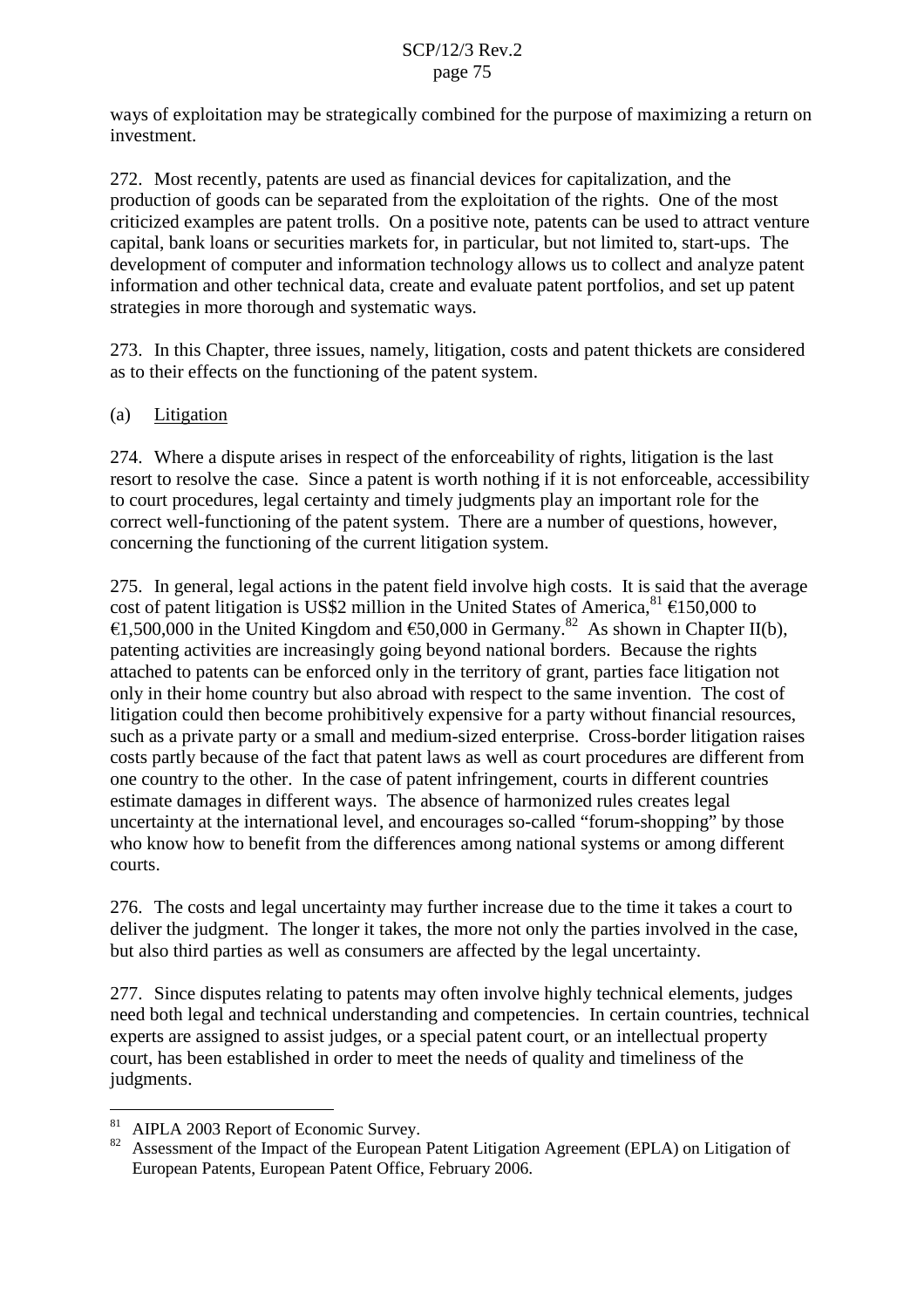ways of exploitation may be strategically combined for the purpose of maximizing a return on investment.

272. Most recently, patents are used as financial devices for capitalization, and the production of goods can be separated from the exploitation of the rights. One of the most criticized examples are patent trolls. On a positive note, patents can be used to attract venture capital, bank loans or securities markets for, in particular, but not limited to, start-ups. The development of computer and information technology allows us to collect and analyze patent information and other technical data, create and evaluate patent portfolios, and set up patent strategies in more thorough and systematic ways.

273. In this Chapter, three issues, namely, litigation, costs and patent thickets are considered as to their effects on the functioning of the patent system.

(a) Litigation

274. Where a dispute arises in respect of the enforceability of rights, litigation is the last resort to resolve the case. Since a patent is worth nothing if it is not enforceable, accessibility to court procedures, legal certainty and timely judgments play an important role for the correct well-functioning of the patent system. There are a number of questions, however, concerning the functioning of the current litigation system.

275. In general, legal actions in the patent field involve high costs. It is said that the average cost of patent litigation is US$2 million in the United States of America,[81] €150,000 to €1,500,000 in the United Kingdom and €50,000 in Germany.[82] As shown in Chapter II(b), patenting activities are increasingly going beyond national borders. Because the rights attached to patents can be enforced only in the territory of grant, parties face litigation not only in their home country but also abroad with respect to the same invention. The cost of litigation could then become prohibitively expensive for a party without financial resources, such as a private party or a small and medium-sized enterprise. Cross-border litigation raises costs partly because of the fact that patent laws as well as court procedures are different from one country to the other. In the case of patent infringement, courts in different countries estimate damages in different ways. The absence of harmonized rules creates legal uncertainty at the international level, and encourages so-called "forum-shopping" by those who know how to benefit from the differences among national systems or among different courts.

276. The costs and legal uncertainty may further increase due to the time it takes a court to deliver the judgment. The longer it takes, the more not only the parties involved in the case, but also third parties as well as consumers are affected by the legal uncertainty.

277. Since disputes relating to patents may often involve highly technical elements, judges need both legal and technical understanding and competencies. In certain countries, technical experts are assigned to assist judges, or a special patent court, or an intellectual property court, has been established in order to meet the needs of quality and timeliness of the judgments.

---

[81] AIPLA 2003 Report of Economic Survey.

[82] Assessment of the Impact of the European Patent Litigation Agreement (EPLA) on Litigation of European Patents, European Patent Office, February 2006.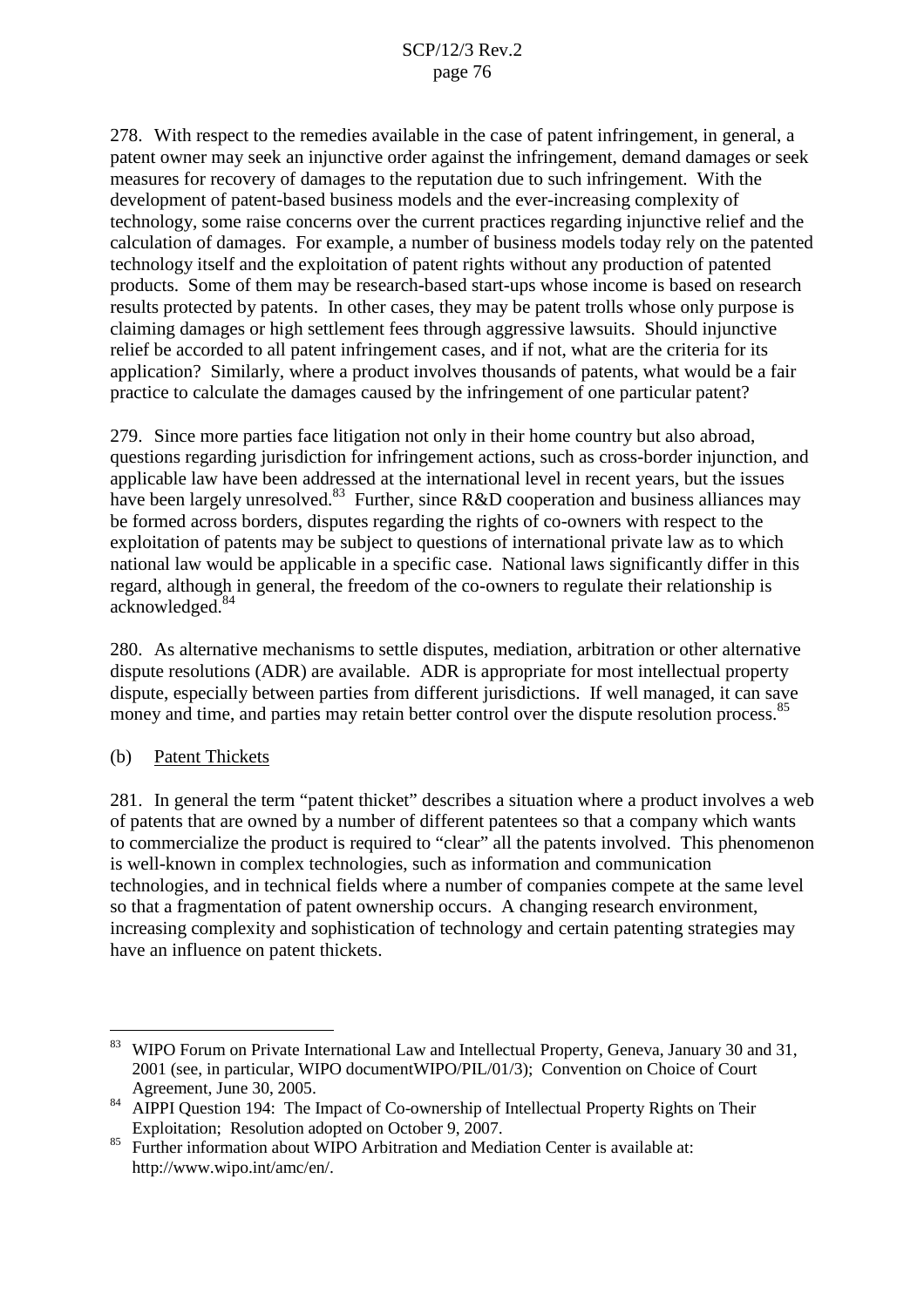278. With respect to the remedies available in the case of patent infringement, in general, a patent owner may seek an injunctive order against the infringement, demand damages or seek measures for recovery of damages to the reputation due to such infringement. With the development of patent-based business models and the ever-increasing complexity of technology, some raise concerns over the current practices regarding injunctive relief and the calculation of damages. For example, a number of business models today rely on the patented technology itself and the exploitation of patent rights without any production of patented products. Some of them may be research-based start-ups whose income is based on research results protected by patents. In other cases, they may be patent trolls whose only purpose is claiming damages or high settlement fees through aggressive lawsuits. Should injunctive relief be accorded to all patent infringement cases, and if not, what are the criteria for its application? Similarly, where a product involves thousands of patents, what would be a fair practice to calculate the damages caused by the infringement of one particular patent?

279. Since more parties face litigation not only in their home country but also abroad, questions regarding jurisdiction for infringement actions, such as cross-border injunction, and applicable law have been addressed at the international level in recent years, but the issues have been largely unresolved.[83] Further, since R&D cooperation and business alliances may be formed across borders, disputes regarding the rights of co-owners with respect to the exploitation of patents may be subject to questions of international private law as to which national law would be applicable in a specific case. National laws significantly differ in this regard, although in general, the freedom of the co-owners to regulate their relationship is acknowledged.[84]

280. As alternative mechanisms to settle disputes, mediation, arbitration or other alternative dispute resolutions (ADR) are available. ADR is appropriate for most intellectual property dispute, especially between parties from different jurisdictions. If well managed, it can save money and time, and parties may retain better control over the dispute resolution process.[85]

(b) Patent Thickets

281. In general the term "patent thicket" describes a situation where a product involves a web of patents that are owned by a number of different patentees so that a company which wants to commercialize the product is required to "clear" all the patents involved. This phenomenon is well-known in complex technologies, such as information and communication technologies, and in technical fields where a number of companies compete at the same level so that a fragmentation of patent ownership occurs. A changing research environment, increasing complexity and sophistication of technology and certain patenting strategies may have an influence on patent thickets.

---

[83] WIPO Forum on Private International Law and Intellectual Property, Geneva, January 30 and 31, 2001 (see, in particular, WIPO documentWIPO/PIL/01/3); Convention on Choice of Court Agreement, June 30, 2005.

[84] AIPPI Question 194: The Impact of Co-ownership of Intellectual Property Rights on Their Exploitation; Resolution adopted on October 9, 2007.

[85] Further information about WIPO Arbitration and Mediation Center is available at: http://www.wipo.int/amc/en/.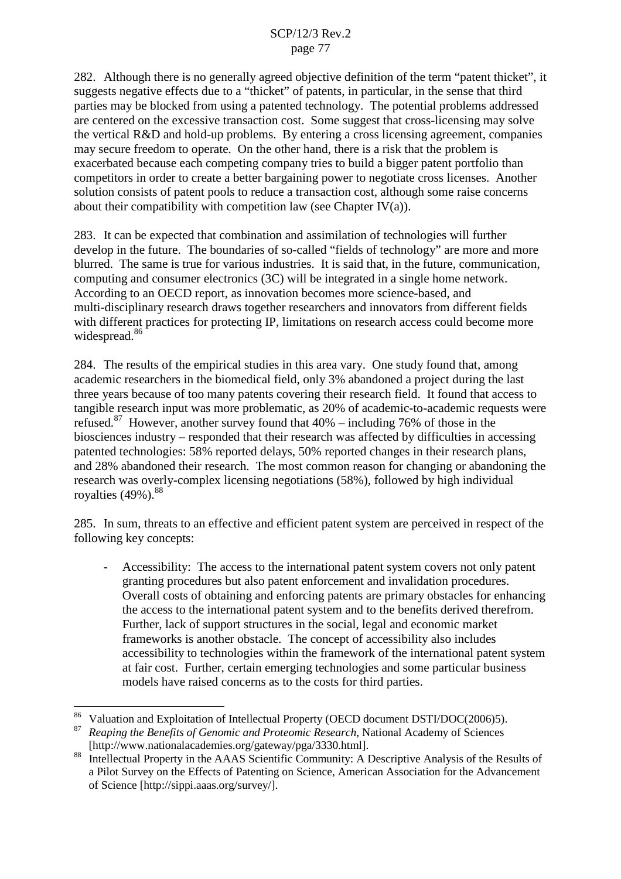282. Although there is no generally agreed objective definition of the term "patent thicket", it suggests negative effects due to a "thicket" of patents, in particular, in the sense that third parties may be blocked from using a patented technology. The potential problems addressed are centered on the excessive transaction cost. Some suggest that cross-licensing may solve the vertical R&D and hold-up problems. By entering a cross licensing agreement, companies may secure freedom to operate. On the other hand, there is a risk that the problem is exacerbated because each competing company tries to build a bigger patent portfolio than competitors in order to create a better bargaining power to negotiate cross licenses. Another solution consists of patent pools to reduce a transaction cost, although some raise concerns about their compatibility with competition law (see Chapter IV(a)).

283. It can be expected that combination and assimilation of technologies will further develop in the future. The boundaries of so-called "fields of technology" are more and more blurred. The same is true for various industries. It is said that, in the future, communication, computing and consumer electronics (3C) will be integrated in a single home network. According to an OECD report, as innovation becomes more science-based, and multi-disciplinary research draws together researchers and innovators from different fields with different practices for protecting IP, limitations on research access could become more widespread.[86]

284. The results of the empirical studies in this area vary. One study found that, among academic researchers in the biomedical field, only 3% abandoned a project during the last three years because of too many patents covering their research field. It found that access to tangible research input was more problematic, as 20% of academic-to-academic requests were refused.[87] However, another survey found that 40% – including 76% of those in the biosciences industry – responded that their research was affected by difficulties in accessing patented technologies: 58% reported delays, 50% reported changes in their research plans, and 28% abandoned their research. The most common reason for changing or abandoning the research was overly-complex licensing negotiations (58%), followed by high individual royalties (49%).[88]

285. In sum, threats to an effective and efficient patent system are perceived in respect of the following key concepts:

- Accessibility: The access to the international patent system covers not only patent granting procedures but also patent enforcement and invalidation procedures. Overall costs of obtaining and enforcing patents are primary obstacles for enhancing the access to the international patent system and to the benefits derived therefrom. Further, lack of support structures in the social, legal and economic market frameworks is another obstacle. The concept of accessibility also includes accessibility to technologies within the framework of the international patent system at fair cost. Further, certain emerging technologies and some particular business models have raised concerns as to the costs for third parties.

---

[86] Valuation and Exploitation of Intellectual Property (OECD document DSTI/DOC(2006)5).

[87] *Reaping the Benefits of Genomic and Proteomic Research,* National Academy of Sciences [http://www.nationalacademies.org/gateway/pga/3330.html].

[88] Intellectual Property in the AAAS Scientific Community: A Descriptive Analysis of the Results of a Pilot Survey on the Effects of Patenting on Science, American Association for the Advancement of Science [http://sippi.aaas.org/survey/].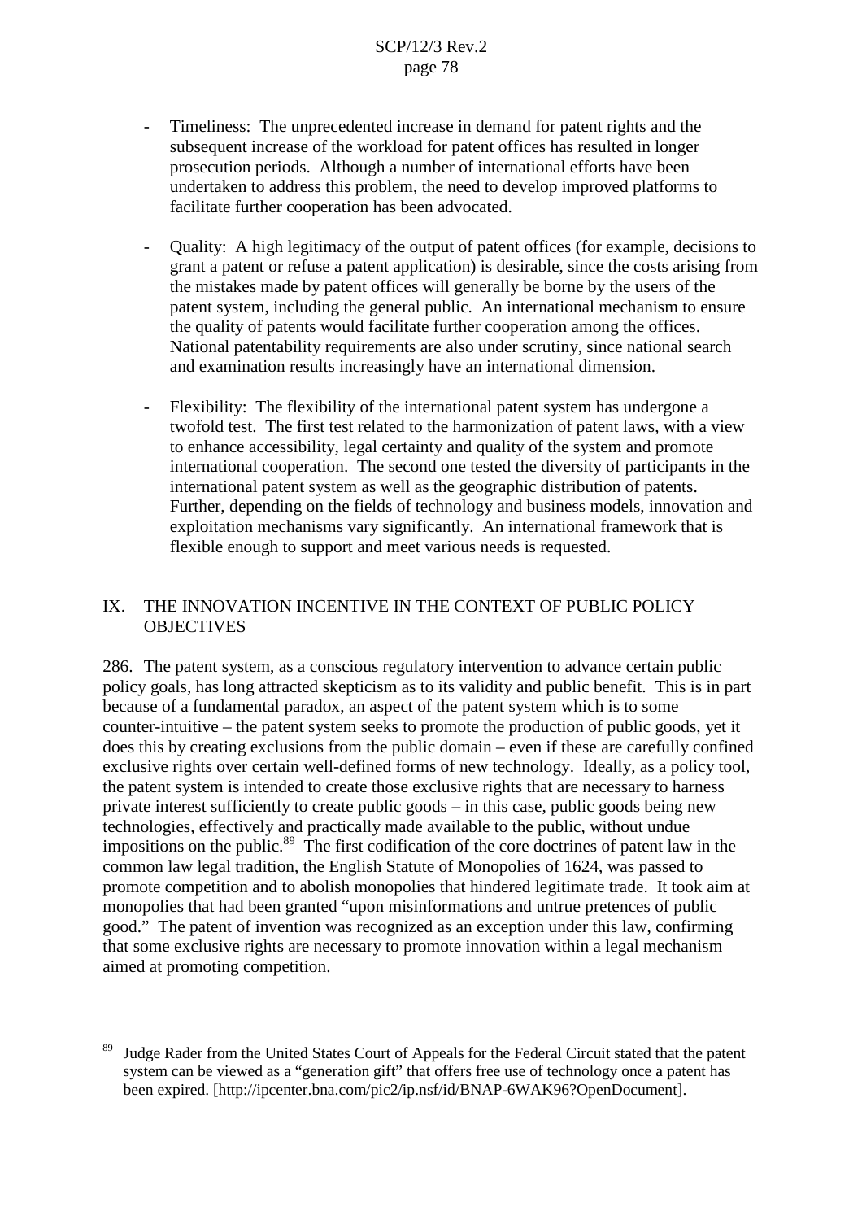- Timeliness: The unprecedented increase in demand for patent rights and the subsequent increase of the workload for patent offices has resulted in longer prosecution periods. Although a number of international efforts have been undertaken to address this problem, the need to develop improved platforms to facilitate further cooperation has been advocated.

- Quality: A high legitimacy of the output of patent offices (for example, decisions to grant a patent or refuse a patent application) is desirable, since the costs arising from the mistakes made by patent offices will generally be borne by the users of the patent system, including the general public. An international mechanism to ensure the quality of patents would facilitate further cooperation among the offices. National patentability requirements are also under scrutiny, since national search and examination results increasingly have an international dimension.

- Flexibility: The flexibility of the international patent system has undergone a twofold test. The first test related to the harmonization of patent laws, with a view to enhance accessibility, legal certainty and quality of the system and promote international cooperation. The second one tested the diversity of participants in the international patent system as well as the geographic distribution of patents. Further, depending on the fields of technology and business models, innovation and exploitation mechanisms vary significantly. An international framework that is flexible enough to support and meet various needs is requested.

## IX. THE INNOVATION INCENTIVE IN THE CONTEXT OF PUBLIC POLICY OBJECTIVES

286. The patent system, as a conscious regulatory intervention to advance certain public policy goals, has long attracted skepticism as to its validity and public benefit. This is in part because of a fundamental paradox, an aspect of the patent system which is to some counter-intuitive – the patent system seeks to promote the production of public goods, yet it does this by creating exclusions from the public domain – even if these are carefully confined exclusive rights over certain well-defined forms of new technology. Ideally, as a policy tool, the patent system is intended to create those exclusive rights that are necessary to harness private interest sufficiently to create public goods – in this case, public goods being new technologies, effectively and practically made available to the public, without undue impositions on the public.[89] The first codification of the core doctrines of patent law in the common law legal tradition, the English Statute of Monopolies of 1624, was passed to promote competition and to abolish monopolies that hindered legitimate trade. It took aim at monopolies that had been granted "upon misinformations and untrue pretences of public good." The patent of invention was recognized as an exception under this law, confirming that some exclusive rights are necessary to promote innovation within a legal mechanism aimed at promoting competition.

---

[89] Judge Rader from the United States Court of Appeals for the Federal Circuit stated that the patent system can be viewed as a "generation gift" that offers free use of technology once a patent has been expired. [http://ipcenter.bna.com/pic2/ip.nsf/id/BNAP-6WAK96?OpenDocument].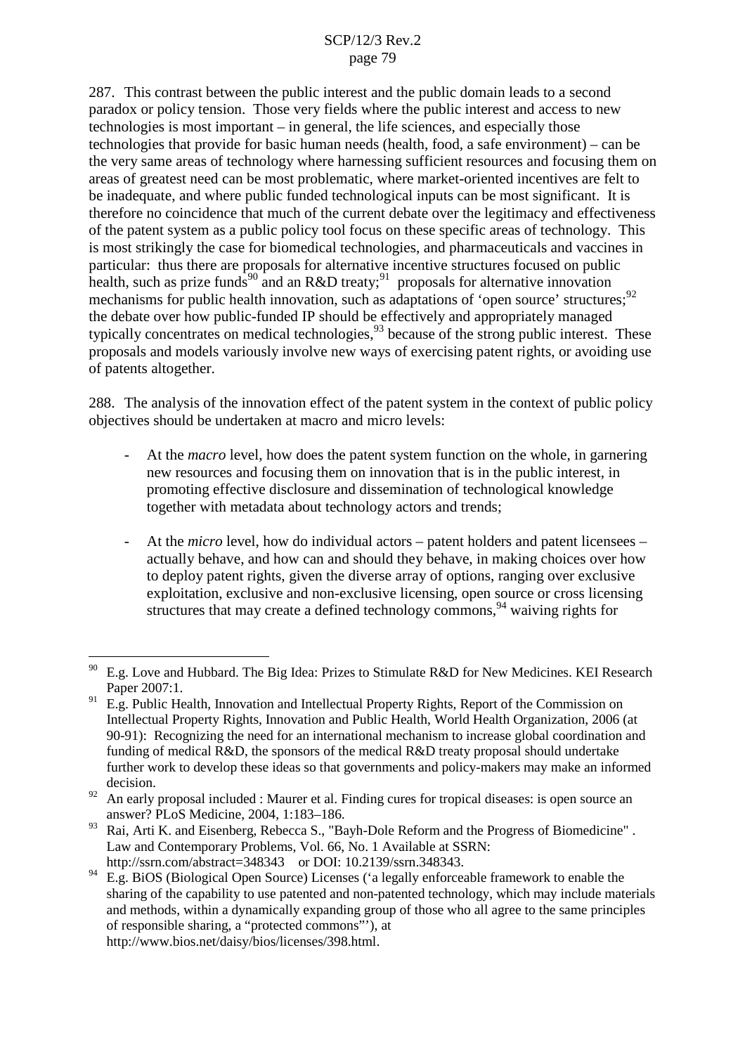287. This contrast between the public interest and the public domain leads to a second paradox or policy tension. Those very fields where the public interest and access to new technologies is most important – in general, the life sciences, and especially those technologies that provide for basic human needs (health, food, a safe environment) – can be the very same areas of technology where harnessing sufficient resources and focusing them on areas of greatest need can be most problematic, where market-oriented incentives are felt to be inadequate, and where public funded technological inputs can be most significant. It is therefore no coincidence that much of the current debate over the legitimacy and effectiveness of the patent system as a public policy tool focus on these specific areas of technology. This is most strikingly the case for biomedical technologies, and pharmaceuticals and vaccines in particular: thus there are proposals for alternative incentive structures focused on public health, such as prize funds[90] and an R&D treaty;[91] proposals for alternative innovation mechanisms for public health innovation, such as adaptations of 'open source' structures;[92] the debate over how public-funded IP should be effectively and appropriately managed typically concentrates on medical technologies,[93] because of the strong public interest. These proposals and models variously involve new ways of exercising patent rights, or avoiding use of patents altogether.

288. The analysis of the innovation effect of the patent system in the context of public policy objectives should be undertaken at macro and micro levels:

- At the *macro* level, how does the patent system function on the whole, in garnering new resources and focusing them on innovation that is in the public interest, in promoting effective disclosure and dissemination of technological knowledge together with metadata about technology actors and trends;

- At the *micro* level, how do individual actors – patent holders and patent licensees – actually behave, and how can and should they behave, in making choices over how to deploy patent rights, given the diverse array of options, ranging over exclusive exploitation, exclusive and non-exclusive licensing, open source or cross licensing structures that may create a defined technology commons,[94] waiving rights for

---

[90] E.g. Love and Hubbard. The Big Idea: Prizes to Stimulate R&D for New Medicines. KEI Research Paper 2007:1.

[91] E.g. Public Health, Innovation and Intellectual Property Rights, Report of the Commission on Intellectual Property Rights, Innovation and Public Health, World Health Organization, 2006 (at 90-91): Recognizing the need for an international mechanism to increase global coordination and funding of medical R&D, the sponsors of the medical R&D treaty proposal should undertake further work to develop these ideas so that governments and policy-makers may make an informed decision.

[92] An early proposal included : Maurer et al. Finding cures for tropical diseases: is open source an answer? PLoS Medicine, 2004, 1:183–186.

[93] Rai, Arti K. and Eisenberg, Rebecca S., "Bayh-Dole Reform and the Progress of Biomedicine" . Law and Contemporary Problems, Vol. 66, No. 1 Available at SSRN: http://ssrn.com/abstract=348343 or DOI: 10.2139/ssrn.348343.

[94] E.g. BiOS (Biological Open Source) Licenses ('a legally enforceable framework to enable the sharing of the capability to use patented and non-patented technology, which may include materials and methods, within a dynamically expanding group of those who all agree to the same principles of responsible sharing, a "protected commons"'), at http://www.bios.net/daisy/bios/licenses/398.html.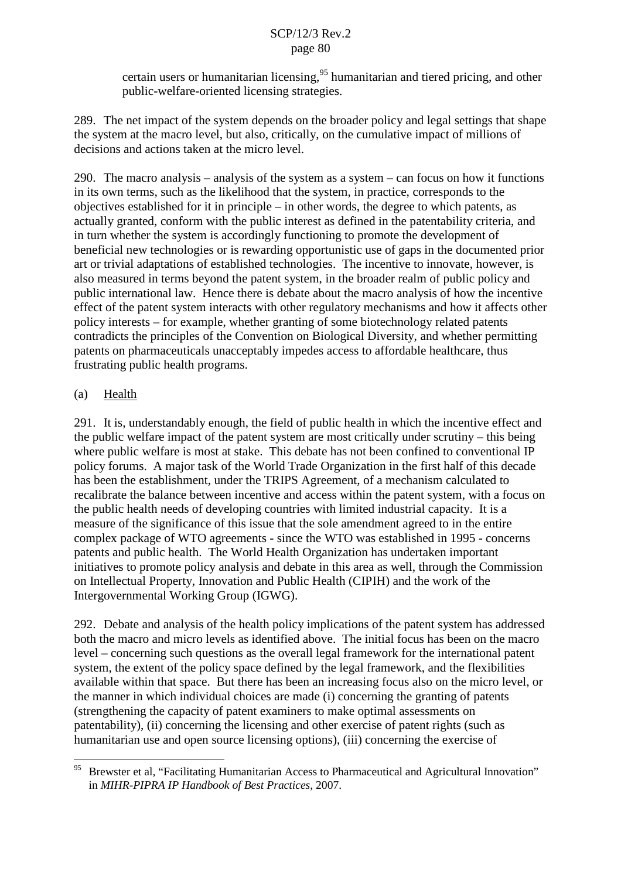certain users or humanitarian licensing,[95] humanitarian and tiered pricing, and other public-welfare-oriented licensing strategies.

289. The net impact of the system depends on the broader policy and legal settings that shape the system at the macro level, but also, critically, on the cumulative impact of millions of decisions and actions taken at the micro level.

290. The macro analysis – analysis of the system as a system – can focus on how it functions in its own terms, such as the likelihood that the system, in practice, corresponds to the objectives established for it in principle – in other words, the degree to which patents, as actually granted, conform with the public interest as defined in the patentability criteria, and in turn whether the system is accordingly functioning to promote the development of beneficial new technologies or is rewarding opportunistic use of gaps in the documented prior art or trivial adaptations of established technologies. The incentive to innovate, however, is also measured in terms beyond the patent system, in the broader realm of public policy and public international law. Hence there is debate about the macro analysis of how the incentive effect of the patent system interacts with other regulatory mechanisms and how it affects other policy interests – for example, whether granting of some biotechnology related patents contradicts the principles of the Convention on Biological Diversity, and whether permitting patents on pharmaceuticals unacceptably impedes access to affordable healthcare, thus frustrating public health programs.

(a) Health

291. It is, understandably enough, the field of public health in which the incentive effect and the public welfare impact of the patent system are most critically under scrutiny – this being where public welfare is most at stake. This debate has not been confined to conventional IP policy forums. A major task of the World Trade Organization in the first half of this decade has been the establishment, under the TRIPS Agreement, of a mechanism calculated to recalibrate the balance between incentive and access within the patent system, with a focus on the public health needs of developing countries with limited industrial capacity. It is a measure of the significance of this issue that the sole amendment agreed to in the entire complex package of WTO agreements - since the WTO was established in 1995 - concerns patents and public health. The World Health Organization has undertaken important initiatives to promote policy analysis and debate in this area as well, through the Commission on Intellectual Property, Innovation and Public Health (CIPIH) and the work of the Intergovernmental Working Group (IGWG).

292. Debate and analysis of the health policy implications of the patent system has addressed both the macro and micro levels as identified above. The initial focus has been on the macro level – concerning such questions as the overall legal framework for the international patent system, the extent of the policy space defined by the legal framework, and the flexibilities available within that space. But there has been an increasing focus also on the micro level, or the manner in which individual choices are made (i) concerning the granting of patents (strengthening the capacity of patent examiners to make optimal assessments on patentability), (ii) concerning the licensing and other exercise of patent rights (such as humanitarian use and open source licensing options), (iii) concerning the exercise of

[95] Brewster et al, "Facilitating Humanitarian Access to Pharmaceutical and Agricultural Innovation" in *MIHR-PIPRA IP Handbook of Best Practices*, 2007.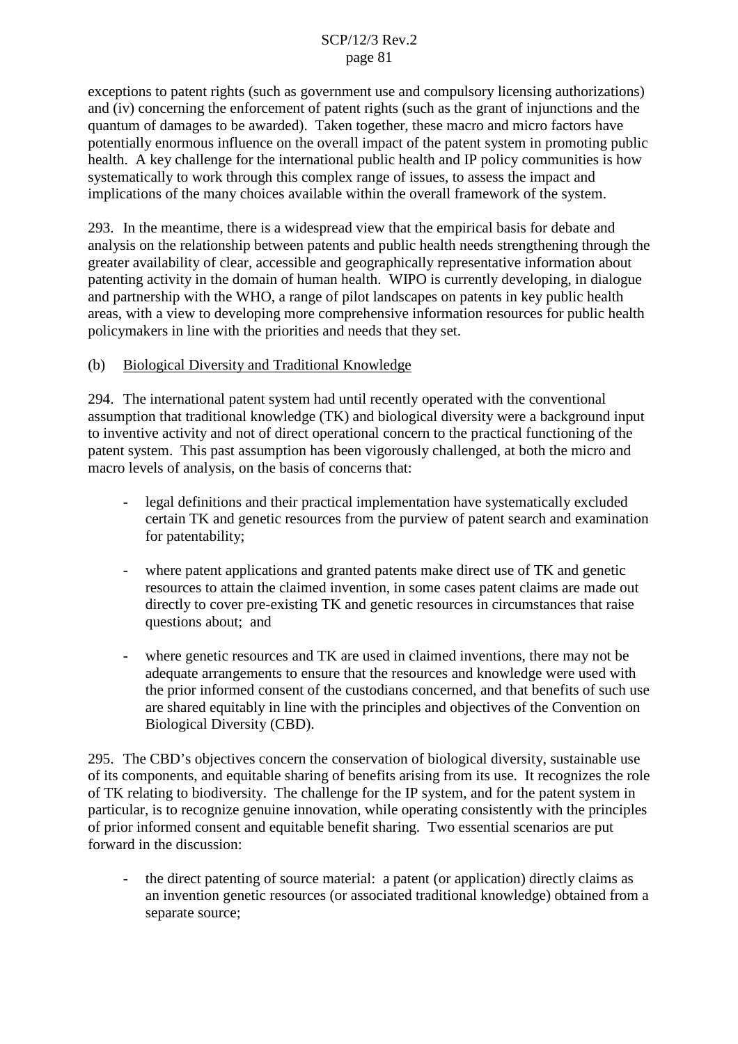exceptions to patent rights (such as government use and compulsory licensing authorizations) and (iv) concerning the enforcement of patent rights (such as the grant of injunctions and the quantum of damages to be awarded). Taken together, these macro and micro factors have potentially enormous influence on the overall impact of the patent system in promoting public health. A key challenge for the international public health and IP policy communities is how systematically to work through this complex range of issues, to assess the impact and implications of the many choices available within the overall framework of the system.

293. In the meantime, there is a widespread view that the empirical basis for debate and analysis on the relationship between patents and public health needs strengthening through the greater availability of clear, accessible and geographically representative information about patenting activity in the domain of human health. WIPO is currently developing, in dialogue and partnership with the WHO, a range of pilot landscapes on patents in key public health areas, with a view to developing more comprehensive information resources for public health policymakers in line with the priorities and needs that they set.

(b) Biological Diversity and Traditional Knowledge

294. The international patent system had until recently operated with the conventional assumption that traditional knowledge (TK) and biological diversity were a background input to inventive activity and not of direct operational concern to the practical functioning of the patent system. This past assumption has been vigorously challenged, at both the micro and macro levels of analysis, on the basis of concerns that:

- legal definitions and their practical implementation have systematically excluded certain TK and genetic resources from the purview of patent search and examination for patentability;

- where patent applications and granted patents make direct use of TK and genetic resources to attain the claimed invention, in some cases patent claims are made out directly to cover pre-existing TK and genetic resources in circumstances that raise questions about; and

- where genetic resources and TK are used in claimed inventions, there may not be adequate arrangements to ensure that the resources and knowledge were used with the prior informed consent of the custodians concerned, and that benefits of such use are shared equitably in line with the principles and objectives of the Convention on Biological Diversity (CBD).

295. The CBD's objectives concern the conservation of biological diversity, sustainable use of its components, and equitable sharing of benefits arising from its use. It recognizes the role of TK relating to biodiversity. The challenge for the IP system, and for the patent system in particular, is to recognize genuine innovation, while operating consistently with the principles of prior informed consent and equitable benefit sharing. Two essential scenarios are put forward in the discussion:

- the direct patenting of source material: a patent (or application) directly claims as an invention genetic resources (or associated traditional knowledge) obtained from a separate source;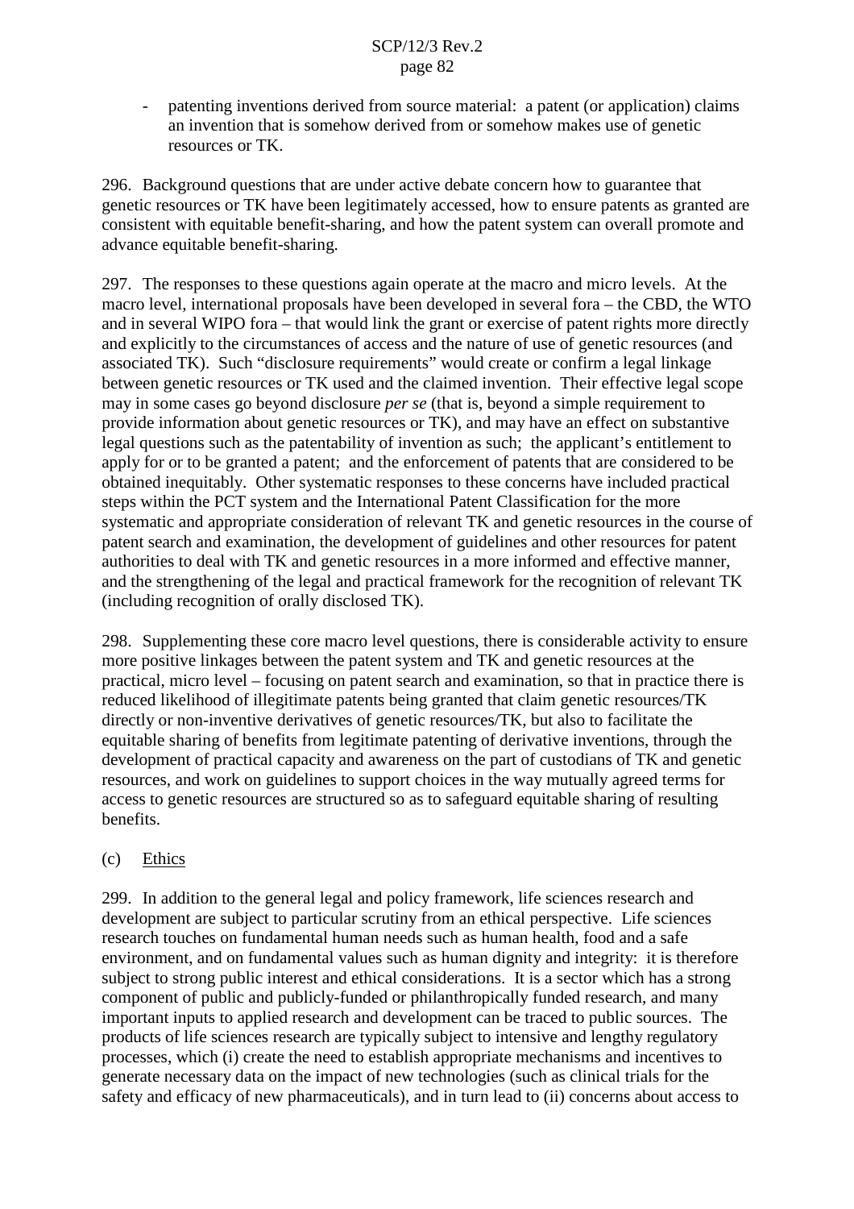- patenting inventions derived from source material: a patent (or application) claims an invention that is somehow derived from or somehow makes use of genetic resources or TK.

296. Background questions that are under active debate concern how to guarantee that genetic resources or TK have been legitimately accessed, how to ensure patents as granted are consistent with equitable benefit-sharing, and how the patent system can overall promote and advance equitable benefit-sharing.

297. The responses to these questions again operate at the macro and micro levels. At the macro level, international proposals have been developed in several fora – the CBD, the WTO and in several WIPO fora – that would link the grant or exercise of patent rights more directly and explicitly to the circumstances of access and the nature of use of genetic resources (and associated TK). Such "disclosure requirements" would create or confirm a legal linkage between genetic resources or TK used and the claimed invention. Their effective legal scope may in some cases go beyond disclosure *per se* (that is, beyond a simple requirement to provide information about genetic resources or TK), and may have an effect on substantive legal questions such as the patentability of invention as such; the applicant's entitlement to apply for or to be granted a patent; and the enforcement of patents that are considered to be obtained inequitably. Other systematic responses to these concerns have included practical steps within the PCT system and the International Patent Classification for the more systematic and appropriate consideration of relevant TK and genetic resources in the course of patent search and examination, the development of guidelines and other resources for patent authorities to deal with TK and genetic resources in a more informed and effective manner, and the strengthening of the legal and practical framework for the recognition of relevant TK (including recognition of orally disclosed TK).

298. Supplementing these core macro level questions, there is considerable activity to ensure more positive linkages between the patent system and TK and genetic resources at the practical, micro level – focusing on patent search and examination, so that in practice there is reduced likelihood of illegitimate patents being granted that claim genetic resources/TK directly or non-inventive derivatives of genetic resources/TK, but also to facilitate the equitable sharing of benefits from legitimate patenting of derivative inventions, through the development of practical capacity and awareness on the part of custodians of TK and genetic resources, and work on guidelines to support choices in the way mutually agreed terms for access to genetic resources are structured so as to safeguard equitable sharing of resulting benefits.

(c) Ethics

299. In addition to the general legal and policy framework, life sciences research and development are subject to particular scrutiny from an ethical perspective. Life sciences research touches on fundamental human needs such as human health, food and a safe environment, and on fundamental values such as human dignity and integrity: it is therefore subject to strong public interest and ethical considerations. It is a sector which has a strong component of public and publicly-funded or philanthropically funded research, and many important inputs to applied research and development can be traced to public sources. The products of life sciences research are typically subject to intensive and lengthy regulatory processes, which (i) create the need to establish appropriate mechanisms and incentives to generate necessary data on the impact of new technologies (such as clinical trials for the safety and efficacy of new pharmaceuticals), and in turn lead to (ii) concerns about access to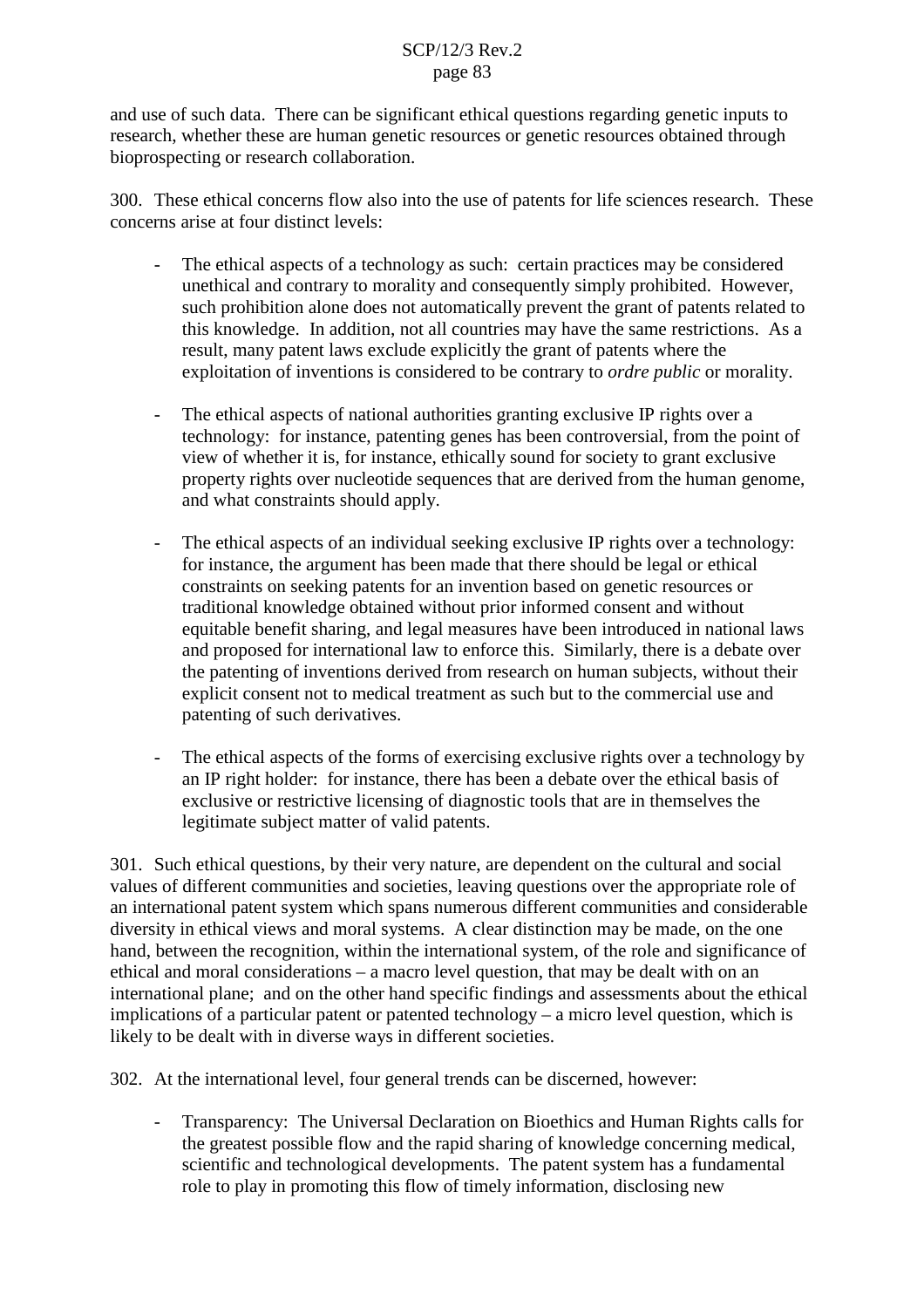and use of such data. There can be significant ethical questions regarding genetic inputs to research, whether these are human genetic resources or genetic resources obtained through bioprospecting or research collaboration.

300. These ethical concerns flow also into the use of patents for life sciences research. These concerns arise at four distinct levels:

- The ethical aspects of a technology as such: certain practices may be considered unethical and contrary to morality and consequently simply prohibited. However, such prohibition alone does not automatically prevent the grant of patents related to this knowledge. In addition, not all countries may have the same restrictions. As a result, many patent laws exclude explicitly the grant of patents where the exploitation of inventions is considered to be contrary to *ordre public* or morality.

- The ethical aspects of national authorities granting exclusive IP rights over a technology: for instance, patenting genes has been controversial, from the point of view of whether it is, for instance, ethically sound for society to grant exclusive property rights over nucleotide sequences that are derived from the human genome, and what constraints should apply.

- The ethical aspects of an individual seeking exclusive IP rights over a technology: for instance, the argument has been made that there should be legal or ethical constraints on seeking patents for an invention based on genetic resources or traditional knowledge obtained without prior informed consent and without equitable benefit sharing, and legal measures have been introduced in national laws and proposed for international law to enforce this. Similarly, there is a debate over the patenting of inventions derived from research on human subjects, without their explicit consent not to medical treatment as such but to the commercial use and patenting of such derivatives.

- The ethical aspects of the forms of exercising exclusive rights over a technology by an IP right holder: for instance, there has been a debate over the ethical basis of exclusive or restrictive licensing of diagnostic tools that are in themselves the legitimate subject matter of valid patents.

301. Such ethical questions, by their very nature, are dependent on the cultural and social values of different communities and societies, leaving questions over the appropriate role of an international patent system which spans numerous different communities and considerable diversity in ethical views and moral systems. A clear distinction may be made, on the one hand, between the recognition, within the international system, of the role and significance of ethical and moral considerations – a macro level question, that may be dealt with on an international plane; and on the other hand specific findings and assessments about the ethical implications of a particular patent or patented technology – a micro level question, which is likely to be dealt with in diverse ways in different societies.

302. At the international level, four general trends can be discerned, however:

- Transparency: The Universal Declaration on Bioethics and Human Rights calls for the greatest possible flow and the rapid sharing of knowledge concerning medical, scientific and technological developments. The patent system has a fundamental role to play in promoting this flow of timely information, disclosing new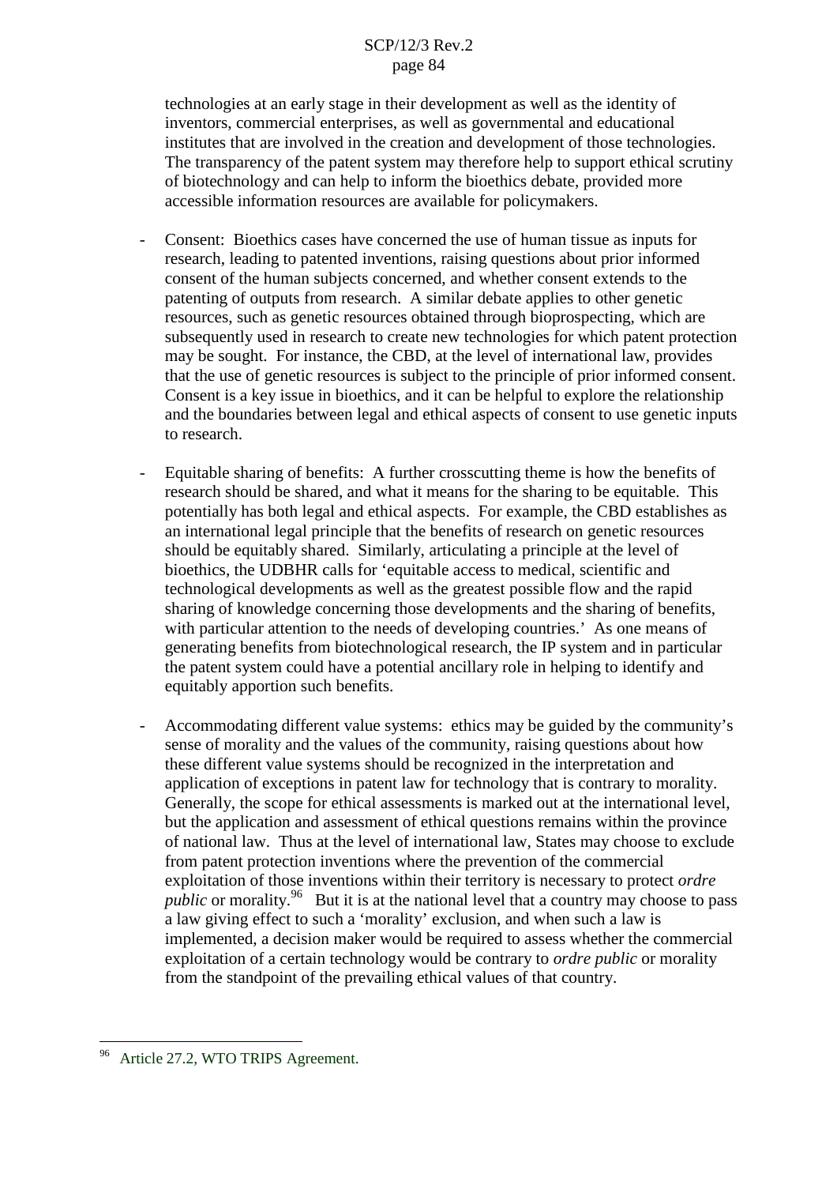technologies at an early stage in their development as well as the identity of inventors, commercial enterprises, as well as governmental and educational institutes that are involved in the creation and development of those technologies. The transparency of the patent system may therefore help to support ethical scrutiny of biotechnology and can help to inform the bioethics debate, provided more accessible information resources are available for policymakers.

- Consent: Bioethics cases have concerned the use of human tissue as inputs for research, leading to patented inventions, raising questions about prior informed consent of the human subjects concerned, and whether consent extends to the patenting of outputs from research. A similar debate applies to other genetic resources, such as genetic resources obtained through bioprospecting, which are subsequently used in research to create new technologies for which patent protection may be sought. For instance, the CBD, at the level of international law, provides that the use of genetic resources is subject to the principle of prior informed consent. Consent is a key issue in bioethics, and it can be helpful to explore the relationship and the boundaries between legal and ethical aspects of consent to use genetic inputs to research.

- Equitable sharing of benefits: A further crosscutting theme is how the benefits of research should be shared, and what it means for the sharing to be equitable. This potentially has both legal and ethical aspects. For example, the CBD establishes as an international legal principle that the benefits of research on genetic resources should be equitably shared. Similarly, articulating a principle at the level of bioethics, the UDBHR calls for 'equitable access to medical, scientific and technological developments as well as the greatest possible flow and the rapid sharing of knowledge concerning those developments and the sharing of benefits, with particular attention to the needs of developing countries.' As one means of generating benefits from biotechnological research, the IP system and in particular the patent system could have a potential ancillary role in helping to identify and equitably apportion such benefits.

- Accommodating different value systems: ethics may be guided by the community's sense of morality and the values of the community, raising questions about how these different value systems should be recognized in the interpretation and application of exceptions in patent law for technology that is contrary to morality. Generally, the scope for ethical assessments is marked out at the international level, but the application and assessment of ethical questions remains within the province of national law. Thus at the level of international law, States may choose to exclude from patent protection inventions where the prevention of the commercial exploitation of those inventions within their territory is necessary to protect *ordre public* or morality.[96] But it is at the national level that a country may choose to pass a law giving effect to such a 'morality' exclusion, and when such a law is implemented, a decision maker would be required to assess whether the commercial exploitation of a certain technology would be contrary to *ordre public* or morality from the standpoint of the prevailing ethical values of that country.

---

[96] Article 27.2, WTO TRIPS Agreement.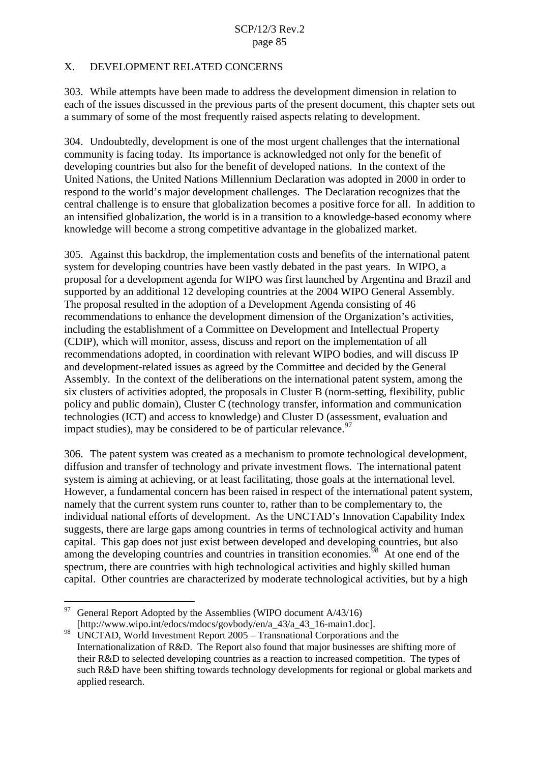## X. DEVELOPMENT RELATED CONCERNS

303. While attempts have been made to address the development dimension in relation to each of the issues discussed in the previous parts of the present document, this chapter sets out a summary of some of the most frequently raised aspects relating to development.

304. Undoubtedly, development is one of the most urgent challenges that the international community is facing today. Its importance is acknowledged not only for the benefit of developing countries but also for the benefit of developed nations. In the context of the United Nations, the United Nations Millennium Declaration was adopted in 2000 in order to respond to the world's major development challenges. The Declaration recognizes that the central challenge is to ensure that globalization becomes a positive force for all. In addition to an intensified globalization, the world is in a transition to a knowledge-based economy where knowledge will become a strong competitive advantage in the globalized market.

305. Against this backdrop, the implementation costs and benefits of the international patent system for developing countries have been vastly debated in the past years. In WIPO, a proposal for a development agenda for WIPO was first launched by Argentina and Brazil and supported by an additional 12 developing countries at the 2004 WIPO General Assembly. The proposal resulted in the adoption of a Development Agenda consisting of 46 recommendations to enhance the development dimension of the Organization's activities, including the establishment of a Committee on Development and Intellectual Property (CDIP), which will monitor, assess, discuss and report on the implementation of all recommendations adopted, in coordination with relevant WIPO bodies, and will discuss IP and development-related issues as agreed by the Committee and decided by the General Assembly. In the context of the deliberations on the international patent system, among the six clusters of activities adopted, the proposals in Cluster B (norm-setting, flexibility, public policy and public domain), Cluster C (technology transfer, information and communication technologies (ICT) and access to knowledge) and Cluster D (assessment, evaluation and impact studies), may be considered to be of particular relevance.[97]

306. The patent system was created as a mechanism to promote technological development, diffusion and transfer of technology and private investment flows. The international patent system is aiming at achieving, or at least facilitating, those goals at the international level. However, a fundamental concern has been raised in respect of the international patent system, namely that the current system runs counter to, rather than to be complementary to, the individual national efforts of development. As the UNCTAD's Innovation Capability Index suggests, there are large gaps among countries in terms of technological activity and human capital. This gap does not just exist between developed and developing countries, but also among the developing countries and countries in transition economies.[98] At one end of the spectrum, there are countries with high technological activities and highly skilled human capital. Other countries are characterized by moderate technological activities, but by a high

---

[97] General Report Adopted by the Assemblies (WIPO document A/43/16) [http://www.wipo.int/edocs/mdocs/govbody/en/a_43/a_43_16-main1.doc].

[98] UNCTAD, World Investment Report 2005 – Transnational Corporations and the Internationalization of R&D. The Report also found that major businesses are shifting more of their R&D to selected developing countries as a reaction to increased competition. The types of such R&D have been shifting towards technology developments for regional or global markets and applied research.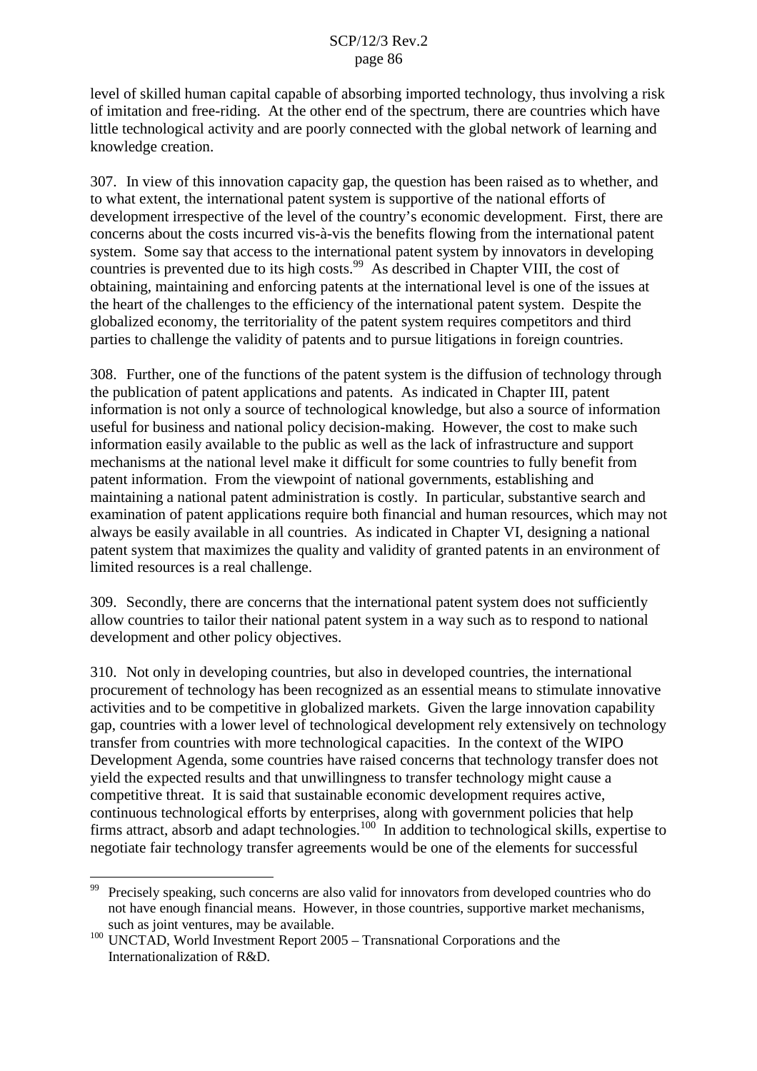level of skilled human capital capable of absorbing imported technology, thus involving a risk of imitation and free-riding. At the other end of the spectrum, there are countries which have little technological activity and are poorly connected with the global network of learning and knowledge creation.

307. In view of this innovation capacity gap, the question has been raised as to whether, and to what extent, the international patent system is supportive of the national efforts of development irrespective of the level of the country's economic development. First, there are concerns about the costs incurred vis-à-vis the benefits flowing from the international patent system. Some say that access to the international patent system by innovators in developing countries is prevented due to its high costs.[99] As described in Chapter VIII, the cost of obtaining, maintaining and enforcing patents at the international level is one of the issues at the heart of the challenges to the efficiency of the international patent system. Despite the globalized economy, the territoriality of the patent system requires competitors and third parties to challenge the validity of patents and to pursue litigations in foreign countries.

308. Further, one of the functions of the patent system is the diffusion of technology through the publication of patent applications and patents. As indicated in Chapter III, patent information is not only a source of technological knowledge, but also a source of information useful for business and national policy decision-making. However, the cost to make such information easily available to the public as well as the lack of infrastructure and support mechanisms at the national level make it difficult for some countries to fully benefit from patent information. From the viewpoint of national governments, establishing and maintaining a national patent administration is costly. In particular, substantive search and examination of patent applications require both financial and human resources, which may not always be easily available in all countries. As indicated in Chapter VI, designing a national patent system that maximizes the quality and validity of granted patents in an environment of limited resources is a real challenge.

309. Secondly, there are concerns that the international patent system does not sufficiently allow countries to tailor their national patent system in a way such as to respond to national development and other policy objectives.

310. Not only in developing countries, but also in developed countries, the international procurement of technology has been recognized as an essential means to stimulate innovative activities and to be competitive in globalized markets. Given the large innovation capability gap, countries with a lower level of technological development rely extensively on technology transfer from countries with more technological capacities. In the context of the WIPO Development Agenda, some countries have raised concerns that technology transfer does not yield the expected results and that unwillingness to transfer technology might cause a competitive threat. It is said that sustainable economic development requires active, continuous technological efforts by enterprises, along with government policies that help firms attract, absorb and adapt technologies.[100] In addition to technological skills, expertise to negotiate fair technology transfer agreements would be one of the elements for successful

---

[99] Precisely speaking, such concerns are also valid for innovators from developed countries who do not have enough financial means. However, in those countries, supportive market mechanisms, such as joint ventures, may be available.

[100] UNCTAD, World Investment Report 2005 – Transnational Corporations and the Internationalization of R&D.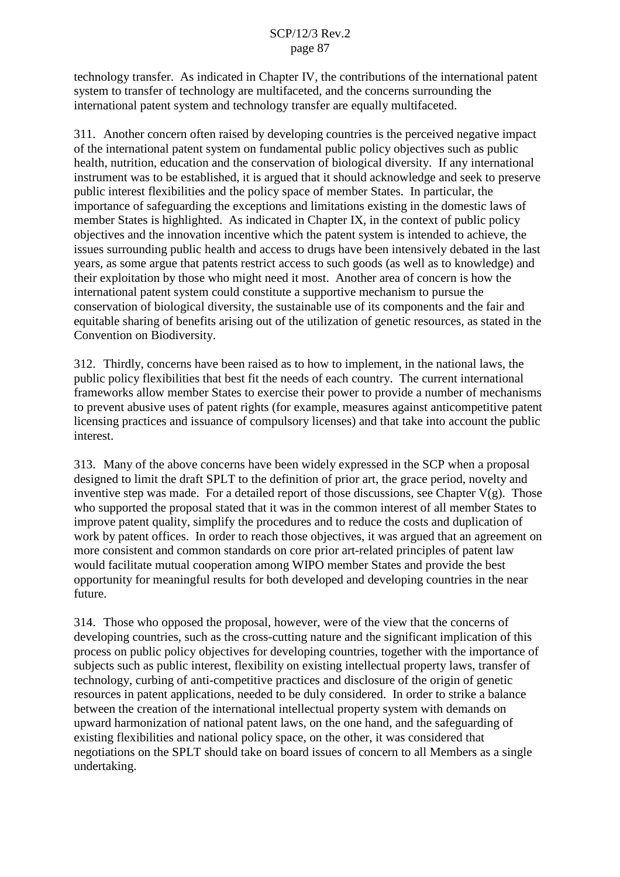technology transfer. As indicated in Chapter IV, the contributions of the international patent system to transfer of technology are multifaceted, and the concerns surrounding the international patent system and technology transfer are equally multifaceted.

311. Another concern often raised by developing countries is the perceived negative impact of the international patent system on fundamental public policy objectives such as public health, nutrition, education and the conservation of biological diversity. If any international instrument was to be established, it is argued that it should acknowledge and seek to preserve public interest flexibilities and the policy space of member States. In particular, the importance of safeguarding the exceptions and limitations existing in the domestic laws of member States is highlighted. As indicated in Chapter IX, in the context of public policy objectives and the innovation incentive which the patent system is intended to achieve, the issues surrounding public health and access to drugs have been intensively debated in the last years, as some argue that patents restrict access to such goods (as well as to knowledge) and their exploitation by those who might need it most. Another area of concern is how the international patent system could constitute a supportive mechanism to pursue the conservation of biological diversity, the sustainable use of its components and the fair and equitable sharing of benefits arising out of the utilization of genetic resources, as stated in the Convention on Biodiversity.

312. Thirdly, concerns have been raised as to how to implement, in the national laws, the public policy flexibilities that best fit the needs of each country. The current international frameworks allow member States to exercise their power to provide a number of mechanisms to prevent abusive uses of patent rights (for example, measures against anticompetitive patent licensing practices and issuance of compulsory licenses) and that take into account the public interest.

313. Many of the above concerns have been widely expressed in the SCP when a proposal designed to limit the draft SPLT to the definition of prior art, the grace period, novelty and inventive step was made. For a detailed report of those discussions, see Chapter V(g). Those who supported the proposal stated that it was in the common interest of all member States to improve patent quality, simplify the procedures and to reduce the costs and duplication of work by patent offices. In order to reach those objectives, it was argued that an agreement on more consistent and common standards on core prior art-related principles of patent law would facilitate mutual cooperation among WIPO member States and provide the best opportunity for meaningful results for both developed and developing countries in the near future.

314. Those who opposed the proposal, however, were of the view that the concerns of developing countries, such as the cross-cutting nature and the significant implication of this process on public policy objectives for developing countries, together with the importance of subjects such as public interest, flexibility on existing intellectual property laws, transfer of technology, curbing of anti-competitive practices and disclosure of the origin of genetic resources in patent applications, needed to be duly considered. In order to strike a balance between the creation of the international intellectual property system with demands on upward harmonization of national patent laws, on the one hand, and the safeguarding of existing flexibilities and national policy space, on the other, it was considered that negotiations on the SPLT should take on board issues of concern to all Members as a single undertaking.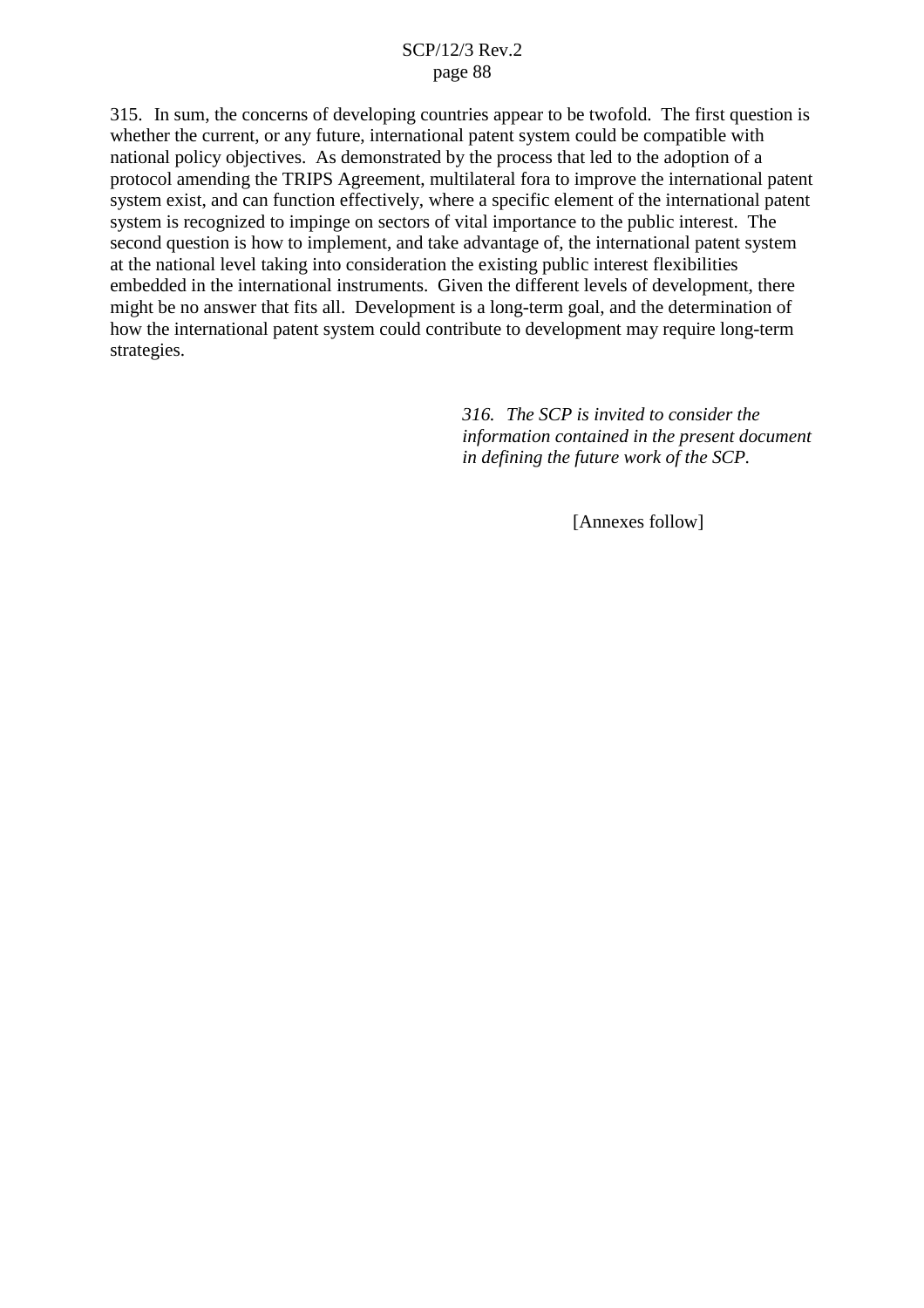315. In sum, the concerns of developing countries appear to be twofold. The first question is whether the current, or any future, international patent system could be compatible with national policy objectives. As demonstrated by the process that led to the adoption of a protocol amending the TRIPS Agreement, multilateral fora to improve the international patent system exist, and can function effectively, where a specific element of the international patent system is recognized to impinge on sectors of vital importance to the public interest. The second question is how to implement, and take advantage of, the international patent system at the national level taking into consideration the existing public interest flexibilities embedded in the international instruments. Given the different levels of development, there might be no answer that fits all. Development is a long-term goal, and the determination of how the international patent system could contribute to development may require long-term strategies.

*316. The SCP is invited to consider the information contained in the present document in defining the future work of the SCP.*

[Annexes follow]